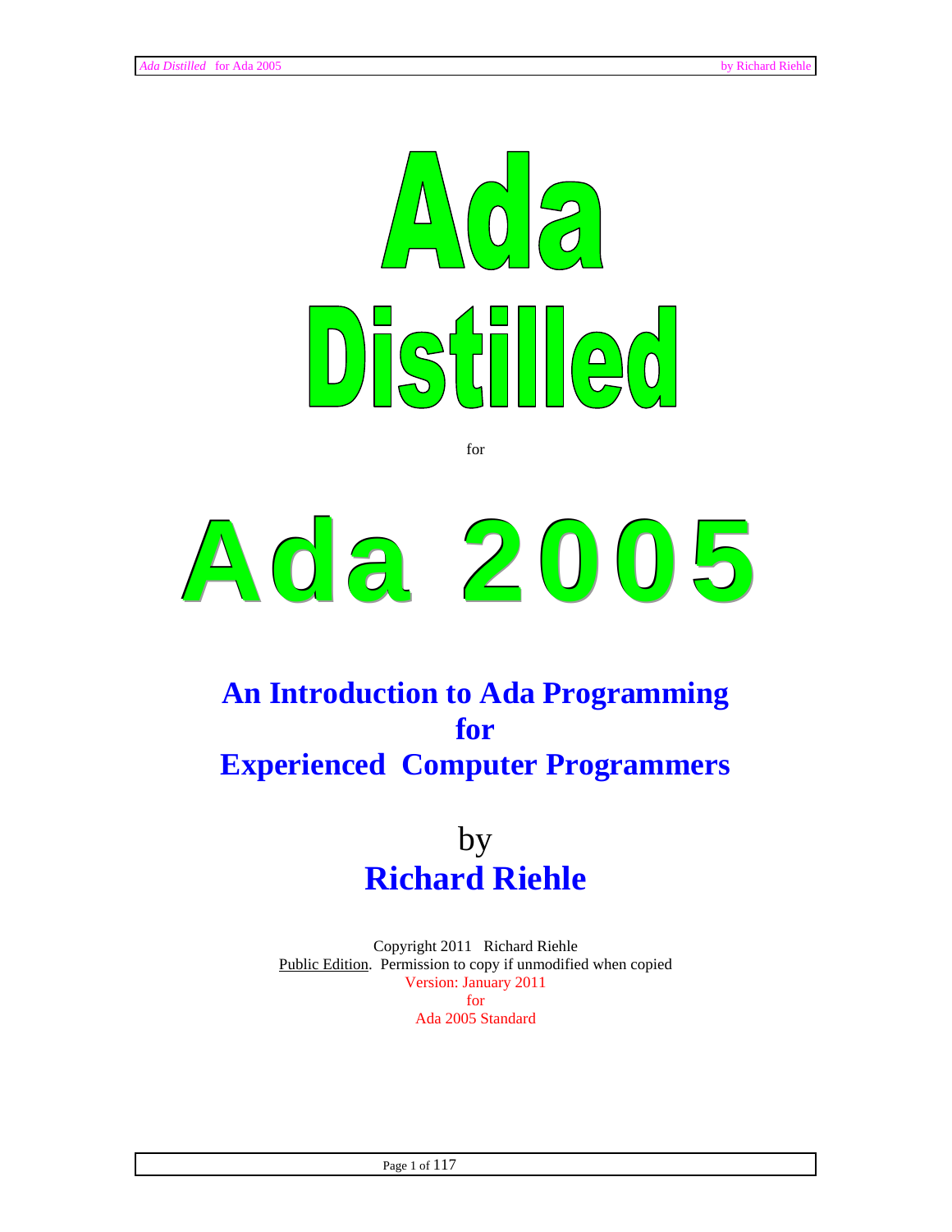# Ada Distilled

for

# Ada 2005

## An Introduction to Ada Programming for Experienced Computer Programmers

by

## Richard Riehle

Copyright 2011 Richard Riehle
Public Edition. Permission to copy if unmodified when copied
Version: January 2011
for
Ada 2005 Standard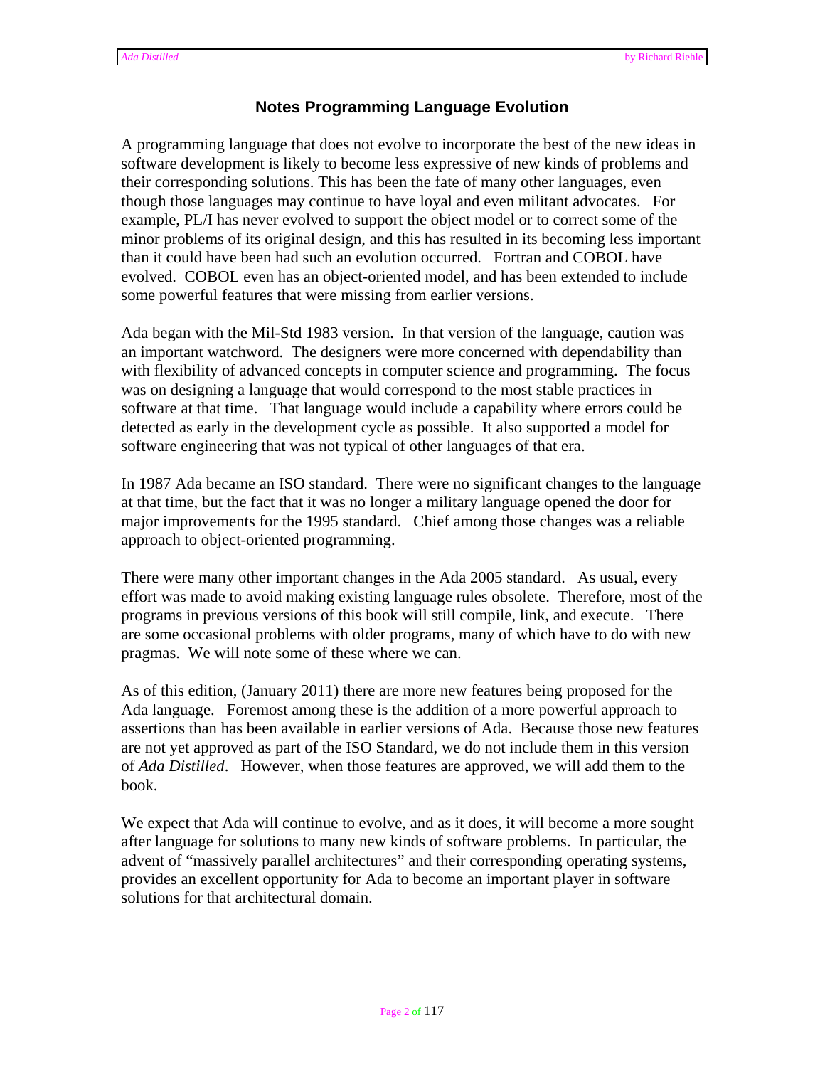## Notes Programming Language Evolution

A programming language that does not evolve to incorporate the best of the new ideas in software development is likely to become less expressive of new kinds of problems and their corresponding solutions. This has been the fate of many other languages, even though those languages may continue to have loyal and even militant advocates. For example, PL/I has never evolved to support the object model or to correct some of the minor problems of its original design, and this has resulted in its becoming less important than it could have been had such an evolution occurred. Fortran and COBOL have evolved. COBOL even has an object-oriented model, and has been extended to include some powerful features that were missing from earlier versions.

Ada began with the Mil-Std 1983 version. In that version of the language, caution was an important watchword. The designers were more concerned with dependability than with flexibility of advanced concepts in computer science and programming. The focus was on designing a language that would correspond to the most stable practices in software at that time. That language would include a capability where errors could be detected as early in the development cycle as possible. It also supported a model for software engineering that was not typical of other languages of that era.

In 1987 Ada became an ISO standard. There were no significant changes to the language at that time, but the fact that it was no longer a military language opened the door for major improvements for the 1995 standard. Chief among those changes was a reliable approach to object-oriented programming.

There were many other important changes in the Ada 2005 standard. As usual, every effort was made to avoid making existing language rules obsolete. Therefore, most of the programs in previous versions of this book will still compile, link, and execute. There are some occasional problems with older programs, many of which have to do with new pragmas. We will note some of these where we can.

As of this edition, (January 2011) there are more new features being proposed for the Ada language. Foremost among these is the addition of a more powerful approach to assertions than has been available in earlier versions of Ada. Because those new features are not yet approved as part of the ISO Standard, we do not include them in this version of *Ada Distilled*. However, when those features are approved, we will add them to the book.

We expect that Ada will continue to evolve, and as it does, it will become a more sought after language for solutions to many new kinds of software problems. In particular, the advent of "massively parallel architectures" and their corresponding operating systems, provides an excellent opportunity for Ada to become an important player in software solutions for that architectural domain.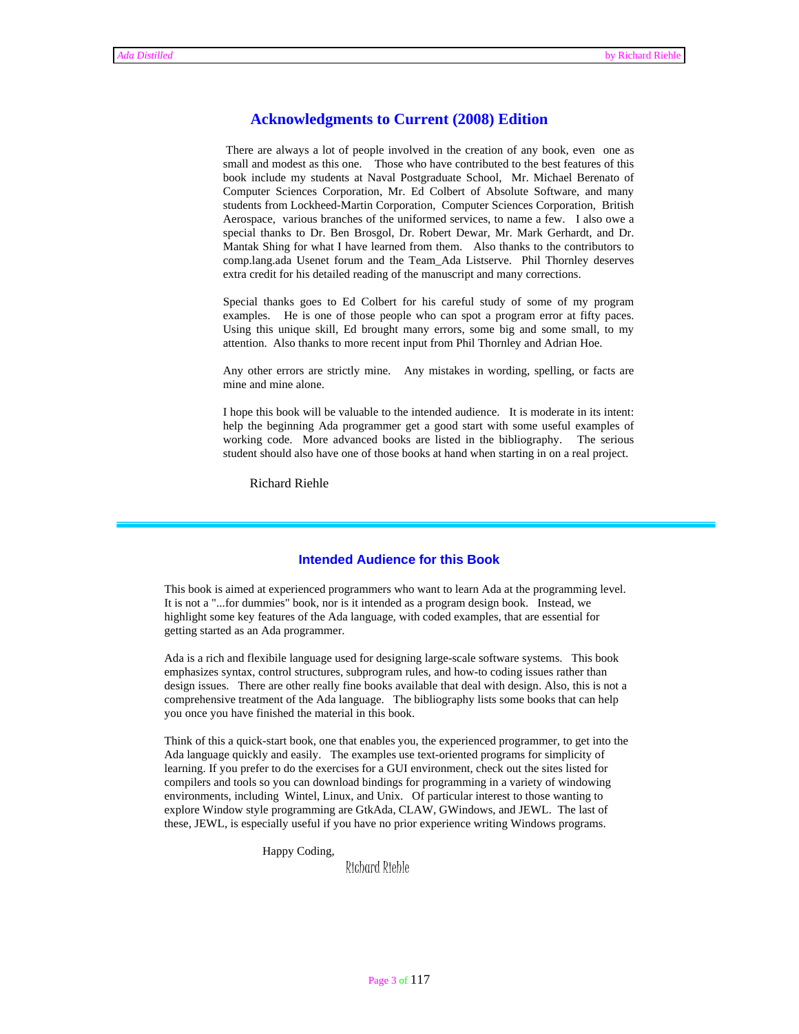## Acknowledgments to Current (2008) Edition

There are always a lot of people involved in the creation of any book, even one as small and modest as this one. Those who have contributed to the best features of this book include my students at Naval Postgraduate School, Mr. Michael Berenato of Computer Sciences Corporation, Mr. Ed Colbert of Absolute Software, and many students from Lockheed-Martin Corporation, Computer Sciences Corporation, British Aerospace, various branches of the uniformed services, to name a few. I also owe a special thanks to Dr. Ben Brosgol, Dr. Robert Dewar, Mr. Mark Gerhardt, and Dr. Mantak Shing for what I have learned from them. Also thanks to the contributors to comp.lang.ada Usenet forum and the Team_Ada Listserve. Phil Thornley deserves extra credit for his detailed reading of the manuscript and many corrections.

Special thanks goes to Ed Colbert for his careful study of some of my program examples. He is one of those people who can spot a program error at fifty paces. Using this unique skill, Ed brought many errors, some big and some small, to my attention. Also thanks to more recent input from Phil Thornley and Adrian Hoe.

Any other errors are strictly mine. Any mistakes in wording, spelling, or facts are mine and mine alone.

I hope this book will be valuable to the intended audience. It is moderate in its intent: help the beginning Ada programmer get a good start with some useful examples of working code. More advanced books are listed in the bibliography. The serious student should also have one of those books at hand when starting in on a real project.

Richard Riehle

---

## Intended Audience for this Book

This book is aimed at experienced programmers who want to learn Ada at the programming level. It is not a "...for dummies" book, nor is it intended as a program design book. Instead, we highlight some key features of the Ada language, with coded examples, that are essential for getting started as an Ada programmer.

Ada is a rich and flexibile language used for designing large-scale software systems. This book emphasizes syntax, control structures, subprogram rules, and how-to coding issues rather than design issues. There are other really fine books available that deal with design. Also, this is not a comprehensive treatment of the Ada language. The bibliography lists some books that can help you once you have finished the material in this book.

Think of this a quick-start book, one that enables you, the experienced programmer, to get into the Ada language quickly and easily. The examples use text-oriented programs for simplicity of learning. If you prefer to do the exercises for a GUI environment, check out the sites listed for compilers and tools so you can download bindings for programming in a variety of windowing environments, including Wintel, Linux, and Unix. Of particular interest to those wanting to explore Window style programming are GtkAda, CLAW, GWindows, and JEWL. The last of these, JEWL, is especially useful if you have no prior experience writing Windows programs.

Happy Coding,

Richard Riehle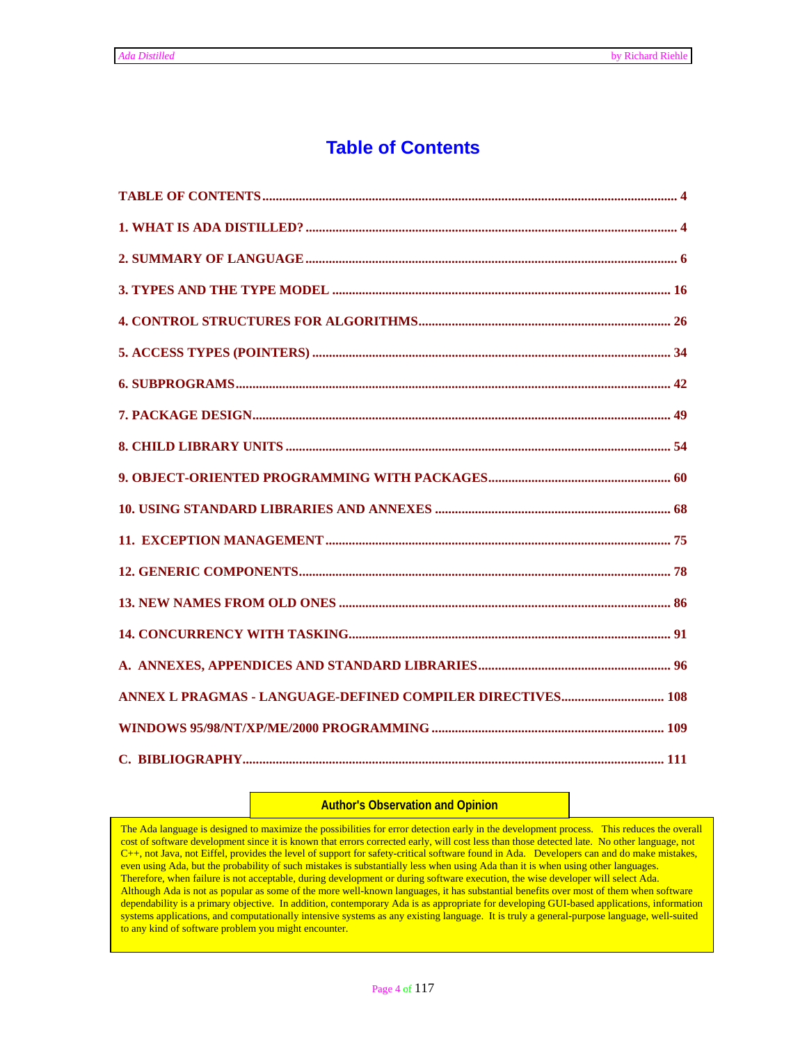# Table of Contents

TABLE OF CONTENTS .......................................................... 4

1. WHAT IS ADA DISTILLED? .......................................................... 4

2. SUMMARY OF LANGUAGE .......................................................... 6

3. TYPES AND THE TYPE MODEL .......................................................... 16

4. CONTROL STRUCTURES FOR ALGORITHMS .......................................................... 26

5. ACCESS TYPES (POINTERS) .......................................................... 34

6. SUBPROGRAMS .......................................................... 42

7. PACKAGE DESIGN .......................................................... 49

8. CHILD LIBRARY UNITS .......................................................... 54

9. OBJECT-ORIENTED PROGRAMMING WITH PACKAGES .......................................................... 60

10. USING STANDARD LIBRARIES AND ANNEXES .......................................................... 68

11. EXCEPTION MANAGEMENT .......................................................... 75

12. GENERIC COMPONENTS .......................................................... 78

13. NEW NAMES FROM OLD ONES .......................................................... 86

14. CONCURRENCY WITH TASKING .......................................................... 91

A. ANNEXES, APPENDICES AND STANDARD LIBRARIES .......................................................... 96

ANNEX L PRAGMAS - LANGUAGE-DEFINED COMPILER DIRECTIVES .......................................................... 108

WINDOWS 95/98/NT/XP/ME/2000 PROGRAMMING .......................................................... 109

C. BIBLIOGRAPHY .......................................................... 111

**Author's Observation and Opinion**

The Ada language is designed to maximize the possibilities for error detection early in the development process. This reduces the overall cost of software development since it is known that errors corrected early, will cost less than those detected late. No other language, not C++, not Java, not Eiffel, provides the level of support for safety-critical software found in Ada. Developers can and do make mistakes, even using Ada, but the probability of such mistakes is substantially less when using Ada than it is when using other languages. Therefore, when failure is not acceptable, during development or during software execution, the wise developer will select Ada. Although Ada is not as popular as some of the more well-known languages, it has substantial benefits over most of them when software dependability is a primary objective. In addition, contemporary Ada is as appropriate for developing GUI-based applications, information systems applications, and computationally intensive systems as any existing language. It is truly a general-purpose language, well-suited to any kind of software problem you might encounter.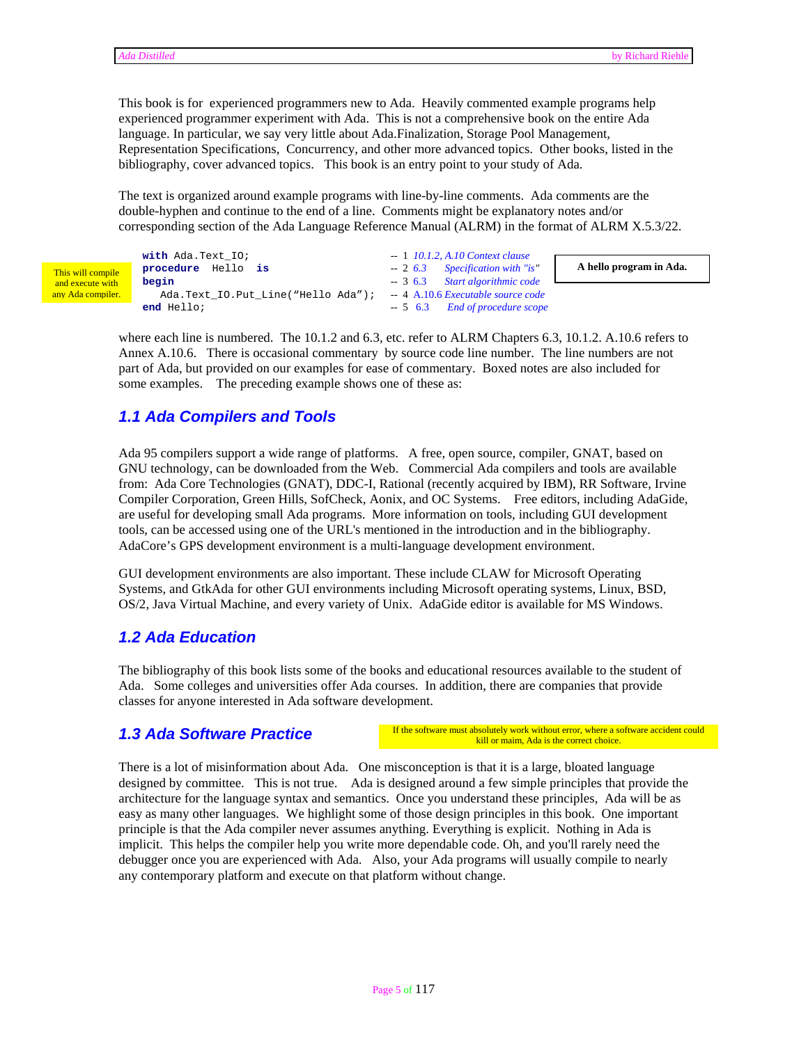This book is for experienced programmers new to Ada. Heavily commented example programs help experienced programmer experiment with Ada. This is not a comprehensive book on the entire Ada language. In particular, we say very little about Ada.Finalization, Storage Pool Management, Representation Specifications, Concurrency, and other more advanced topics. Other books, listed in the bibliography, cover advanced topics. This book is an entry point to your study of Ada.

The text is organized around example programs with line-by-line comments. Ada comments are the double-hyphen and continue to the end of a line. Comments might be explanatory notes and/or corresponding section of the Ada Language Reference Manual (ALRM) in the format of ALRM X.5.3/22.

This will compile and execute with any Ada compiler.

```
with Ada.Text_IO;                           -- 1 10.1.2, A.10 Context clause
procedure  Hello  is                        -- 2 6.3    Specification with "is"
begin                                       -- 3 6.3    Start algorithmic code
   Ada.Text_IO.Put_Line("Hello Ada");       -- 4 A.10.6 Executable source code
end Hello;                                  -- 5  6.3   End of procedure scope
```

**A hello program in Ada.**

where each line is numbered. The 10.1.2 and 6.3, etc. refer to ALRM Chapters 6.3, 10.1.2. A.10.6 refers to Annex A.10.6. There is occasional commentary by source code line number. The line numbers are not part of Ada, but provided on our examples for ease of commentary. Boxed notes are also included for some examples. The preceding example shows one of these as:

## *1.1 Ada Compilers and Tools*

Ada 95 compilers support a wide range of platforms. A free, open source, compiler, GNAT, based on GNU technology, can be downloaded from the Web. Commercial Ada compilers and tools are available from: Ada Core Technologies (GNAT), DDC-I, Rational (recently acquired by IBM), RR Software, Irvine Compiler Corporation, Green Hills, SofCheck, Aonix, and OC Systems. Free editors, including AdaGide, are useful for developing small Ada programs. More information on tools, including GUI development tools, can be accessed using one of the URL's mentioned in the introduction and in the bibliography. AdaCore's GPS development environment is a multi-language development environment.

GUI development environments are also important. These include CLAW for Microsoft Operating Systems, and GtkAda for other GUI environments including Microsoft operating systems, Linux, BSD, OS/2, Java Virtual Machine, and every variety of Unix. AdaGide editor is available for MS Windows.

## *1.2 Ada Education*

The bibliography of this book lists some of the books and educational resources available to the student of Ada. Some colleges and universities offer Ada courses. In addition, there are companies that provide classes for anyone interested in Ada software development.

## *1.3 Ada Software Practice*

If the software must absolutely work without error, where a software accident could kill or maim, Ada is the correct choice.

There is a lot of misinformation about Ada. One misconception is that it is a large, bloated language designed by committee. This is not true. Ada is designed around a few simple principles that provide the architecture for the language syntax and semantics. Once you understand these principles, Ada will be as easy as many other languages. We highlight some of those design principles in this book. One important principle is that the Ada compiler never assumes anything. Everything is explicit. Nothing in Ada is implicit. This helps the compiler help you write more dependable code. Oh, and you'll rarely need the debugger once you are experienced with Ada. Also, your Ada programs will usually compile to nearly any contemporary platform and execute on that platform without change.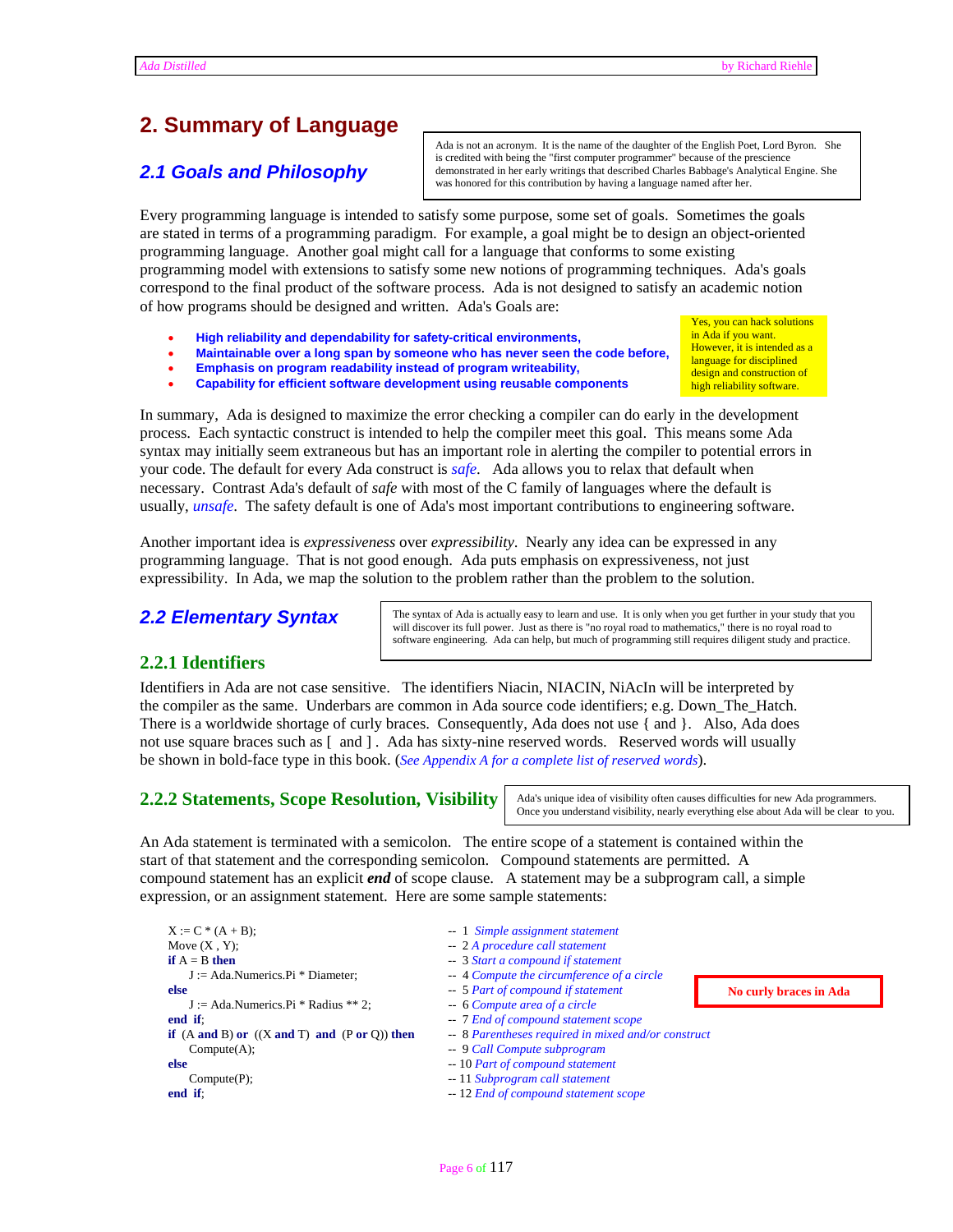## 2. Summary of Language

### 2.1 Goals and Philosophy

> Ada is not an acronym. It is the name of the daughter of the English Poet, Lord Byron. She is credited with being the "first computer programmer" because of the prescience demonstrated in her early writings that described Charles Babbage's Analytical Engine. She was honored for this contribution by having a language named after her.

Every programming language is intended to satisfy some purpose, some set of goals. Sometimes the goals are stated in terms of a programming paradigm. For example, a goal might be to design an object-oriented programming language. Another goal might call for a language that conforms to some existing programming model with extensions to satisfy some new notions of programming techniques. Ada's goals correspond to the final product of the software process. Ada is not designed to satisfy an academic notion of how programs should be designed and written. Ada's Goals are:

- **High reliability and dependability for safety-critical environments,**
- **Maintainable over a long span by someone who has never seen the code before,**
- **Emphasis on program readability instead of program writeability,**
- **Capability for efficient software development using reusable components**

> Yes, you can hack solutions in Ada if you want. However, it is intended as a language for disciplined design and construction of high reliability software.

In summary, Ada is designed to maximize the error checking a compiler can do early in the development process. Each syntactic construct is intended to help the compiler meet this goal. This means some Ada syntax may initially seem extraneous but has an important role in alerting the compiler to potential errors in your code. The default for every Ada construct is *safe*. Ada allows you to relax that default when necessary. Contrast Ada's default of *safe* with most of the C family of languages where the default is usually, *unsafe*. The safety default is one of Ada's most important contributions to engineering software.

Another important idea is *expressiveness* over *expressibility*. Nearly any idea can be expressed in any programming language. That is not good enough. Ada puts emphasis on expressiveness, not just expressibility. In Ada, we map the solution to the problem rather than the problem to the solution.

### 2.2 Elementary Syntax

> The syntax of Ada is actually easy to learn and use. It is only when you get further in your study that you will discover its full power. Just as there is "no royal road to mathematics," there is no royal road to software engineering. Ada can help, but much of programming still requires diligent study and practice.

#### 2.2.1 Identifiers

Identifiers in Ada are not case sensitive. The identifiers Niacin, NIACIN, NiAcIn will be interpreted by the compiler as the same. Underbars are common in Ada source code identifiers; e.g. Down_The_Hatch. There is a worldwide shortage of curly braces. Consequently, Ada does not use { and }. Also, Ada does not use square braces such as [ and ] . Ada has sixty-nine reserved words. Reserved words will usually be shown in bold-face type in this book. (*See Appendix A for a complete list of reserved words*).

#### 2.2.2 Statements, Scope Resolution, Visibility

> Ada's unique idea of visibility often causes difficulties for new Ada programmers. Once you understand visibility, nearly everything else about Ada will be clear to you.

An Ada statement is terminated with a semicolon. The entire scope of a statement is contained within the start of that statement and the corresponding semicolon. Compound statements are permitted. A compound statement has an explicit ***end*** of scope clause. A statement may be a subprogram call, a simple expression, or an assignment statement. Here are some sample statements:

```
X := C * (A + B);                              -- 1  Simple assignment statement
Move (X , Y);                                  -- 2 A procedure call statement
if A = B then                                  -- 3 Start a compound if statement
    J := Ada.Numerics.Pi * Diameter;           -- 4 Compute the circumference of a circle
else                                           -- 5 Part of compound if statement
    J := Ada.Numerics.Pi * Radius ** 2;        -- 6 Compute area of a circle
end if;                                        -- 7 End of compound statement scope
if (A and B) or ((X and T) and (P or Q)) then  -- 8 Parentheses required in mixed and/or construct
    Compute(A);                                -- 9 Call Compute subprogram
else                                           -- 10 Part of compound statement
    Compute(P);                                -- 11 Subprogram call statement
end if;                                        -- 12 End of compound statement scope
```

**No curly braces in Ada**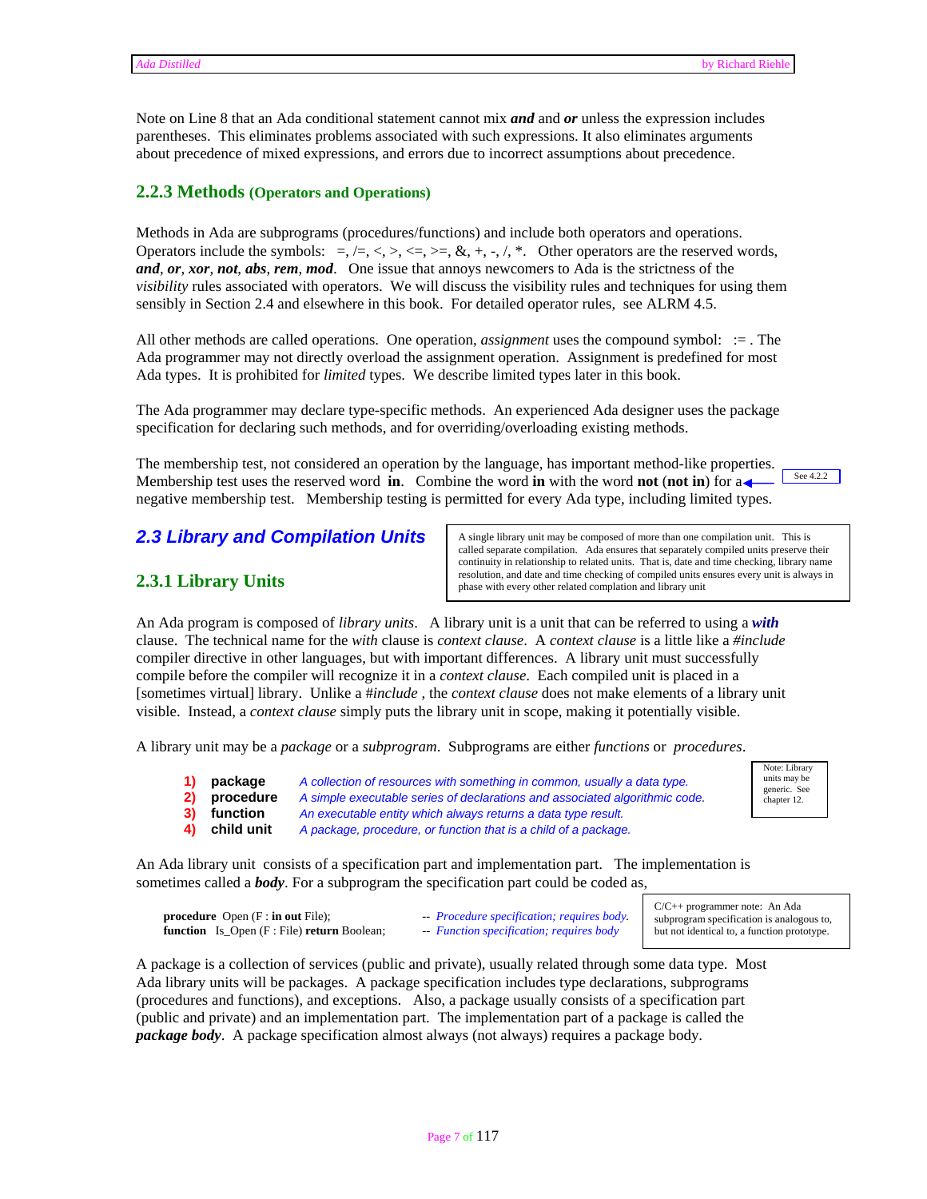Note on Line 8 that an Ada conditional statement cannot mix ***and*** and ***or*** unless the expression includes parentheses. This eliminates problems associated with such expressions. It also eliminates arguments about precedence of mixed expressions, and errors due to incorrect assumptions about precedence.

### 2.2.3 Methods (Operators and Operations)

Methods in Ada are subprograms (procedures/functions) and include both operators and operations. Operators include the symbols: =, /=, <, >, <=, >=, &, +, -, /, *. Other operators are the reserved words, ***and***, ***or***, ***xor***, ***not***, ***abs***, ***rem***, ***mod***. One issue that annoys newcomers to Ada is the strictness of the *visibility* rules associated with operators. We will discuss the visibility rules and techniques for using them sensibly in Section 2.4 and elsewhere in this book. For detailed operator rules, see ALRM 4.5.

All other methods are called operations. One operation, *assignment* uses the compound symbol: := . The Ada programmer may not directly overload the assignment operation. Assignment is predefined for most Ada types. It is prohibited for *limited* types. We describe limited types later in this book.

The Ada programmer may declare type-specific methods. An experienced Ada designer uses the package specification for declaring such methods, and for overriding/overloading existing methods.

The membership test, not considered an operation by the language, has important method-like properties. Membership test uses the reserved word **in**. Combine the word **in** with the word **not** (**not in**) for a negative membership test. Membership testing is permitted for every Ada type, including limited types.

See 4.2.2

## 2.3 Library and Compilation Units

A single library unit may be composed of more than one compilation unit. This is called separate compilation. Ada ensures that separately compiled units preserve their continuity in relationship to related units. That is, date and time checking, library name resolution, and date and time checking of compiled units ensures every unit is always in phase with every other related complation and library unit

### 2.3.1 Library Units

An Ada program is composed of *library units*. A library unit is a unit that can be referred to using a ***with*** clause. The technical name for the *with* clause is *context clause*. A *context clause* is a little like a *#include* compiler directive in other languages, but with important differences. A library unit must successfully compile before the compiler will recognize it in a *context clause*. Each compiled unit is placed in a [sometimes virtual] library. Unlike a *#include* , the *context clause* does not make elements of a library unit visible. Instead, a *context clause* simply puts the library unit in scope, making it potentially visible.

A library unit may be a *package* or a *subprogram*. Subprograms are either *functions* or *procedures*.

1) **package** *A collection of resources with something in common, usually a data type.*
2) **procedure** *A simple executable series of declarations and associated algorithmic code.*
3) **function** *An executable entity which always returns a data type result.*
4) **child unit** *A package, procedure, or function that is a child of a package.*

Note: Library units may be generic. See chapter 12.

An Ada library unit consists of a specification part and implementation part. The implementation is sometimes called a ***body***. For a subprogram the specification part could be coded as,

```
procedure Open (F : in out File);                  -- Procedure specification; requires body.
function  Is_Open (F : File) return Boolean;       -- Function specification; requires body
```

C/C++ programmer note: An Ada subprogram specification is analogous to, but not identical to, a function prototype.

A package is a collection of services (public and private), usually related through some data type. Most Ada library units will be packages. A package specification includes type declarations, subprograms (procedures and functions), and exceptions. Also, a package usually consists of a specification part (public and private) and an implementation part. The implementation part of a package is called the ***package body***. A package specification almost always (not always) requires a package body.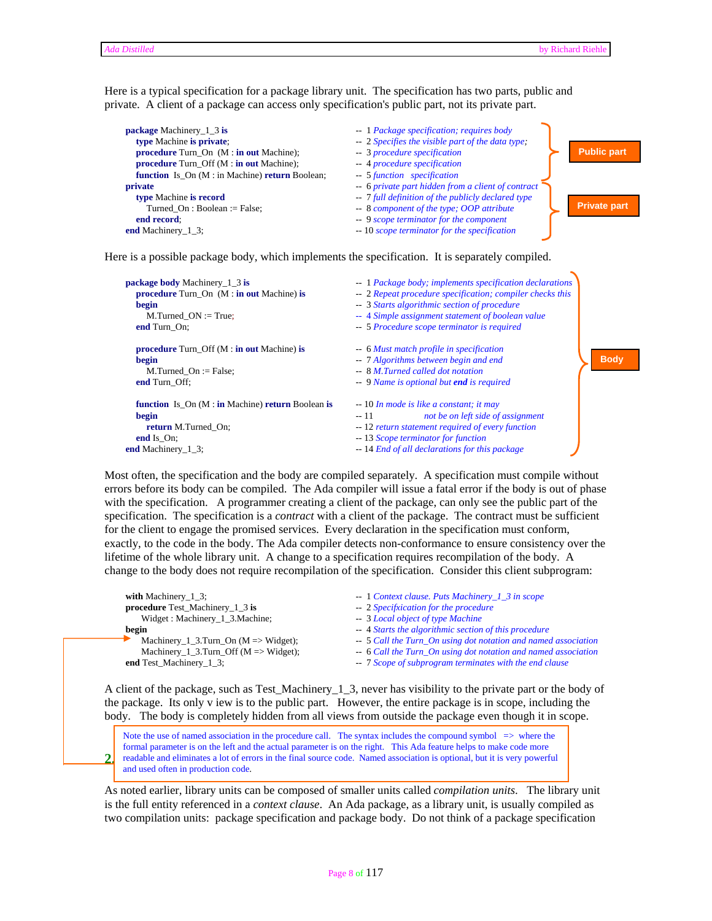Here is a typical specification for a package library unit. The specification has two parts, public and private. A client of a package can access only specification's public part, not its private part.

```
package Machinery_1_3 is                                  --  1 Package specification; requires body
   type Machine is private;                               --  2 Specifies the visible part of the data type;
   procedure Turn_On  (M : in out Machine);               --  3 procedure specification
   procedure Turn_Off (M : in out Machine);               --  4 procedure specification
   function  Is_On (M : in Machine) return Boolean;       --  5 function  specification
private                                                   --  6 private part hidden from a client of contract
   type Machine is record                                 --  7 full definition of the publicly declared type
      Turned_On : Boolean := False;                       --  8 component of the type; OOP attribute
   end record;                                            --  9 scope terminator for the component
end Machinery_1_3;                                        -- 10 scope terminator for the specification
```

Public part

Private part

Here is a possible package body, which implements the specification. It is separately compiled.

```
package body Machinery_1_3 is                             --  1 Package body; implements specification declarations
   procedure Turn_On  (M : in out Machine) is             --  2 Repeat procedure specification; compiler checks this
   begin                                                  --  3 Starts algorithmic section of procedure
      M.Turned_ON := True;                                --  4 Simple assignment statement of boolean value
   end Turn_On;                                           --  5 Procedure scope terminator is required

   procedure Turn_Off (M : in out Machine) is             --  6 Must match profile in specification
   begin                                                  --  7 Algorithms between begin and end
      M.Turned_On := False;                               --  8 M.Turned called dot notation
   end Turn_Off;                                          --  9 Name is optional but end is required

   function  Is_On (M : in Machine) return Boolean is     -- 10 In mode is like a constant; it may
   begin                                                  -- 11                 not be on left side of assignment
      return M.Turned_On;                                 -- 12 return statement required of every function
   end Is_On;                                             -- 13 Scope terminator for function
end Machinery_1_3;                                        -- 14 End of all declarations for this package
```

Body

Most often, the specification and the body are compiled separately. A specification must compile without errors before its body can be compiled. The Ada compiler will issue a fatal error if the body is out of phase with the specification. A programmer creating a client of the package, can only see the public part of the specification. The specification is a *contract* with a client of the package. The contract must be sufficient for the client to engage the promised services. Every declaration in the specification must conform, exactly, to the code in the body. The Ada compiler detects non-conformance to ensure consistency over the lifetime of the whole library unit. A change to a specification requires recompilation of the body. A change to the body does not require recompilation of the specification. Consider this client subprogram:

```
with Machinery_1_3;                                       --  1 Context clause. Puts Machinery_1_3 in scope
procedure Test_Machinery_1_3 is                           --  2 Specifixcation for the procedure
    Widget : Machinery_1_3.Machine;                       --  3 Local object of type Machine
begin                                                     --  4 Starts the algorithmic section of this procedure
    Machinery_1_3.Turn_On (M => Widget);                  --  5 Call the Turn_On using dot notation and named association
    Machinery_1_3.Turn_Off (M => Widget);                 --  6 Call the Turn_On using dot notation and named association
end Test_Machinery_1_3;                                   --  7 Scope of subprogram terminates with the end clause
```

A client of the package, such as Test_Machinery_1_3, never has visibility to the private part or the body of the package. Its only v iew is to the public part. However, the entire package is in scope, including the body. The body is completely hidden from all views from outside the package even though it in scope.

> Note the use of named association in the procedure call. The syntax includes the compound symbol => where the formal parameter is on the left and the actual parameter is on the right. This Ada feature helps to make code more readable and eliminates a lot of errors in the final source code. Named association is optional, but it is very powerful and used often in production code.

**2.**

As noted earlier, library units can be composed of smaller units called *compilation units*. The library unit is the full entity referenced in a *context clause*. An Ada package, as a library unit, is usually compiled as two compilation units: package specification and package body. Do not think of a package specification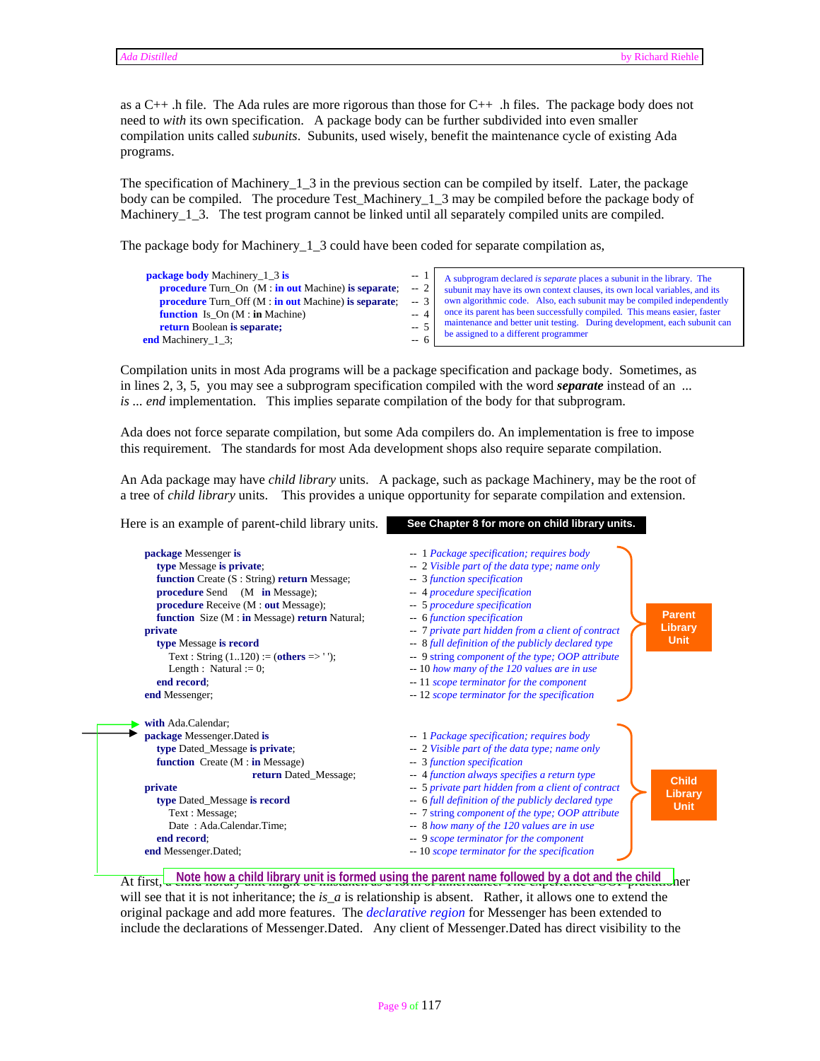as a C++ .h file. The Ada rules are more rigorous than those for C++ .h files. The package body does not need to *with* its own specification. A package body can be further subdivided into even smaller compilation units called *subunits*. Subunits, used wisely, benefit the maintenance cycle of existing Ada programs.

The specification of Machinery_1_3 in the previous section can be compiled by itself. Later, the package body can be compiled. The procedure Test_Machinery_1_3 may be compiled before the package body of Machinery_1_3. The test program cannot be linked until all separately compiled units are compiled.

The package body for Machinery_1_3 could have been coded for separate compilation as,

```
package body Machinery_1_3 is                                   -- 1
   procedure Turn_On  (M : in out Machine) is separate;         -- 2
   procedure Turn_Off (M : in out Machine) is separate;         -- 3
   function  Is_On (M : in Machine)                             -- 4
   return Boolean is separate;                                  -- 5
end Machinery_1_3;                                              -- 6
```

A subprogram declared *is separate* places a subunit in the library. The subunit may have its own context clauses, its own local variables, and its own algorithmic code. Also, each subunit may be compiled independently once its parent has been successfully compiled. This means easier, faster maintenance and better unit testing. During development, each subunit can be assigned to a different programmer

Compilation units in most Ada programs will be a package specification and package body. Sometimes, as in lines 2, 3, 5, you may see a subprogram specification compiled with the word ***separate*** instead of an ... *is* ... *end* implementation. This implies separate compilation of the body for that subprogram.

Ada does not force separate compilation, but some Ada compilers do. An implementation is free to impose this requirement. The standards for most Ada development shops also require separate compilation.

An Ada package may have *child library* units. A package, such as package Machinery, may be the root of a tree of *child library* units. This provides a unique opportunity for separate compilation and extension.

Here is an example of parent-child library units. **See Chapter 8 for more on child library units.**

**Parent Library Unit**

```
package Messenger is                                   --  1 Package specification; requires body
   type Message is private;                            --  2 Visible part of the data type; name only
   function Create (S : String) return Message;        --  3 function specification
   procedure Send    (M  in Message);                  --  4 procedure specification
   procedure Receive (M : out Message);                --  5 procedure specification
   function  Size (M : in Message) return Natural;     --  6 function specification
private                                                --  7 private part hidden from a client of contract
   type Message is record                              --  8 full definition of the publicly declared type
      Text : String (1..120) := (others => ' ');       --  9 string component of the type; OOP attribute
      Length :  Natural := 0;                          -- 10 how many of the 120 values are in use
   end record;                                         -- 11 scope terminator for the component
end Messenger;                                         -- 12 scope terminator for the specification
```

**Child Library Unit**

```
with Ada.Calendar;
package Messenger.Dated is                             --  1 Package specification; requires body
   type Dated_Message is private;                      --  2 Visible part of the data type; name only
   function  Create (M : in Message)                   --  3 function specification
                  return Dated_Message;                --  4 function always specifies a return type
private                                                --  5 private part hidden from a client of contract
   type Dated_Message is record                        --  6 full definition of the publicly declared type
      Text : Message;                                  --  7 string component of the type; OOP attribute
      Date  : Ada.Calendar.Time;                       --  8 how many of the 120 values are in use
   end record;                                         --  9 scope terminator for the component
end Messenger.Dated;                                   -- 10 scope terminator for the specification
```

**Note how a child library unit is formed using the parent name followed by a dot and the child**

At first, a child library unit might be mistaken as a form of inheritance. The experienced OOP practitioner will see that it is not inheritance; the *is_a* is relationship is absent. Rather, it allows one to extend the original package and add more features. The *declarative region* for Messenger has been extended to include the declarations of Messenger.Dated. Any client of Messenger.Dated has direct visibility to the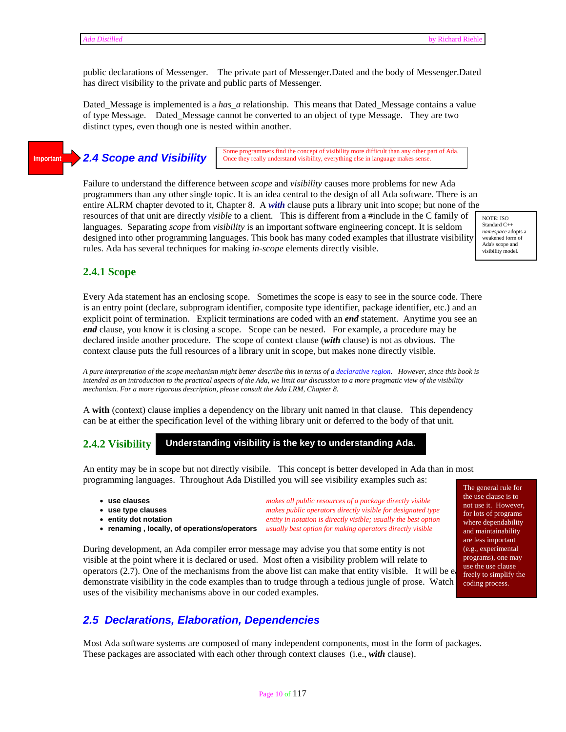public declarations of Messenger. The private part of Messenger.Dated and the body of Messenger.Dated has direct visibility to the private and public parts of Messenger.

Dated_Message is implemented is a *has_a* relationship. This means that Dated_Message contains a value of type Message. Dated_Message cannot be converted to an object of type Message. They are two distinct types, even though one is nested within another.

Important

## 2.4 Scope and Visibility

Some programmers find the concept of visibility more difficult than any other part of Ada. Once they really understand visibility, everything else in language makes sense.

Failure to understand the difference between *scope* and *visibility* causes more problems for new Ada programmers than any other single topic. It is an idea central to the design of all Ada software. There is an entire ALRM chapter devoted to it, Chapter 8. A ***with*** clause puts a library unit into scope; but none of the resources of that unit are directly *visible* to a client. This is different from a #include in the C family of languages. Separating *scope* from *visibility* is an important software engineering concept. It is seldom designed into other programming languages. This book has many coded examples that illustrate visibility rules. Ada has several techniques for making *in-scope* elements directly visible.

NOTE: ISO Standard C++ *namespace* adopts a weakened form of Ada's scope and visibility model.

### 2.4.1 Scope

Every Ada statement has an enclosing scope. Sometimes the scope is easy to see in the source code. There is an entry point (declare, subprogram identifier, composite type identifier, package identifier, etc.) and an explicit point of termination. Explicit terminations are coded with an ***end*** statement. Anytime you see an ***end*** clause, you know it is closing a scope. Scope can be nested. For example, a procedure may be declared inside another procedure. The scope of context clause (***with*** clause) is not as obvious. The context clause puts the full resources of a library unit in scope, but makes none directly visible.

*A pure interpretation of the scope mechanism might better describe this in terms of a declarative region. However, since this book is intended as an introduction to the practical aspects of the Ada, we limit our discussion to a more pragmatic view of the visibility mechanism. For a more rigorous description, please consult the Ada LRM, Chapter 8.*

A **with** (context) clause implies a dependency on the library unit named in that clause. This dependency can be at either the specification level of the withing library unit or deferred to the body of that unit.

### 2.4.2 Visibility

**Understanding visibility is the key to understanding Ada.**

An entity may be in scope but not directly visibile. This concept is better developed in Ada than in most programming languages. Throughout Ada Distilled you will see visibility examples such as:

- **use clauses** — *makes all public resources of a package directly visible*
- **use type clauses** — *makes public operators directly visible for designated type*
- **entity dot notation** — *entity in notation is directly visible; usually the best option*
- **renaming , locally, of operations/operators** — *usually best option for making operators directly visible*

The general rule for the use clause is to not use it. However, for lots of programs where dependability and maintainability are less important (e.g., experimental programs), one may use the use clause freely to simplify the coding process.

During development, an Ada compiler error message may advise you that some entity is not visible at the point where it is declared or used. Most often a visibility problem will relate to operators (2.7). One of the mechanisms from the above list can make that entity visible. It will be e[asier to] demonstrate visibility in the code examples than to trudge through a tedious jungle of prose. Watch [for] uses of the visibility mechanisms above in our coded examples.

## 2.5 Declarations, Elaboration, Dependencies

Most Ada software systems are composed of many independent components, most in the form of packages. These packages are associated with each other through context clauses (i.e., ***with*** clause).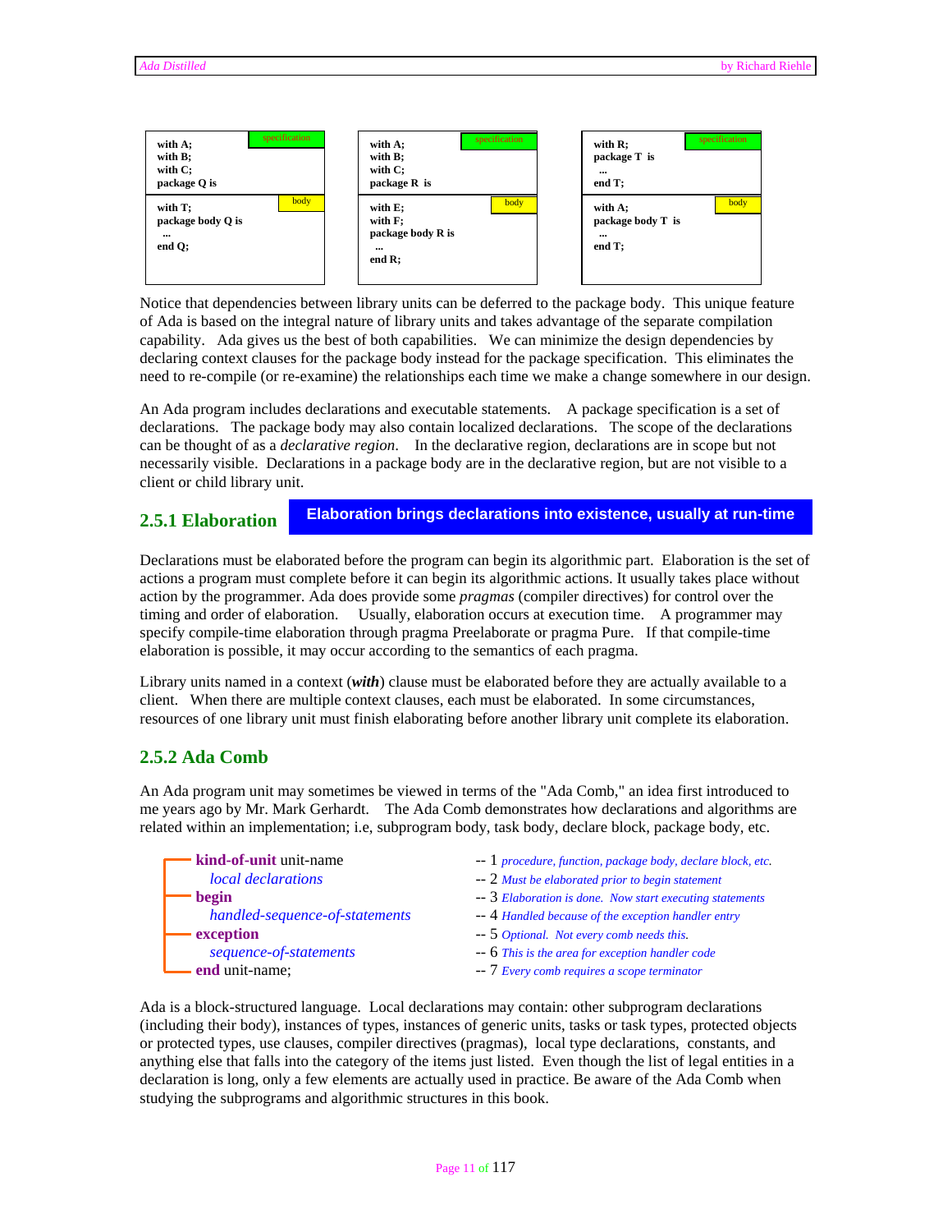```
with A;
with B;
with C;
package Q is
```
specification

```
with T;
package body Q is
  ...
end Q;
```
body

```
with A;
with B;
with C;
package R  is
```
specification

```
with E;
with F;
package body R is
  ...
end R;
```
body

```
with R;
package T  is
  ...
end T;
```
specification

```
with A;
package body T  is
  ...
end T;
```
body

Notice that dependencies between library units can be deferred to the package body. This unique feature of Ada is based on the integral nature of library units and takes advantage of the separate compilation capability. Ada gives us the best of both capabilities. We can minimize the design dependencies by declaring context clauses for the package body instead for the package specification. This eliminates the need to re-compile (or re-examine) the relationships each time we make a change somewhere in our design.

An Ada program includes declarations and executable statements. A package specification is a set of declarations. The package body may also contain localized declarations. The scope of the declarations can be thought of as a *declarative region*. In the declarative region, declarations are in scope but not necessarily visible. Declarations in a package body are in the declarative region, but are not visible to a client or child library unit.

### 2.5.1 Elaboration

**Elaboration brings declarations into existence, usually at run-time**

Declarations must be elaborated before the program can begin its algorithmic part. Elaboration is the set of actions a program must complete before it can begin its algorithmic actions. It usually takes place without action by the programmer. Ada does provide some *pragmas* (compiler directives) for control over the timing and order of elaboration. Usually, elaboration occurs at execution time. A programmer may specify compile-time elaboration through pragma Preelaborate or pragma Pure. If that compile-time elaboration is possible, it may occur according to the semantics of each pragma.

Library units named in a context (***with***) clause must be elaborated before they are actually available to a client. When there are multiple context clauses, each must be elaborated. In some circumstances, resources of one library unit must finish elaborating before another library unit complete its elaboration.

### 2.5.2 Ada Comb

An Ada program unit may sometimes be viewed in terms of the "Ada Comb," an idea first introduced to me years ago by Mr. Mark Gerhardt. The Ada Comb demonstrates how declarations and algorithms are related within an implementation; i.e, subprogram body, task body, declare block, package body, etc.

```
kind-of-unit unit-name              -- 1 procedure, function, package body, declare block, etc.
   local declarations               -- 2 Must be elaborated prior to begin statement
begin                               -- 3 Elaboration is done. Now start executing statements
   handled-sequence-of-statements   -- 4 Handled because of the exception handler entry
exception                           -- 5 Optional. Not every comb needs this.
   sequence-of-statements           -- 6 This is the area for exception handler code
end unit-name;                      -- 7 Every comb requires a scope terminator
```

Ada is a block-structured language. Local declarations may contain: other subprogram declarations (including their body), instances of types, instances of generic units, tasks or task types, protected objects or protected types, use clauses, compiler directives (pragmas), local type declarations, constants, and anything else that falls into the category of the items just listed. Even though the list of legal entities in a declaration is long, only a few elements are actually used in practice. Be aware of the Ada Comb when studying the subprograms and algorithmic structures in this book.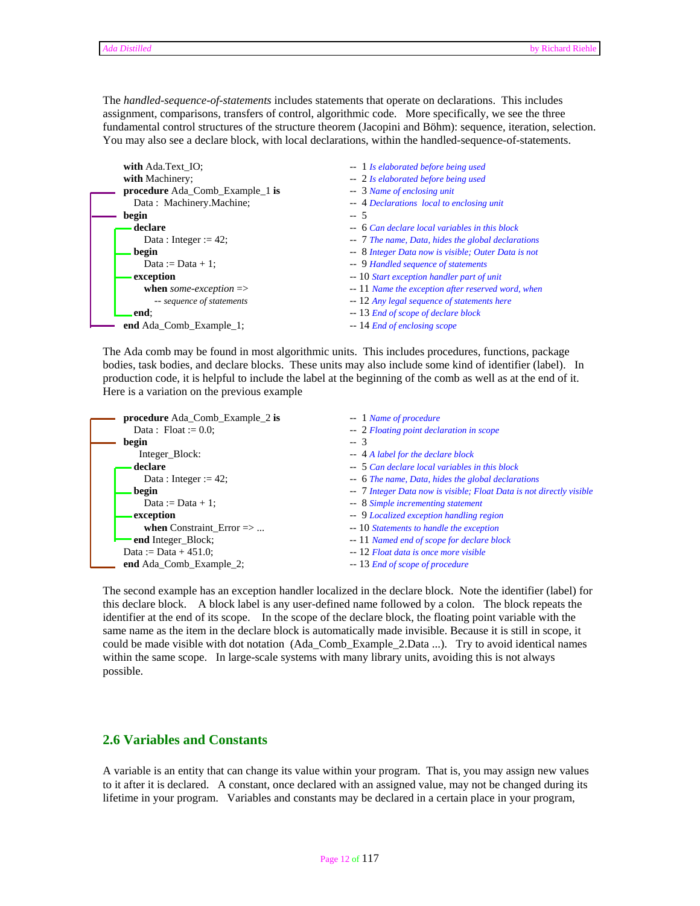The *handled-sequence-of-statements* includes statements that operate on declarations. This includes assignment, comparisons, transfers of control, algorithmic code. More specifically, we see the three fundamental control structures of the structure theorem (Jacopini and Böhm): sequence, iteration, selection. You may also see a declare block, with local declarations, within the handled-sequence-of-statements.

```
with Ada.Text_IO;                          --  1 Is elaborated before being used
with Machinery;                            --  2 Is elaborated before being used
procedure Ada_Comb_Example_1 is            --  3 Name of enclosing unit
   Data :  Machinery.Machine;              --  4 Declarations  local to enclosing unit
begin                                      --  5
   declare                                 --  6 Can declare local variables in this block
      Data : Integer := 42;                --  7 The name, Data, hides the global declarations
   begin                                   --  8 Integer Data now is visible; Outer Data is not
      Data := Data + 1;                    --  9 Handled sequence of statements
   exception                               -- 10 Start exception handler part of unit
      when some-exception =>               -- 11 Name the exception after reserved word, when
         -- sequence of statements         -- 12 Any legal sequence of statements here
   end;                                    -- 13 End of scope of declare block
end Ada_Comb_Example_1;                    -- 14 End of enclosing scope
```

The Ada comb may be found in most algorithmic units. This includes procedures, functions, package bodies, task bodies, and declare blocks. These units may also include some kind of identifier (label). In production code, it is helpful to include the label at the beginning of the comb as well as at the end of it. Here is a variation on the previous example

```
procedure Ada_Comb_Example_2 is            --  1 Name of procedure
   Data :  Float := 0.0;                   --  2 Floating point declaration in scope
begin                                      --  3
    Integer_Block:                         --  4 A label for the declare block
   declare                                 --  5 Can declare local variables in this block
      Data : Integer := 42;                --  6 The name, Data, hides the global declarations
   begin                                   --  7 Integer Data now is visible; Float Data is not directly visible
      Data := Data + 1;                    --  8 Simple incrementing statement
   exception                               --  9 Localized exception handling region
      when Constraint_Error => ...         -- 10 Statements to handle the exception
   end Integer_Block;                      -- 11 Named end of scope for declare block
Data := Data + 451.0;                      -- 12 Float data is once more visible
end Ada_Comb_Example_2;                    -- 13 End of scope of procedure
```

The second example has an exception handler localized in the declare block. Note the identifier (label) for this declare block. A block label is any user-defined name followed by a colon. The block repeats the identifier at the end of its scope. In the scope of the declare block, the floating point variable with the same name as the item in the declare block is automatically made invisible. Because it is still in scope, it could be made visible with dot notation (Ada_Comb_Example_2.Data ...). Try to avoid identical names within the same scope. In large-scale systems with many library units, avoiding this is not always possible.

## 2.6 Variables and Constants

A variable is an entity that can change its value within your program. That is, you may assign new values to it after it is declared. A constant, once declared with an assigned value, may not be changed during its lifetime in your program. Variables and constants may be declared in a certain place in your program,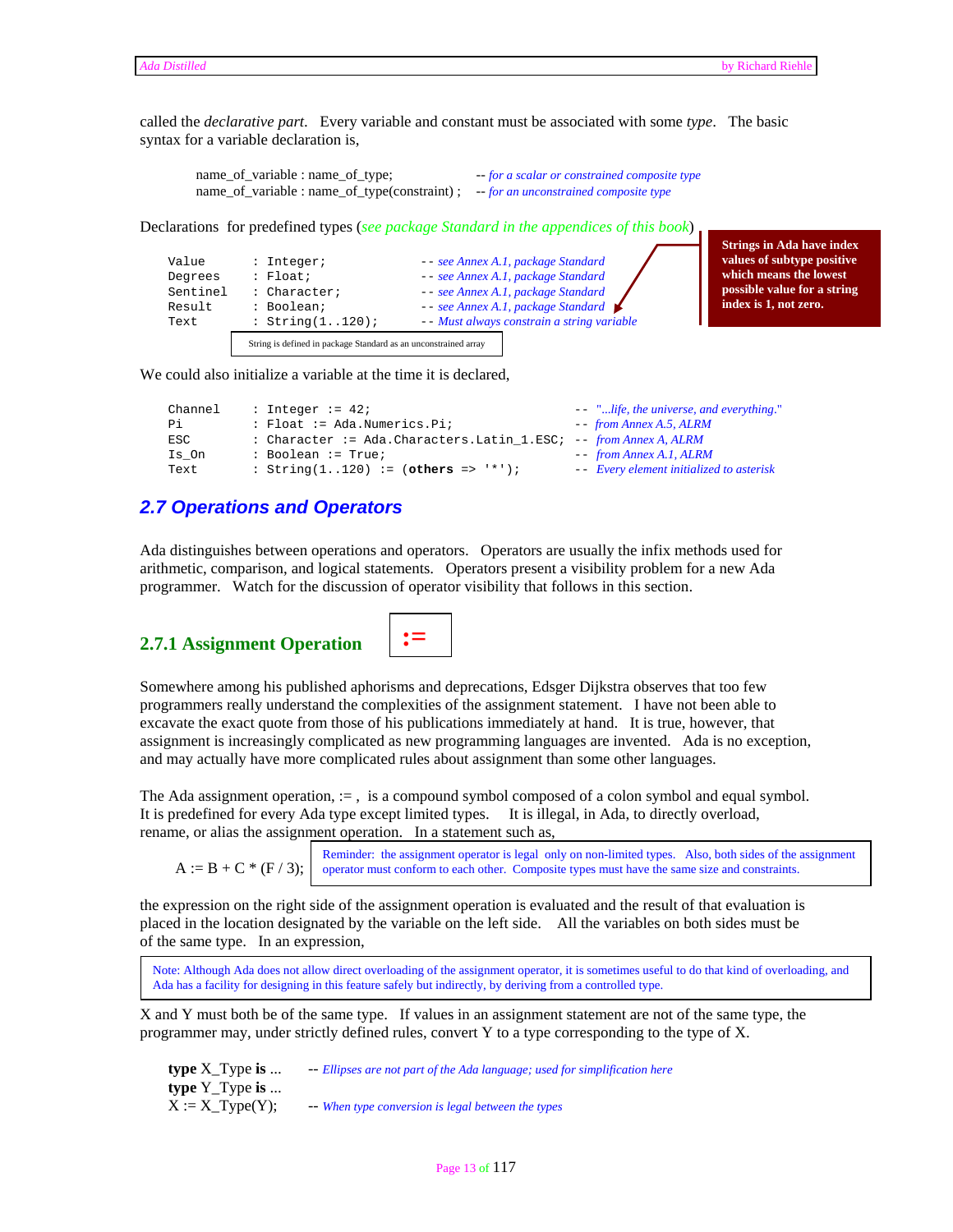called the *declarative part*. Every variable and constant must be associated with some *type*. The basic syntax for a variable declaration is,

```
name_of_variable : name_of_type;                -- for a scalar or constrained composite type
name_of_variable : name_of_type(constraint) ;   -- for an unconstrained composite type
```

Declarations for predefined types (*see package Standard in the appendices of this book*)

```
Value      : Integer;          -- see Annex A.1, package Standard
Degrees    : Float;            -- see Annex A.1, package Standard
Sentinel   : Character;        -- see Annex A.1, package Standard
Result     : Boolean;          -- see Annex A.1, package Standard
Text       : String(1..120);   -- Must always constrain a string variable
```

String is defined in package Standard as an unconstrained array

**Strings in Ada have index values of subtype positive which means the lowest possible value for a string index is 1, not zero.**

We could also initialize a variable at the time it is declared,

```
Channel    : Integer := 42;                                -- "...life, the universe, and everything."
Pi         : Float := Ada.Numerics.Pi;                     -- from Annex A.5, ALRM
ESC        : Character := Ada.Characters.Latin_1.ESC;      -- from Annex A, ALRM
Is_On      : Boolean := True;                              -- from Annex A.1, ALRM
Text       : String(1..120) := (others => '*');            -- Every element initialized to asterisk
```

## 2.7 Operations and Operators

Ada distinguishes between operations and operators. Operators are usually the infix methods used for arithmetic, comparison, and logical statements. Operators present a visibility problem for a new Ada programmer. Watch for the discussion of operator visibility that follows in this section.

### 2.7.1 Assignment Operation

**:=**

Somewhere among his published aphorisms and deprecations, Edsger Dijkstra observes that too few programmers really understand the complexities of the assignment statement. I have not been able to excavate the exact quote from those of his publications immediately at hand. It is true, however, that assignment is increasingly complicated as new programming languages are invented. Ada is no exception, and may actually have more complicated rules about assignment than some other languages.

The Ada assignment operation, := , is a compound symbol composed of a colon symbol and equal symbol. It is predefined for every Ada type except limited types. It is illegal, in Ada, to directly overload, rename, or alias the assignment operation. In a statement such as,

```
A := B + C * (F / 3);
```

Reminder: the assignment operator is legal only on non-limited types. Also, both sides of the assignment operator must conform to each other. Composite types must have the same size and constraints.

the expression on the right side of the assignment operation is evaluated and the result of that evaluation is placed in the location designated by the variable on the left side. All the variables on both sides must be of the same type. In an expression,

Note: Although Ada does not allow direct overloading of the assignment operator, it is sometimes useful to do that kind of overloading, and Ada has a facility for designing in this feature safely but indirectly, by deriving from a controlled type.

X and Y must both be of the same type. If values in an assignment statement are not of the same type, the programmer may, under strictly defined rules, convert Y to a type corresponding to the type of X.

```
type X_Type is ...    -- Ellipses are not part of the Ada language; used for simplification here
type Y_Type is ...
X := X_Type(Y);       -- When type conversion is legal between the types
```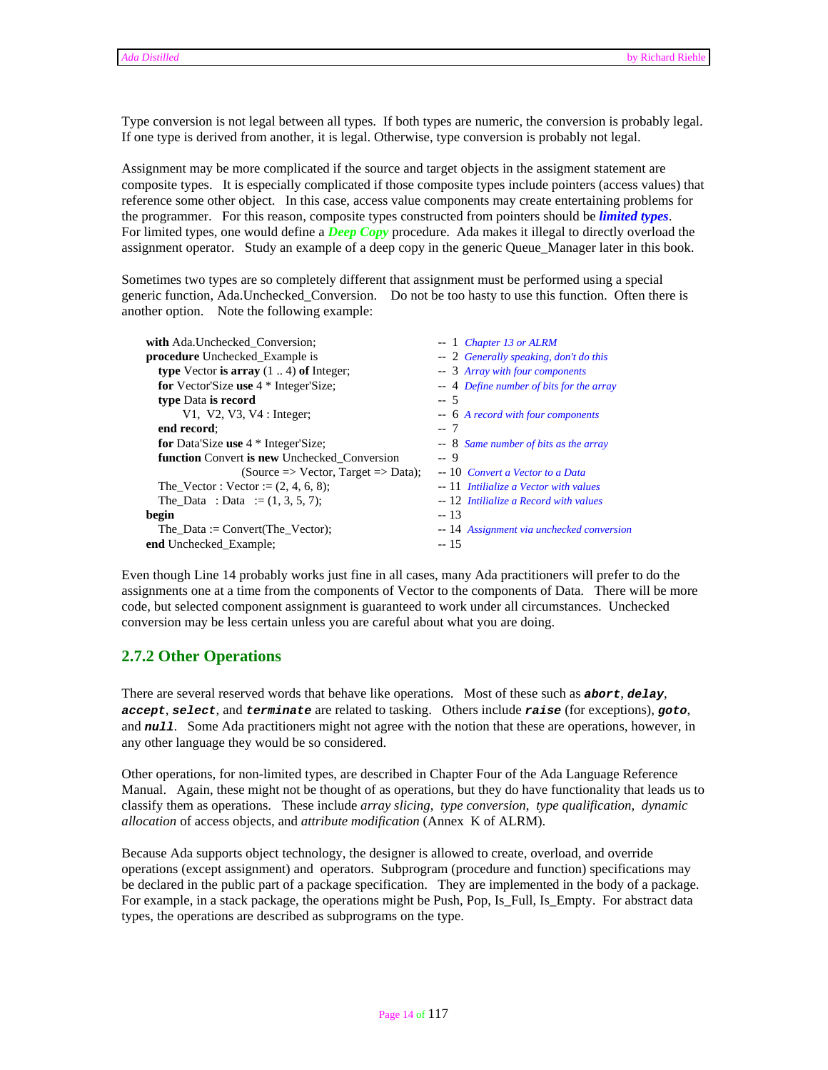Type conversion is not legal between all types. If both types are numeric, the conversion is probably legal. If one type is derived from another, it is legal. Otherwise, type conversion is probably not legal.

Assignment may be more complicated if the source and target objects in the assigment statement are composite types. It is especially complicated if those composite types include pointers (access values) that reference some other object. In this case, access value components may create entertaining problems for the programmer. For this reason, composite types constructed from pointers should be ***limited types***. For limited types, one would define a ***Deep Copy*** procedure. Ada makes it illegal to directly overload the assignment operator. Study an example of a deep copy in the generic Queue_Manager later in this book.

Sometimes two types are so completely different that assignment must be performed using a special generic function, Ada.Unchecked_Conversion. Do not be too hasty to use this function. Often there is another option. Note the following example:

```
with Ada.Unchecked_Conversion;                              --  1  Chapter 13 or ALRM
procedure Unchecked_Example is                              --  2  Generally speaking, don't do this
   type Vector is array (1 .. 4) of Integer;                --  3  Array with four components
   for Vector'Size use 4 * Integer'Size;                    --  4  Define number of bits for the array
   type Data is record                                      --  5
        V1, V2, V3, V4 : Integer;                           --  6  A record with four components
   end record;                                              --  7
   for Data'Size use 4 * Integer'Size;                      --  8  Same number of bits as the array
   function Convert is new Unchecked_Conversion             --  9
                 (Source => Vector, Target => Data);        -- 10  Convert a Vector to a Data
   The_Vector : Vector := (2, 4, 6, 8);                     -- 11  Intilialize a Vector with values
   The_Data   : Data   := (1, 3, 5, 7);                     -- 12  Intilialize a Record with values
begin                                                       -- 13
   The_Data := Convert(The_Vector);                         -- 14  Assignment via unchecked conversion
end Unchecked_Example;                                      -- 15
```

Even though Line 14 probably works just fine in all cases, many Ada practitioners will prefer to do the assignments one at a time from the components of Vector to the components of Data. There will be more code, but selected component assignment is guaranteed to work under all circumstances. Unchecked conversion may be less certain unless you are careful about what you are doing.

### 2.7.2 Other Operations

There are several reserved words that behave like operations. Most of these such as ***abort***, ***delay***, ***accept***, ***select***, and ***terminate*** are related to tasking. Others include ***raise*** (for exceptions), ***goto***, and ***null***. Some Ada practitioners might not agree with the notion that these are operations, however, in any other language they would be so considered.

Other operations, for non-limited types, are described in Chapter Four of the Ada Language Reference Manual. Again, these might not be thought of as operations, but they do have functionality that leads us to classify them as operations. These include *array slicing*, *type conversion*, *type qualification*, *dynamic allocation* of access objects, and *attribute modification* (Annex K of ALRM).

Because Ada supports object technology, the designer is allowed to create, overload, and override operations (except assignment) and operators. Subprogram (procedure and function) specifications may be declared in the public part of a package specification. They are implemented in the body of a package. For example, in a stack package, the operations might be Push, Pop, Is_Full, Is_Empty. For abstract data types, the operations are described as subprograms on the type.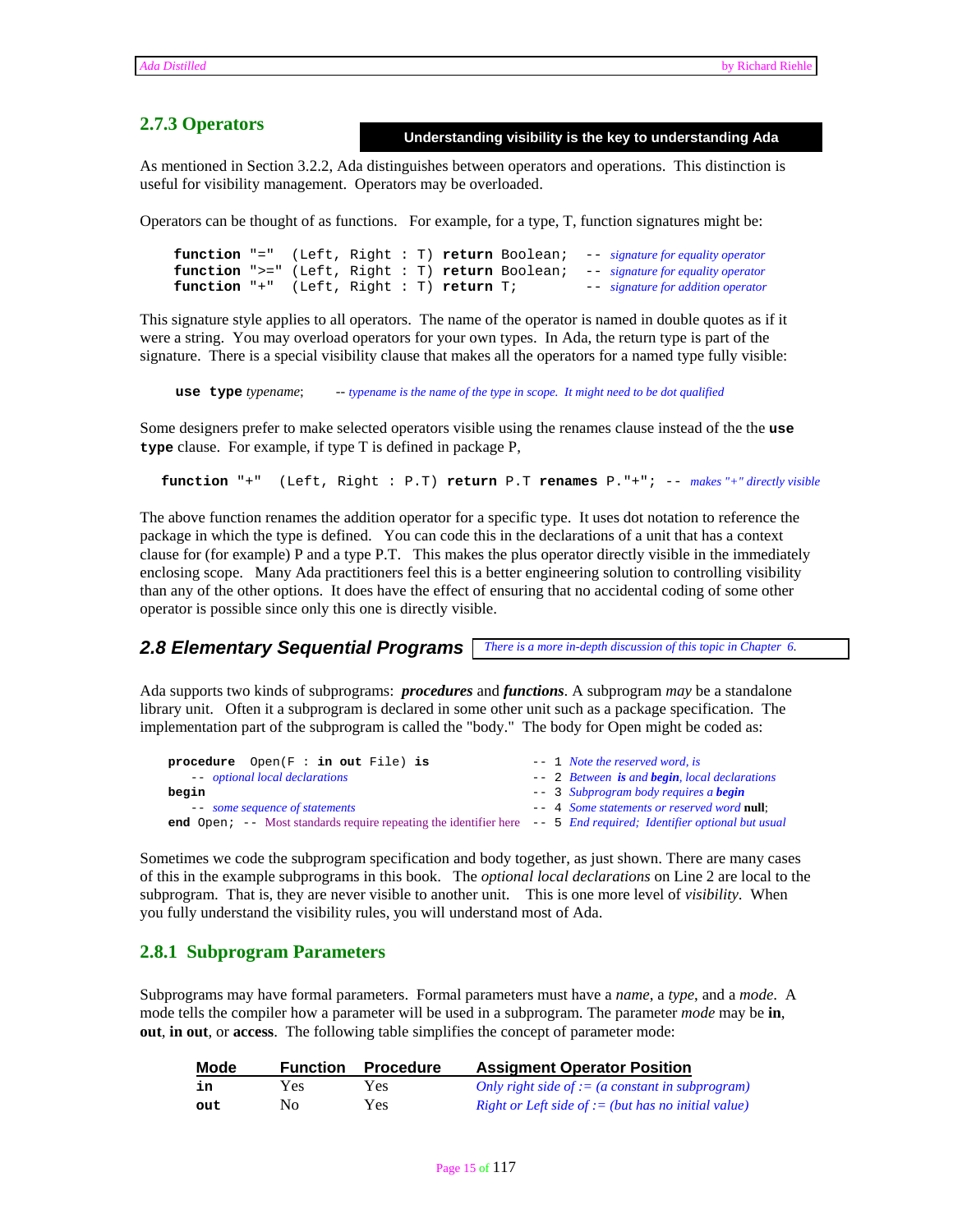### 2.7.3 Operators

**Understanding visibility is the key to understanding Ada**

As mentioned in Section 3.2.2, Ada distinguishes between operators and operations. This distinction is useful for visibility management. Operators may be overloaded.

Operators can be thought of as functions. For example, for a type, T, function signatures might be:

```
function "="  (Left, Right : T) return Boolean;   -- signature for equality operator
function ">=" (Left, Right : T) return Boolean;   -- signature for equality operator
function "+"  (Left, Right : T) return T;         -- signature for addition operator
```

This signature style applies to all operators. The name of the operator is named in double quotes as if it were a string. You may overload operators for your own types. In Ada, the return type is part of the signature. There is a special visibility clause that makes all the operators for a named type fully visible:

```
use type typename;      -- typename is the name of the type in scope.  It might need to be dot qualified
```

Some designers prefer to make selected operators visible using the renames clause instead of the the **use type** clause. For example, if type T is defined in package P,

```
function "+"  (Left, Right : P.T) return P.T renames P."+"; -- makes "+" directly visible
```

The above function renames the addition operator for a specific type. It uses dot notation to reference the package in which the type is defined. You can code this in the declarations of a unit that has a context clause for (for example) P and a type P.T. This makes the plus operator directly visible in the immediately enclosing scope. Many Ada practitioners feel this is a better engineering solution to controlling visibility than any of the other options. It does have the effect of ensuring that no accidental coding of some other operator is possible since only this one is directly visible.

## 2.8 Elementary Sequential Programs

*There is a more in-depth discussion of this topic in Chapter 6.*

Ada supports two kinds of subprograms: ***procedures*** and ***functions***. A subprogram *may* be a standalone library unit. Often it a subprogram is declared in some other unit such as a package specification. The implementation part of the subprogram is called the "body." The body for Open might be coded as:

```
procedure  Open(F : in out File) is                    -- 1  Note the reserved word, is
   -- optional local declarations                      -- 2  Between is and begin, local declarations
begin                                                  -- 3  Subprogram body requires a begin
   -- some sequence of statements                      -- 4  Some statements or reserved word null;
end Open; -- Most standards require repeating the identifier here  -- 5  End required; Identifier optional but usual
```

Sometimes we code the subprogram specification and body together, as just shown. There are many cases of this in the example subprograms in this book. The *optional local declarations* on Line 2 are local to the subprogram. That is, they are never visible to another unit. This is one more level of *visibility*. When you fully understand the visibility rules, you will understand most of Ada.

### 2.8.1 Subprogram Parameters

Subprograms may have formal parameters. Formal parameters must have a *name*, a *type*, and a *mode*. A mode tells the compiler how a parameter will be used in a subprogram. The parameter *mode* may be **in**, **out**, **in out**, or **access**. The following table simplifies the concept of parameter mode:

| Mode | Function | Procedure | Assigment Operator Position |
|---|---|---|---|
| **in** | Yes | Yes | *Only right side of := (a constant in subprogram)* |
| **out** | No | Yes | *Right or Left side of := (but has no initial value)* |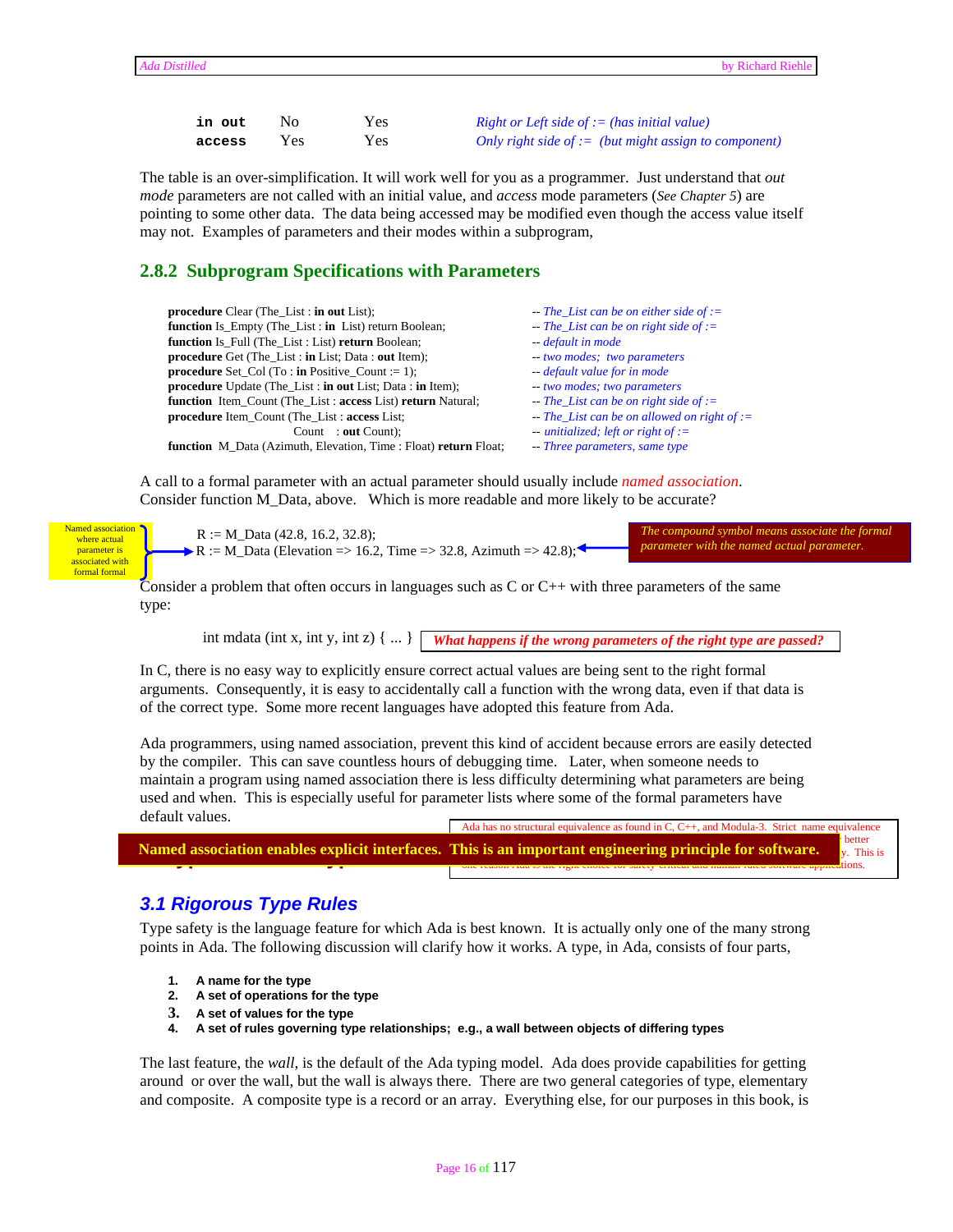| | | | |
|---|---|---|---|
| **in out** | No | Yes | *Right or Left side of := (has initial value)* |
| **access** | Yes | Yes | *Only right side of := (but might assign to component)* |

The table is an over-simplification. It will work well for you as a programmer. Just understand that *out mode* parameters are not called with an initial value, and *access* mode parameters (*See Chapter 5*) are pointing to some other data. The data being accessed may be modified even though the access value itself may not. Examples of parameters and their modes within a subprogram,

### 2.8.2 Subprogram Specifications with Parameters

```
procedure Clear (The_List : in out List);                      -- The_List can be on either side of :=
function Is_Empty (The_List : in  List) return Boolean;        -- The_List can be on right side of :=
function Is_Full (The_List : List) return Boolean;             -- default in mode
procedure Get (The_List : in List; Data : out Item);           -- two modes;  two parameters
procedure Set_Col (To : in Positive_Count := 1);               -- default value for in mode
procedure Update (The_List : in out List; Data : in Item);     -- two modes; two parameters
function  Item_Count (The_List : access List) return Natural;  -- The_List can be on right side of :=
procedure Item_Count (The_List : access List;                  -- The_List can be on allowed on right of :=
                      Count    : out Count);                   -- unitialized; left or right of :=
function  M_Data (Azimuth, Elevation, Time : Float) return Float; -- Three parameters, same type
```

A call to a formal parameter with an actual parameter should usually include *named association*. Consider function M_Data, above. Which is more readable and more likely to be accurate?

Named association where actual parameter is associated with formal formal

```
R := M_Data (42.8, 16.2, 32.8);
R := M_Data (Elevation => 16.2, Time => 32.8, Azimuth => 42.8);
```

*The compound symbol means associate the formal parameter with the named actual parameter.*

Consider a problem that often occurs in languages such as C or C++ with three parameters of the same type:

```
int mdata (int x, int y, int z) { ... }
```

***What happens if the wrong parameters of the right type are passed?***

In C, there is no easy way to explicitly ensure correct actual values are being sent to the right formal arguments. Consequently, it is easy to accidentally call a function with the wrong data, even if that data is of the correct type. Some more recent languages have adopted this feature from Ada.

Ada programmers, using named association, prevent this kind of accident because errors are easily detected by the compiler. This can save countless hours of debugging time. Later, when someone needs to maintain a program using named association there is less difficulty determining what parameters are being used and when. This is especially useful for parameter lists where some of the formal parameters have default values.

**Named association enables explicit interfaces. This is an important engineering principle for software.**

Ada has no structural equivalence as found in C, C++, and Modula-3. Strict name equivalence ... better ... y. This is one reason Ada is the right choice for safety-critical and human-rated software applications.

## 3.1 Rigorous Type Rules

Type safety is the language feature for which Ada is best known. It is actually only one of the many strong points in Ada. The following discussion will clarify how it works. A type, in Ada, consists of four parts,

1. **A name for the type**
2. **A set of operations for the type**
3. **A set of values for the type**
4. **A set of rules governing type relationships; e.g., a wall between objects of differing types**

The last feature, the *wall*, is the default of the Ada typing model. Ada does provide capabilities for getting around or over the wall, but the wall is always there. There are two general categories of type, elementary and composite. A composite type is a record or an array. Everything else, for our purposes in this book, is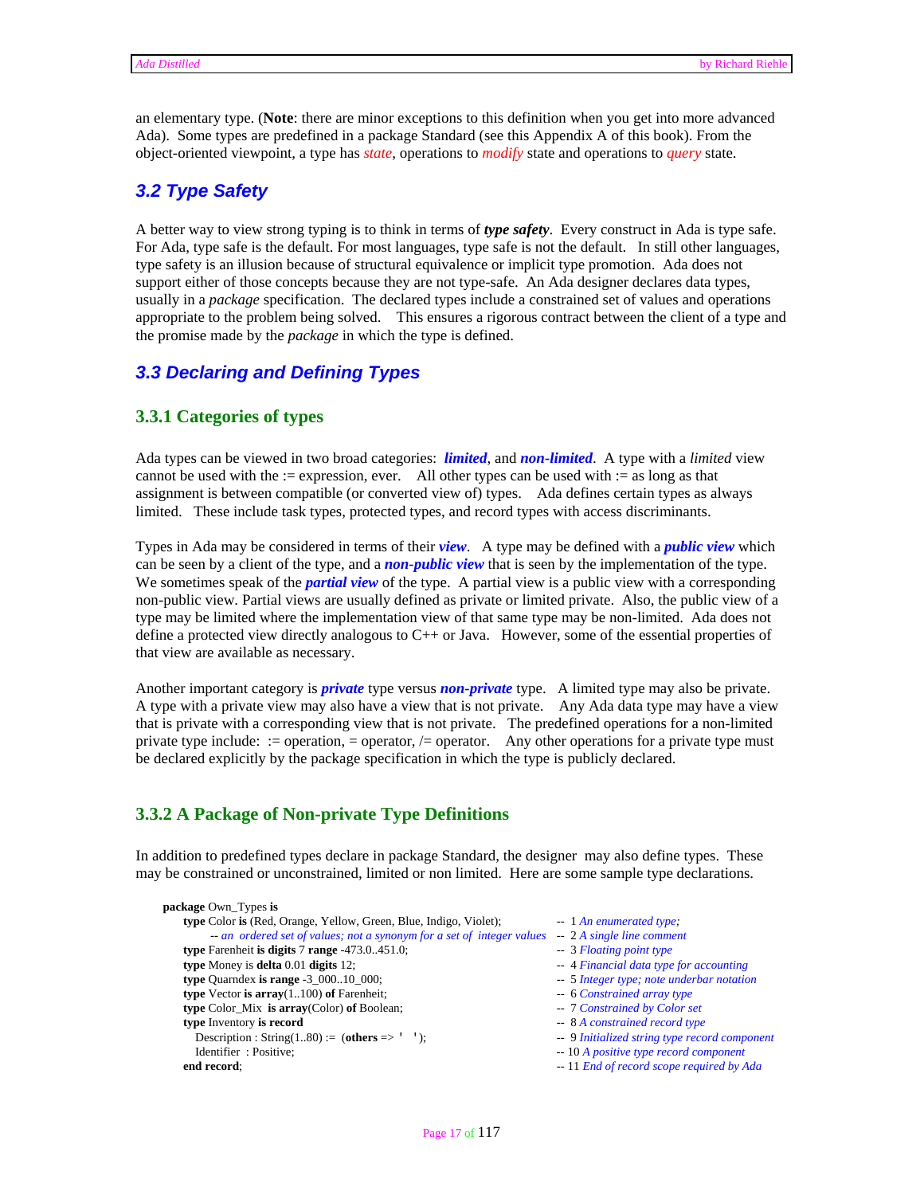an elementary type. (**Note**: there are minor exceptions to this definition when you get into more advanced Ada). Some types are predefined in a package Standard (see this Appendix A of this book). From the object-oriented viewpoint, a type has *state*, operations to *modify* state and operations to *query* state.

## 3.2 Type Safety

A better way to view strong typing is to think in terms of ***type safety***. Every construct in Ada is type safe. For Ada, type safe is the default. For most languages, type safe is not the default. In still other languages, type safety is an illusion because of structural equivalence or implicit type promotion. Ada does not support either of those concepts because they are not type-safe. An Ada designer declares data types, usually in a *package* specification. The declared types include a constrained set of values and operations appropriate to the problem being solved. This ensures a rigorous contract between the client of a type and the promise made by the *package* in which the type is defined.

## 3.3 Declaring and Defining Types

### 3.3.1 Categories of types

Ada types can be viewed in two broad categories: ***limited***, and ***non-limited***. A type with a *limited* view cannot be used with the := expression, ever. All other types can be used with := as long as that assignment is between compatible (or converted view of) types. Ada defines certain types as always limited. These include task types, protected types, and record types with access discriminants.

Types in Ada may be considered in terms of their ***view***. A type may be defined with a ***public view*** which can be seen by a client of the type, and a ***non-public view*** that is seen by the implementation of the type. We sometimes speak of the ***partial view*** of the type. A partial view is a public view with a corresponding non-public view. Partial views are usually defined as private or limited private. Also, the public view of a type may be limited where the implementation view of that same type may be non-limited. Ada does not define a protected view directly analogous to C++ or Java. However, some of the essential properties of that view are available as necessary.

Another important category is ***private*** type versus ***non-private*** type. A limited type may also be private. A type with a private view may also have a view that is not private. Any Ada data type may have a view that is private with a corresponding view that is not private. The predefined operations for a non-limited private type include: := operation, = operator, /= operator. Any other operations for a private type must be declared explicitly by the package specification in which the type is publicly declared.

### 3.3.2 A Package of Non-private Type Definitions

In addition to predefined types declare in package Standard, the designer may also define types. These may be constrained or unconstrained, limited or non limited. Here are some sample type declarations.

```
package Own_Types is
   type Color is (Red, Orange, Yellow, Green, Blue, Indigo, Violet);        -- 1 An enumerated type;
        -- an ordered set of values; not a synonym for a set of integer values  -- 2 A single line comment
   type Farenheit is digits 7 range -473.0..451.0;                           -- 3 Floating point type
   type Money is delta 0.01 digits 12;                                       -- 4 Financial data type for accounting
   type Quarndex is range -3_000..10_000;                                    -- 5 Integer type; note underbar notation
   type Vector is array(1..100) of Farenheit;                                -- 6 Constrained array type
   type Color_Mix  is array(Color) of Boolean;                               -- 7 Constrained by Color set
   type Inventory is record                                                  -- 8 A constrained record type
      Description : String(1..80) := (others => ' ');                       -- 9 Initialized string type record component
      Identifier  : Positive;                                                -- 10 A positive type record component
   end record;                                                               -- 11 End of record scope required by Ada
```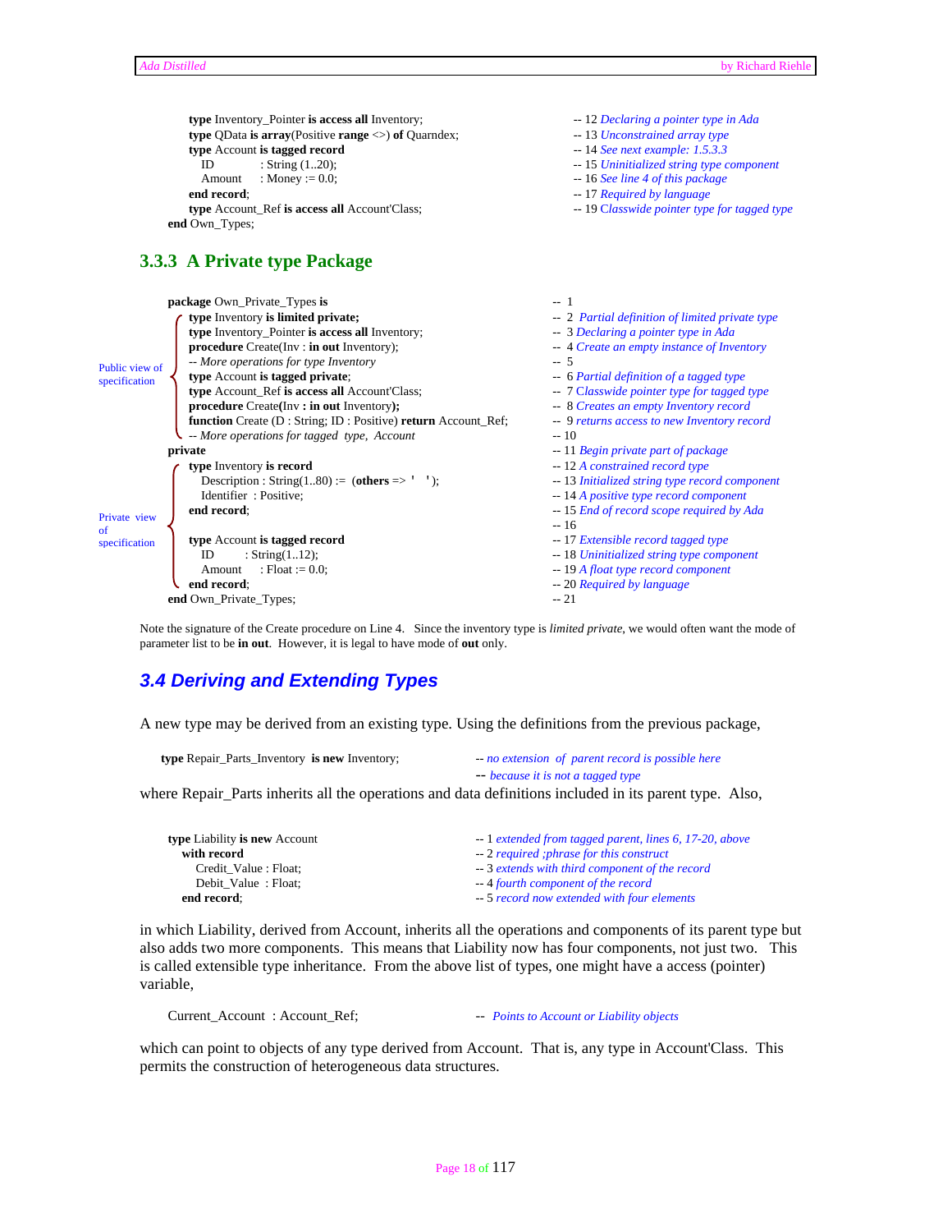```ada
      type Inventory_Pointer is access all Inventory;          -- 12 Declaring a pointer type in Ada
      type QData is array(Positive range <>) of Quarndex;      -- 13 Unconstrained array type
      type Account is tagged record                            -- 14 See next example: 1.5.3.3
         ID         : String (1..20);                          -- 15 Uninitialized string type component
         Amount     : Money := 0.0;                            -- 16 See line 4 of this package
      end record;                                              -- 17 Required by language
      type Account_Ref is access all Account'Class;            -- 19 Classwide pointer type for tagged type
   end Own_Types;
```

### 3.3.3 A Private type Package

```ada
package Own_Private_Types is                                        -- 1
   type Inventory is limited private;                               -- 2 Partial definition of limited private type
   type Inventory_Pointer is access all Inventory;                  -- 3 Declaring a pointer type in Ada
   procedure Create(Inv : in out Inventory);                        -- 4 Create an empty instance of Inventory
   -- More operations for type Inventory                            -- 5
   type Account is tagged private;                                  -- 6 Partial definition of a tagged type
   type Account_Ref is access all Account'Class;                    -- 7 Classwide pointer type for tagged type
   procedure Create(Inv : in out Inventory);                        -- 8 Creates an empty Inventory record
   function Create (D : String; ID : Positive) return Account_Ref;  -- 9 returns access to new Inventory record
   -- More operations for tagged type, Account                      -- 10
private                                                             -- 11 Begin private part of package
   type Inventory is record                                         -- 12 A constrained record type
      Description : String(1..80) := (others => ' ');               -- 13 Initialized string type record component
      Identifier  : Positive;                                       -- 14 A positive type record component
   end record;                                                      -- 15 End of record scope required by Ada
                                                                    -- 16
   type Account is tagged record                                    -- 17 Extensible record tagged type
      ID      : String(1..12);                                      -- 18 Uninitialized string type component
      Amount  : Float := 0.0;                                       -- 19 A float type record component
   end record;                                                      -- 20 Required by language
end Own_Private_Types;                                              -- 21
```

(Lines 2–10: Public view of specification; lines 12–20: Private view of specification)

Note the signature of the Create procedure on Line 4. Since the inventory type is *limited private*, we would often want the mode of parameter list to be **in out**. However, it is legal to have mode of **out** only.

## 3.4 Deriving and Extending Types

A new type may be derived from an existing type. Using the definitions from the previous package,

```ada
type Repair_Parts_Inventory is new Inventory;   -- no extension of parent record is possible here
                                                -- because it is not a tagged type
```

where Repair_Parts inherits all the operations and data definitions included in its parent type. Also,

```ada
type Liability is new Account       -- 1 extended from tagged parent, lines 6, 17-20, above
   with record                      -- 2 required ;phrase for this construct
      Credit_Value : Float;         -- 3 extends with third component of the record
      Debit_Value  : Float;         -- 4 fourth component of the record
   end record;                      -- 5 record now extended with four elements
```

in which Liability, derived from Account, inherits all the operations and components of its parent type but also adds two more components. This means that Liability now has four components, not just two. This is called extensible type inheritance. From the above list of types, one might have a access (pointer) variable,

```ada
Current_Account  : Account_Ref;     -- Points to Account or Liability objects
```

which can point to objects of any type derived from Account. That is, any type in Account'Class. This permits the construction of heterogeneous data structures.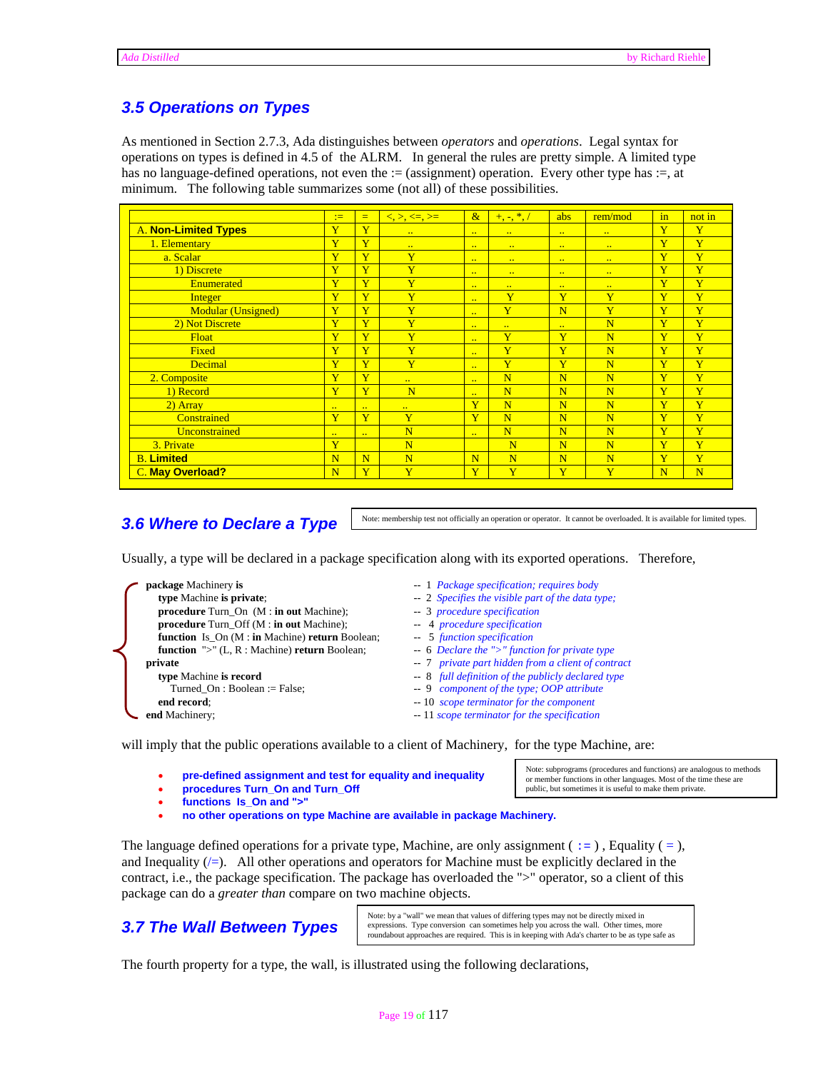## 3.5 Operations on Types

As mentioned in Section 2.7.3, Ada distinguishes between *operators* and *operations*. Legal syntax for operations on types is defined in 4.5 of the ALRM. In general the rules are pretty simple. A limited type has no language-defined operations, not even the := (assignment) operation. Every other type has :=, at minimum. The following table summarizes some (not all) of these possibilities.

| | := | = | <, >, <=, >= | & | +, -, *, / | abs | rem/mod | in | not in |
|---|---|---|---|---|---|---|---|---|---|
| A. **Non-Limited Types** | Y | Y | .. | .. | .. | .. | .. | Y | Y |
| 1. Elementary | Y | Y | .. | .. | .. | .. | .. | Y | Y |
| a. Scalar | Y | Y | Y | .. | .. | .. | .. | Y | Y |
| 1) Discrete | Y | Y | Y | .. | .. | .. | .. | Y | Y |
| Enumerated | Y | Y | Y | .. | .. | .. | .. | Y | Y |
| Integer | Y | Y | Y | .. | Y | Y | Y | Y | Y |
| Modular (Unsigned) | Y | Y | Y | .. | Y | N | Y | Y | Y |
| 2) Not Discrete | Y | Y | Y | .. | .. | .. | N | Y | Y |
| Float | Y | Y | Y | .. | Y | Y | N | Y | Y |
| Fixed | Y | Y | Y | .. | Y | Y | N | Y | Y |
| Decimal | Y | Y | Y | .. | Y | Y | N | Y | Y |
| 2. Composite | Y | Y | .. | .. | N | N | N | Y | Y |
| 1) Record | Y | Y | N | .. | N | N | N | Y | Y |
| 2) Array | .. | .. | .. | Y | N | N | N | Y | Y |
| Constrained | Y | Y | Y | Y | N | N | N | Y | Y |
| Unconstrained | .. | .. | N | .. | N | N | N | Y | Y |
| 3. Private | Y | | N | | N | N | N | Y | Y |
| B. **Limited** | N | N | N | N | N | N | N | Y | Y |
| C. **May Overload?** | N | Y | Y | Y | Y | Y | Y | N | N |

## 3.6 Where to Declare a Type

Note: membership test not officially an operation or operator. It cannot be overloaded. It is available for limited types.

Usually, a type will be declared in a package specification along with its exported operations. Therefore,

```
package Machinery is                                   -- 1  Package specification; requires body
   type Machine is private;                            -- 2  Specifies the visible part of the data type;
   procedure Turn_On  (M : in out Machine);            -- 3  procedure specification
   procedure Turn_Off (M : in out Machine);            -- 4  procedure specification
   function  Is_On (M : in Machine) return Boolean;    -- 5  function specification
   function  ">" (L, R : Machine) return Boolean;      -- 6  Declare the ">" function for private type
private                                                -- 7  private part hidden from a client of contract
   type Machine is record                              -- 8  full definition of the publicly declared type
      Turned_On : Boolean := False;                    -- 9  component of the type; OOP attribute
   end record;                                         -- 10 scope terminator for the component
end Machinery;                                         -- 11 scope terminator for the specification
```

will imply that the public operations available to a client of Machinery, for the type Machine, are:

- **pre-defined assignment and test for equality and inequality**
- **procedures Turn_On and Turn_Off**
- **functions Is_On and ">"**
- **no other operations on type Machine are available in package Machinery.**

Note: subprograms (procedures and functions) are analogous to methods or member functions in other languages. Most of the time these are public, but sometimes it is useful to make them private.

The language defined operations for a private type, Machine, are only assignment ( := ) , Equality ( = ), and Inequality (/=). All other operations and operators for Machine must be explicitly declared in the contract, i.e., the package specification. The package has overloaded the ">" operator, so a client of this package can do a *greater than* compare on two machine objects.

## 3.7 The Wall Between Types

Note: by a "wall" we mean that values of differing types may not be directly mixed in expressions. Type conversion can sometimes help you across the wall. Other times, more roundabout approaches are required. This is in keeping with Ada's charter to be as type safe as

The fourth property for a type, the wall, is illustrated using the following declarations,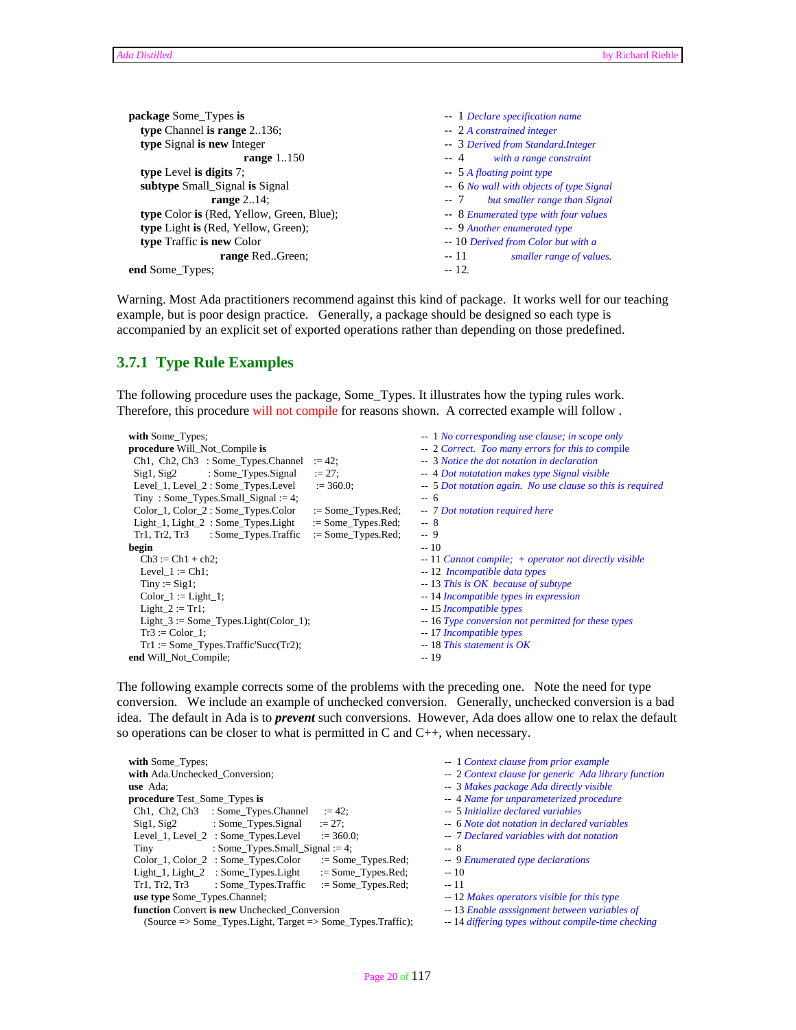```
package Some_Types is                          --  1 Declare specification name
   type Channel is range 2..136;               --  2 A constrained integer
   type Signal is new Integer                  --  3 Derived from Standard.Integer
                    range 1..150               --  4      with a range constraint
   type Level is digits 7;                     --  5 A floating point type
   subtype Small_Signal is Signal              --  6 No wall with objects of type Signal
                 range 2..14;                  --  7    but smaller range than Signal
   type Color is (Red, Yellow, Green, Blue);   --  8 Enumerated type with four values
   type Light is (Red, Yellow, Green);         --  9 Another enumerated type
   type Traffic is new Color                   -- 10 Derived from Color but with a
                   range Red..Green;           -- 11          smaller range of values.
end Some_Types;                                -- 12.
```

Warning. Most Ada practitioners recommend against this kind of package. It works well for our teaching example, but is poor design practice. Generally, a package should be designed so each type is accompanied by an explicit set of exported operations rather than depending on those predefined.

### 3.7.1 Type Rule Examples

The following procedure uses the package, Some_Types. It illustrates how the typing rules work. Therefore, this procedure will not compile for reasons shown. A corrected example will follow .

```
with Some_Types;                                          --  1 No corresponding use clause; in scope only
procedure Will_Not_Compile is                             --  2 Correct.  Too many errors for this to compile
 Ch1, Ch2, Ch3   : Some_Types.Channel    := 42;          --  3 Notice the dot notation in declaration
 Sig1, Sig2        : Some_Types.Signal     := 27;         --  4 Dot notatation makes type Signal visible
 Level_1, Level_2 : Some_Types.Level      := 360.0;       --  5 Dot notation again.  No use clause so this is required
 Tiny  : Some_Types.Small_Signal := 4;                    --  6
 Color_1, Color_2 : Some_Types.Color      := Some_Types.Red;  --  7 Dot notation required here
 Light_1, Light_2  : Some_Types.Light     := Some_Types.Red;  --  8
 Tr1, Tr2, Tr3       : Some_Types.Traffic   := Some_Types.Red;  --  9
begin                                                     -- 10
   Ch3 := Ch1 + ch2;                                      -- 11 Cannot compile;  + operator not directly visible
   Level_1 := Ch1;                                        -- 12  Incompatible data types
   Tiny := Sig1;                                          -- 13 This is OK  because of subtype
   Color_1 := Light_1;                                    -- 14 Incompatible types in expression
   Light_2 := Tr1;                                        -- 15 Incompatible types
   Light_3 := Some_Types.Light(Color_1);                  -- 16 Type conversion not permitted for these types
   Tr3 := Color_1;                                        -- 17 Incompatible types
   Tr1 := Some_Types.Traffic'Succ(Tr2);                   -- 18 This statement is OK
end Will_Not_Compile;                                     -- 19
```

The following example corrects some of the problems with the preceding one. Note the need for type conversion. We include an example of unchecked conversion. Generally, unchecked conversion is a bad idea. The default in Ada is to ***prevent*** such conversions. However, Ada does allow one to relax the default so operations can be closer to what is permitted in C and C++, when necessary.

```
with Some_Types;                                          --  1 Context clause from prior example
with Ada.Unchecked_Conversion;                            --  2 Context clause for generic  Ada library function
use  Ada;                                                 --  3 Makes package Ada directly visible
procedure Test_Some_Types is                              --  4 Name for unparameterized procedure
 Ch1, Ch2, Ch3     : Some_Types.Channel     := 42;        --  5 Initialize declared variables
 Sig1, Sig2            : Some_Types.Signal       := 27;   --  6 Note dot notation in declared variables
 Level_1, Level_2   : Some_Types.Level        := 360.0;   --  7 Declared variables with dot notation
 Tiny                     : Some_Types.Small_Signal := 4; --  8
 Color_1, Color_2   : Some_Types.Color       := Some_Types.Red;  --  9 Enumerated type declarations
 Light_1, Light_2    : Some_Types.Light        := Some_Types.Red;  -- 10
 Tr1, Tr2, Tr3         : Some_Types.Traffic     := Some_Types.Red;  -- 11
 use type Some_Types.Channel;                             -- 12 Makes operators visible for this type
 function Convert is new Unchecked_Conversion             -- 13 Enable asssignment between variables of
    (Source => Some_Types.Light, Target => Some_Types.Traffic);  -- 14 differing types without compile-time checking
```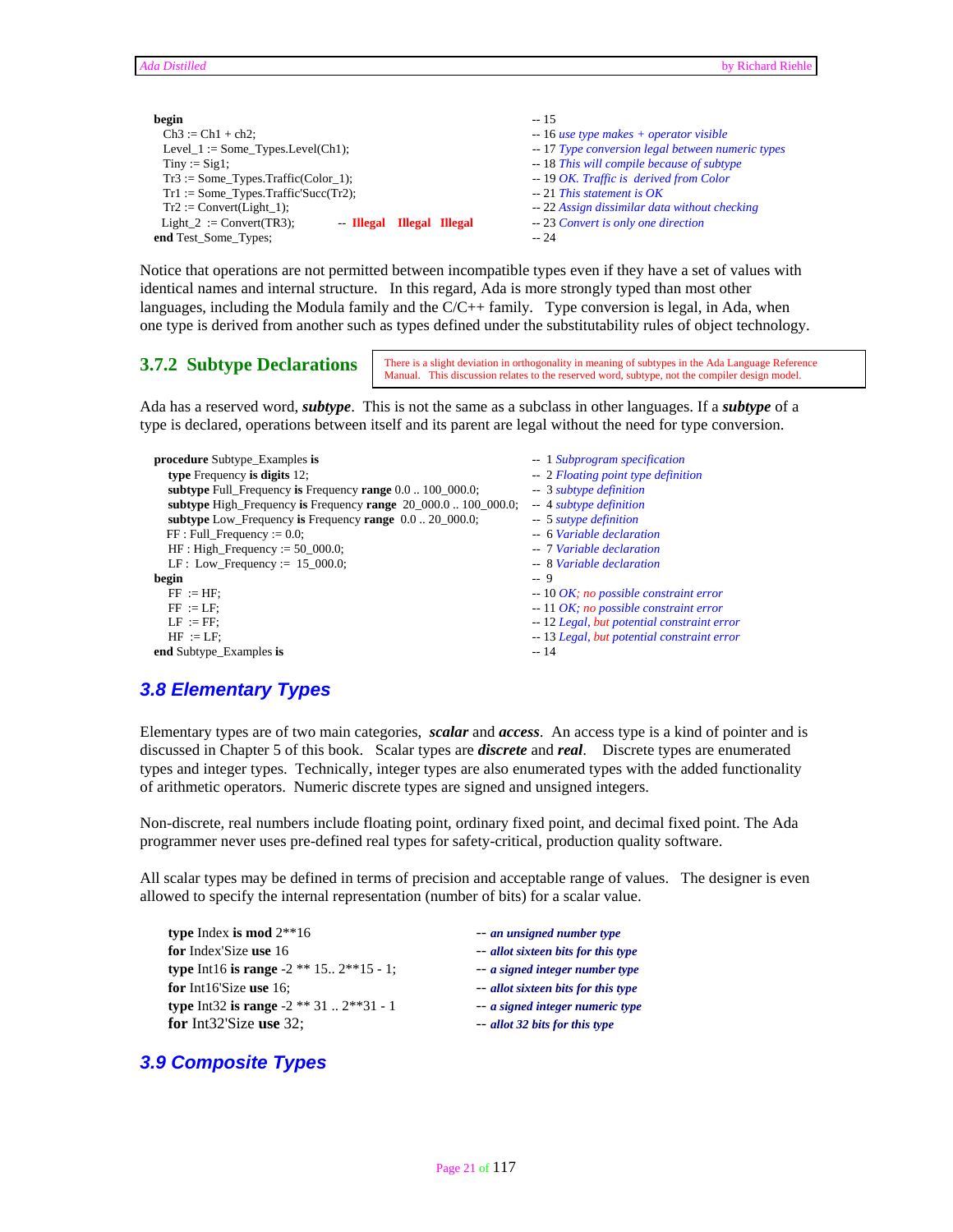```
begin                                          -- 15
  Ch3 := Ch1 + ch2;                            -- 16 use type makes + operator visible
  Level_1 := Some_Types.Level(Ch1);            -- 17 Type conversion legal between numeric types
  Tiny := Sig1;                                -- 18 This will compile because of subtype
  Tr3 := Some_Types.Traffic(Color_1);          -- 19 OK. Traffic is derived from Color
  Tr1 := Some_Types.Traffic'Succ(Tr2);         -- 21 This statement is OK
  Tr2 := Convert(Light_1);                     -- 22 Assign dissimilar data without checking
  Light_2 := Convert(TR3);    -- Illegal Illegal Illegal  -- 23 Convert is only one direction
end Test_Some_Types;                           -- 24
```

Notice that operations are not permitted between incompatible types even if they have a set of values with identical names and internal structure. In this regard, Ada is more strongly typed than most other languages, including the Modula family and the C/C++ family. Type conversion is legal, in Ada, when one type is derived from another such as types defined under the substitutability rules of object technology.

### 3.7.2 Subtype Declarations

There is a slight deviation in orthogonality in meaning of subtypes in the Ada Language Reference Manual. This discussion relates to the reserved word, subtype, not the compiler design model.

Ada has a reserved word, ***subtype***. This is not the same as a subclass in other languages. If a ***subtype*** of a type is declared, operations between itself and its parent are legal without the need for type conversion.

```
procedure Subtype_Examples is                                         --  1 Subprogram specification
   type Frequency is digits 12;                                       --  2 Floating point type definition
   subtype Full_Frequency is Frequency range 0.0 .. 100_000.0;        --  3 subtype definition
   subtype High_Frequency is Frequency range 20_000.0 .. 100_000.0;   --  4 subtype definition
   subtype Low_Frequency is Frequency range 0.0 .. 20_000.0;          --  5 sutype definition
   FF : Full_Frequency := 0.0;                                        --  6 Variable declaration
   HF : High_Frequency := 50_000.0;                                   --  7 Variable declaration
   LF : Low_Frequency := 15_000.0;                                    --  8 Variable declaration
begin                                                                 --  9
   FF := HF;                                                          -- 10 OK; no possible constraint error
   FF := LF;                                                          -- 11 OK; no possible constraint error
   LF := FF;                                                          -- 12 Legal, but potential constraint error
   HF := LF;                                                          -- 13 Legal, but potential constraint error
end Subtype_Examples is                                               -- 14
```

## 3.8 Elementary Types

Elementary types are of two main categories, ***scalar*** and ***access***. An access type is a kind of pointer and is discussed in Chapter 5 of this book. Scalar types are ***discrete*** and ***real***. Discrete types are enumerated types and integer types. Technically, integer types are also enumerated types with the added functionality of arithmetic operators. Numeric discrete types are signed and unsigned integers.

Non-discrete, real numbers include floating point, ordinary fixed point, and decimal fixed point. The Ada programmer never uses pre-defined real types for safety-critical, production quality software.

All scalar types may be defined in terms of precision and acceptable range of values. The designer is even allowed to specify the internal representation (number of bits) for a scalar value.

```
type Index is mod 2**16                  -- an unsigned number type
for Index'Size use 16                    -- allot sixteen bits for this type
type Int16 is range -2 ** 15.. 2**15 - 1;  -- a signed integer number type
for Int16'Size use 16;                   -- allot sixteen bits for this type
type Int32 is range -2 ** 31 .. 2**31 - 1  -- a signed integer numeric type
for Int32'Size use 32;                   -- allot 32 bits for this type
```

## 3.9 Composite Types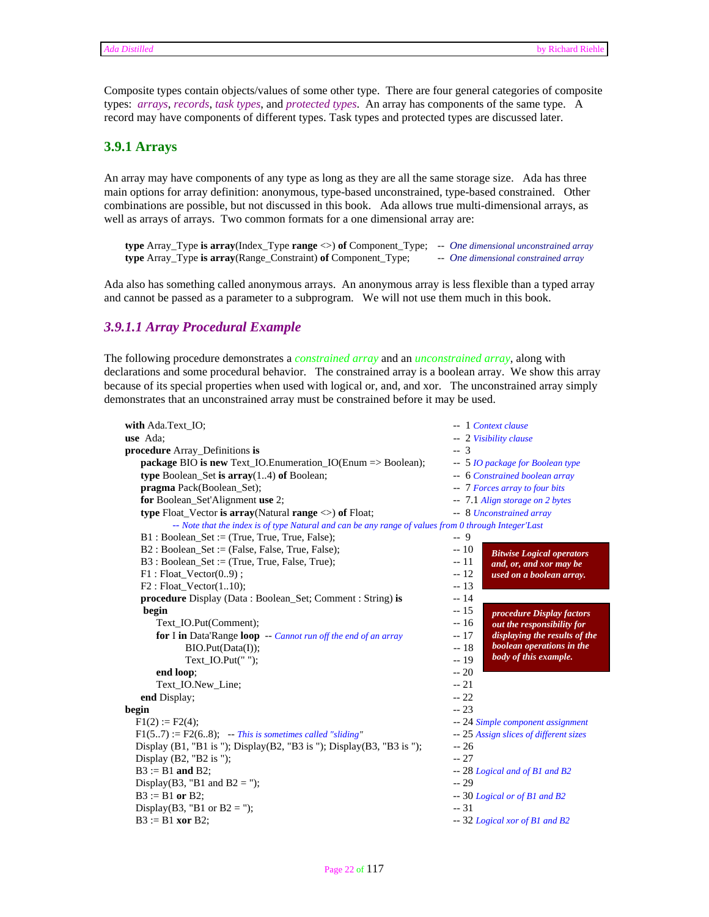Composite types contain objects/values of some other type. There are four general categories of composite types: *arrays*, *records*, *task types*, and *protected types*. An array has components of the same type. A record may have components of different types. Task types and protected types are discussed later.

## 3.9.1 Arrays

An array may have components of any type as long as they are all the same storage size. Ada has three main options for array definition: anonymous, type-based unconstrained, type-based constrained. Other combinations are possible, but not discussed in this book. Ada allows true multi-dimensional arrays, as well as arrays of arrays. Two common formats for a one dimensional array are:

```
type Array_Type is array(Index_Type range <>) of Component_Type;   -- One dimensional unconstrained array
type Array_Type is array(Range_Constraint) of Component_Type;      -- One dimensional constrained array
```

Ada also has something called anonymous arrays. An anonymous array is less flexible than a typed array and cannot be passed as a parameter to a subprogram. We will not use them much in this book.

### *3.9.1.1 Array Procedural Example*

The following procedure demonstrates a *constrained array* and an *unconstrained array*, along with declarations and some procedural behavior. The constrained array is a boolean array. We show this array because of its special properties when used with logical or, and, and xor. The unconstrained array simply demonstrates that an unconstrained array must be constrained before it may be used.

```
with Ada.Text_IO;                                                       --  1 Context clause
use  Ada;                                                               --  2 Visibility clause
procedure Array_Definitions is                                          --  3
   package BIO is new Text_IO.Enumeration_IO(Enum => Boolean);          --  5 IO package for Boolean type
   type Boolean_Set is array(1..4) of Boolean;                          --  6 Constrained boolean array
   pragma Pack(Boolean_Set);                                            --  7 Forces array to four bits
   for Boolean_Set'Alignment use 2;                                     --  7.1 Align storage on 2 bytes
   type Float_Vector is array(Natural range <>) of Float;               --  8 Unconstrained array
         -- Note that the index is of type Natural and can be any range of values from 0 through Integer'Last
   B1 : Boolean_Set := (True, True, True, False);                       --  9
   B2 : Boolean_Set := (False, False, True, False);                     -- 10
   B3 : Boolean_Set := (True, True, False, True);                       -- 11
   F1 : Float_Vector(0..9) ;                                            -- 12
   F2 : Float_Vector(1..10);                                            -- 13
   procedure Display (Data : Boolean_Set; Comment : String) is         -- 14
    begin                                                               -- 15
      Text_IO.Put(Comment);                                             -- 16
      for I in Data'Range loop  -- Cannot run off the end of an array   -- 17
            BIO.Put(Data(I));                                           -- 18
            Text_IO.Put(" ");                                           -- 19
      end loop;                                                         -- 20
      Text_IO.New_Line;                                                 -- 21
   end Display;                                                         -- 22
begin                                                                   -- 23
  F1(2) := F2(4);                                                       -- 24 Simple component assignment
  F1(5..7) := F2(6..8);   -- This is sometimes called "sliding"         -- 25 Assign slices of different sizes
  Display (B1, "B1 is "); Display(B2, "B3 is "); Display(B3, "B3 is "); -- 26
  Display (B2, "B2 is ");                                               -- 27
  B3 := B1 and B2;                                                      -- 28 Logical and of B1 and B2
  Display(B3, "B1 and B2 = ");                                          -- 29
  B3 := B1 or B2;                                                       -- 30 Logical or of B1 and B2
  Display(B3, "B1 or B2 = ");                                           -- 31
  B3 := B1 xor B2;                                                      -- 32 Logical xor of B1 and B2
```

**Bitwise Logical operators and, or, and xor may be used on a boolean array.**

**procedure Display factors out the responsibility for displaying the results of the boolean operations in the body of this example.**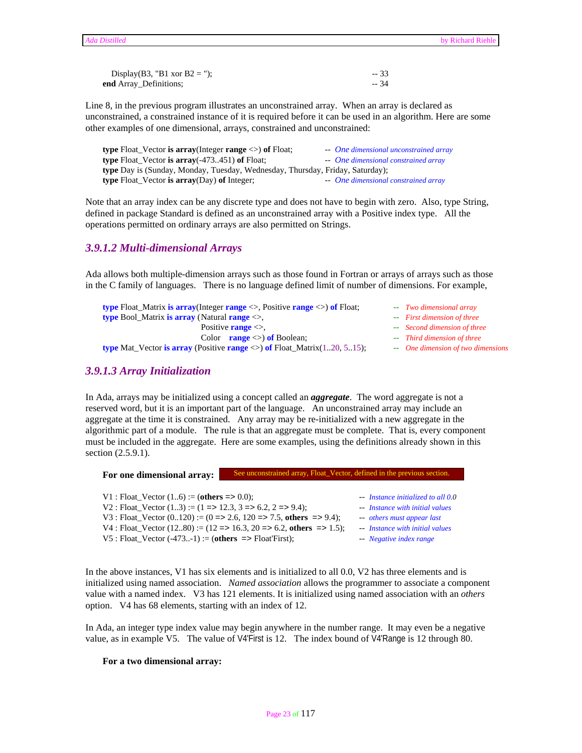```
   Display(B3, "B1 xor B2 = ");                                    -- 33
end Array_Definitions;                                             -- 34
```

Line 8, in the previous program illustrates an unconstrained array. When an array is declared as unconstrained, a constrained instance of it is required before it can be used in an algorithm. Here are some other examples of one dimensional, arrays, constrained and unconstrained:

```
type Float_Vector is array(Integer range <>) of Float;      -- One dimensional unconstrained array
type Float_Vector is array(-473..451) of Float;              -- One dimensional constrained array
type Day is (Sunday, Monday, Tuesday, Wednesday, Thursday, Friday, Saturday);
type Float_Vector is array(Day) of Integer;                  -- One dimensional constrained array
```

Note that an array index can be any discrete type and does not have to begin with zero. Also, type String, defined in package Standard is defined as an unconstrained array with a Positive index type. All the operations permitted on ordinary arrays are also permitted on Strings.

### *3.9.1.2 Multi-dimensional Arrays*

Ada allows both multiple-dimension arrays such as those found in Fortran or arrays of arrays such as those in the C family of languages. There is no language defined limit of number of dimensions. For example,

```
type Float_Matrix is array(Integer range <>, Positive range <>) of Float;       -- Two dimensional array
type Bool_Matrix is array (Natural range <>,                                     -- First dimension of three
                           Positive range <>,                                    -- Second dimension of three
                           Color    range <>) of Boolean;                        -- Third dimension of three
type Mat_Vector is array (Positive range <>) of Float_Matrix(1..20, 5..15);      -- One dimension of two dimensions
```

### *3.9.1.3 Array Initialization*

In Ada, arrays may be initialized using a concept called an ***aggregate***. The word aggregate is not a reserved word, but it is an important part of the language. An unconstrained array may include an aggregate at the time it is constrained. Any array may be re-initialized with a new aggregate in the algorithmic part of a module. The rule is that an aggregate must be complete. That is, every component must be included in the aggregate. Here are some examples, using the definitions already shown in this section (2.5.9.1).

**For one dimensional array:** See unconstrained array, Float_Vector, defined in the previous section.

```
V1 : Float_Vector (1..6) := (others => 0.0);                              -- Instance initialized to all 0.0
V2 : Float_Vector (1..3) := (1 => 12.3, 3 => 6.2, 2 => 9.4);              -- Instance with initial values
V3 : Float_Vector (0..120) := (0 => 2.6, 120 => 7.5, others  => 9.4);     -- others must appear last
V4 : Float_Vector (12..80) := (12 => 16.3, 20 => 6.2, others  => 1.5);    -- Instance with initial values
V5 : Float_Vector (-473..-1) := (others  => Float'First);                 -- Negative index range
```

In the above instances, V1 has six elements and is initialized to all 0.0, V2 has three elements and is initialized using named association. *Named association* allows the programmer to associate a component value with a named index. V3 has 121 elements. It is initialized using named association with an *others* option. V4 has 68 elements, starting with an index of 12.

In Ada, an integer type index value may begin anywhere in the number range. It may even be a negative value, as in example V5. The value of V4'First is 12. The index bound of V4'Range is 12 through 80.

**For a two dimensional array:**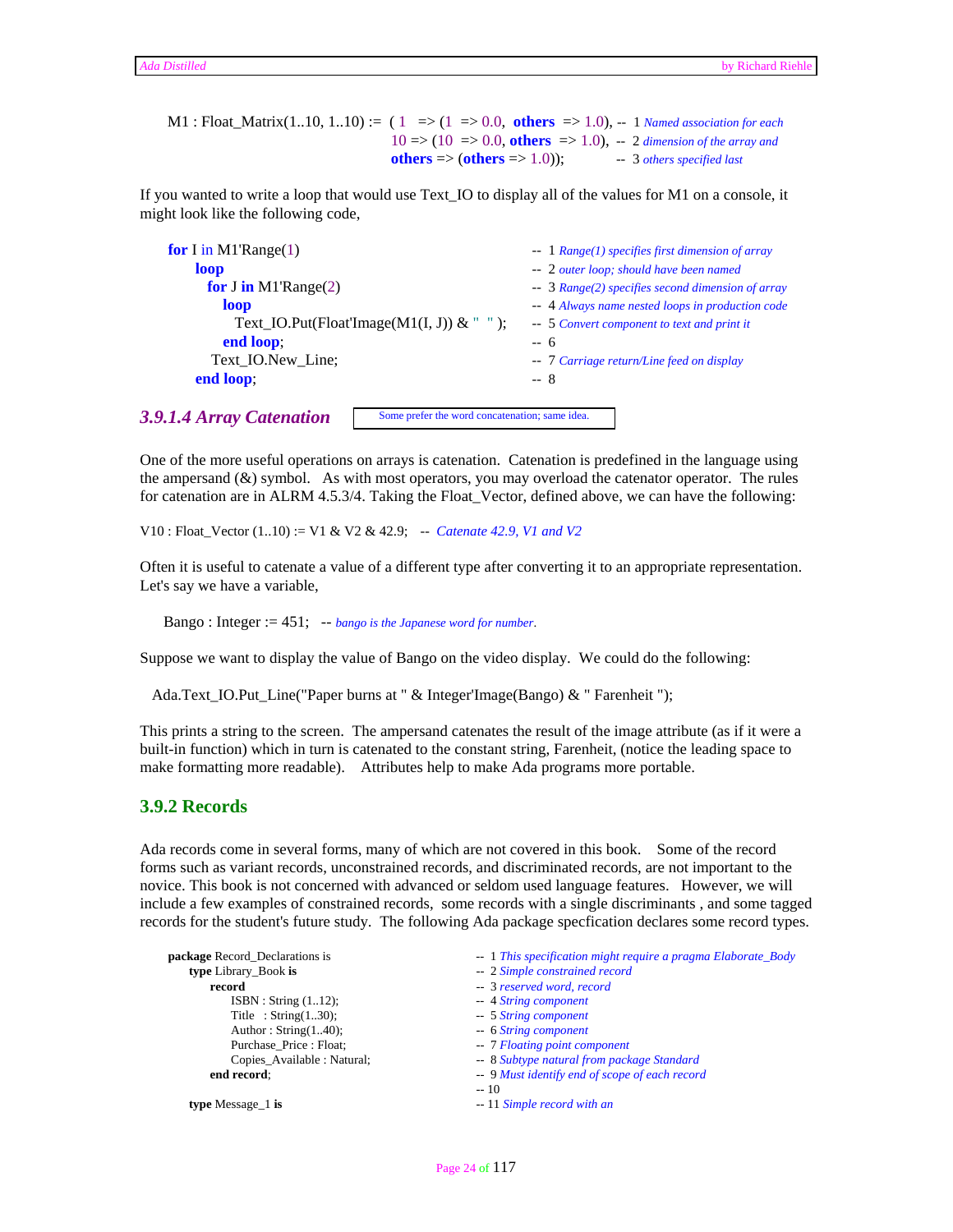```
M1 : Float_Matrix(1..10, 1..10) := ( 1  => (1  => 0.0,  others  => 1.0), --  1 Named association for each
                                     10 => (10  => 0.0, others  => 1.0),  --  2 dimension of the array and
                                     others => (others => 1.0));          --  3 others specified last
```

If you wanted to write a loop that would use Text_IO to display all of the values for M1 on a console, it might look like the following code,

```
for I in M1'Range(1)                                  -- 1 Range(1) specifies first dimension of array
   loop                                               -- 2 outer loop; should have been named
     for J in M1'Range(2)                             -- 3 Range(2) specifies second dimension of array
       loop                                           -- 4 Always name nested loops in production code
         Text_IO.Put(Float'Image(M1(I, J)) & "  ");   -- 5 Convert component to text and print it
       end loop;                                      -- 6
     Text_IO.New_Line;                                -- 7 Carriage return/Line feed on display
   end loop;                                          -- 8
```

### 3.9.1.4 Array Catenation

Some prefer the word concatenation; same idea.

One of the more useful operations on arrays is catenation. Catenation is predefined in the language using the ampersand (&) symbol. As with most operators, you may overload the catenator operator. The rules for catenation are in ALRM 4.5.3/4. Taking the Float_Vector, defined above, we can have the following:

```
V10 : Float_Vector (1..10) := V1 & V2 & 42.9;   -- Catenate 42.9, V1 and V2
```

Often it is useful to catenate a value of a different type after converting it to an appropriate representation. Let's say we have a variable,

```
Bango : Integer := 451;   -- bango is the Japanese word for number.
```

Suppose we want to display the value of Bango on the video display. We could do the following:

```
Ada.Text_IO.Put_Line("Paper burns at " & Integer'Image(Bango) & " Farenheit ");
```

This prints a string to the screen. The ampersand catenates the result of the image attribute (as if it were a built-in function) which in turn is catenated to the constant string, Farenheit, (notice the leading space to make formatting more readable). Attributes help to make Ada programs more portable.

## 3.9.2 Records

Ada records come in several forms, many of which are not covered in this book. Some of the record forms such as variant records, unconstrained records, and discriminated records, are not important to the novice. This book is not concerned with advanced or seldom used language features. However, we will include a few examples of constrained records, some records with a single discriminants , and some tagged records for the student's future study. The following Ada package specfication declares some record types.

```
package Record_Declarations is                -- 1 This specification might require a pragma Elaborate_Body
   type Library_Book is                       -- 2 Simple constrained record
      record                                  -- 3 reserved word, record
         ISBN : String (1..12);               -- 4 String component
         Title   : String(1..30);             -- 5 String component
         Author : String(1..40);              -- 6 String component
         Purchase_Price : Float;              -- 7 Floating point component
         Copies_Available : Natural;          -- 8 Subtype natural from package Standard
      end record;                             -- 9 Must identify end of scope of each record
                                              -- 10
   type Message_1 is                          -- 11 Simple record with an
```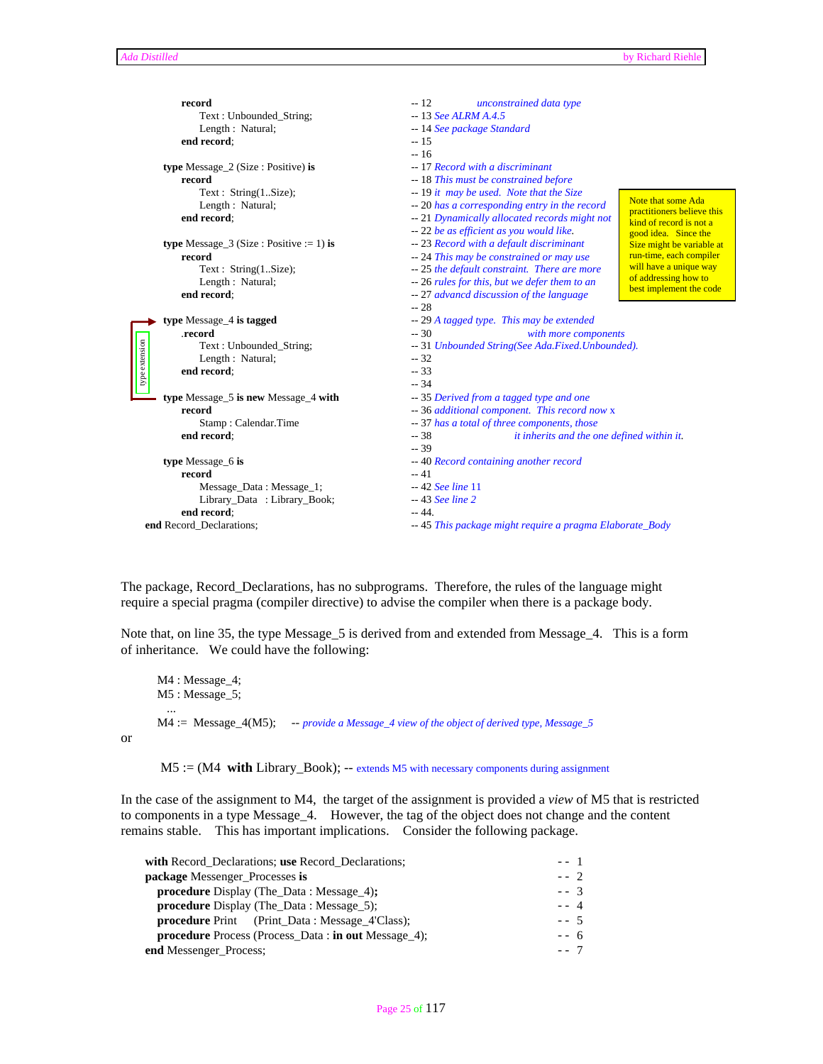```
      record                                      -- 12    unconstrained data type
         Text : Unbounded_String;                 -- 13 See ALRM A.4.5
         Length : Natural;                        -- 14 See package Standard
      end record;                                 -- 15
                                                  -- 16
   type Message_2 (Size : Positive) is            -- 17 Record with a discriminant
      record                                      -- 18 This must be constrained before
         Text : String(1..Size);                  -- 19 it may be used. Note that the Size
         Length : Natural;                        -- 20 has a corresponding entry in the record
      end record;                                 -- 21 Dynamically allocated records might not
                                                  -- 22 be as efficient as you would like.
   type Message_3 (Size : Positive := 1) is       -- 23 Record with a default discriminant
      record                                      -- 24 This may be constrained or may use
         Text : String(1..Size);                  -- 25 the default constraint. There are more
         Length : Natural;                        -- 26 rules for this, but we defer them to an
      end record;                                 -- 27 advancd discussion of the language
                                                  -- 28
   type Message_4 is tagged                       -- 29 A tagged type. This may be extended
      .record                                     -- 30          with more components
         Text : Unbounded_String;                 -- 31 Unbounded String(See Ada.Fixed.Unbounded).
         Length : Natural;                        -- 32
      end record;                                 -- 33
                                                  -- 34
   type Message_5 is new Message_4 with           -- 35 Derived from a tagged type and one
      record                                      -- 36 additional component. This record now x
         Stamp : Calendar.Time                    -- 37 has a total of three components, those
      end record;                                 -- 38          it inherits and the one defined within it.
                                                  -- 39
   type Message_6 is                              -- 40 Record containing another record
      record                                      -- 41
         Message_Data : Message_1;                -- 42 See line 11
         Library_Data : Library_Book;             -- 43 See line 2
      end record;                                 -- 44.
end Record_Declarations;                          -- 45 This package might require a pragma Elaborate_Body
```

Note that some Ada practitioners believe this kind of record is not a good idea. Since the Size might be variable at run-time, each compiler will have a unique way of addressing how to best implement the code

type extension

The package, Record_Declarations, has no subprograms. Therefore, the rules of the language might require a special pragma (compiler directive) to advise the compiler when there is a package body.

Note that, on line 35, the type Message_5 is derived from and extended from Message_4. This is a form of inheritance. We could have the following:

```
M4 : Message_4;
M5 : Message_5;
  ...
M4 := Message_4(M5);    -- provide a Message_4 view of the object of derived type, Message_5
```

or

```
M5 := (M4 with Library_Book); -- extends M5 with necessary components during assignment
```

In the case of the assignment to M4, the target of the assignment is provided a *view* of M5 that is restricted to components in a type Message_4. However, the tag of the object does not change and the content remains stable. This has important implications. Consider the following package.

```
with Record_Declarations; use Record_Declarations;                    -- 1
package Messenger_Processes is                                        -- 2
   procedure Display (The_Data : Message_4);                          -- 3
   procedure Display (The_Data : Message_5);                          -- 4
   procedure Print   (Print_Data : Message_4'Class);                  -- 5
   procedure Process (Process_Data : in out Message_4);               -- 6
end Messenger_Process;                                                -- 7
```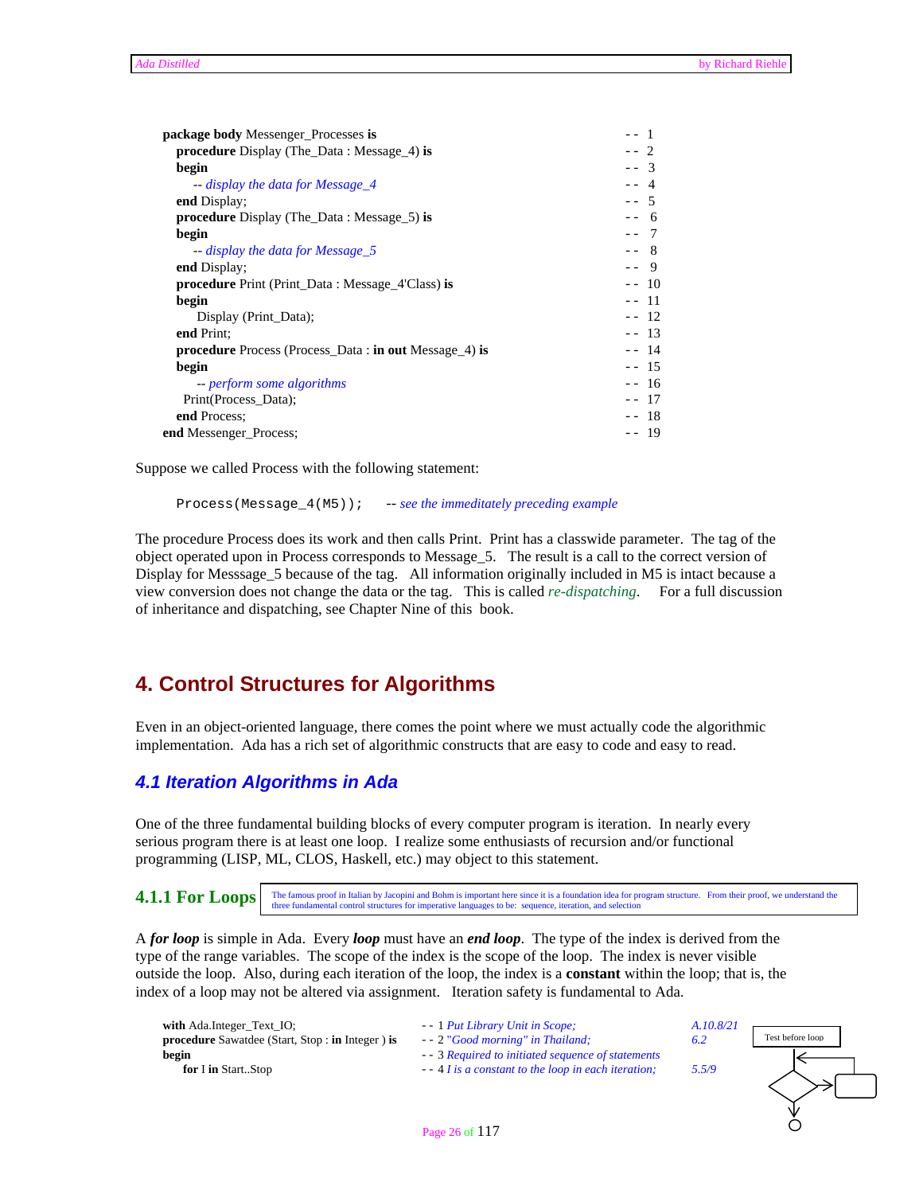```
package body Messenger_Processes is                              -- 1
   procedure Display (The_Data : Message_4) is                   -- 2
   begin                                                         -- 3
      -- display the data for Message_4                          -- 4
   end Display;                                                  -- 5
   procedure Display (The_Data : Message_5) is                   -- 6
   begin                                                         -- 7
      -- display the data for Message_5                          -- 8
   end Display;                                                  -- 9
   procedure Print (Print_Data : Message_4'Class) is             -- 10
   begin                                                         -- 11
       Display (Print_Data);                                     -- 12
   end Print;                                                    -- 13
   procedure Process (Process_Data : in out Message_4) is        -- 14
   begin                                                         -- 15
       -- perform some algorithms                                -- 16
     Print(Process_Data);                                        -- 17
   end Process;                                                  -- 18
end Messenger_Process;                                           -- 19
```

Suppose we called Process with the following statement:

```
Process(Message_4(M5));    -- see the immeditately preceding example
```

The procedure Process does its work and then calls Print. Print has a classwide parameter. The tag of the object operated upon in Process corresponds to Message_5. The result is a call to the correct version of Display for Messsage_5 because of the tag. All information originally included in M5 is intact because a view conversion does not change the data or the tag. This is called *re-dispatching*. For a full discussion of inheritance and dispatching, see Chapter Nine of this book.

# 4. Control Structures for Algorithms

Even in an object-oriented language, there comes the point where we must actually code the algorithmic implementation. Ada has a rich set of algorithmic constructs that are easy to code and easy to read.

## 4.1 Iteration Algorithms in Ada

One of the three fundamental building blocks of every computer program is iteration. In nearly every serious program there is at least one loop. I realize some enthusiasts of recursion and/or functional programming (LISP, ML, CLOS, Haskell, etc.) may object to this statement.

### 4.1.1 For Loops

The famous proof in Italian by Jacopini and Bohm is important here since it is a foundation idea for program structure. From their proof, we understand the three fundamental control structures for imperative languages to be: sequence, iteration, and selection

A ***for loop*** is simple in Ada. Every ***loop*** must have an ***end loop***. The type of the index is derived from the type of the range variables. The scope of the index is the scope of the loop. The index is never visible outside the loop. Also, during each iteration of the loop, the index is a **constant** within the loop; that is, the index of a loop may not be altered via assignment. Iteration safety is fundamental to Ada.

```
with Ada.Integer_Text_IO;                          -- 1 Put Library Unit in Scope;                 A.10.8/21
procedure Sawatdee (Start, Stop : in Integer ) is  -- 2 "Good morning" in Thailand;                6.2
begin                                              -- 3 Required to initiated sequence of statements
   for I in Start..Stop                            -- 4 I is a constant to the loop in each iteration;  5.5/9
```

Test before loop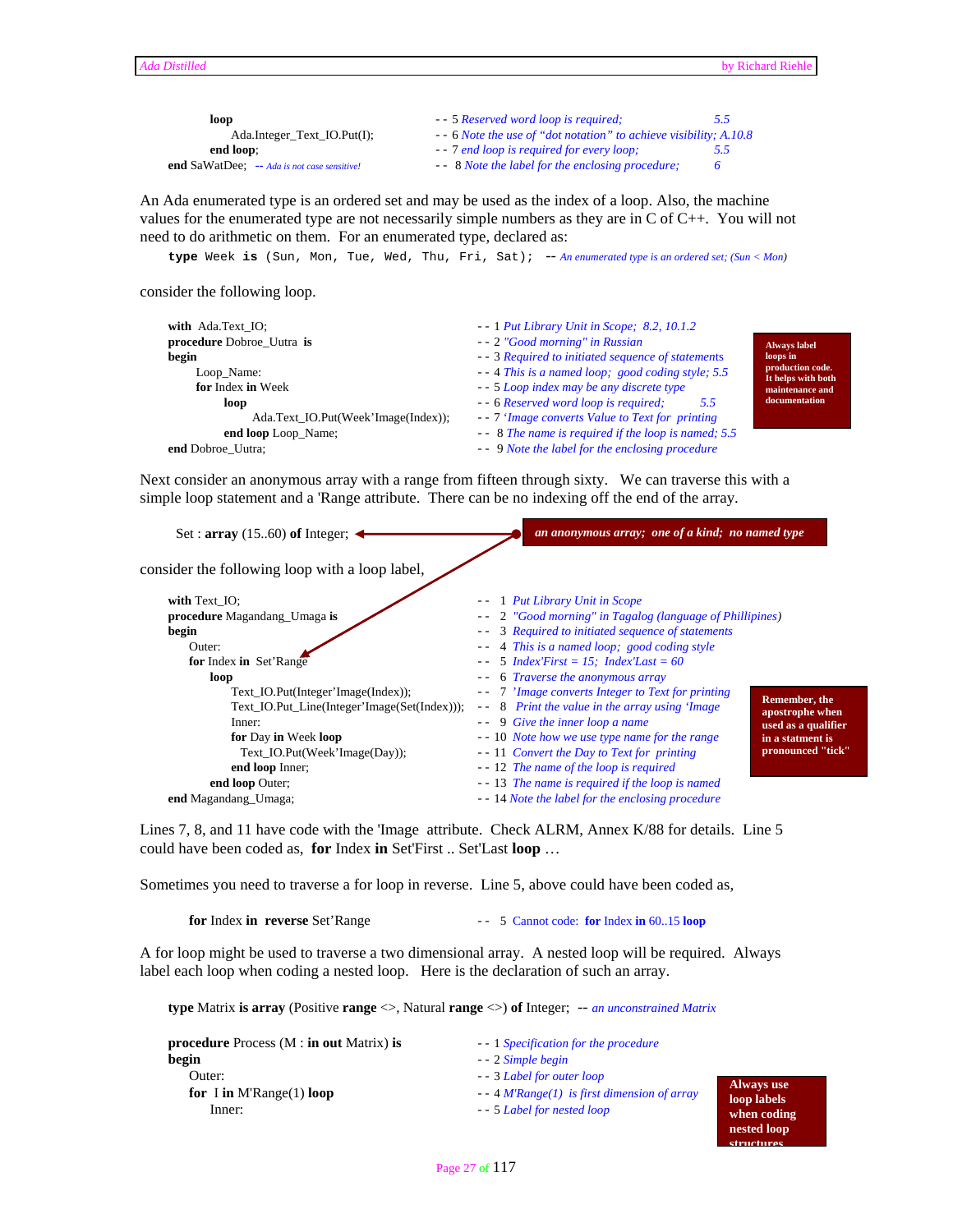```
      loop                                -- 5 Reserved word loop is required;              5.5
         Ada.Integer_Text_IO.Put(I);      -- 6 Note the use of "dot notation" to achieve visibility; A.10.8
      end loop;                           -- 7 end loop is required for every loop;         5.5
end SaWatDee;  -- Ada is not case sensitive!  -- 8 Note the label for the enclosing procedure;   6
```

An Ada enumerated type is an ordered set and may be used as the index of a loop. Also, the machine values for the enumerated type are not necessarily simple numbers as they are in C of C++. You will not need to do arithmetic on them. For an enumerated type, declared as:

```
type Week is (Sun, Mon, Tue, Wed, Thu, Fri, Sat);  -- An enumerated type is an ordered set; (Sun < Mon)
```

consider the following loop.

```
with Ada.Text_IO;                               -- 1 Put Library Unit in Scope; 8.2, 10.1.2
procedure Dobroe_Uutra is                       -- 2 "Good morning" in Russian
begin                                           -- 3 Required to initiated sequence of statements
   Loop_Name:                                   -- 4 This is a named loop; good coding style; 5.5
   for Index in Week                            -- 5 Loop index may be any discrete type
      loop                                      -- 6 Reserved word loop is required;        5.5
         Ada.Text_IO.Put(Week'Image(Index));    -- 7 'Image converts Value to Text for printing
      end loop Loop_Name;                       -- 8 The name is required if the loop is named; 5.5
end Dobroe_Uutra;                               -- 9 Note the label for the enclosing procedure
```

> Always label loops in production code. It helps with both maintenance and documentation

Next consider an anonymous array with a range from fifteen through sixty. We can traverse this with a simple loop statement and a 'Range attribute. There can be no indexing off the end of the array.

```
Set : array (15..60) of Integer;
```

> an anonymous array; one of a kind; no named type

consider the following loop with a loop label,

```
with Text_IO;                                      --  1  Put Library Unit in Scope
procedure Magandang_Umaga is                       --  2  "Good morning" in Tagalog (language of Phillipines)
begin                                              --  3  Required to initiated sequence of statements
   Outer:                                          --  4  This is a named loop; good coding style
   for Index in Set'Range                          --  5  Index'First = 15; Index'Last = 60
      loop                                         --  6  Traverse the anonymous array
         Text_IO.Put(Integer'Image(Index));        --  7  'Image converts Integer to Text for printing
         Text_IO.Put_Line(Integer'Image(Set(Index))); -- 8  Print the value in the array using 'Image
         Inner:                                    --  9  Give the inner loop a name
         for Day in Week loop                      -- 10  Note how we use type name for the range
            Text_IO.Put(Week'Image(Day));          -- 11  Convert the Day to Text for printing
         end loop Inner;                           -- 12  The name of the loop is required
      end loop Outer;                              -- 13  The name is required if the loop is named
end Magandang_Umaga;                               -- 14  Note the label for the enclosing procedure
```

> Remember, the apostrophe when used as a qualifier in a statment is pronounced "tick"

Lines 7, 8, and 11 have code with the 'Image attribute. Check ALRM, Annex K/88 for details. Line 5 could have been coded as, **for** Index **in** Set'First .. Set'Last **loop** …

Sometimes you need to traverse a for loop in reverse. Line 5, above could have been coded as,

```
   for Index in reverse Set'Range              --  5  Cannot code: for Index in 60..15 loop
```

A for loop might be used to traverse a two dimensional array. A nested loop will be required. Always label each loop when coding a nested loop. Here is the declaration of such an array.

```
type Matrix is array (Positive range <>, Natural range <>) of Integer;  -- an unconstrained Matrix
```

```
procedure Process (M : in out Matrix) is       -- 1 Specification for the procedure
begin                                          -- 2 Simple begin
   Outer:                                      -- 3 Label for outer loop
   for I in M'Range(1) loop                    -- 4 M'Range(1) is first dimension of array
      Inner:                                   -- 5 Label for nested loop
```

> Always use loop labels when coding nested loop structures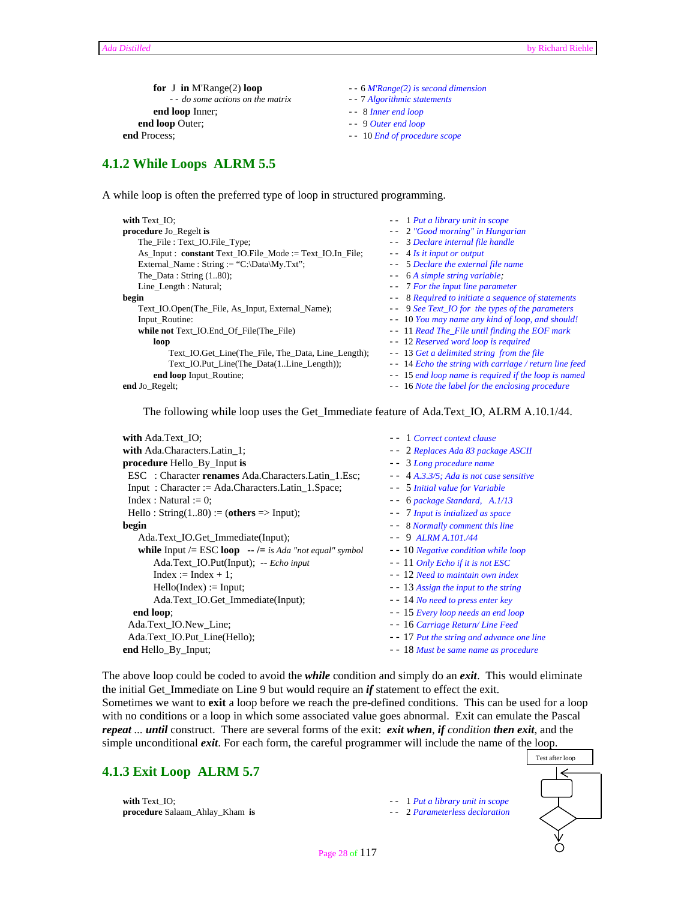```
      for J in M'Range(2) loop                        -- 6 M'Range(2) is second dimension
        -- do some actions on the matrix              -- 7 Algorithmic statements
      end loop Inner;                                 -- 8 Inner end loop
   end loop Outer;                                    -- 9 Outer end loop
end Process;                                          -- 10 End of procedure scope
```

## 4.1.2 While Loops ALRM 5.5

A while loop is often the preferred type of loop in structured programming.

```
with Text_IO;                                                    -- 1 Put a library unit in scope
procedure Jo_Regelt is                                           -- 2 "Good morning" in Hungarian
   The_File : Text_IO.File_Type;                                 -- 3 Declare internal file handle
   As_Input : constant Text_IO.File_Mode := Text_IO.In_File;     -- 4 Is it input or output
   External_Name : String := "C:\Data\My.Txt";                   -- 5 Declare the external file name
   The_Data : String (1..80);                                    -- 6 A simple string variable;
   Line_Length : Natural;                                        -- 7 For the input line parameter
begin                                                            -- 8 Required to initiate a sequence of statements
   Text_IO.Open(The_File, As_Input, External_Name);              -- 9 See Text_IO for the types of the parameters
   Input_Routine:                                                -- 10 You may name any kind of loop, and should!
   while not Text_IO.End_Of_File(The_File)                       -- 11 Read The_File until finding the EOF mark
      loop                                                       -- 12 Reserved word loop is required
         Text_IO.Get_Line(The_File, The_Data, Line_Length);      -- 13 Get a delimited string from the file
         Text_IO.Put_Line(The_Data(1..Line_Length));             -- 14 Echo the string with carriage / return line feed
      end loop Input_Routine;                                    -- 15 end loop name is required if the loop is named
end Jo_Regelt;                                                   -- 16 Note the label for the enclosing procedure
```

The following while loop uses the Get_Immediate feature of Ada.Text_IO, ALRM A.10.1/44.

```
with Ada.Text_IO;                                               -- 1 Correct context clause
with Ada.Characters.Latin_1;                                    -- 2 Replaces Ada 83 package ASCII
procedure Hello_By_Input is                                     -- 3 Long procedure name
  ESC   : Character renames Ada.Characters.Latin_1.Esc;         -- 4 A.3.3/5; Ada is not case sensitive
  Input : Character := Ada.Characters.Latin_1.Space;            -- 5 Initial value for Variable
  Index : Natural := 0;                                         -- 6 package Standard, A.1/13
  Hello : String(1..80) := (others => Input);                   -- 7 Input is intialized as space
begin                                                           -- 8 Normally comment this line
   Ada.Text_IO.Get_Immediate(Input);                            -- 9 ALRM A.101./44
   while Input /= ESC loop   -- /= is Ada "not equal" symbol    -- 10 Negative condition while loop
      Ada.Text_IO.Put(Input);  -- Echo input                    -- 11 Only Echo if it is not ESC
      Index := Index + 1;                                       -- 12 Need to maintain own index
      Hello(Index) := Input;                                    -- 13 Assign the input to the string
      Ada.Text_IO.Get_Immediate(Input);                         -- 14 No need to press enter key
   end loop;                                                    -- 15 Every loop needs an end loop
  Ada.Text_IO.New_Line;                                         -- 16 Carriage Return/ Line Feed
  Ada.Text_IO.Put_Line(Hello);                                  -- 17 Put the string and advance one line
end Hello_By_Input;                                             -- 18 Must be same name as procedure
```

The above loop could be coded to avoid the ***while*** condition and simply do an ***exit***. This would eliminate the initial Get_Immediate on Line 9 but would require an ***if*** statement to effect the exit.
Sometimes we want to **exit** a loop before we reach the pre-defined conditions. This can be used for a loop with no conditions or a loop in which some associated value goes abnormal. Exit can emulate the Pascal ***repeat*** ... ***until*** construct. There are several forms of the exit: ***exit when***, ***if*** *condition* ***then exit***, and the simple unconditional ***exit***. For each form, the careful programmer will include the name of the loop.

Test after loop

## 4.1.3 Exit Loop ALRM 5.7

```
with Text_IO;                                                   -- 1 Put a library unit in scope
procedure Salaam_Ahlay_Kham is                                  -- 2 Parameterless declaration
```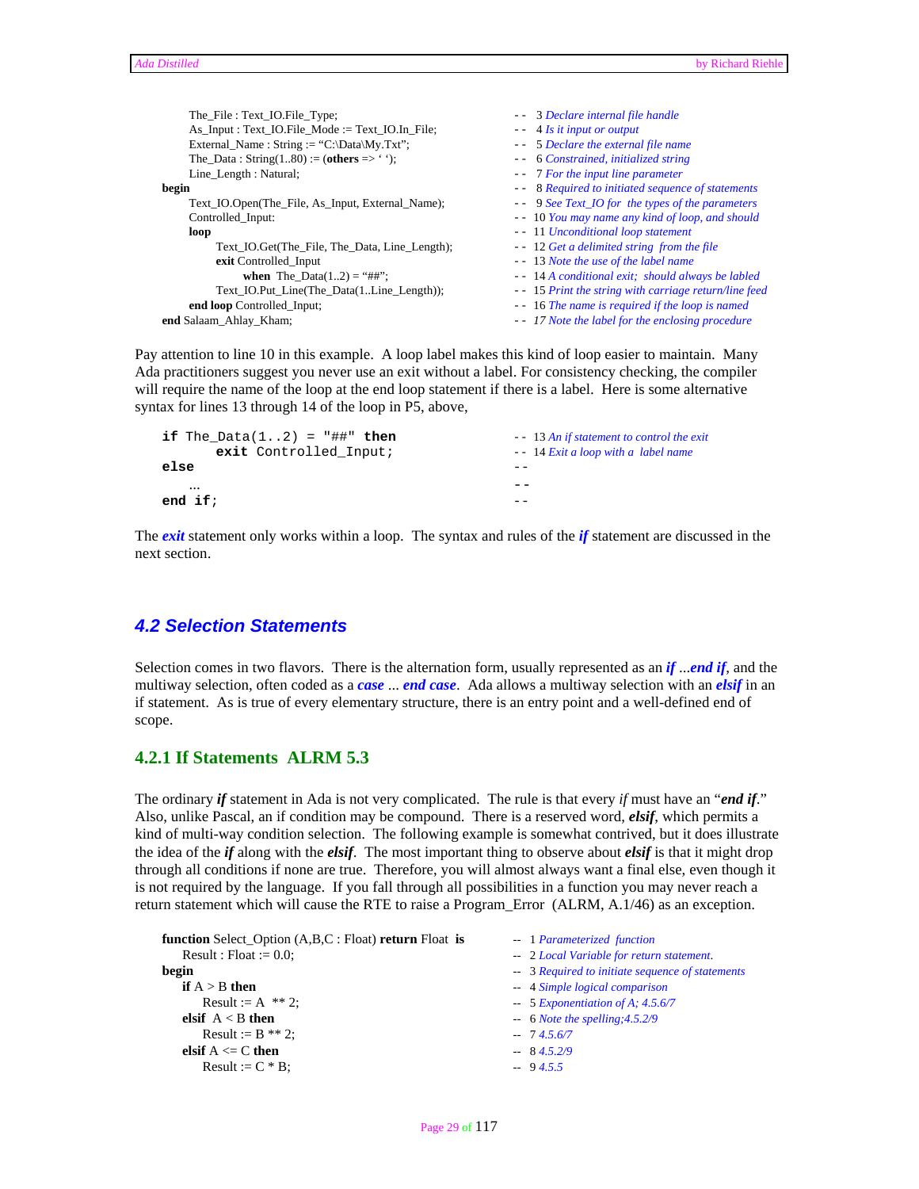```
      The_File : Text_IO.File_Type;                             --  3 Declare internal file handle
      As_Input : Text_IO.File_Mode := Text_IO.In_File;          --  4 Is it input or output
      External_Name : String := "C:\Data\My.Txt";               --  5 Declare the external file name
      The_Data : String(1..80) := (others => ' ');              --  6 Constrained, initialized string
      Line_Length : Natural;                                    --  7 For the input line parameter
begin                                                           --  8 Required to initiated sequence of statements
      Text_IO.Open(The_File, As_Input, External_Name);          --  9 See Text_IO for the types of the parameters
      Controlled_Input:                                         -- 10 You may name any kind of loop, and should
      loop                                                      -- 11 Unconditional loop statement
            Text_IO.Get(The_File, The_Data, Line_Length);       -- 12 Get a delimited string from the file
            exit Controlled_Input                               -- 13 Note the use of the label name
                  when The_Data(1..2) = "##";                   -- 14 A conditional exit; should always be labled
            Text_IO.Put_Line(The_Data(1..Line_Length));         -- 15 Print the string with carriage return/line feed
      end loop Controlled_Input;                                -- 16 The name is required if the loop is named
end Salaam_Ahlay_Kham;                                          -- 17 Note the label for the enclosing procedure
```

Pay attention to line 10 in this example. A loop label makes this kind of loop easier to maintain. Many Ada practitioners suggest you never use an exit without a label. For consistency checking, the compiler will require the name of the loop at the end loop statement if there is a label. Here is some alternative syntax for lines 13 through 14 of the loop in P5, above,

```
if The_Data(1..2) = "##" then                 -- 13 An if statement to control the exit
      exit Controlled_Input;                  -- 14 Exit a loop with a label name
else                                          --
   ...                                        --
end if;                                       --
```

The ***exit*** statement only works within a loop. The syntax and rules of the ***if*** statement are discussed in the next section.

## 4.2 Selection Statements

Selection comes in two flavors. There is the alternation form, usually represented as an ***if*** ...***end if***, and the multiway selection, often coded as a ***case*** ... ***end case***. Ada allows a multiway selection with an ***elsif*** in an if statement. As is true of every elementary structure, there is an entry point and a well-defined end of scope.

### 4.2.1 If Statements ALRM 5.3

The ordinary ***if*** statement in Ada is not very complicated. The rule is that every *if* must have an "***end if***." Also, unlike Pascal, an if condition may be compound. There is a reserved word, ***elsif***, which permits a kind of multi-way condition selection. The following example is somewhat contrived, but it does illustrate the idea of the ***if*** along with the ***elsif***. The most important thing to observe about ***elsif*** is that it might drop through all conditions if none are true. Therefore, you will almost always want a final else, even though it is not required by the language. If you fall through all possibilities in a function you may never reach a return statement which will cause the RTE to raise a Program_Error (ALRM, A.1/46) as an exception.

```
function Select_Option (A,B,C : Float) return Float  is    -- 1 Parameterized function
    Result : Float := 0.0;                                 -- 2 Local Variable for return statement.
begin                                                      -- 3 Required to initiate sequence of statements
    if A > B then                                          -- 4 Simple logical comparison
        Result := A  ** 2;                                 -- 5 Exponentiation of A; 4.5.6/7
    elsif  A < B then                                      -- 6 Note the spelling;4.5.2/9
        Result := B ** 2;                                  -- 7 4.5.6/7
    elsif A <= C then                                      -- 8 4.5.2/9
        Result := C * B;                                   -- 9 4.5.5
```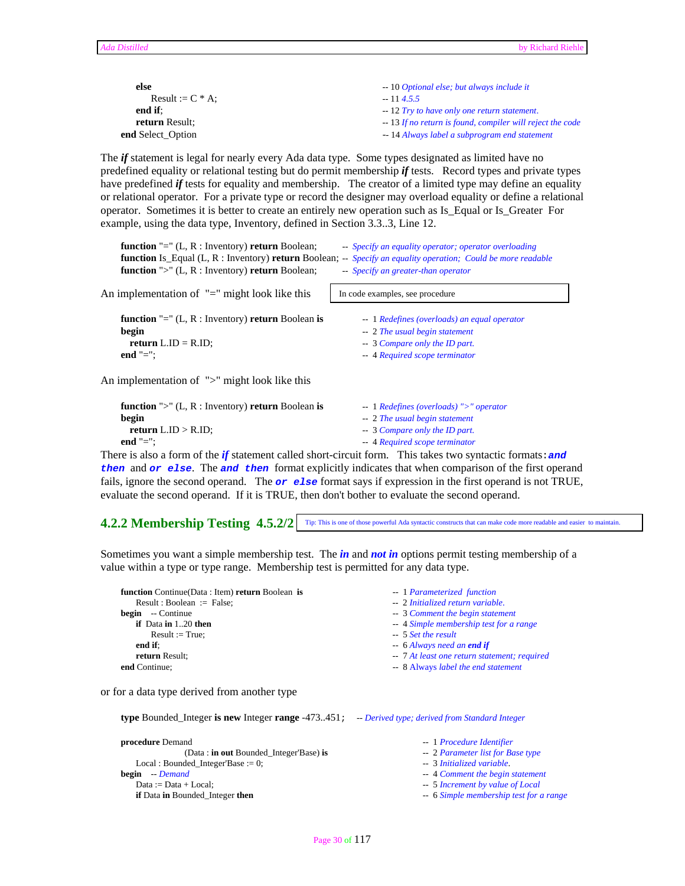```
      else                                          -- 10 Optional else; but always include it
          Result := C * A;                          -- 11 4.5.5
      end if;                                       -- 12 Try to have only one return statement.
      return Result;                                -- 13 If no return is found, compiler will reject the code
   end Select_Option                                -- 14 Always label a subprogram end statement
```

The ***if*** statement is legal for nearly every Ada data type. Some types designated as limited have no predefined equality or relational testing but do permit membership ***if*** tests. Record types and private types have predefined ***if*** tests for equality and membership. The creator of a limited type may define an equality or relational operator. For a private type or record the designer may overload equality or define a relational operator. Sometimes it is better to create an entirely new operation such as Is_Equal or Is_Greater For example, using the data type, Inventory, defined in Section 3.3..3, Line 12.

```
function "=" (L, R : Inventory) return Boolean;        -- Specify an equality operator; operator overloading
function Is_Equal (L, R : Inventory) return Boolean;   -- Specify an equality operation; Could be more readable
function ">" (L, R : Inventory) return Boolean;        -- Specify an greater-than operator
```

An implementation of "=" might look like this

In code examples, see procedure

```
function "=" (L, R : Inventory) return Boolean is      -- 1 Redefines (overloads) an equal operator
begin                                                  -- 2 The usual begin statement
   return L.ID = R.ID;                                 -- 3 Compare only the ID part.
end "=";                                               -- 4 Required scope terminator
```

An implementation of ">" might look like this

```
function ">" (L, R : Inventory) return Boolean is      -- 1 Redefines (overloads) ">" operator
begin                                                  -- 2 The usual begin statement
   return L.ID > R.ID;                                 -- 3 Compare only the ID part.
end "=";                                               -- 4 Required scope terminator
```

There is also a form of the ***if*** statement called short-circuit form. This takes two syntactic formats: ***and then*** and ***or else***. The ***and then*** format explicitly indicates that when comparison of the first operand fails, ignore the second operand. The ***or else*** format says if expression in the first operand is not TRUE, evaluate the second operand. If it is TRUE, then don't bother to evaluate the second operand.

## 4.2.2 Membership Testing 4.5.2/2

Tip: This is one of those powerful Ada syntactic constructs that can make code more readable and easier to maintain.

Sometimes you want a simple membership test. The ***in*** and ***not in*** options permit testing membership of a value within a type or type range. Membership test is permitted for any data type.

```
function Continue(Data : Item) return Boolean is       -- 1 Parameterized function
   Result : Boolean := False;                          -- 2 Initialized return variable.
begin   -- Continue                                    -- 3 Comment the begin statement
   if Data in 1..20 then                               -- 4 Simple membership test for a range
      Result := True;                                  -- 5 Set the result
   end if;                                             -- 6 Always need an end if
   return Result;                                      -- 7 At least one return statement; required
end Continue;                                          -- 8 Always label the end statement
```

or for a data type derived from another type

```
type Bounded_Integer is new Integer range -473..451;   -- Derived type; derived from Standard Integer

procedure Demand                                       -- 1 Procedure Identifier
            (Data : in out Bounded_Integer'Base) is    -- 2 Parameter list for Base type
   Local : Bounded_Integer'Base := 0;                  -- 3 Initialized variable.
begin   -- Demand                                      -- 4 Comment the begin statement
   Data := Data + Local;                               -- 5 Increment by value of Local
   if Data in Bounded_Integer then                     -- 6 Simple membership test for a range
```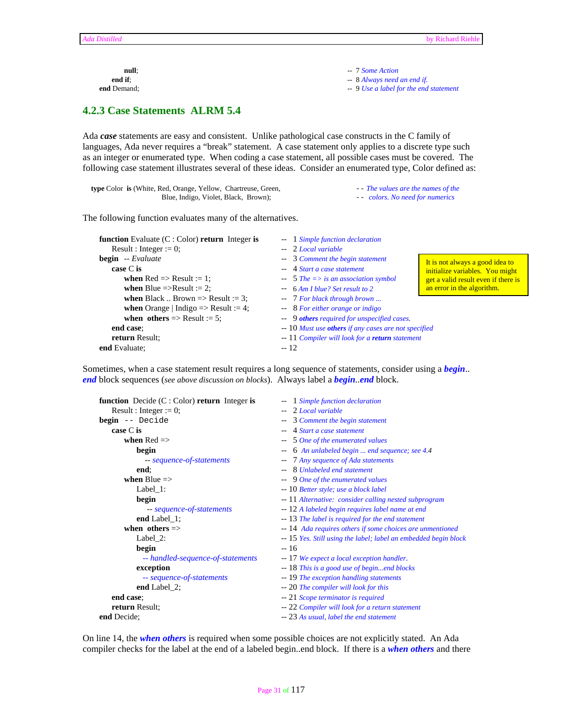```
         null;                                          -- 7 Some Action
      end if;                                           -- 8 Always need an end if.
   end Demand;                                          -- 9 Use a label for the end statement
```

## 4.2.3 Case Statements ALRM 5.4

Ada ***case*** statements are easy and consistent. Unlike pathological case constructs in the C family of languages, Ada never requires a "break" statement. A case statement only applies to a discrete type such as an integer or enumerated type. When coding a case statement, all possible cases must be covered. The following case statement illustrates several of these ideas. Consider an enumerated type, Color defined as:

```
type Color is (White, Red, Orange, Yellow, Chartreuse, Green,      -- The values are the names of the
               Blue, Indigo, Violet, Black, Brown);                -- colors. No need for numerics
```

The following function evaluates many of the alternatives.

```
function Evaluate (C : Color) return Integer is      -- 1 Simple function declaration
   Result : Integer := 0;                            -- 2 Local variable
begin -- Evaluate                                    -- 3 Comment the begin statement
   case C is                                         -- 4 Start a case statement
      when Red => Result := 1;                       -- 5 The => is an association symbol
      when Blue =>Result := 2;                       -- 6 Am I blue? Set result to 2
      when Black .. Brown => Result := 3;            -- 7 For black through brown ...
      when Orange | Indigo => Result := 4;           -- 8 For either orange or indigo
      when others => Result := 5;                    -- 9 others required for unspecified cases.
   end case;                                         -- 10 Must use others if any cases are not specified
   return Result;                                    -- 11 Compiler will look for a return statement
end Evaluate;                                        -- 12
```

It is not always a good idea to initialize variables. You might get a valid result even if there is an error in the algorithm.

Sometimes, when a case statement result requires a long sequence of statements, consider using a ***begin***.. ***end*** block sequences (*see above discussion on blocks*). Always label a ***begin***..***end*** block.

```
function Decide (C : Color) return Integer is        -- 1 Simple function declaration
   Result : Integer := 0;                            -- 2 Local variable
begin -- Decide                                      -- 3 Comment the begin statement
   case C is                                         -- 4 Start a case statement
      when Red =>                                    -- 5 One of the enumerated values
         begin                                       -- 6 An unlabeled begin ... end sequence; see 4.4
            -- sequence-of-statements                -- 7 Any sequence of Ada statements
         end;                                        -- 8 Unlabeled end statement
      when Blue =>                                   -- 9 One of the enumerated values
         Label_1:                                    -- 10 Better style; use a block label
         begin                                       -- 11 Alternative: consider calling nested subprogram
            -- sequence-of-statements                -- 12 A labeled begin requires label name at end
         end Label_1;                                -- 13 The label is required for the end statement
      when others =>                                 -- 14 Ada requires others if some choices are unmentioned
         Label_2:                                    -- 15 Yes. Still using the label; label an embedded begin block
         begin                                       -- 16
            -- handled-sequence-of-statements        -- 17 We expect a local exception handler.
         exception                                   -- 18 This is a good use of begin...end blocks
            -- sequence-of-statements                -- 19 The exception handling statements
         end Label_2;                                -- 20 The compiler will look for this
   end case;                                         -- 21 Scope terminator is required
   return Result;                                    -- 22 Compiler will look for a return statement
end Decide;                                          -- 23 As usual, label the end statement
```

On line 14, the ***when others*** is required when some possible choices are not explicitly stated. An Ada compiler checks for the label at the end of a labeled begin..end block. If there is a ***when others*** and there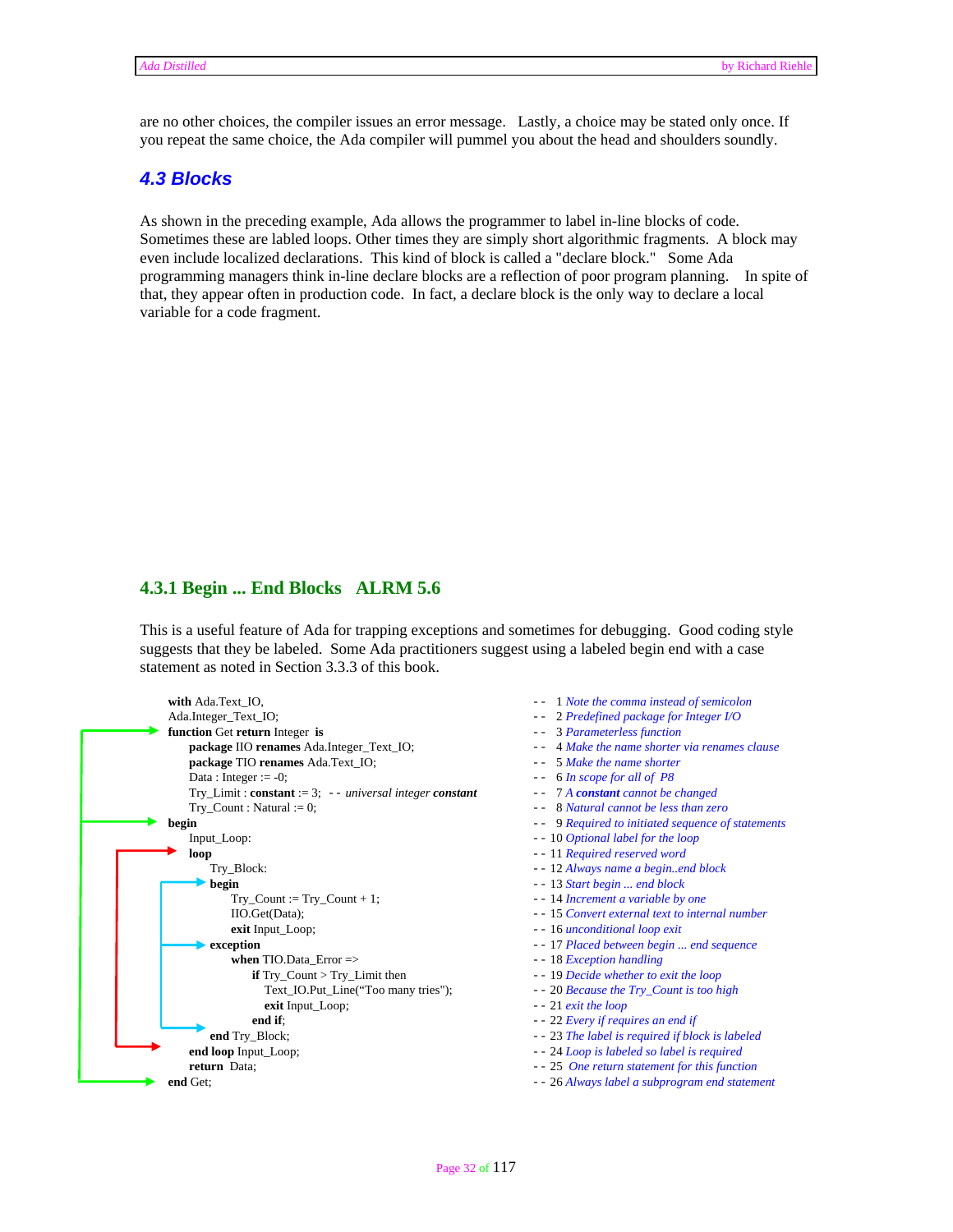are no other choices, the compiler issues an error message. Lastly, a choice may be stated only once. If you repeat the same choice, the Ada compiler will pummel you about the head and shoulders soundly.

## 4.3 Blocks

As shown in the preceding example, Ada allows the programmer to label in-line blocks of code. Sometimes these are labled loops. Other times they are simply short algorithmic fragments. A block may even include localized declarations. This kind of block is called a "declare block." Some Ada programming managers think in-line declare blocks are a reflection of poor program planning. In spite of that, they appear often in production code. In fact, a declare block is the only way to declare a local variable for a code fragment.

### 4.3.1 Begin ... End Blocks ALRM 5.6

This is a useful feature of Ada for trapping exceptions and sometimes for debugging. Good coding style suggests that they be labeled. Some Ada practitioners suggest using a labeled begin end with a case statement as noted in Section 3.3.3 of this book.

```
with Ada.Text_IO,                                        --  1 Note the comma instead of semicolon
Ada.Integer_Text_IO;                                     --  2 Predefined package for Integer I/O
function Get return Integer  is                          --  3 Parameterless function
    package IIO renames Ada.Integer_Text_IO;             --  4 Make the name shorter via renames clause
    package TIO renames Ada.Text_IO;                     --  5 Make the name shorter
    Data : Integer := -0;                                --  6 In scope for all of  P8
    Try_Limit : constant := 3;  -- universal integer constant --  7 A constant cannot be changed
    Try_Count : Natural := 0;                            --  8 Natural cannot be less than zero
begin                                                    --  9 Required to initiated sequence of statements
    Input_Loop:                                          -- 10 Optional label for the loop
    loop                                                 -- 11 Required reserved word
        Try_Block:                                       -- 12 Always name a begin..end block
        begin                                            -- 13 Start begin ... end block
            Try_Count := Try_Count + 1;                  -- 14 Increment a variable by one
            IIO.Get(Data);                               -- 15 Convert external text to internal number
            exit Input_Loop;                             -- 16 unconditional loop exit
        exception                                        -- 17 Placed between begin ... end sequence
            when TIO.Data_Error =>                       -- 18 Exception handling
                if Try_Count > Try_Limit then            -- 19 Decide whether to exit the loop
                   Text_IO.Put_Line("Too many tries");   -- 20 Because the Try_Count is too high
                   exit Input_Loop;                      -- 21 exit the loop
                end if;                                  -- 22 Every if requires an end if
        end Try_Block;                                   -- 23 The label is required if block is labeled
    end loop Input_Loop;                                 -- 24 Loop is labeled so label is required
    return  Data;                                        -- 25  One return statement for this function
end Get;                                                 -- 26 Always label a subprogram end statement
```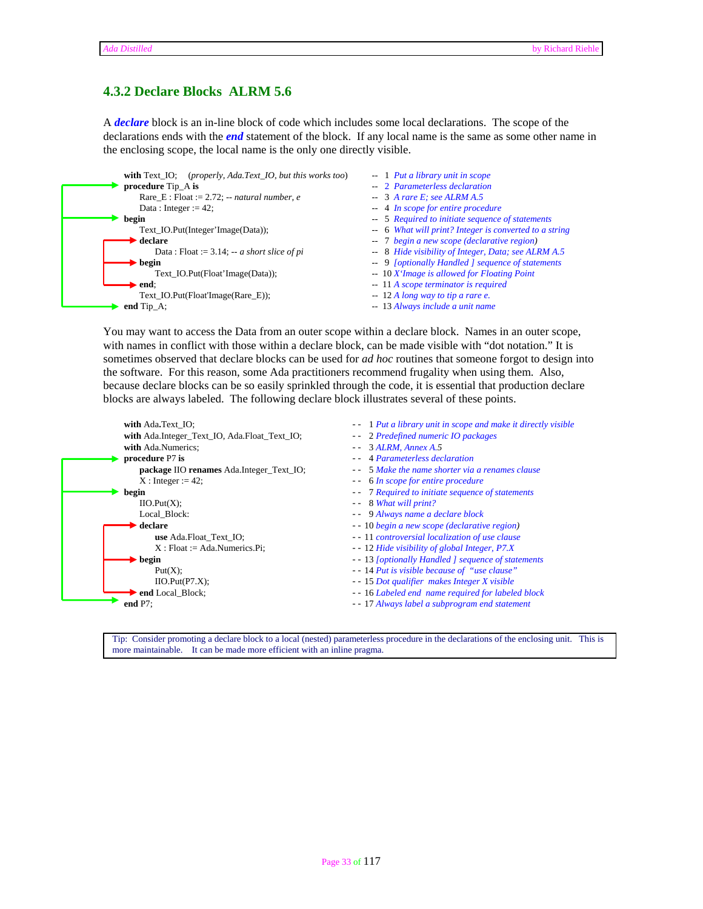### 4.3.2 Declare Blocks ALRM 5.6

A ***declare*** block is an in-line block of code which includes some local declarations. The scope of the declarations ends with the ***end*** statement of the block. If any local name is the same as some other name in the enclosing scope, the local name is the only one directly visible.

```
with Text_IO;   (properly, Ada.Text_IO, but this works too)   --  1  Put a library unit in scope
procedure Tip_A is                                             --  2  Parameterless declaration
   Rare_E : Float := 2.72; -- natural number, e                --  3  A rare E; see ALRM A.5
   Data : Integer := 42;                                       --  4  In scope for entire procedure
begin                                                          --  5  Required to initiate sequence of statements
   Text_IO.Put(Integer'Image(Data));                           --  6  What will print? Integer is converted to a string
   declare                                                     --  7  begin a new scope (declarative region)
      Data : Float := 3.14; -- a short slice of pi             --  8  Hide visibility of Integer, Data; see ALRM A.5
   begin                                                       --  9  [optionally Handled ] sequence of statements
      Text_IO.Put(Float'Image(Data));                          --  10 X'Image is allowed for Floating Point
   end;                                                        --  11 A scope terminator is required
   Text_IO.Put(Float'Image(Rare_E));                           --  12 A long way to tip a rare e.
end Tip_A;                                                     --  13 Always include a unit name
```

You may want to access the Data from an outer scope within a declare block. Names in an outer scope, with names in conflict with those within a declare block, can be made visible with "dot notation." It is sometimes observed that declare blocks can be used for *ad hoc* routines that someone forgot to design into the software. For this reason, some Ada practitioners recommend frugality when using them. Also, because declare blocks can be so easily sprinkled through the code, it is essential that production declare blocks are always labeled. The following declare block illustrates several of these points.

```
with Ada.Text_IO;                                   - -  1 Put a library unit in scope and make it directly visible
with Ada.Integer_Text_IO, Ada.Float_Text_IO;        - -  2 Predefined numeric IO packages
with Ada.Numerics;                                  - -  3 ALRM, Annex A.5
procedure P7 is                                     - -  4 Parameterless declaration
   package IIO renames Ada.Integer_Text_IO;         - -  5 Make the name shorter via a renames clause
   X : Integer := 42;                               - -  6 In scope for entire procedure
begin                                               - -  7 Required to initiate sequence of statements
   IIO.Put(X);                                      - -  8 What will print?
   Local_Block:                                     - -  9 Always name a declare block
   declare                                          - - 10 begin a new scope (declarative region)
      use Ada.Float_Text_IO;                        - - 11 controversial localization of use clause
      X : Float := Ada.Numerics.Pi;                 - - 12 Hide visibility of global Integer, P7.X
   begin                                            - - 13 [optionally Handled ] sequence of statements
      Put(X);                                       - - 14 Put is visible because of "use clause"
      IIO.Put(P7.X);                                - - 15 Dot qualifier makes Integer X visible
   end Local_Block;                                 - - 16 Labeled end name required for labeled block
end P7;                                             - - 17 Always label a subprogram end statement
```

Tip: Consider promoting a declare block to a local (nested) parameterless procedure in the declarations of the enclosing unit. This is more maintainable. It can be made more efficient with an inline pragma.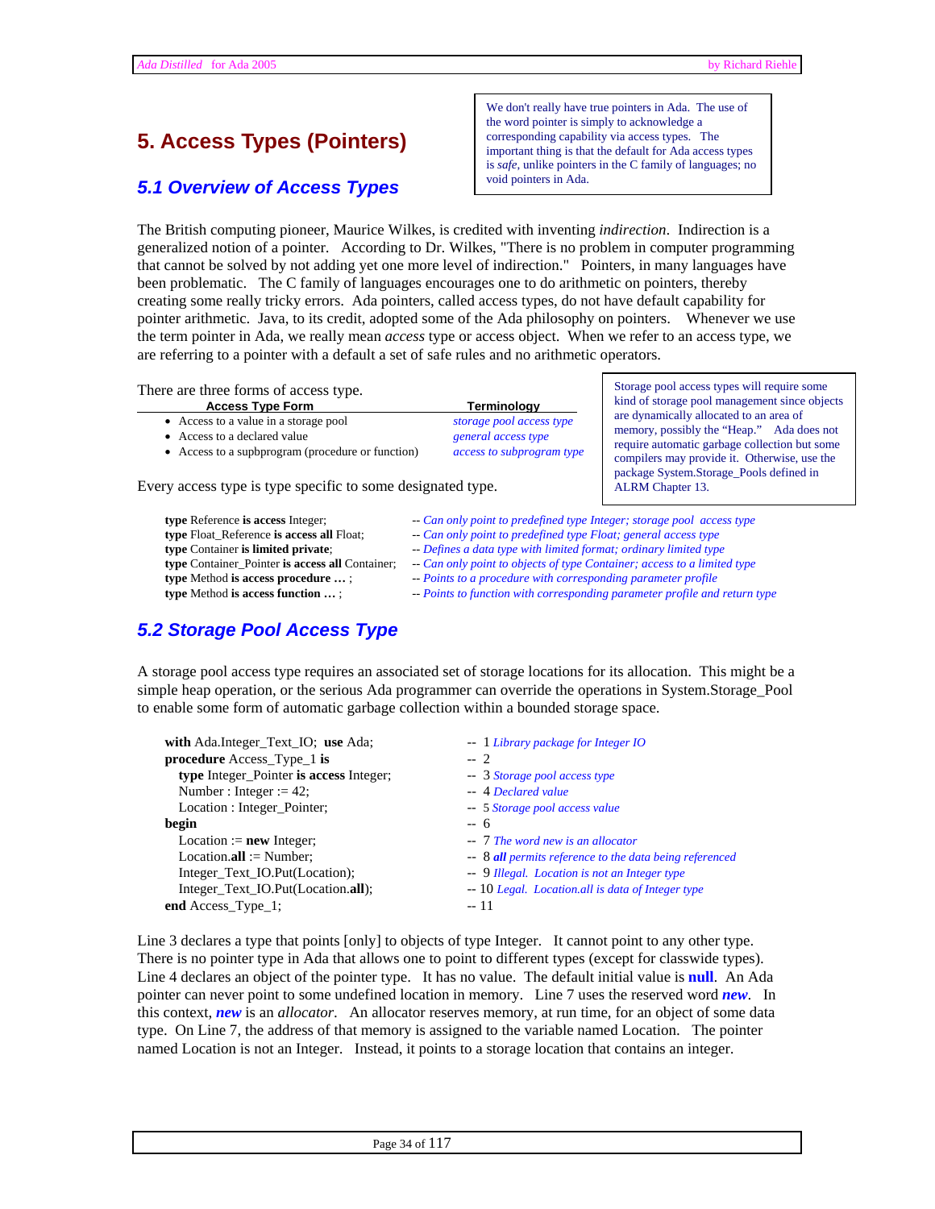# 5. Access Types (Pointers)

> We don't really have true pointers in Ada. The use of the word pointer is simply to acknowledge a corresponding capability via access types. The important thing is that the default for Ada access types is *safe*, unlike pointers in the C family of languages; no void pointers in Ada.

## 5.1 Overview of Access Types

The British computing pioneer, Maurice Wilkes, is credited with inventing *indirection*. Indirection is a generalized notion of a pointer. According to Dr. Wilkes, "There is no problem in computer programming that cannot be solved by not adding yet one more level of indirection." Pointers, in many languages have been problematic. The C family of languages encourages one to do arithmetic on pointers, thereby creating some really tricky errors. Ada pointers, called access types, do not have default capability for pointer arithmetic. Java, to its credit, adopted some of the Ada philosophy on pointers. Whenever we use the term pointer in Ada, we really mean *access* type or access object. When we refer to an access type, we are referring to a pointer with a default a set of safe rules and no arithmetic operators.

There are three forms of access type.

| Access Type Form | Terminology |
|---|---|
| • Access to a value in a storage pool | *storage pool access type* |
| • Access to a declared value | *general access type* |
| • Access to a supbprogram (procedure or function) | *access to subprogram type* |

> Storage pool access types will require some kind of storage pool management since objects are dynamically allocated to an area of memory, possibly the "Heap." Ada does not require automatic garbage collection but some compilers may provide it. Otherwise, use the package System.Storage_Pools defined in ALRM Chapter 13.

Every access type is type specific to some designated type.

```
type Reference is access Integer;                  -- Can only point to predefined type Integer; storage pool access type
type Float_Reference is access all Float;          -- Can only point to predefined type Float; general access type
type Container is limited private;                 -- Defines a data type with limited format; ordinary limited type
type Container_Pointer is access all Container;    -- Can only point to objects of type Container; access to a limited type
type Method is access procedure … ;                -- Points to a procedure with corresponding parameter profile
type Method is access function … ;                 -- Points to function with corresponding parameter profile and return type
```

## 5.2 Storage Pool Access Type

A storage pool access type requires an associated set of storage locations for its allocation. This might be a simple heap operation, or the serious Ada programmer can override the operations in System.Storage_Pool to enable some form of automatic garbage collection within a bounded storage space.

```
with Ada.Integer_Text_IO; use Ada;              -- 1 Library package for Integer IO
procedure Access_Type_1 is                      -- 2
   type Integer_Pointer is access Integer;      -- 3 Storage pool access type
   Number : Integer := 42;                      -- 4 Declared value
   Location : Integer_Pointer;                  -- 5 Storage pool access value
begin                                           -- 6
   Location := new Integer;                     -- 7 The word new is an allocator
   Location.all := Number;                      -- 8 all permits reference to the data being referenced
   Integer_Text_IO.Put(Location);               -- 9 Illegal. Location is not an Integer type
   Integer_Text_IO.Put(Location.all);           -- 10 Legal. Location.all is data of Integer type
end Access_Type_1;                              -- 11
```

Line 3 declares a type that points [only] to objects of type Integer. It cannot point to any other type. There is no pointer type in Ada that allows one to point to different types (except for classwide types). Line 4 declares an object of the pointer type. It has no value. The default initial value is **null**. An Ada pointer can never point to some undefined location in memory. Line 7 uses the reserved word ***new***. In this context, ***new*** is an *allocator*. An allocator reserves memory, at run time, for an object of some data type. On Line 7, the address of that memory is assigned to the variable named Location. The pointer named Location is not an Integer. Instead, it points to a storage location that contains an integer.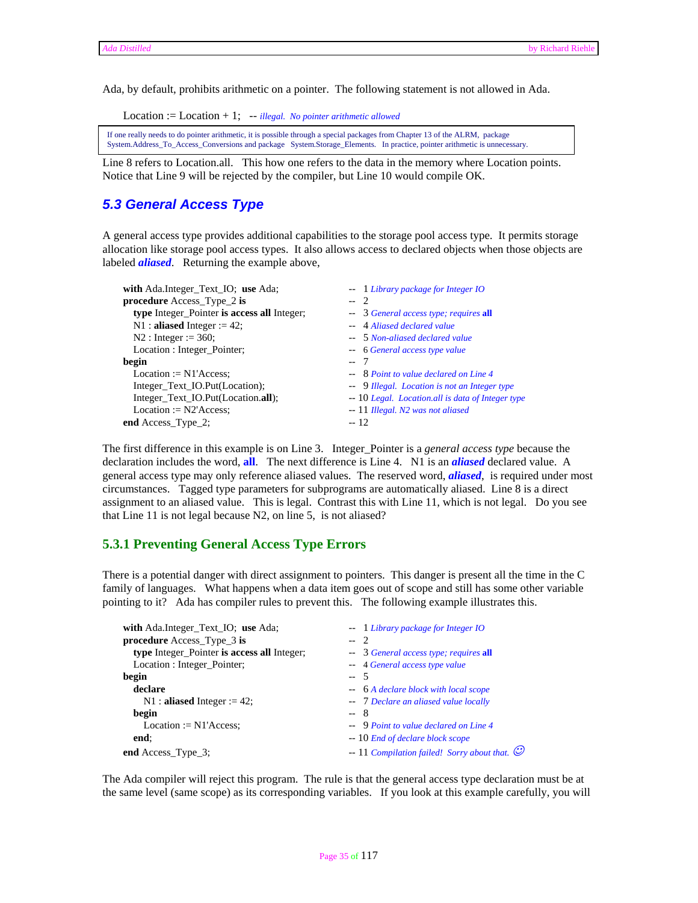Ada, by default, prohibits arithmetic on a pointer. The following statement is not allowed in Ada.

```
Location := Location + 1;   -- illegal.  No pointer arithmetic allowed
```

> If one really needs to do pointer arithmetic, it is possible through a special packages from Chapter 13 of the ALRM, package System.Address_To_Access_Conversions and package System.Storage_Elements. In practice, pointer arithmetic is unnecessary.

Line 8 refers to Location.all. This how one refers to the data in the memory where Location points. Notice that Line 9 will be rejected by the compiler, but Line 10 would compile OK.

## 5.3 General Access Type

A general access type provides additional capabilities to the storage pool access type. It permits storage allocation like storage pool access types. It also allows access to declared objects when those objects are labeled ***aliased***. Returning the example above,

```
with Ada.Integer_Text_IO;  use Ada;               --  1 Library package for Integer IO
procedure Access_Type_2 is                        --  2
   type Integer_Pointer is access all Integer;    --  3 General access type; requires all
   N1 : aliased Integer := 42;                    --  4 Aliased declared value
   N2 : Integer := 360;                           --  5 Non-aliased declared value
   Location : Integer_Pointer;                    --  6 General access type value
begin                                             --  7
   Location := N1'Access;                         --  8 Point to value declared on Line 4
   Integer_Text_IO.Put(Location);                 --  9 Illegal.  Location is not an Integer type
   Integer_Text_IO.Put(Location.all);             -- 10 Legal.  Location.all is data of Integer type
   Location := N2'Access;                         -- 11 Illegal. N2 was not aliased
end Access_Type_2;                                -- 12
```

The first difference in this example is on Line 3. Integer_Pointer is a *general access type* because the declaration includes the word, **all**. The next difference is Line 4. N1 is an ***aliased*** declared value. A general access type may only reference aliased values. The reserved word, ***aliased***, is required under most circumstances. Tagged type parameters for subprograms are automatically aliased. Line 8 is a direct assignment to an aliased value. This is legal. Contrast this with Line 11, which is not legal. Do you see that Line 11 is not legal because N2, on line 5, is not aliased?

### 5.3.1 Preventing General Access Type Errors

There is a potential danger with direct assignment to pointers. This danger is present all the time in the C family of languages. What happens when a data item goes out of scope and still has some other variable pointing to it? Ada has compiler rules to prevent this. The following example illustrates this.

```
with Ada.Integer_Text_IO;  use Ada;               --  1 Library package for Integer IO
procedure Access_Type_3 is                        --  2
   type Integer_Pointer is access all Integer;    --  3 General access type; requires all
   Location : Integer_Pointer;                    --  4 General access type value
begin                                             --  5
   declare                                        --  6 A declare block with local scope
      N1 : aliased Integer := 42;                 --  7 Declare an aliased value locally
   begin                                          --  8
      Location := N1'Access;                      --  9 Point to value declared on Line 4
   end;                                           -- 10 End of declare block scope
end Access_Type_3;                                -- 11 Compilation failed!  Sorry about that. ☺
```

The Ada compiler will reject this program. The rule is that the general access type declaration must be at the same level (same scope) as its corresponding variables. If you look at this example carefully, you will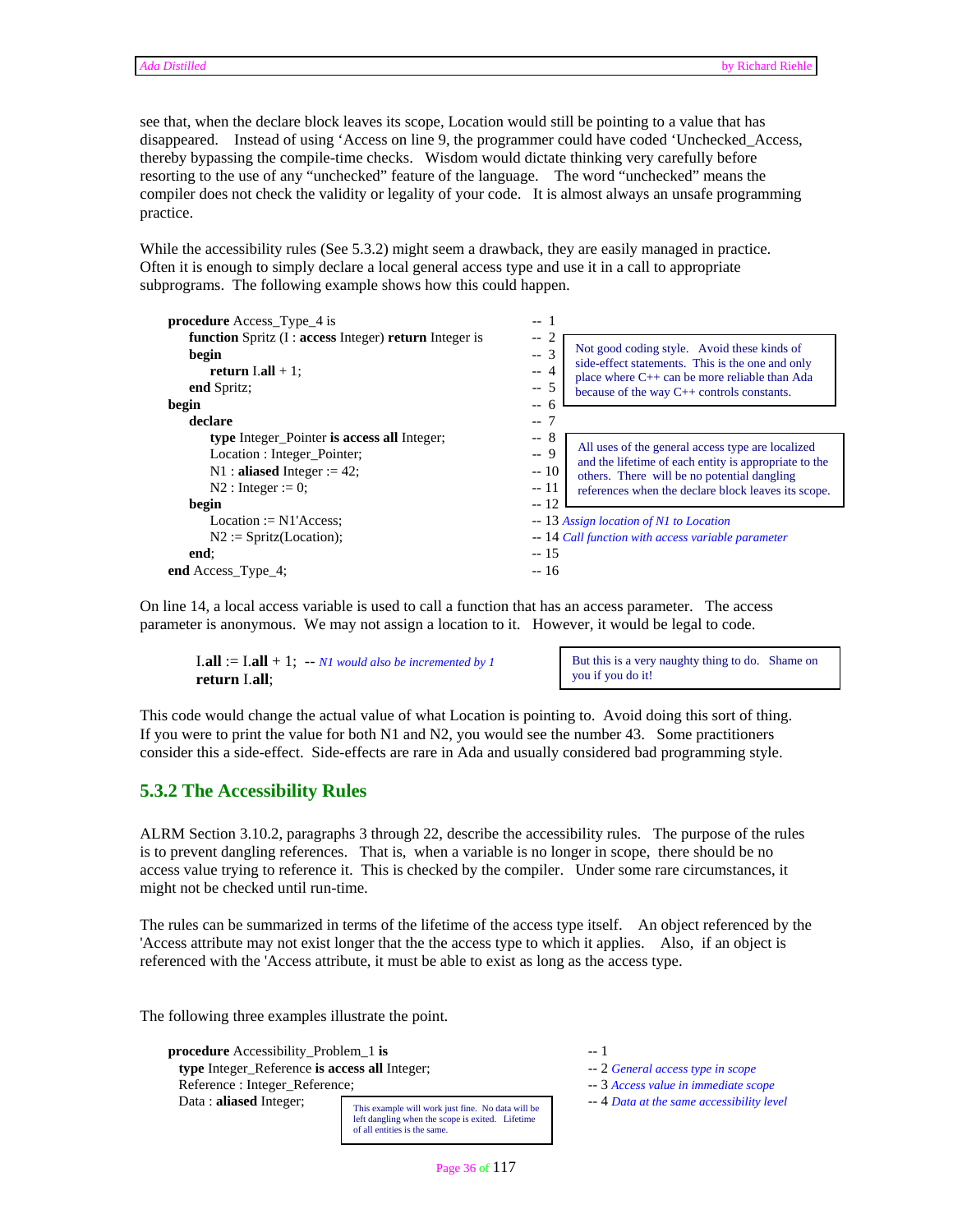see that, when the declare block leaves its scope, Location would still be pointing to a value that has disappeared. Instead of using 'Access on line 9, the programmer could have coded 'Unchecked_Access, thereby bypassing the compile-time checks. Wisdom would dictate thinking very carefully before resorting to the use of any "unchecked" feature of the language. The word "unchecked" means the compiler does not check the validity or legality of your code. It is almost always an unsafe programming practice.

While the accessibility rules (See 5.3.2) might seem a drawback, they are easily managed in practice. Often it is enough to simply declare a local general access type and use it in a call to appropriate subprograms. The following example shows how this could happen.

```
procedure Access_Type_4 is                          -- 1
   function Spritz (I : access Integer) return Integer is  -- 2
   begin                                            -- 3
      return I.all + 1;                             -- 4
   end Spritz;                                      -- 5
begin                                               -- 6
   declare                                          -- 7
      type Integer_Pointer is access all Integer;   -- 8
      Location : Integer_Pointer;                   -- 9
      N1 : aliased Integer := 42;                   -- 10
      N2 : Integer := 0;                            -- 11
   begin                                            -- 12
      Location := N1'Access;                        -- 13 Assign location of N1 to Location
      N2 := Spritz(Location);                       -- 14 Call function with access variable parameter
   end;                                             -- 15
end Access_Type_4;                                  -- 16
```

> Not good coding style. Avoid these kinds of side-effect statements. This is the one and only place where C++ can be more reliable than Ada because of the way C++ controls constants.

> All uses of the general access type are localized and the lifetime of each entity is appropriate to the others. There will be no potential dangling references when the declare block leaves its scope.

On line 14, a local access variable is used to call a function that has an access parameter. The access parameter is anonymous. We may not assign a location to it. However, it would be legal to code.

```
I.all := I.all + 1;  -- N1 would also be incremented by 1
return I.all;
```

> But this is a very naughty thing to do. Shame on you if you do it!

This code would change the actual value of what Location is pointing to. Avoid doing this sort of thing. If you were to print the value for both N1 and N2, you would see the number 43. Some practitioners consider this a side-effect. Side-effects are rare in Ada and usually considered bad programming style.

### 5.3.2 The Accessibility Rules

ALRM Section 3.10.2, paragraphs 3 through 22, describe the accessibility rules. The purpose of the rules is to prevent dangling references. That is, when a variable is no longer in scope, there should be no access value trying to reference it. This is checked by the compiler. Under some rare circumstances, it might not be checked until run-time.

The rules can be summarized in terms of the lifetime of the access type itself. An object referenced by the 'Access attribute may not exist longer that the the access type to which it applies. Also, if an object is referenced with the 'Access attribute, it must be able to exist as long as the access type.

The following three examples illustrate the point.

```
procedure Accessibility_Problem_1 is                -- 1
   type Integer_Reference is access all Integer;    -- 2 General access type in scope
   Reference : Integer_Reference;                   -- 3 Access value in immediate scope
   Data : aliased Integer;                          -- 4 Data at the same accessibility level
```

> This example will work just fine. No data will be left dangling when the scope is exited. Lifetime of all entities is the same.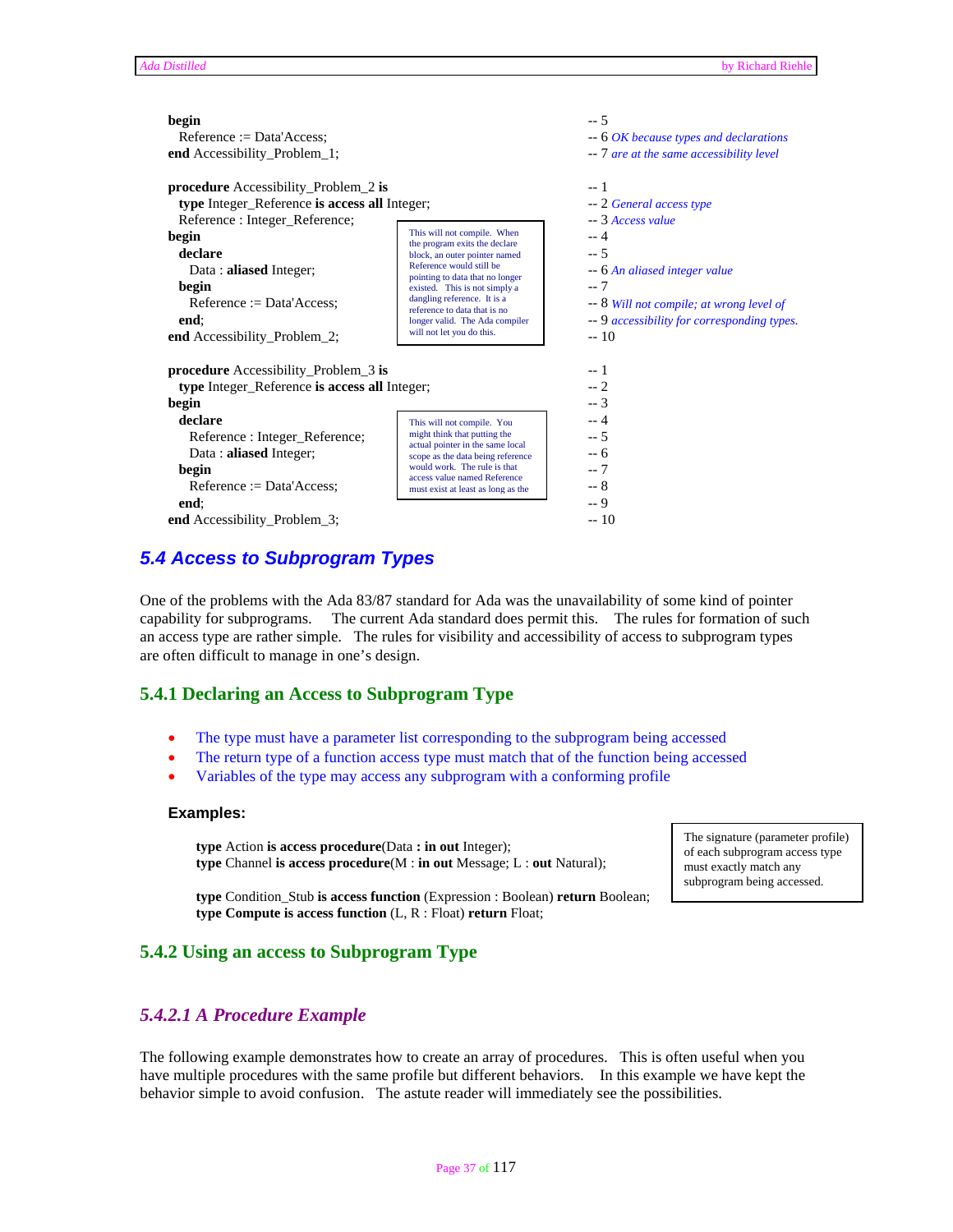```ada
begin                                            -- 5
  Reference := Data'Access;                      -- 6 OK because types and declarations
end Accessibility_Problem_1;                     -- 7 are at the same accessibility level

procedure Accessibility_Problem_2 is             -- 1
  type Integer_Reference is access all Integer;  -- 2 General access type
  Reference : Integer_Reference;                 -- 3 Access value
begin                                            -- 4
  declare                                        -- 5
    Data : aliased Integer;                      -- 6 An aliased integer value
  begin                                          -- 7
    Reference := Data'Access;                    -- 8 Will not compile; at wrong level of
  end;                                           -- 9 accessibility for corresponding types.
end Accessibility_Problem_2;                     -- 10
```

> This will not compile. When the program exits the declare block, an outer pointer named Reference would still be pointing to data that no longer existed. This is not simply a dangling reference. It is a reference to data that is no longer valid. The Ada compiler will not let you do this.

```ada
procedure Accessibility_Problem_3 is             -- 1
  type Integer_Reference is access all Integer;  -- 2
begin                                            -- 3
  declare                                        -- 4
    Reference : Integer_Reference;               -- 5
    Data : aliased Integer;                      -- 6
  begin                                          -- 7
    Reference := Data'Access;                    -- 8
  end;                                           -- 9
end Accessibility_Problem_3;                     -- 10
```

> This will not compile. You might think that putting the actual pointer in the same local scope as the data being reference would work. The rule is that access value named Reference must exist at least as long as the

## 5.4 Access to Subprogram Types

One of the problems with the Ada 83/87 standard for Ada was the unavailability of some kind of pointer capability for subprograms. The current Ada standard does permit this. The rules for formation of such an access type are rather simple. The rules for visibility and accessibility of access to subprogram types are often difficult to manage in one's design.

### 5.4.1 Declaring an Access to Subprogram Type

- The type must have a parameter list corresponding to the subprogram being accessed
- The return type of a function access type must match that of the function being accessed
- Variables of the type may access any subprogram with a conforming profile

**Examples:**

```ada
type Action is access procedure(Data : in out Integer);
type Channel is access procedure(M : in out Message; L : out Natural);

type Condition_Stub is access function (Expression : Boolean) return Boolean;
type Compute is access function (L, R : Float) return Float;
```

> The signature (parameter profile) of each subprogram access type must exactly match any subprogram being accessed.

### 5.4.2 Using an access to Subprogram Type

#### *5.4.2.1 A Procedure Example*

The following example demonstrates how to create an array of procedures. This is often useful when you have multiple procedures with the same profile but different behaviors. In this example we have kept the behavior simple to avoid confusion. The astute reader will immediately see the possibilities.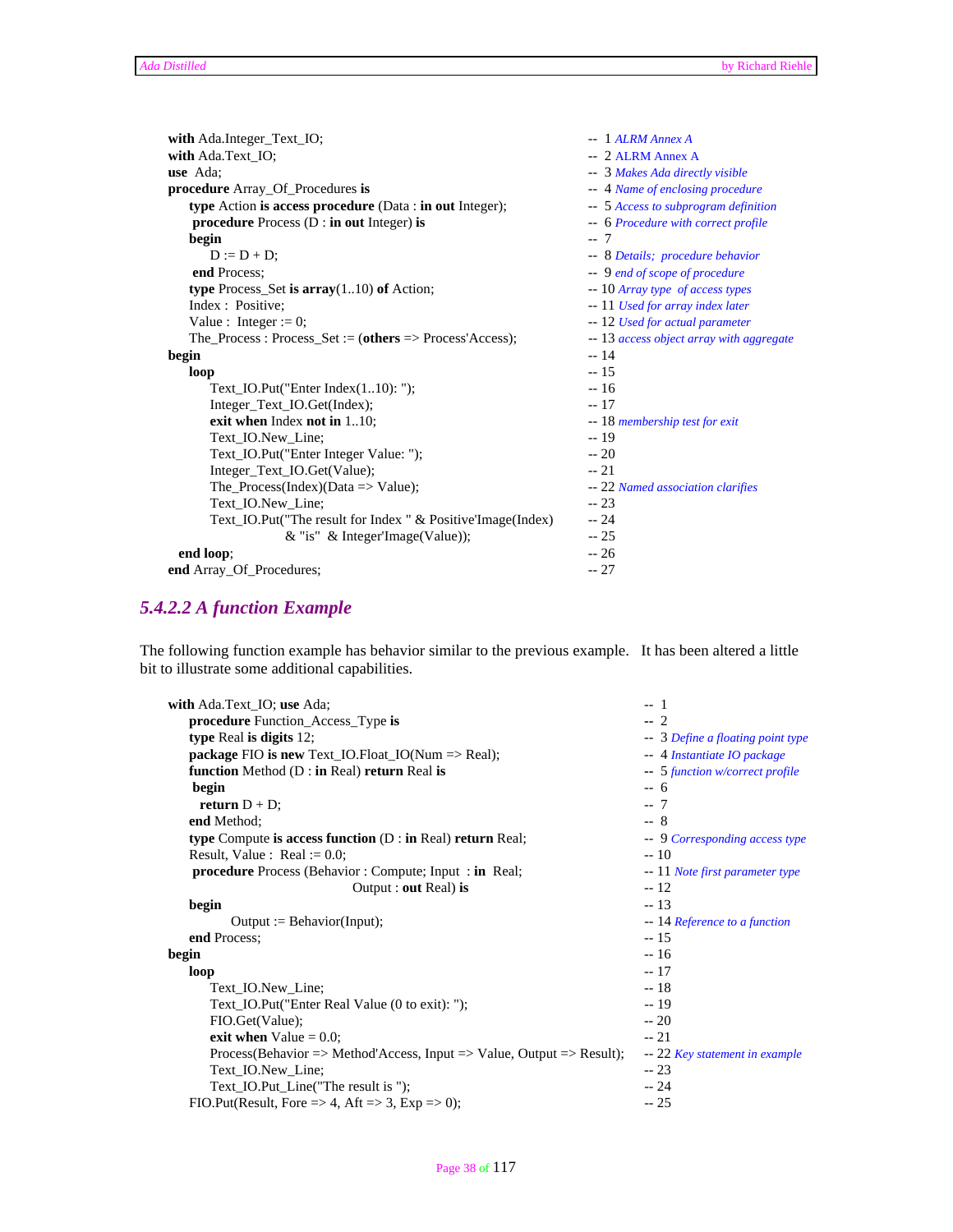```ada
with Ada.Integer_Text_IO;                                          --  1 ALRM Annex A
with Ada.Text_IO;                                                  --  2 ALRM Annex A
use  Ada;                                                          --  3 Makes Ada directly visible
procedure Array_Of_Procedures is                                   --  4 Name of enclosing procedure
     type Action is access procedure (Data : in out Integer);      --  5 Access to subprogram definition
     procedure Process (D : in out Integer) is                     --  6 Procedure with correct profile
     begin                                                         --  7
          D := D + D;                                              --  8 Details;  procedure behavior
     end Process;                                                  --  9 end of scope of procedure
     type Process_Set is array(1..10) of Action;                   -- 10 Array type  of access types
     Index :  Positive;                                            -- 11 Used for array index later
     Value :  Integer := 0;                                        -- 12 Used for actual parameter
     The_Process : Process_Set := (others => Process'Access);      -- 13 access object array with aggregate
begin                                                              -- 14
     loop                                                          -- 15
          Text_IO.Put("Enter Index(1..10): ");                     -- 16
          Integer_Text_IO.Get(Index);                              -- 17
          exit when Index not in 1..10;                            -- 18 membership test for exit
          Text_IO.New_Line;                                        -- 19
          Text_IO.Put("Enter Integer Value: ");                    -- 20
          Integer_Text_IO.Get(Value);                              -- 21
          The_Process(Index)(Data => Value);                       -- 22 Named association clarifies
          Text_IO.New_Line;                                        -- 23
          Text_IO.Put("The result for Index " & Positive'Image(Index)  -- 24
                      & "is"  & Integer'Image(Value));             -- 25
  end loop;                                                        -- 26
end Array_Of_Procedures;                                           -- 27
```

### 5.4.2.2 A function Example

The following function example has behavior similar to the previous example. It has been altered a little bit to illustrate some additional capabilities.

```ada
with Ada.Text_IO; use Ada;                                         --  1
     procedure Function_Access_Type is                             --  2
     type Real is digits 12;                                       --  3 Define a floating point type
     package FIO is new Text_IO.Float_IO(Num => Real);             --  4 Instantiate IO package
     function Method (D : in Real) return Real is                  --  5 function w/correct profile
      begin                                                        --  6
       return D + D;                                               --  7
     end Method;                                                   --  8
     type Compute is access function (D : in Real) return Real;    --  9 Corresponding access type
     Result, Value :  Real := 0.0;                                 -- 10
      procedure Process (Behavior : Compute; Input  : in  Real;    -- 11 Note first parameter type
                                   Output : out Real) is           -- 12
     begin                                                         -- 13
            Output := Behavior(Input);                             -- 14 Reference to a function
     end Process;                                                  -- 15
begin                                                              -- 16
     loop                                                          -- 17
          Text_IO.New_Line;                                        -- 18
          Text_IO.Put("Enter Real Value (0 to exit): ");           -- 19
          FIO.Get(Value);                                          -- 20
          exit when Value = 0.0;                                   -- 21
          Process(Behavior => Method'Access, Input => Value, Output => Result);  -- 22 Key statement in example
          Text_IO.New_Line;                                        -- 23
          Text_IO.Put_Line("The result is ");                      -- 24
     FIO.Put(Result, Fore => 4, Aft => 3, Exp => 0);               -- 25
```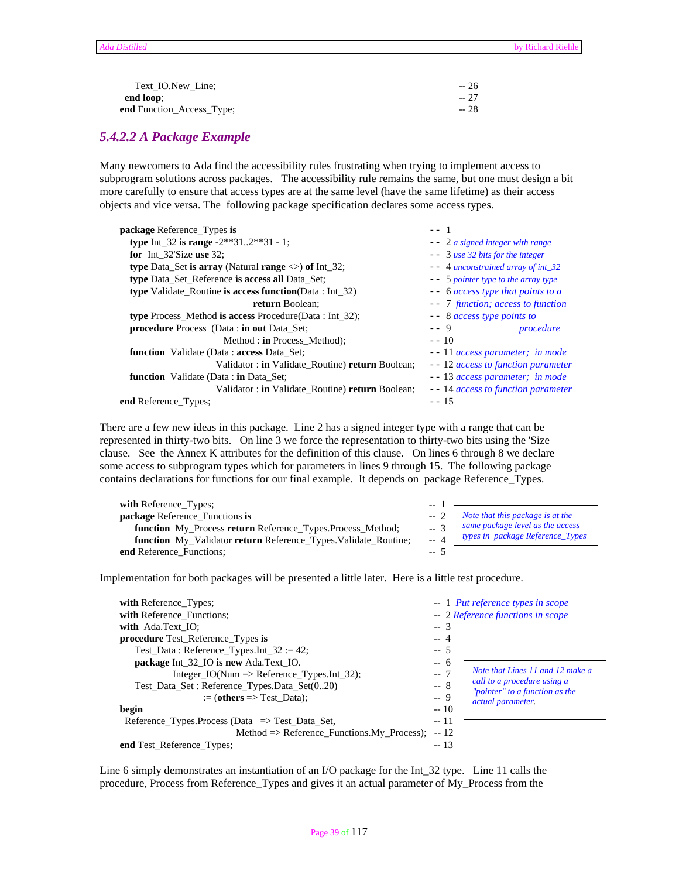```
      Text_IO.New_Line;                                                    -- 26
   end loop;                                                               -- 27
end Function_Access_Type;                                                  -- 28
```

### 5.4.2.2 A Package Example

Many newcomers to Ada find the accessibility rules frustrating when trying to implement access to subprogram solutions across packages. The accessibility rule remains the same, but one must design a bit more carefully to ensure that access types are at the same level (have the same lifetime) as their access objects and vice versa. The following package specification declares some access types.

```
package Reference_Types is                                                 -- - 1
   type Int_32 is range -2**31..2**31 - 1;                                 -- - 2 a signed integer with range
   for Int_32'Size use 32;                                                 -- - 3 use 32 bits for the integer
   type Data_Set is array (Natural range <>) of Int_32;                    -- - 4 unconstrained array of int_32
   type Data_Set_Reference is access all Data_Set;                         -- - 5 pointer type to the array type
   type Validate_Routine is access function(Data : Int_32)                 -- - 6 access type that points to a
                                    return Boolean;                        -- - 7 function; access to function
   type Process_Method is access Procedure(Data : Int_32);                 -- - 8 access type points to
   procedure Process  (Data : in out Data_Set;                             -- - 9                procedure
                       Method : in Process_Method);                        -- - 10
   function  Validate (Data : access Data_Set;                             -- - 11 access parameter; in mode
                       Validator : in Validate_Routine) return Boolean;    -- - 12 access to function parameter
   function  Validate (Data : in Data_Set;                                 -- - 13 access parameter; in mode
                       Validator : in Validate_Routine) return Boolean;    -- - 14 access to function parameter
end Reference_Types;                                                       -- - 15
```

There are a few new ideas in this package. Line 2 has a signed integer type with a range that can be represented in thirty-two bits. On line 3 we force the representation to thirty-two bits using the 'Size clause. See the Annex K attributes for the definition of this clause. On lines 6 through 8 we declare some access to subprogram types which for parameters in lines 9 through 15. The following package contains declarations for functions for our final example. It depends on package Reference_Types.

```
with Reference_Types;                                                      -- 1
package Reference_Functions is                                             -- 2
   function My_Process return Reference_Types.Process_Method;              -- 3
   function My_Validator return Reference_Types.Validate_Routine;          -- 4
end Reference_Functions;                                                   -- 5
```

*Note that this package is at the same package level as the access types in package Reference_Types*

Implementation for both packages will be presented a little later. Here is a little test procedure.

```
with Reference_Types;                                                      -- 1 Put reference types in scope
with Reference_Functions;                                                  -- 2 Reference functions in scope
with Ada.Text_IO;                                                          -- 3
procedure Test_Reference_Types is                                          -- 4
   Test_Data : Reference_Types.Int_32 := 42;                               -- 5
   package Int_32_IO is new Ada.Text_IO.                                   -- 6
           Integer_IO(Num => Reference_Types.Int_32);                      -- 7
   Test_Data_Set : Reference_Types.Data_Set(0..20)                         -- 8
                 := (others => Test_Data);                                 -- 9
begin                                                                      -- 10
 Reference_Types.Process (Data   => Test_Data_Set,                         -- 11
                          Method => Reference_Functions.My_Process);       -- 12
end Test_Reference_Types;                                                  -- 13
```

*Note that Lines 11 and 12 make a call to a procedure using a "pointer" to a function as the actual parameter.*

Line 6 simply demonstrates an instantiation of an I/O package for the Int_32 type. Line 11 calls the procedure, Process from Reference_Types and gives it an actual parameter of My_Process from the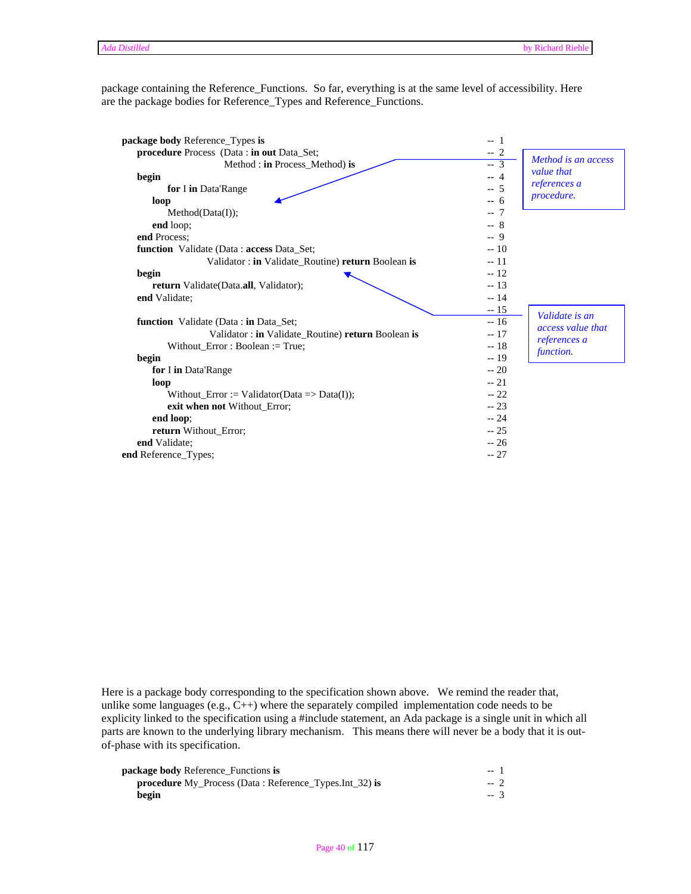package containing the Reference_Functions. So far, everything is at the same level of accessibility. Here are the package bodies for Reference_Types and Reference_Functions.

```
package body Reference_Types is                                        -- 1
   procedure Process (Data : in out Data_Set;                          -- 2
                      Method : in Process_Method) is                   -- 3
   begin                                                               -- 4
       for I in Data'Range                                             -- 5
     loop                                                              -- 6
       Method(Data(I));                                                -- 7
     end loop;                                                         -- 8
   end Process;                                                        -- 9
   function Validate (Data : access Data_Set;                          -- 10
                  Validator : in Validate_Routine) return Boolean is   -- 11
   begin                                                               -- 12
     return Validate(Data.all, Validator);                             -- 13
   end Validate;                                                       -- 14
                                                                       -- 15
   function Validate (Data : in Data_Set;                              -- 16
                  Validator : in Validate_Routine) return Boolean is   -- 17
       Without_Error : Boolean := True;                                -- 18
   begin                                                               -- 19
     for I in Data'Range                                               -- 20
     loop                                                              -- 21
       Without_Error := Validator(Data => Data(I));                    -- 22
       exit when not Without_Error;                                    -- 23
     end loop;                                                         -- 24
     return Without_Error;                                             -- 25
   end Validate;                                                       -- 26
end Reference_Types;                                                   -- 27
```

*Method is an access value that references a procedure.*

*Validate is an access value that references a function.*

Here is a package body corresponding to the specification shown above. We remind the reader that, unlike some languages (e.g., C++) where the separately compiled implementation code needs to be explicity linked to the specification using a #include statement, an Ada package is a single unit in which all parts are known to the underlying library mechanism. This means there will never be a body that it is out-of-phase with its specification.

```
package body Reference_Functions is                                    -- 1
   procedure My_Process (Data : Reference_Types.Int_32) is             -- 2
   begin                                                               -- 3
```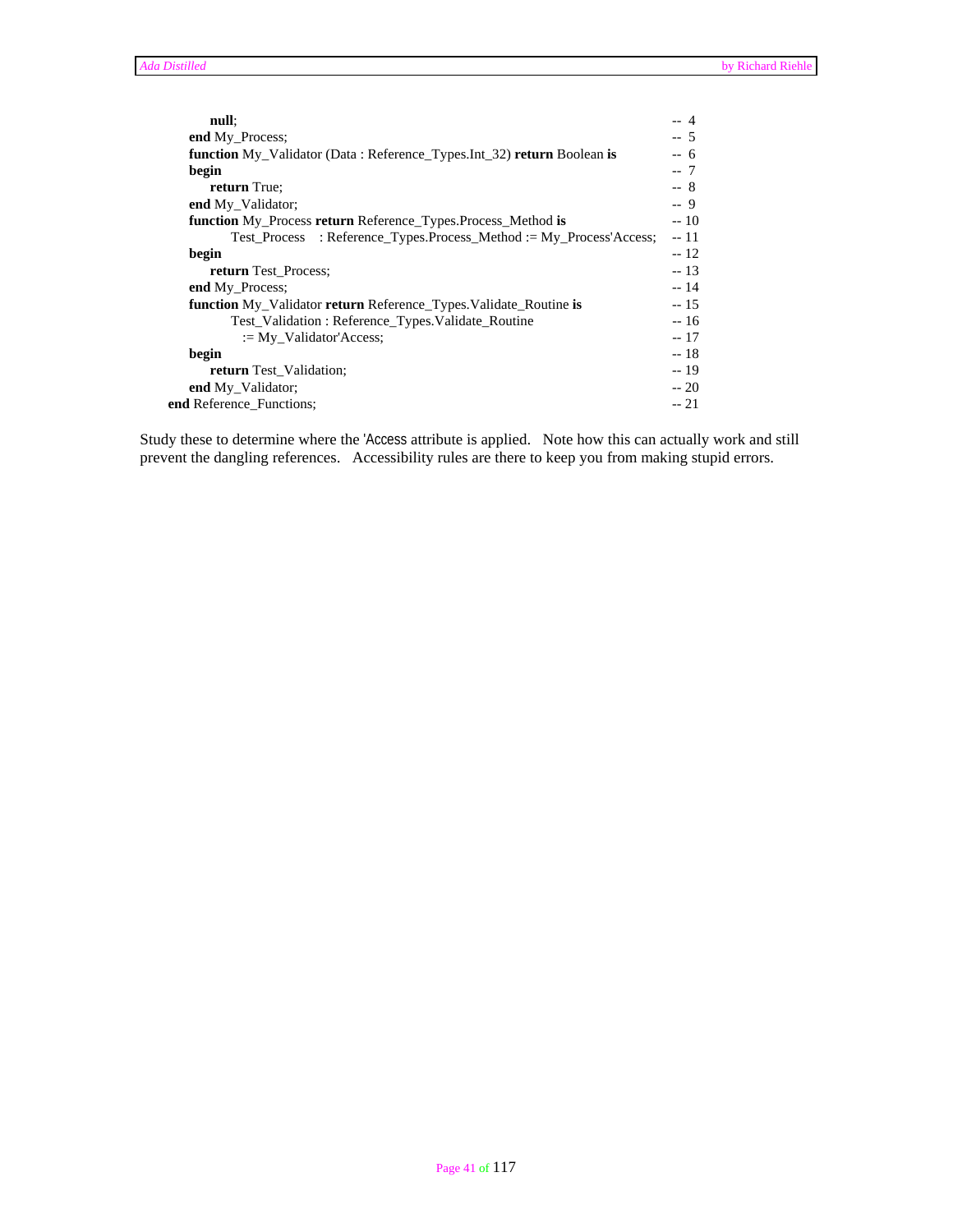```
      null;                                                                          -- 4
   end My_Process;                                                                   -- 5
   function My_Validator (Data : Reference_Types.Int_32) return Boolean is           -- 6
   begin                                                                             -- 7
      return True;                                                                   -- 8
   end My_Validator;                                                                 -- 9
   function My_Process return Reference_Types.Process_Method is                      -- 10
         Test_Process   : Reference_Types.Process_Method := My_Process'Access;      -- 11
   begin                                                                             -- 12
      return Test_Process;                                                           -- 13
   end My_Process;                                                                   -- 14
   function My_Validator return Reference_Types.Validate_Routine is                  -- 15
         Test_Validation : Reference_Types.Validate_Routine                          -- 16
            := My_Validator'Access;                                                  -- 17
   begin                                                                             -- 18
      return Test_Validation;                                                        -- 19
   end My_Validator;                                                                 -- 20
end Reference_Functions;                                                             -- 21
```

Study these to determine where the 'Access attribute is applied. Note how this can actually work and still prevent the dangling references. Accessibility rules are there to keep you from making stupid errors.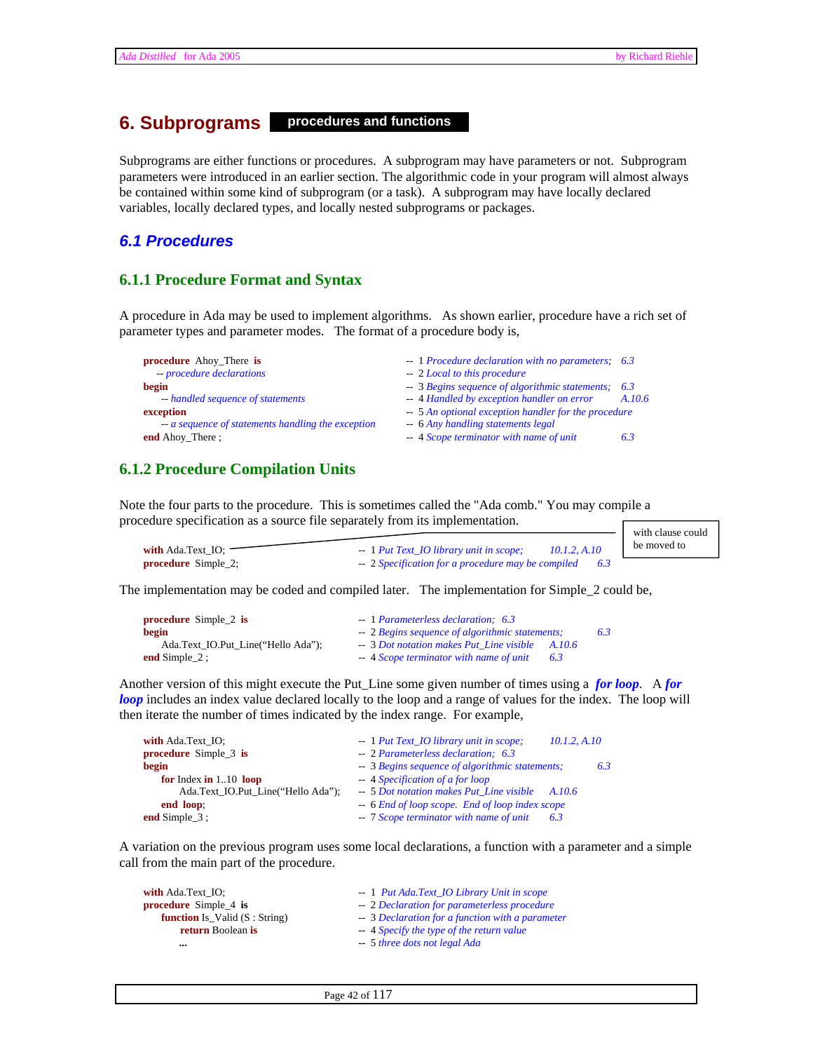# 6. Subprograms **procedures and functions**

Subprograms are either functions or procedures. A subprogram may have parameters or not. Subprogram parameters were introduced in an earlier section. The algorithmic code in your program will almost always be contained within some kind of subprogram (or a task). A subprogram may have locally declared variables, locally declared types, and locally nested subprograms or packages.

## *6.1 Procedures*

### 6.1.1 Procedure Format and Syntax

A procedure in Ada may be used to implement algorithms. As shown earlier, procedure have a rich set of parameter types and parameter modes. The format of a procedure body is,

```
procedure Ahoy_There is                            -- 1 Procedure declaration with no parameters;  6.3
   -- procedure declarations                       -- 2 Local to this procedure
begin                                              -- 3 Begins sequence of algorithmic statements;  6.3
    -- handled sequence of statements              -- 4 Handled by exception handler on error       A.10.6
exception                                          -- 5 An optional exception handler for the procedure
    -- a sequence of statements handling the exception  -- 6 Any handling statements legal
end Ahoy_There ;                                   -- 4 Scope terminator with name of unit          6.3
```

### 6.1.2 Procedure Compilation Units

Note the four parts to the procedure. This is sometimes called the "Ada comb." You may compile a procedure specification as a source file separately from its implementation.

```
with Ada.Text_IO;              -- 1 Put Text_IO library unit in scope;          10.1.2, A.10
procedure Simple_2;            -- 2 Specification for a procedure may be compiled   6.3
```

(with clause could be moved to)

The implementation may be coded and compiled later. The implementation for Simple_2 could be,

```
procedure Simple_2 is                       -- 1 Parameterless declaration;  6.3
begin                                       -- 2 Begins sequence of algorithmic statements;   6.3
    Ada.Text_IO.Put_Line("Hello Ada");      -- 3 Dot notation makes Put_Line visible    A.10.6
end Simple_2 ;                              -- 4 Scope terminator with name of unit     6.3
```

Another version of this might execute the Put_Line some given number of times using a ***for loop***. A ***for loop*** includes an index value declared locally to the loop and a range of values for the index. The loop will then iterate the number of times indicated by the index range. For example,

```
with Ada.Text_IO;                               -- 1 Put Text_IO library unit in scope;     10.1.2, A.10
procedure Simple_3 is                           -- 2 Parameterless declaration;  6.3
begin                                           -- 3 Begins sequence of algorithmic statements;   6.3
    for Index in 1..10 loop                     -- 4 Specification of a for loop
        Ada.Text_IO.Put_Line("Hello Ada");      -- 5 Dot notation makes Put_Line visible    A.10.6
    end loop;                                   -- 6 End of loop scope. End of loop index scope
end Simple_3 ;                                  -- 7 Scope terminator with name of unit     6.3
```

A variation on the previous program uses some local declarations, a function with a parameter and a simple call from the main part of the procedure.

```
with Ada.Text_IO;                         -- 1 Put Ada.Text_IO Library Unit in scope
procedure Simple_4 is                     -- 2 Declaration for parameterless procedure
    function Is_Valid (S : String)        -- 3 Declaration for a function with a parameter
        return Boolean is                 -- 4 Specify the type of the return value
        ...                               -- 5 three dots not legal Ada
```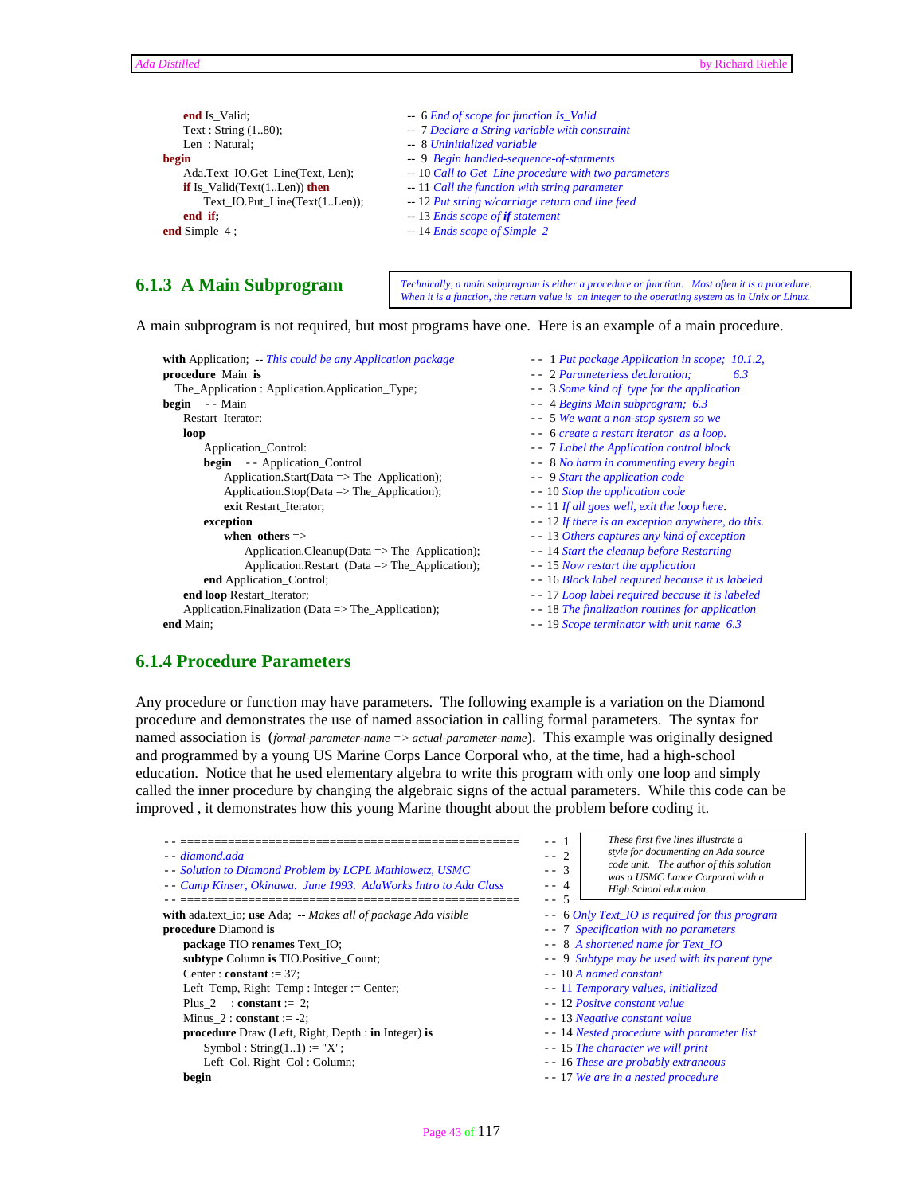```
      end Is_Valid;                              --  6 End of scope for function Is_Valid
      Text : String (1..80);                     --  7 Declare a String variable with constraint
      Len  : Natural;                            --  8 Uninitialized variable
begin                                            --  9  Begin handled-sequence-of-statments
      Ada.Text_IO.Get_Line(Text, Len);           -- 10 Call to Get_Line procedure with two parameters
      if Is_Valid(Text(1..Len)) then             -- 11 Call the function with string parameter
          Text_IO.Put_Line(Text(1..Len));        -- 12 Put string w/carriage return and line feed
      end  if;                                   -- 13 Ends scope of if statement
end Simple_4 ;                                   -- 14 Ends scope of Simple_2
```

### 6.1.3 A Main Subprogram

*Technically, a main subprogram is either a procedure or function. Most often it is a procedure. When it is a function, the return value is an integer to the operating system as in Unix or Linux.*

A main subprogram is not required, but most programs have one. Here is an example of a main procedure.

```
with Application;  -- This could be any Application package     - -  1 Put package Application in scope;  10.1.2,
procedure  Main  is                                              - -  2 Parameterless declaration;        6.3
   The_Application : Application.Application_Type;              - -  3 Some kind of  type for the application
begin     - - Main                                               - -  4 Begins Main subprogram;  6.3
     Restart_Iterator:                                           - -  5 We want a non-stop system so we
     loop                                                        - -  6 create a restart iterator  as a loop.
         Application_Control:                                    - -  7 Label the Application control block
         begin     - - Application_Control                       - -  8 No harm in commenting every begin
             Application.Start(Data => The_Application);         - -  9 Start the application code
             Application.Stop(Data => The_Application);          - - 10 Stop the application code
             exit Restart_Iterator;                              - - 11 If all goes well, exit the loop here.
         exception                                               - - 12 If there is an exception anywhere, do this.
             when  others =>                                     - - 13 Others captures any kind of exception
                 Application.Cleanup(Data => The_Application);   - - 14 Start the cleanup before Restarting
                 Application.Restart  (Data => The_Application); - - 15 Now restart the application
         end Application_Control;                                - - 16 Block label required because it is labeled
     end loop Restart_Iterator;                                  - - 17 Loop label required because it is labeled
     Application.Finalization (Data => The_Application);         - - 18 The finalization routines for application
end Main;                                                        - - 19 Scope terminator with unit name  6.3
```

### 6.1.4 Procedure Parameters

Any procedure or function may have parameters. The following example is a variation on the Diamond procedure and demonstrates the use of named association in calling formal parameters. The syntax for named association is (*formal-parameter-name => actual-parameter-name*). This example was originally designed and programmed by a young US Marine Corps Lance Corporal who, at the time, had a high-school education. Notice that he used elementary algebra to write this program with only one loop and simply called the inner procedure by changing the algebraic signs of the actual parameters. While this code can be improved , it demonstrates how this young Marine thought about the problem before coding it.

*These first five lines illustrate a style for documenting an Ada source code unit. The author of this solution was a USMC Lance Corporal with a High School education.*

```
- - ==================================================    - -  1
- - diamond.ada                                           - -  2
- - Solution to Diamond Problem by LCPL Mathiowetz, USMC  - -  3
- - Camp Kinser, Okinawa.  June 1993.  AdaWorks Intro to Ada Class  - -  4
- - ==================================================    - -  5 .
with ada.text_io; use Ada;  -- Makes all of package Ada visible   - -  6 Only Text_IO is required for this program
procedure Diamond is                                    - -  7  Specification with no parameters
     package TIO renames Text_IO;                       - -  8  A shortened name for Text_IO
     subtype Column is TIO.Positive_Count;              - -  9  Subtype may be used with its parent type
     Center : constant := 37;                           - - 10 A named constant
     Left_Temp, Right_Temp : Integer := Center;         - - 11 Temporary values, initialized
     Plus_2     : constant :=  2;                       - - 12 Positve constant value
     Minus_2 : constant := -2;                          - - 13 Negative constant value
     procedure Draw (Left, Right, Depth : in Integer) is  - - 14 Nested procedure with parameter list
          Symbol : String(1..1) := "X";                 - - 15 The character we will print
          Left_Col, Right_Col : Column;                 - - 16 These are probably extraneous
     begin                                              - - 17 We are in a nested procedure
```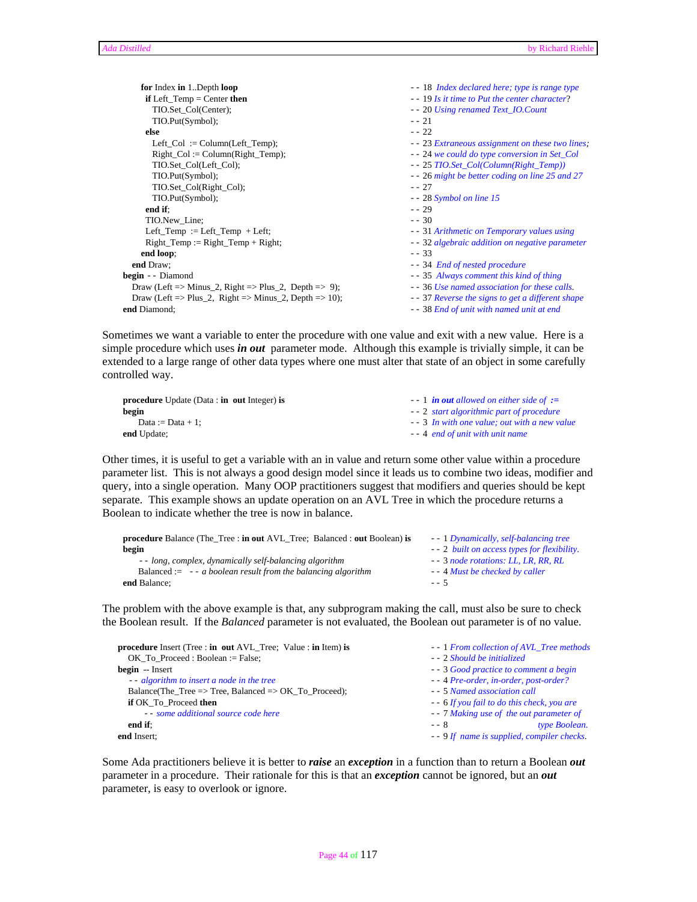```
      for Index in 1..Depth loop                          -- 18 Index declared here; type is range type
        if Left_Temp = Center then                        -- 19 Is it time to Put the center character?
          TIO.Set_Col(Center);                            -- 20 Using renamed Text_IO.Count
          TIO.Put(Symbol);                                -- 21
        else                                              -- 22
          Left_Col  := Column(Left_Temp);                 -- 23 Extraneous assignment on these two lines;
          Right_Col := Column(Right_Temp);                -- 24 we could do type conversion in Set_Col
          TIO.Set_Col(Left_Col);                          -- 25 TIO.Set_Col(Column(Right_Temp))
          TIO.Put(Symbol);                                -- 26 might be better coding on line 25 and 27
          TIO.Set_Col(Right_Col);                         -- 27
          TIO.Put(Symbol);                                -- 28 Symbol on line 15
        end if;                                           -- 29
        TIO.New_Line;                                     -- 30
        Left_Temp  := Left_Temp  + Left;                  -- 31 Arithmetic on Temporary values using
        Right_Temp := Right_Temp + Right;                 -- 32 algebraic addition on negative parameter
      end loop;                                           -- 33
    end Draw;                                             -- 34 End of nested procedure
  begin -- Diamond                                        -- 35 Always comment this kind of thing
    Draw (Left => Minus_2, Right => Plus_2,  Depth =>  9); -- 36 Use named association for these calls.
    Draw (Left => Plus_2,  Right => Minus_2, Depth => 10); -- 37 Reverse the signs to get a different shape
  end Diamond;                                            -- 38 End of unit with named unit at end
```

Sometimes we want a variable to enter the procedure with one value and exit with a new value. Here is a simple procedure which uses ***in out*** parameter mode. Although this example is trivially simple, it can be extended to a large range of other data types where one must alter that state of an object in some carefully controlled way.

```
procedure Update (Data : in  out Integer) is      -- 1 in out allowed on either side of :=
begin                                             -- 2 start algorithmic part of procedure
    Data := Data + 1;                             -- 3 In with one value; out with a new value
end Update;                                       -- 4 end of unit with unit name
```

Other times, it is useful to get a variable with an in value and return some other value within a procedure parameter list. This is not always a good design model since it leads us to combine two ideas, modifier and query, into a single operation. Many OOP practitioners suggest that modifiers and queries should be kept separate. This example shows an update operation on an AVL Tree in which the procedure returns a Boolean to indicate whether the tree is now in balance.

```
procedure Balance (The_Tree : in out AVL_Tree;  Balanced : out Boolean) is   -- 1 Dynamically, self-balancing tree
begin                                                                        -- 2  built on access types for flexibility.
    -- long, complex, dynamically self-balancing algorithm                   -- 3 node rotations: LL, LR, RR, RL
    Balanced :=   -- a boolean result from the balancing algorithm          -- 4 Must be checked by caller
end Balance;                                                                 -- 5
```

The problem with the above example is that, any subprogram making the call, must also be sure to check the Boolean result. If the *Balanced* parameter is not evaluated, the Boolean out parameter is of no value.

```
procedure Insert (Tree : in  out AVL_Tree;  Value : in Item) is   -- 1 From collection of AVL_Tree methods
   OK_To_Proceed : Boolean := False;                              -- 2 Should be initialized
begin  -- Insert                                                  -- 3 Good practice to comment a begin
   -- algorithm to insert a node in the tree                      -- 4 Pre-order, in-order, post-order?
   Balance(The_Tree => Tree, Balanced => OK_To_Proceed);          -- 5 Named association call
   if OK_To_Proceed then                                          -- 6 If you fail to do this check, you are
      -- some additional source code here                         -- 7 Making use of  the out parameter of
   end if;                                                        -- 8                          type Boolean.
end Insert;                                                       -- 9 If  name is supplied, compiler checks.
```

Some Ada practitioners believe it is better to ***raise*** an ***exception*** in a function than to return a Boolean ***out*** parameter in a procedure. Their rationale for this is that an ***exception*** cannot be ignored, but an ***out*** parameter, is easy to overlook or ignore.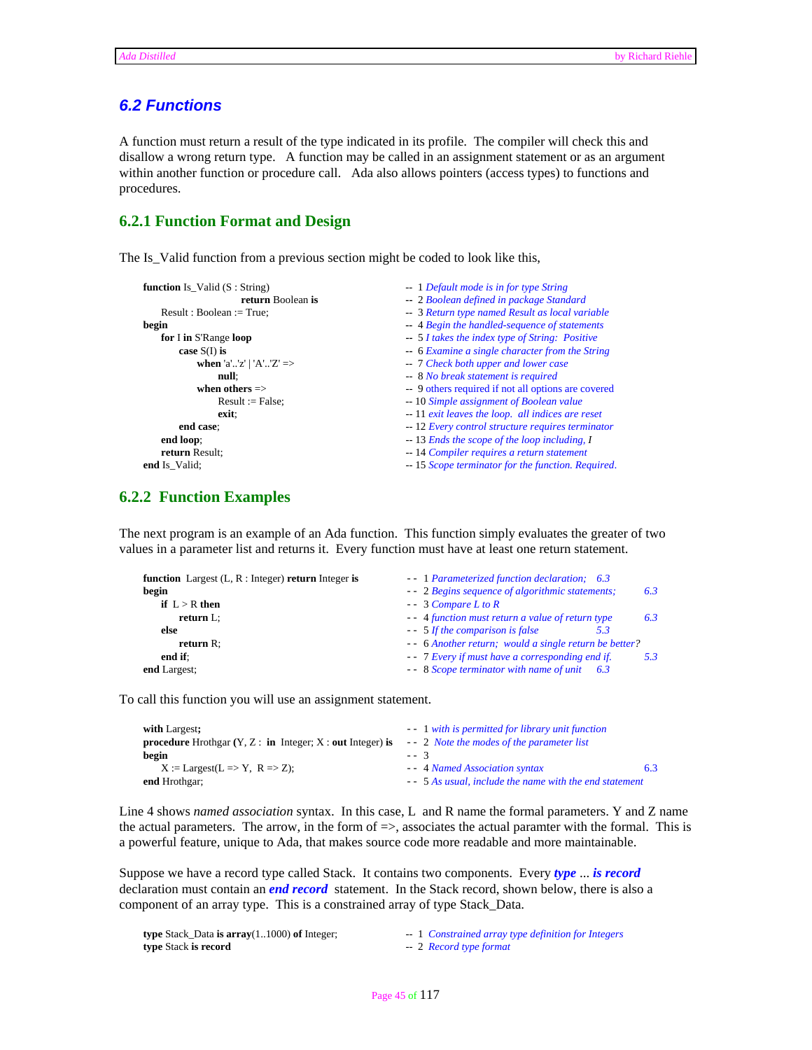## 6.2 Functions

A function must return a result of the type indicated in its profile. The compiler will check this and disallow a wrong return type. A function may be called in an assignment statement or as an argument within another function or procedure call. Ada also allows pointers (access types) to functions and procedures.

### 6.2.1 Function Format and Design

The Is_Valid function from a previous section might be coded to look like this,

```
function Is_Valid (S : String)                  --  1 Default mode is in for type String
                    return Boolean is           --  2 Boolean defined in package Standard
    Result : Boolean := True;                   --  3 Return type named Result as local variable
begin                                           --  4 Begin the handled-sequence of statements
    for I in S'Range loop                       --  5 I takes the index type of String:  Positive
        case S(I) is                            --  6 Examine a single character from the String
            when 'a'..'z' | 'A'..'Z' =>         --  7 Check both upper and lower case
                null;                           --  8 No break statement is required
            when others =>                      --  9 others required if not all options are covered
                Result := False;                -- 10 Simple assignment of Boolean value
                exit;                           -- 11 exit leaves the loop.  all indices are reset
        end case;                               -- 12 Every control structure requires terminator
    end loop;                                   -- 13 Ends the scope of the loop including, I
    return Result;                              -- 14 Compiler requires a return statement
end Is_Valid;                                   -- 15 Scope terminator for the function. Required.
```

### 6.2.2 Function Examples

The next program is an example of an Ada function. This function simply evaluates the greater of two values in a parameter list and returns it. Every function must have at least one return statement.

```
function  Largest (L, R : Integer) return Integer is   - -  1 Parameterized function declaration;   6.3
begin                                                  - -  2 Begins sequence of algorithmic statements;   6.3
    if  L > R then                                     - -  3 Compare L to R
        return L;                                      - -  4 function must return a value of return type   6.3
    else                                               - -  5 If the comparison is false   5.3
        return R;                                      - -  6 Another return;  would a single return be better?
    end if;                                            - -  7 Every if must have a corresponding end if.   5.3
end Largest;                                           - -  8 Scope terminator with name of unit   6.3
```

To call this function you will use an assignment statement.

```
with Largest;                                                    - -  1 with is permitted for library unit function
procedure Hrothgar (Y, Z :  in  Integer; X : out Integer) is     - -  2  Note the modes of the parameter list
begin                                                            - -  3
    X := Largest(L => Y,  R => Z);                               - -  4 Named Association syntax   6.3
end Hrothgar;                                                    - -  5 As usual, include the name with the end statement
```

Line 4 shows *named association* syntax. In this case, L and R name the formal parameters. Y and Z name the actual parameters. The arrow, in the form of =>, associates the actual paramter with the formal. This is a powerful feature, unique to Ada, that makes source code more readable and more maintainable.

Suppose we have a record type called Stack. It contains two components. Every ***type ... is record*** declaration must contain an ***end record*** statement. In the Stack record, shown below, there is also a component of an array type. This is a constrained array of type Stack_Data.

```
type Stack_Data is array(1..1000) of Integer;      --  1  Constrained array type definition for Integers
type Stack is record                               --  2  Record type format
```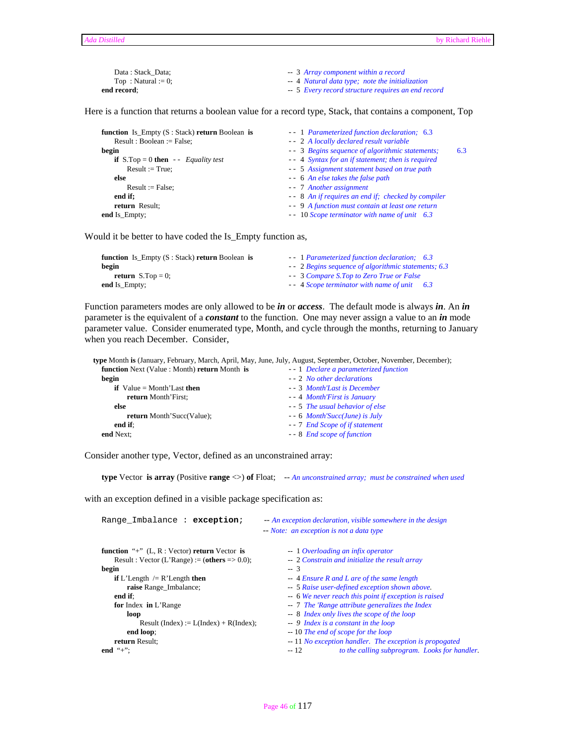```
      Data : Stack_Data;                      -- 3  Array component within a record
      Top  : Natural := 0;                    -- 4  Natural data type;  note the initialization
   end record;                                -- 5  Every record structure requires an end record
```

Here is a function that returns a boolean value for a record type, Stack, that contains a component, Top

```
   function  Is_Empty (S : Stack) return Boolean  is   - -  1  Parameterized function declaration;  6.3
      Result : Boolean := False;                       - -  2  A locally declared result variable
   begin                                               - -  3  Begins sequence of algorithmic statements;      6.3
      if S.Top = 0 then  - -  Equality test            - -  4  Syntax for an if statement; then is required
         Result := True;                               - -  5  Assignment statement based on true path
      else                                             - -  6  An else takes the false path
         Result := False;                              - -  7  Another assignment
      end if;                                          - -  8  An if requires an end if;  checked by compiler
      return  Result;                                  - -  9  A function must contain at least one return
   end Is_Empty;                                       - -  10 Scope terminator with name of unit   6.3
```

Would it be better to have coded the Is_Empty function as,

```
   function  Is_Empty (S : Stack) return Boolean  is   - -  1 Parameterized function declaration;   6.3
   begin                                               - -  2 Begins sequence of algorithmic statements; 6.3
      return  S.Top = 0;                               - -  3 Compare S.Top to Zero True or False
   end Is_Empty;                                       - -  4 Scope terminator with name of unit      6.3
```

Function parameters modes are only allowed to be ***in*** or ***access***. The default mode is always ***in***. An ***in*** parameter is the equivalent of a ***constant*** to the function. One may never assign a value to an ***in*** mode parameter value. Consider enumerated type, Month, and cycle through the months, returning to January when you reach December. Consider,

```
type Month is (January, February, March, April, May, June, July, August, September, October, November, December);
   function Next (Value : Month) return Month  is      - - 1  Declare a parameterized function
   begin                                               - - 2  No other declarations
      if  Value = Month'Last then                      - - 3  Month'Last is December
         return Month'First;                           - - 4  Month'First is January
      else                                             - - 5  The usual behavior of else
         return Month'Succ(Value);                     - - 6  Month'Succ(June) is July
      end if;                                          - - 7  End Scope of if statement
   end Next;                                           - - 8  End scope of function
```

Consider another type, Vector, defined as an unconstrained array:

```
   type Vector  is array (Positive range <>) of Float;    -- An unconstrained array;  must be constrained when used
```

with an exception defined in a visible package specification as:

```
   Range_Imbalance : exception;      -- An exception declaration, visible somewhere in the design
                                     -- Note:  an exception is not a data type

   function  "+"  (L, R : Vector) return Vector  is          --  1 Overloading an infix operator
      Result : Vector (L'Range) := (others => 0.0);          --  2 Constrain and initialize the result array
   begin                                                     --  3
      if L'Length  /= R'Length then                          --  4 Ensure R and L are of the same length
         raise Range_Imbalance;                              --  5 Raise user-defined exception shown above.
      end if;                                                --  6 We never reach this point if exception is raised
      for Index  in L'Range                                  --  7  The 'Range attribute generalizes the Index
         loop                                                --  8  Index only lives the scope of the loop
            Result (Index) := L(Index) + R(Index);           --  9  Index is a constant in the loop
         end loop;                                           -- 10 The end of scope for the loop
      return Result;                                         -- 11 No exception handler.  The exception is propogated
   end  "+";                                                 -- 12              to the calling subprogram.  Looks for handler.
```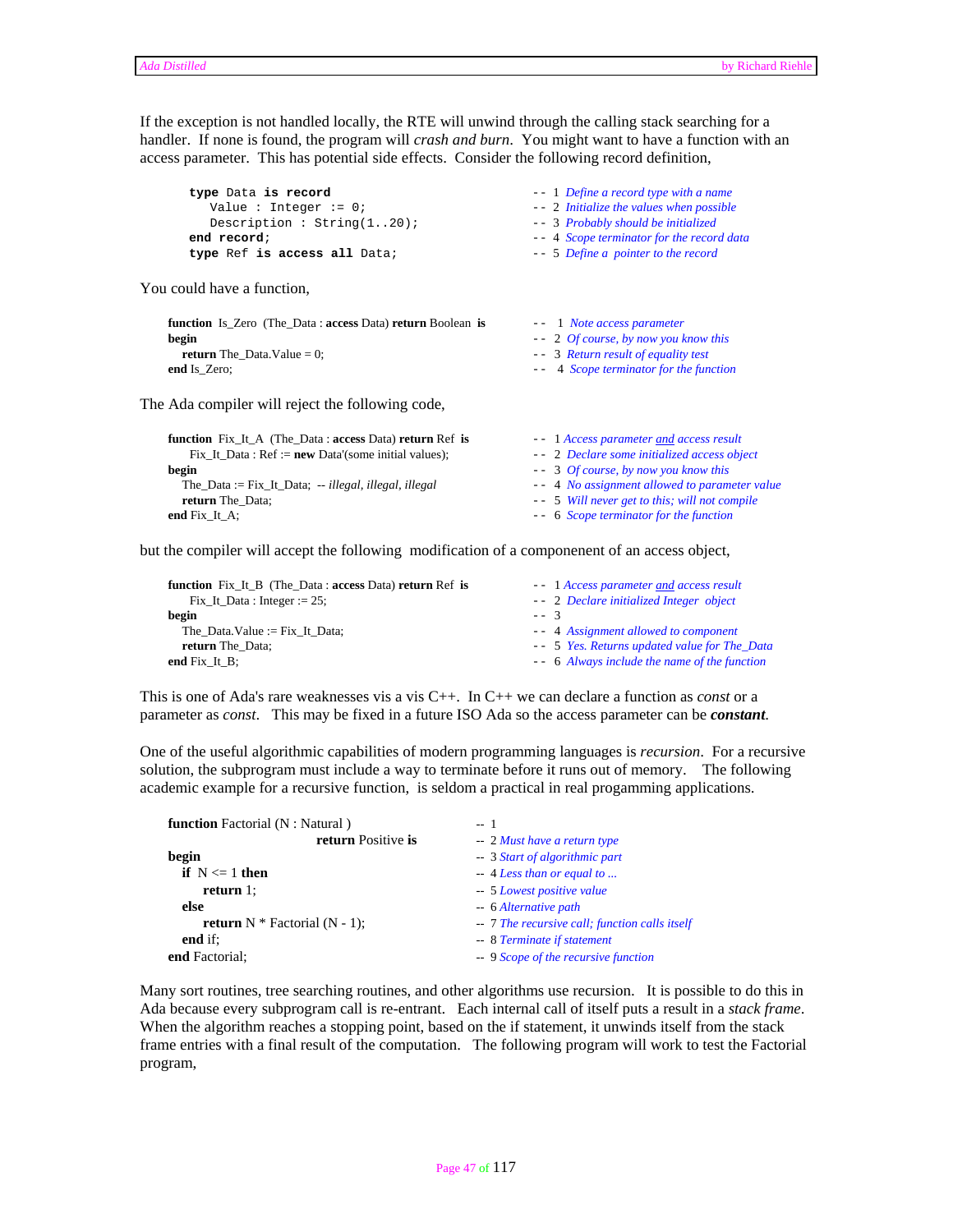If the exception is not handled locally, the RTE will unwind through the calling stack searching for a handler. If none is found, the program will *crash and burn*. You might want to have a function with an access parameter. This has potential side effects. Consider the following record definition,

```
type Data is record                          -- 1 Define a record type with a name
   Value : Integer := 0;                     -- 2 Initialize the values when possible
   Description : String(1..20);              -- 3 Probably should be initialized
end record;                                  -- 4 Scope terminator for the record data
type Ref is access all Data;                 -- 5 Define a  pointer to the record
```

You could have a function,

```
function  Is_Zero  (The_Data : access Data) return Boolean  is     --  1  Note access parameter
begin                                                              --  2  Of course, by now you know this
   return The_Data.Value = 0;                                      --  3  Return result of equality test
end Is_Zero;                                                       --  4  Scope terminator for the function
```

The Ada compiler will reject the following code,

```
function  Fix_It_A  (The_Data : access Data) return Ref  is        --  1 Access parameter and access result
    Fix_It_Data : Ref := new Data'(some initial values);           --  2  Declare some initialized access object
begin                                                              --  3  Of course, by now you know this
   The_Data := Fix_It_Data;  -- illegal, illegal, illegal          --  4  No assignment allowed to parameter value
   return The_Data;                                                --  5  Will never get to this; will not compile
end Fix_It_A;                                                      --  6  Scope terminator for the function
```

but the compiler will accept the following modification of a componenent of an access object,

```
function  Fix_It_B  (The_Data : access Data) return Ref  is        --  1 Access parameter and access result
    Fix_It_Data : Integer := 25;                                   --  2  Declare initialized Integer  object
begin                                                              --  3
   The_Data.Value := Fix_It_Data;                                  --  4  Assignment allowed to component
   return The_Data;                                                --  5  Yes. Returns updated value for The_Data
end Fix_It_B;                                                      --  6  Always include the name of the function
```

This is one of Ada's rare weaknesses vis a vis C++. In C++ we can declare a function as *const* or a parameter as *const*. This may be fixed in a future ISO Ada so the access parameter can be ***constant***.

One of the useful algorithmic capabilities of modern programming languages is *recursion*. For a recursive solution, the subprogram must include a way to terminate before it runs out of memory. The following academic example for a recursive function, is seldom a practical in real progamming applications.

```
function Factorial (N : Natural )                 -- 1
                    return Positive is            -- 2 Must have a return type
begin                                             -- 3 Start of algorithmic part
   if  N <= 1 then                                -- 4 Less than or equal to ...
      return 1;                                   -- 5 Lowest positive value
   else                                           -- 6 Alternative path
      return N * Factorial (N - 1);               -- 7 The recursive call; function calls itself
   end if;                                        -- 8 Terminate if statement
end Factorial;                                    -- 9 Scope of the recursive function
```

Many sort routines, tree searching routines, and other algorithms use recursion. It is possible to do this in Ada because every subprogram call is re-entrant. Each internal call of itself puts a result in a *stack frame*. When the algorithm reaches a stopping point, based on the if statement, it unwinds itself from the stack frame entries with a final result of the computation. The following program will work to test the Factorial program,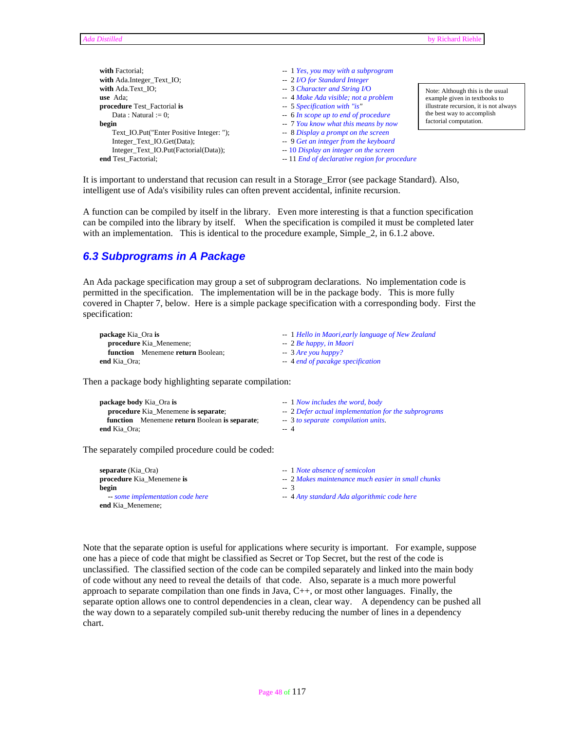```ada
with Factorial;                                    -- 1 Yes, you may with a subprogram
with Ada.Integer_Text_IO;                          -- 2 I/O for Standard Integer
with Ada.Text_IO;                                  -- 3 Character and String I/O
use  Ada;                                          -- 4 Make Ada visible; not a problem
procedure Test_Factorial is                        -- 5 Specification with "is"
    Data : Natural := 0;                           -- 6 In scope up to end of procedure
begin                                              -- 7 You know what this means by now
    Text_IO.Put("Enter Positive Integer: ");       -- 8 Display a prompt on the screen
    Integer_Text_IO.Get(Data);                     -- 9 Get an integer from the keyboard
    Integer_Text_IO.Put(Factorial(Data));          -- 10 Display an integer on the screen
end Test_Factorial;                                -- 11 End of declarative region for procedure
```

Note: Although this is the usual example given in textbooks to illustrate recursion, it is not always the best way to accomplish factorial computation.

It is important to understand that recusion can result in a Storage_Error (see package Standard). Also, intelligent use of Ada's visibility rules can often prevent accidental, infinite recursion.

A function can be compiled by itself in the library. Even more interesting is that a function specification can be compiled into the library by itself. When the specification is compiled it must be completed later with an implementation. This is identical to the procedure example, Simple_2, in 6.1.2 above.

## 6.3 Subprograms in A Package

An Ada package specification may group a set of subprogram declarations. No implementation code is permitted in the specification. The implementation will be in the package body. This is more fully covered in Chapter 7, below. Here is a simple package specification with a corresponding body. First the specification:

```ada
package Kia_Ora is                                 -- 1 Hello in Maori,early language of New Zealand
   procedure Kia_Menemene;                         -- 2 Be happy, in Maori
   function   Menemene return Boolean;             -- 3 Are you happy?
end Kia_Ora;                                       -- 4 end of pacakge specification
```

Then a package body highlighting separate compilation:

```ada
package body Kia_Ora is                            -- 1 Now includes the word, body
   procedure Kia_Menemene is separate;             -- 2 Defer actual implementation for the subprograms
   function   Menemene return Boolean is separate; -- 3 to separate  compilation units.
end Kia_Ora;                                       -- 4
```

The separately compiled procedure could be coded:

```ada
separate (Kia_Ora)                                 -- 1 Note absence of semicolon
procedure Kia_Menemene is                          -- 2 Makes maintenance much easier in small chunks
begin                                              -- 3
   -- some implementation code here                -- 4 Any standard Ada algorithmic code here
end Kia_Menemene;
```

Note that the separate option is useful for applications where security is important. For example, suppose one has a piece of code that might be classified as Secret or Top Secret, but the rest of the code is unclassified. The classified section of the code can be compiled separately and linked into the main body of code without any need to reveal the details of that code. Also, separate is a much more powerful approach to separate compilation than one finds in Java, C++, or most other languages. Finally, the separate option allows one to control dependencies in a clean, clear way. A dependency can be pushed all the way down to a separately compiled sub-unit thereby reducing the number of lines in a dependency chart.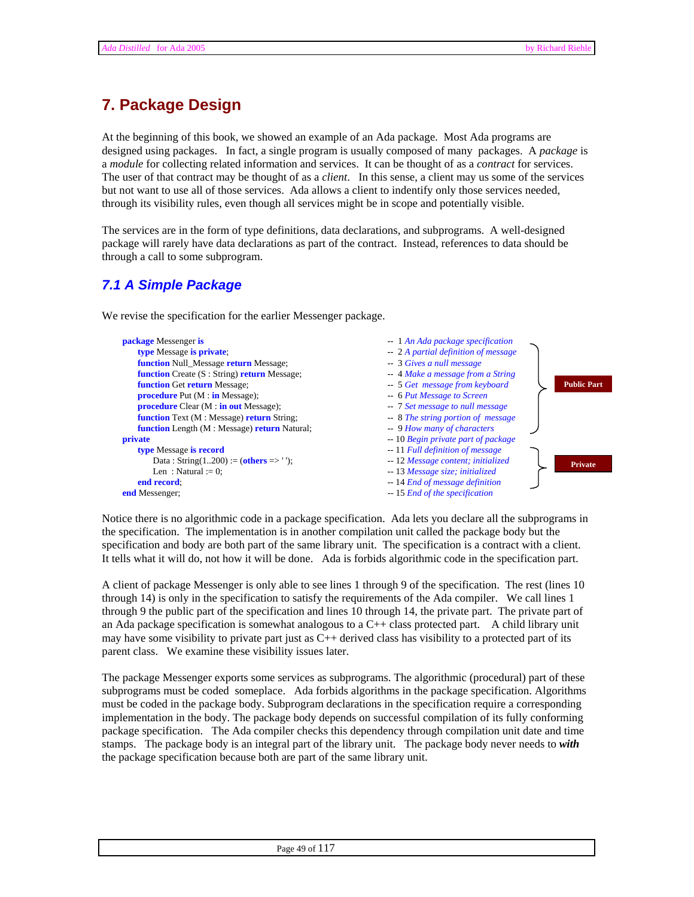# 7. Package Design

At the beginning of this book, we showed an example of an Ada package. Most Ada programs are designed using packages. In fact, a single program is usually composed of many packages. A *package* is a *module* for collecting related information and services. It can be thought of as a *contract* for services. The user of that contract may be thought of as a *client*. In this sense, a client may us some of the services but not want to use all of those services. Ada allows a client to indentify only those services needed, through its visibility rules, even though all services might be in scope and potentially visible.

The services are in the form of type definitions, data declarations, and subprograms. A well-designed package will rarely have data declarations as part of the contract. Instead, references to data should be through a call to some subprogram.

## 7.1 A Simple Package

We revise the specification for the earlier Messenger package.

```
package Messenger is                                   --  1 An Ada package specification
   type Message is private;                            --  2 A partial definition of message     } Public Part
   function Null_Message return Message;               --  3 Gives a null message
   function Create (S : String) return Message;        --  4 Make a message from a String
   function Get return Message;                        --  5 Get message from keyboard
   procedure Put (M : in Message);                     --  6 Put Message to Screen
   procedure Clear (M : in out Message);               --  7 Set message to null message
   function Text (M : Message) return String;          --  8 The string portion of message
   function Length (M : Message) return Natural;       --  9 How many of characters
private                                                -- 10 Begin private part of package
   type Message is record                              -- 11 Full definition of message          } Private
      Data : String(1..200) := (others => ' ');        -- 12 Message content; initialized
      Len  : Natural := 0;                             -- 13 Message size; initialized
   end record;                                         -- 14 End of message definition
end Messenger;                                         -- 15 End of the specification
```

Notice there is no algorithmic code in a package specification. Ada lets you declare all the subprograms in the specification. The implementation is in another compilation unit called the package body but the specification and body are both part of the same library unit. The specification is a contract with a client. It tells what it will do, not how it will be done. Ada is forbids algorithmic code in the specification part.

A client of package Messenger is only able to see lines 1 through 9 of the specification. The rest (lines 10 through 14) is only in the specification to satisfy the requirements of the Ada compiler. We call lines 1 through 9 the public part of the specification and lines 10 through 14, the private part. The private part of an Ada package specification is somewhat analogous to a C++ class protected part. A child library unit may have some visibility to private part just as C++ derived class has visibility to a protected part of its parent class. We examine these visibility issues later.

The package Messenger exports some services as subprograms. The algorithmic (procedural) part of these subprograms must be coded someplace. Ada forbids algorithms in the package specification. Algorithms must be coded in the package body. Subprogram declarations in the specification require a corresponding implementation in the body. The package body depends on successful compilation of its fully conforming package specification. The Ada compiler checks this dependency through compilation unit date and time stamps. The package body is an integral part of the library unit. The package body never needs to ***with*** the package specification because both are part of the same library unit.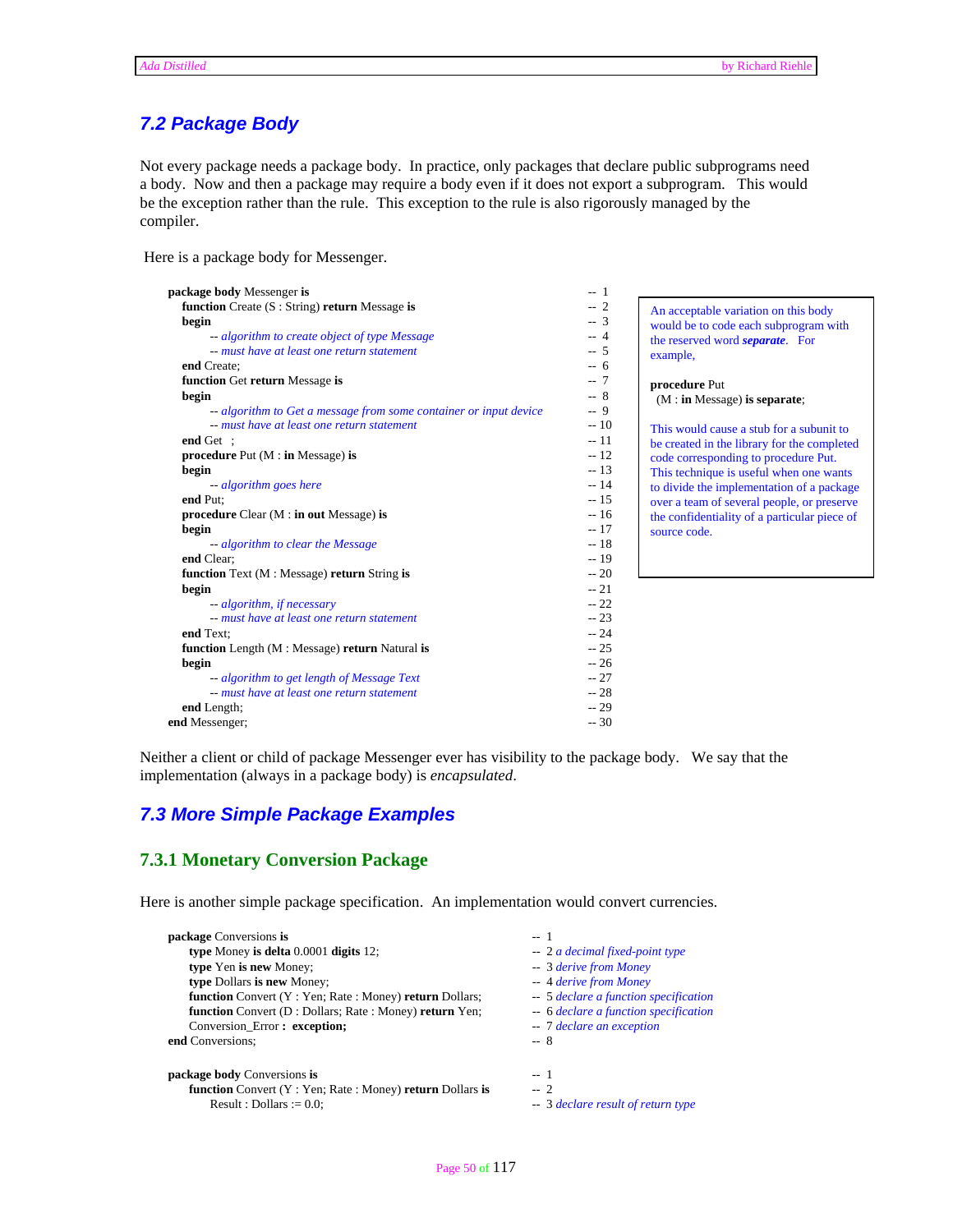## 7.2 Package Body

Not every package needs a package body. In practice, only packages that declare public subprograms need a body. Now and then a package may require a body even if it does not export a subprogram. This would be the exception rather than the rule. This exception to the rule is also rigorously managed by the compiler.

Here is a package body for Messenger.

```
package body Messenger is                                                          -- 1
   function Create (S : String) return Message is                                  -- 2
   begin                                                                           -- 3
        -- algorithm to create object of type Message                              -- 4
        -- must have at least one return statement                                 -- 5
   end Create;                                                                     -- 6
   function Get return Message is                                                  -- 7
   begin                                                                           -- 8
        -- algorithm to Get a message from some container or input device          -- 9
        -- must have at least one return statement                                 -- 10
   end Get ;                                                                       -- 11
   procedure Put (M : in Message) is                                               -- 12
   begin                                                                           -- 13
        -- algorithm goes here                                                     -- 14
   end Put;                                                                        -- 15
   procedure Clear (M : in out Message) is                                         -- 16
   begin                                                                           -- 17
        -- algorithm to clear the Message                                          -- 18
   end Clear;                                                                      -- 19
   function Text (M : Message) return String is                                    -- 20
   begin                                                                           -- 21
        -- algorithm, if necessary                                                 -- 22
        -- must have at least one return statement                                 -- 23
   end Text;                                                                       -- 24
   function Length (M : Message) return Natural is                                 -- 25
   begin                                                                           -- 26
        -- algorithm to get length of Message Text                                 -- 27
        -- must have at least one return statement                                 -- 28
   end Length;                                                                     -- 29
end Messenger;                                                                     -- 30
```

An acceptable variation on this body would be to code each subprogram with the reserved word ***separate***. For example,

```
procedure Put
  (M : in Message) is separate;
```

This would cause a stub for a subunit to be created in the library for the completed code corresponding to procedure Put. This technique is useful when one wants to divide the implementation of a package over a team of several people, or preserve the confidentiality of a particular piece of source code.

Neither a client or child of package Messenger ever has visibility to the package body. We say that the implementation (always in a package body) is *encapsulated*.

## 7.3 More Simple Package Examples

### 7.3.1 Monetary Conversion Package

Here is another simple package specification. An implementation would convert currencies.

```
package Conversions is                                              -- 1
    type Money is delta 0.0001 digits 12;                           -- 2 a decimal fixed-point type
    type Yen is new Money;                                          -- 3 derive from Money
    type Dollars is new Money;                                      -- 4 derive from Money
    function Convert (Y : Yen; Rate : Money) return Dollars;        -- 5 declare a function specification
    function Convert (D : Dollars; Rate : Money) return Yen;        -- 6 declare a function specification
    Conversion_Error : exception;                                   -- 7 declare an exception
end Conversions;                                                    -- 8
```

```
package body Conversions is                                         -- 1
    function Convert (Y : Yen; Rate : Money) return Dollars is      -- 2
        Result : Dollars := 0.0;                                    -- 3 declare result of return type
```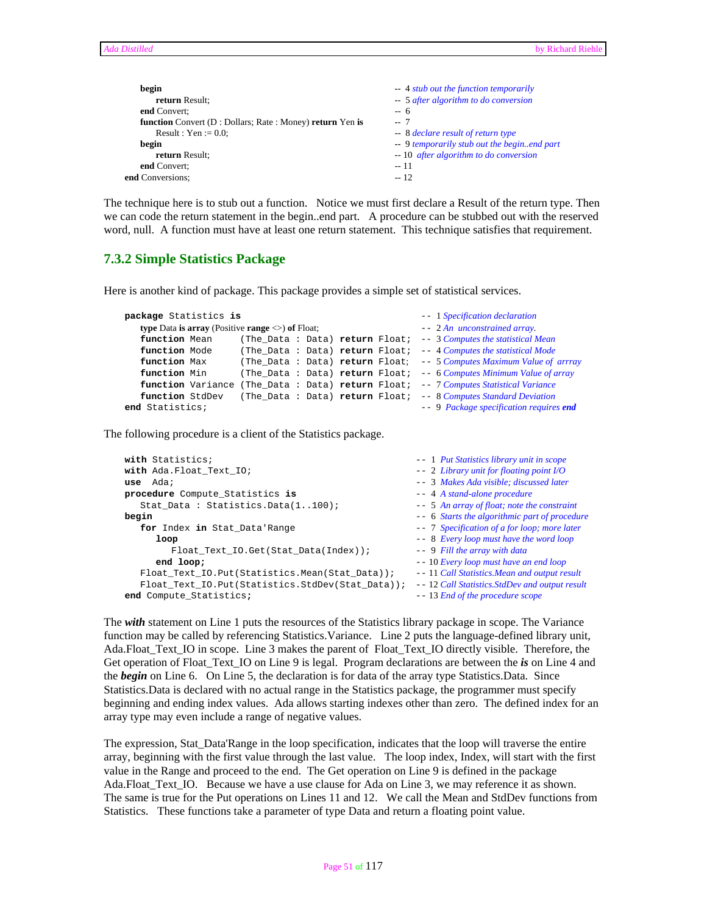```
      begin                                                      -- 4 stub out the function temporarily
          return Result;                                         -- 5 after algorithm to do conversion
      end Convert;                                               -- 6
      function Convert (D : Dollars; Rate : Money) return Yen is -- 7
          Result : Yen := 0.0;                                   -- 8 declare result of return type
      begin                                                      -- 9 temporarily stub out the begin..end part
          return Result;                                         -- 10 after algorithm to do conversion
      end Convert;                                               -- 11
end Conversions;                                                 -- 12
```

The technique here is to stub out a function. Notice we must first declare a Result of the return type. Then we can code the return statement in the begin..end part. A procedure can be stubbed out with the reserved word, null. A function must have at least one return statement. This technique satisfies that requirement.

## 7.3.2 Simple Statistics Package

Here is another kind of package. This package provides a simple set of statistical services.

```
package Statistics is                                        -- 1 Specification declaration
   type Data is array (Positive range <>) of Float;          -- 2 An unconstrained array.
   function Mean     (The_Data : Data) return Float;         -- 3 Computes the statistical Mean
   function Mode     (The_Data : Data) return Float;         -- 4 Computes the statistical Mode
   function Max      (The_Data : Data) return Float;         -- 5 Computes Maximum Value of arrray
   function Min      (The_Data : Data) return Float;         -- 6 Computes Minimum Value of array
   function Variance (The_Data : Data) return Float;         -- 7 Computes Statistical Variance
   function StdDev   (The_Data : Data) return Float;         -- 8 Computes Standard Deviation
end Statistics;                                              -- 9 Package specification requires end
```

The following procedure is a client of the Statistics package.

```
with Statistics;                                        -- 1 Put Statistics library unit in scope
with Ada.Float_Text_IO;                                 -- 2 Library unit for floating point I/O
use  Ada;                                               -- 3 Makes Ada visible; discussed later
procedure Compute_Statistics is                         -- 4 A stand-alone procedure
   Stat_Data : Statistics.Data(1..100);                 -- 5 An array of float; note the constraint
begin                                                   -- 6 Starts the algorithmic part of procedure
   for Index in Stat_Data'Range                         -- 7 Specification of a for loop; more later
      loop                                              -- 8 Every loop must have the word loop
         Float_Text_IO.Get(Stat_Data(Index));           -- 9 Fill the array with data
      end loop;                                         -- 10 Every loop must have an end loop
   Float_Text_IO.Put(Statistics.Mean(Stat_Data));       -- 11 Call Statistics.Mean and output result
   Float_Text_IO.Put(Statistics.StdDev(Stat_Data));     -- 12 Call Statistics.StdDev and output result
end Compute_Statistics;                                 -- 13 End of the procedure scope
```

The ***with*** statement on Line 1 puts the resources of the Statistics library package in scope. The Variance function may be called by referencing Statistics.Variance. Line 2 puts the language-defined library unit, Ada.Float_Text_IO in scope. Line 3 makes the parent of Float_Text_IO directly visible. Therefore, the Get operation of Float_Text_IO on Line 9 is legal. Program declarations are between the ***is*** on Line 4 and the ***begin*** on Line 6. On Line 5, the declaration is for data of the array type Statistics.Data. Since Statistics.Data is declared with no actual range in the Statistics package, the programmer must specify beginning and ending index values. Ada allows starting indexes other than zero. The defined index for an array type may even include a range of negative values.

The expression, Stat_Data'Range in the loop specification, indicates that the loop will traverse the entire array, beginning with the first value through the last value. The loop index, Index, will start with the first value in the Range and proceed to the end. The Get operation on Line 9 is defined in the package Ada.Float_Text_IO. Because we have a use clause for Ada on Line 3, we may reference it as shown. The same is true for the Put operations on Lines 11 and 12. We call the Mean and StdDev functions from Statistics. These functions take a parameter of type Data and return a floating point value.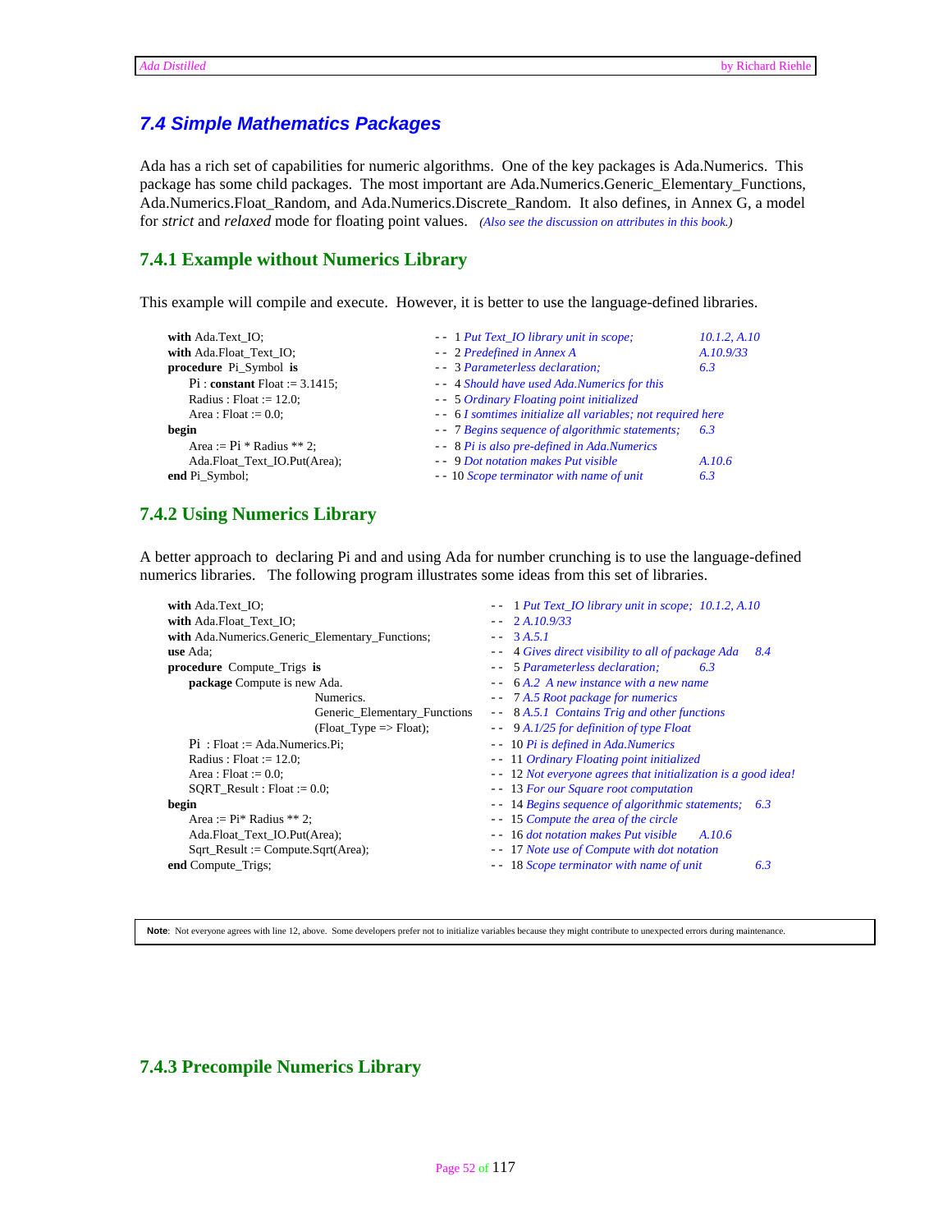## 7.4 Simple Mathematics Packages

Ada has a rich set of capabilities for numeric algorithms. One of the key packages is Ada.Numerics. This package has some child packages. The most important are Ada.Numerics.Generic_Elementary_Functions, Ada.Numerics.Float_Random, and Ada.Numerics.Discrete_Random. It also defines, in Annex G, a model for *strict* and *relaxed* mode for floating point values. *(Also see the discussion on attributes in this book.)*

### 7.4.1 Example without Numerics Library

This example will compile and execute. However, it is better to use the language-defined libraries.

```
with Ada.Text_IO;                       -- 1 Put Text_IO library unit in scope;          10.1.2, A.10
with Ada.Float_Text_IO;                 -- 2 Predefined in Annex A                        A.10.9/33
procedure Pi_Symbol is                  -- 3 Parameterless declaration;                   6.3
   Pi : constant Float := 3.1415;       -- 4 Should have used Ada.Numerics for this
   Radius : Float := 12.0;              -- 5 Ordinary Floating point initialized
   Area : Float := 0.0;                 -- 6 I somtimes initialize all variables; not required here
begin                                   -- 7 Begins sequence of algorithmic statements;  6.3
   Area := Pi * Radius ** 2;            -- 8 Pi is also pre-defined in Ada.Numerics
   Ada.Float_Text_IO.Put(Area);         -- 9 Dot notation makes Put visible               A.10.6
end Pi_Symbol;                          -- 10 Scope terminator with name of unit          6.3
```

### 7.4.2 Using Numerics Library

A better approach to declaring Pi and and using Ada for number crunching is to use the language-defined numerics libraries. The following program illustrates some ideas from this set of libraries.

```
with Ada.Text_IO;                                    -- 1 Put Text_IO library unit in scope; 10.1.2, A.10
with Ada.Float_Text_IO;                              -- 2 A.10.9/33
with Ada.Numerics.Generic_Elementary_Functions;      -- 3 A.5.1
use Ada;                                             -- 4 Gives direct visibility to all of package Ada   8.4
procedure Compute_Trigs is                           -- 5 Parameterless declaration;       6.3
   package Compute is new Ada.                       -- 6 A.2 A new instance with a new name
                  Numerics.                          -- 7 A.5 Root package for numerics
                  Generic_Elementary_Functions       -- 8 A.5.1 Contains Trig and other functions
                  (Float_Type => Float);             -- 9 A.1/25 for definition of type Float
   Pi : Float := Ada.Numerics.Pi;                    -- 10 Pi is defined in Ada.Numerics
   Radius : Float := 12.0;                           -- 11 Ordinary Floating point initialized
   Area : Float := 0.0;                              -- 12 Not everyone agrees that initialization is a good idea!
   SQRT_Result : Float := 0.0;                       -- 13 For our Square root computation
begin                                                -- 14 Begins sequence of algorithmic statements;  6.3
   Area := Pi* Radius ** 2;                          -- 15 Compute the area of the circle
   Ada.Float_Text_IO.Put(Area);                      -- 16 dot notation makes Put visible    A.10.6
   Sqrt_Result := Compute.Sqrt(Area);                -- 17 Note use of Compute with dot notation
end Compute_Trigs;                                   -- 18 Scope terminator with name of unit          6.3
```

**Note**: Not everyone agrees with line 12, above. Some developers prefer not to initialize variables because they might contribute to unexpected errors during maintenance.

### 7.4.3 Precompile Numerics Library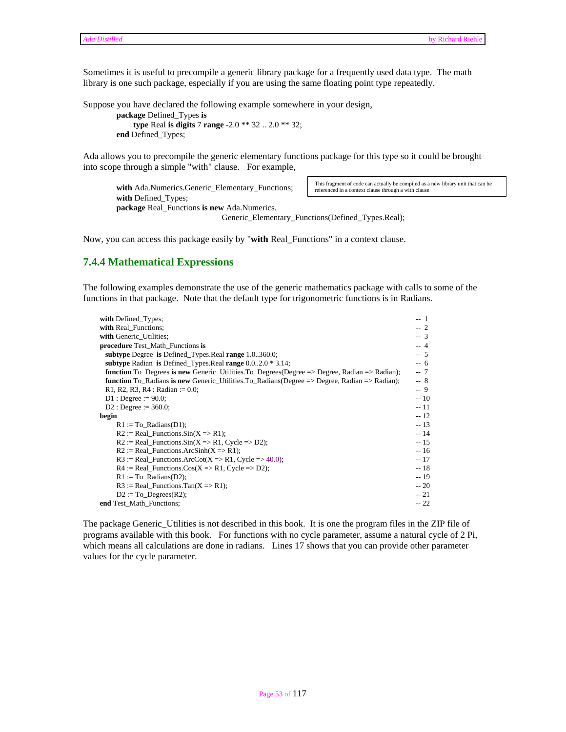Sometimes it is useful to precompile a generic library package for a frequently used data type. The math library is one such package, especially if you are using the same floating point type repeatedly.

Suppose you have declared the following example somewhere in your design,

```
package Defined_Types is
    type Real is digits 7 range -2.0 ** 32 .. 2.0 ** 32;
end Defined_Types;
```

Ada allows you to precompile the generic elementary functions package for this type so it could be brought into scope through a simple "with" clause. For example,

```
with Ada.Numerics.Generic_Elementary_Functions;
with Defined_Types;
package Real_Functions is new Ada.Numerics.
                    Generic_Elementary_Functions(Defined_Types.Real);
```

This fragment of code can actually be compiled as a new library unit that can be referenced in a context clause through a with clause

Now, you can access this package easily by "**with** Real_Functions" in a context clause.

### 7.4.4 Mathematical Expressions

The following examples demonstrate the use of the generic mathematics package with calls to some of the functions in that package. Note that the default type for trigonometric functions is in Radians.

```
with Defined_Types;                                                                          -- 1
with Real_Functions;                                                                         -- 2
with Generic_Utilities;                                                                      -- 3
procedure Test_Math_Functions is                                                             -- 4
  subtype Degree  is Defined_Types.Real range 1.0..360.0;                                    -- 5
  subtype Radian  is Defined_Types.Real range 0.0..2.0 * 3.14;                               -- 6
  function To_Degrees is new Generic_Utilities.To_Degrees(Degree => Degree, Radian => Radian); -- 7
  function To_Radians is new Generic_Utilities.To_Radians(Degree => Degree, Radian => Radian); -- 8
  R1, R2, R3, R4 : Radian := 0.0;                                                            -- 9
  D1 : Degree := 90.0;                                                                       -- 10
  D2 : Degree := 360.0;                                                                      -- 11
begin                                                                                        -- 12
    R1 := To_Radians(D1);                                                                    -- 13
    R2 := Real_Functions.Sin(X => R1);                                                       -- 14
    R2 := Real_Functions.Sin(X => R1, Cycle => D2);                                          -- 15
    R2 := Real_Functions.ArcSinh(X => R1);                                                   -- 16
    R3 := Real_Functions.ArcCot(X => R1, Cycle => 40.0);                                     -- 17
    R4 := Real_Functions.Cos(X => R1, Cycle => D2);                                          -- 18
    R1 := To_Radians(D2);                                                                    -- 19
    R3 := Real_Functions.Tan(X => R1);                                                       -- 20
    D2 := To_Degrees(R2);                                                                    -- 21
end Test_Math_Functions;                                                                     -- 22
```

The package Generic_Utilities is not described in this book. It is one the program files in the ZIP file of programs available with this book. For functions with no cycle parameter, assume a natural cycle of 2 Pi, which means all calculations are done in radians. Lines 17 shows that you can provide other parameter values for the cycle parameter.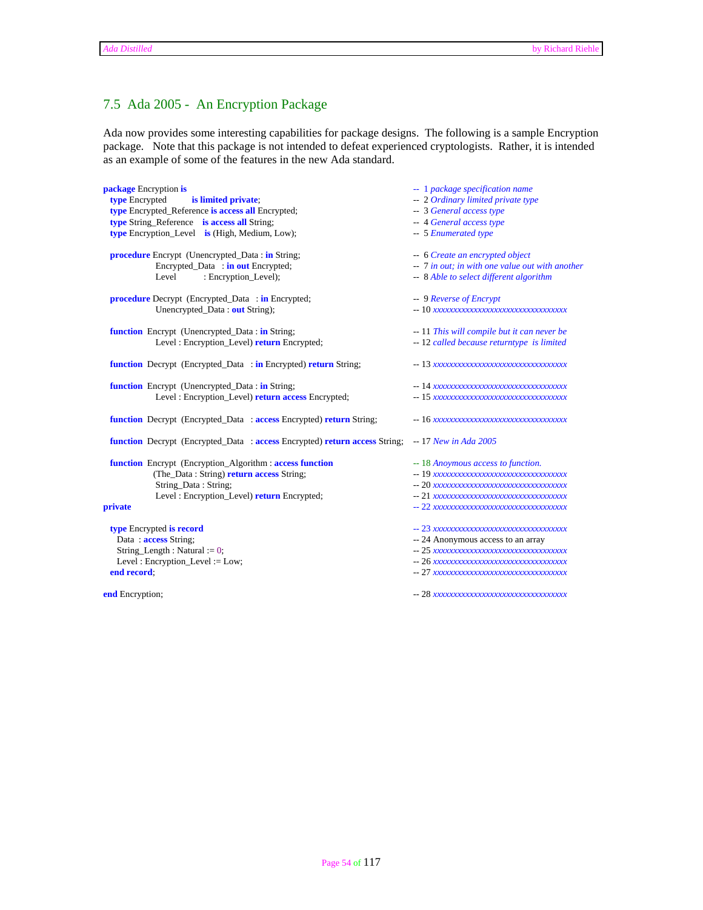## 7.5 Ada 2005 - An Encryption Package

Ada now provides some interesting capabilities for package designs. The following is a sample Encryption package. Note that this package is not intended to defeat experienced cryptologists. Rather, it is intended as an example of some of the features in the new Ada standard.

```
package Encryption is                                                         -- 1 package specification name
   type Encrypted          is limited private;                                -- 2 Ordinary limited private type
   type Encrypted_Reference is access all Encrypted;                          -- 3 General access type
   type String_Reference    is access all String;                             -- 4 General access type
   type Encryption_Level    is (High, Medium, Low);                           -- 5 Enumerated type

   procedure Encrypt  (Unencrypted_Data : in String;                          -- 6 Create an encrypted object
                       Encrypted_Data   : in out Encrypted;                   -- 7 in out; in with one value out with another
                       Level            : Encryption_Level);                  -- 8 Able to select different algorithm

   procedure Decrypt  (Encrypted_Data   : in Encrypted;                       -- 9 Reverse of Encrypt
                       Unencrypted_Data : out String);                        -- 10 xxxxxxxxxxxxxxxxxxxxxxxxxxxxxxxx

   function  Encrypt  (Unencrypted_Data : in String;                          -- 11 This will compile but it can never be
                       Level : Encryption_Level) return Encrypted;            -- 12 called because returntype is limited

   function  Decrypt  (Encrypted_Data   : in Encrypted) return String;        -- 13 xxxxxxxxxxxxxxxxxxxxxxxxxxxxxxxx

   function  Encrypt  (Unencrypted_Data : in String;                          -- 14 xxxxxxxxxxxxxxxxxxxxxxxxxxxxxxxx
                       Level : Encryption_Level) return access Encrypted;     -- 15 xxxxxxxxxxxxxxxxxxxxxxxxxxxxxxxx

   function  Decrypt  (Encrypted_Data   : access Encrypted) return String;    -- 16 xxxxxxxxxxxxxxxxxxxxxxxxxxxxxxxx

   function  Decrypt  (Encrypted_Data   : access Encrypted) return access String; -- 17 New in Ada 2005

   function  Encrypt  (Encryption_Algorithm : access function                 -- 18 Anoymous access to function.
                      (The_Data : String) return access String;               -- 19 xxxxxxxxxxxxxxxxxxxxxxxxxxxxxxxx
                       String_Data : String;                                  -- 20 xxxxxxxxxxxxxxxxxxxxxxxxxxxxxxxx
                       Level : Encryption_Level) return Encrypted;            -- 21 xxxxxxxxxxxxxxxxxxxxxxxxxxxxxxxx
private                                                                       -- 22 xxxxxxxxxxxxxxxxxxxxxxxxxxxxxxxx

   type Encrypted is record                                                   -- 23 xxxxxxxxxxxxxxxxxxxxxxxxxxxxxxxx
     Data  : access String;                                                   -- 24 Anonymous access to an array
     String_Length : Natural := 0;                                            -- 25 xxxxxxxxxxxxxxxxxxxxxxxxxxxxxxxx
     Level : Encryption_Level := Low;                                         -- 26 xxxxxxxxxxxxxxxxxxxxxxxxxxxxxxxx
   end record;                                                                -- 27 xxxxxxxxxxxxxxxxxxxxxxxxxxxxxxxx

end Encryption;                                                               -- 28 xxxxxxxxxxxxxxxxxxxxxxxxxxxxxxxx
```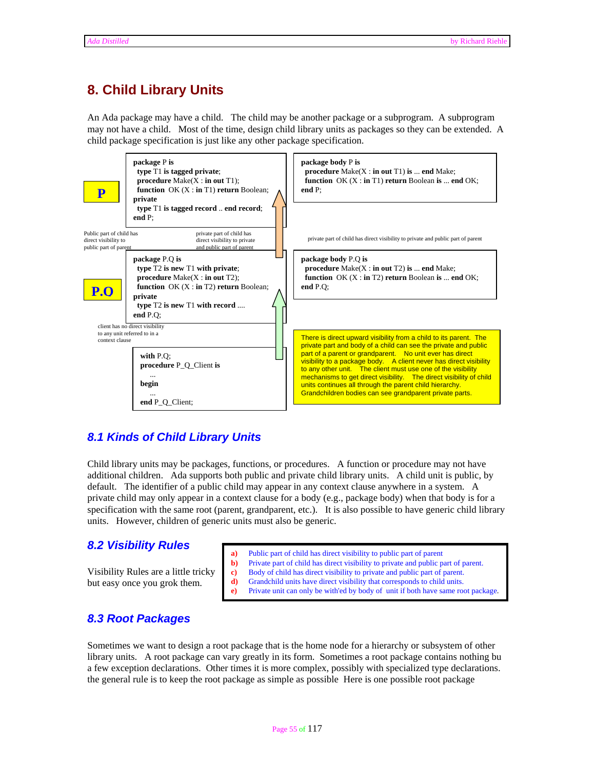## 8. Child Library Units

An Ada package may have a child. The child may be another package or a subprogram. A subprogram may not have a child. Most of the time, design child library units as packages so they can be extended. A child package specification is just like any other package specification.

**P**

```
package P is
  type T1 is tagged private;
  procedure Make(X : in out T1);
  function OK (X : in T1) return Boolean;
private
  type T1 is tagged record .. end record;
end P;
```

```
package body P is
  procedure Make(X : in out T1) is ... end Make;
  function OK (X : in T1) return Boolean is ... end OK;
end P;
```

Public part of child has direct visibility to public part of parent

private part of child has direct visibility to private and public part of parent

private part of child has direct visibility to private and public part of parent

**P.Q**

```
package P.Q is
  type T2 is new T1 with private;
  procedure Make(X : in out T2);
  function OK (X : in T2) return Boolean;
private
  type T2 is new T1 with record ....
end P.Q;
```

```
package body P.Q is
  procedure Make(X : in out T2) is ... end Make;
  function OK (X : in T2) return Boolean is ... end OK;
end P.Q;
```

client has no direct visibility to any unit referred to in a context clause

```
with P.Q;
procedure P_Q_Client is
  ...
begin
  ...
end P_Q_Client;
```

There is direct upward visibility from a child to its parent. The private part and body of a child can see the private and public part of a parent or grandparent. No unit ever has direct visibility to a package body. A client never has direct visibility to any other unit. The client must use one of the visibility mechanisms to get direct visibility. The direct visibility of child units continues all through the parent child hierarchy. Grandchildren bodies can see grandparent private parts.

### *8.1 Kinds of Child Library Units*

Child library units may be packages, functions, or procedures. A function or procedure may not have additional children. Ada supports both public and private child library units. A child unit is public, by default. The identifier of a public child may appear in any context clause anywhere in a system. A private child may only appear in a context clause for a body (e.g., package body) when that body is for a specification with the same root (parent, grandparent, etc.). It is also possible to have generic child library units. However, children of generic units must also be generic.

### *8.2 Visibility Rules*

Visibility Rules are a little tricky but easy once you grok them.

- **a)** Public part of child has direct visibility to public part of parent
- **b)** Private part of child has direct visibility to private and public part of parent.
- **c)** Body of child has direct visibility to private and public part of parent.
- **d)** Grandchild units have direct visibility that corresponds to child units.
- **e)** Private unit can only be with'ed by body of unit if both have same root package.

### *8.3 Root Packages*

Sometimes we want to design a root package that is the home node for a hierarchy or subsystem of other library units. A root package can vary greatly in its form. Sometimes a root package contains nothing bu a few exception declarations. Other times it is more complex, possibly with specialized type declarations. the general rule is to keep the root package as simple as possible Here is one possible root package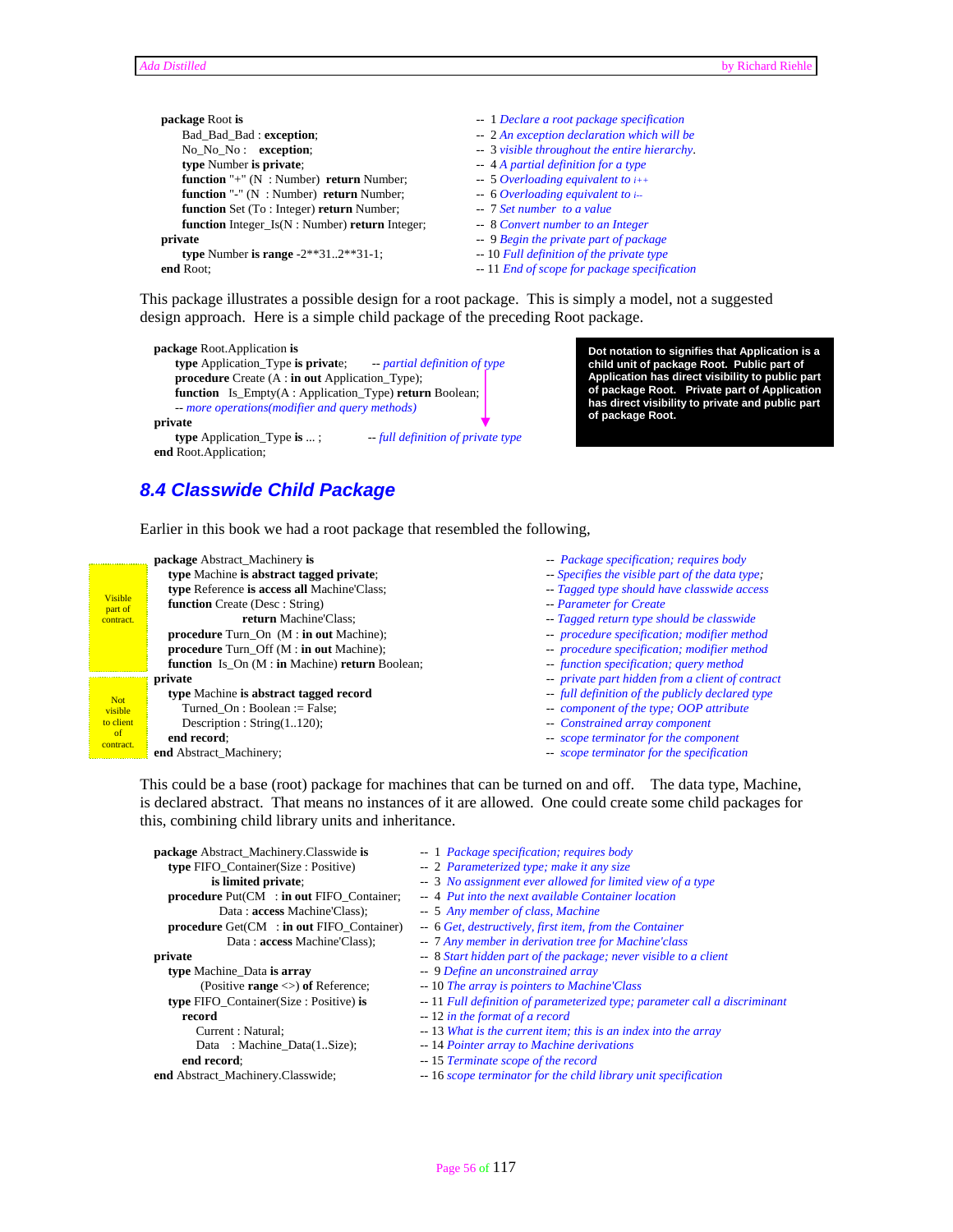```ada
package Root is                                    --  1 Declare a root package specification
     Bad_Bad_Bad : exception;                      --  2 An exception declaration which will be
     No_No_No :    exception;                      --  3 visible throughout the entire hierarchy.
     type Number is private;                       --  4 A partial definition for a type
     function "+" (N  : Number)  return Number;    --  5 Overloading equivalent to i++
     function "-" (N  : Number)  return Number;    --  6 Overloading equivalent to i--
     function Set (To : Integer) return Number;    --  7 Set number  to a value
     function Integer_Is(N : Number) return Integer; -- 8 Convert number to an Integer
private                                            --  9 Begin the private part of package
     type Number is range -2**31..2**31-1;         -- 10 Full definition of the private type
end Root;                                          -- 11 End of scope for package specification
```

This package illustrates a possible design for a root package. This is simply a model, not a suggested design approach. Here is a simple child package of the preceding Root package.

```ada
package Root.Application is
     type Application_Type is private;      -- partial definition of type
     procedure Create (A : in out Application_Type);
     function   Is_Empty(A : Application_Type) return Boolean;
     -- more operations(modifier and query methods)
private
     type Application_Type is ... ;          -- full definition of private type
end Root.Application;
```

**Dot notation to signifies that Application is a child unit of package Root. Public part of Application has direct visibility to public part of package Root. Private part of Application has direct visibility to private and public part of package Root.**

## 8.4 Classwide Child Package

Earlier in this book we had a root package that resembled the following,

```ada
-- Visible part of contract.
package Abstract_Machinery is                            --  Package specification; requires body
   type Machine is abstract tagged private;              -- Specifies the visible part of the data type;
   type Reference is access all Machine'Class;           -- Tagged type should have classwide access
   function Create (Desc : String)                       -- Parameter for Create
                  return Machine'Class;                  -- Tagged return type should be classwide
   procedure Turn_On  (M : in out Machine);              --  procedure specification; modifier method
   procedure Turn_Off (M : in out Machine);              --  procedure specification; modifier method
   function  Is_On (M : in Machine) return Boolean;      --  function specification; query method
-- Not visible to client of contract.
private                                                  --  private part hidden from a client of contract
   type Machine is abstract tagged record                --  full definition of the publicly declared type
     Turned_On : Boolean := False;                       --  component of the type; OOP attribute
     Description : String(1..120);                       --  Constrained array component
   end record;                                           --  scope terminator for the component
end Abstract_Machinery;                                  --  scope terminator for the specification
```

This could be a base (root) package for machines that can be turned on and off. The data type, Machine, is declared abstract. That means no instances of it are allowed. One could create some child packages for this, combining child library units and inheritance.

```ada
package Abstract_Machinery.Classwide is                 --  1  Package specification; requires body
   type FIFO_Container(Size : Positive)                 --  2  Parameterized type; make it any size
            is limited private;                         --  3  No assignment ever allowed for limited view of a type
   procedure Put(CM   : in out FIFO_Container;          --  4  Put into the next available Container location
             Data : access Machine'Class);              --  5  Any member of class, Machine
   procedure Get(CM   : in out FIFO_Container)          --  6  Get, destructively, first item, from the Container
              Data : access Machine'Class);             --  7  Any member in derivation tree for Machine'class
private                                                 --  8  Start hidden part of the package; never visible to a client
   type Machine_Data is array                           --  9  Define an unconstrained array
         (Positive range <>) of Reference;              -- 10  The array is pointers to Machine'Class
   type FIFO_Container(Size : Positive) is              -- 11  Full definition of parameterized type; parameter call a discriminant
     record                                             -- 12  in the format of a record
        Current : Natural;                              -- 13  What is the current item; this is an index into the array
        Data    : Machine_Data(1..Size);                -- 14  Pointer array to Machine derivations
     end record;                                        -- 15  Terminate scope of the record
end Abstract_Machinery.Classwide;                       -- 16  scope terminator for the child library unit specification
```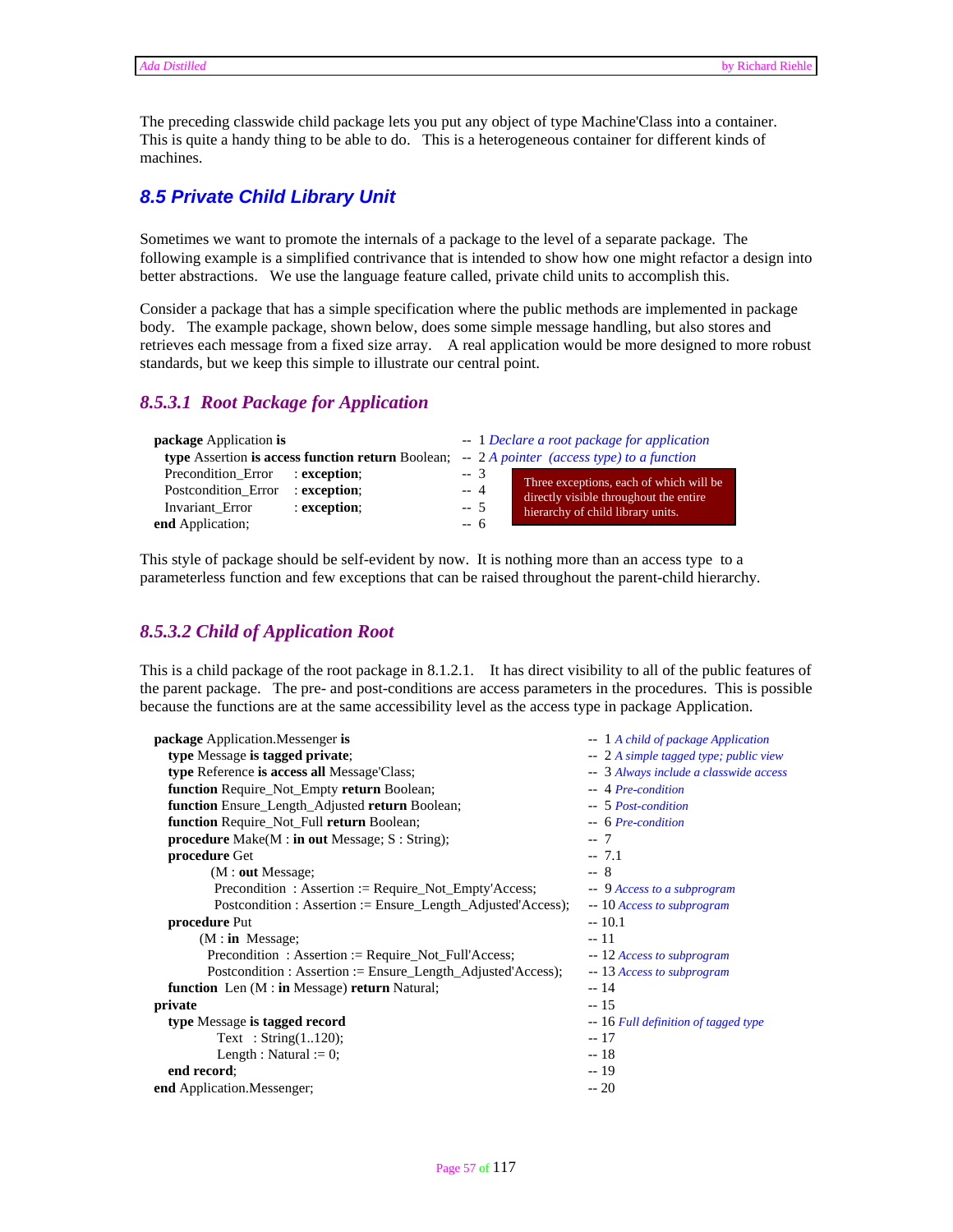The preceding classwide child package lets you put any object of type Machine'Class into a container. This is quite a handy thing to be able to do. This is a heterogeneous container for different kinds of machines.

## 8.5 Private Child Library Unit

Sometimes we want to promote the internals of a package to the level of a separate package. The following example is a simplified contrivance that is intended to show how one might refactor a design into better abstractions. We use the language feature called, private child units to accomplish this.

Consider a package that has a simple specification where the public methods are implemented in package body. The example package, shown below, does some simple message handling, but also stores and retrieves each message from a fixed size array. A real application would be more designed to more robust standards, but we keep this simple to illustrate our central point.

### 8.5.3.1 Root Package for Application

```
package Application is                                       -- 1 Declare a root package for application
  type Assertion is access function return Boolean;          -- 2 A pointer (access type) to a function
    Precondition_Error    : exception;                       -- 3
    Postcondition_Error   : exception;                       -- 4
    Invariant_Error       : exception;                       -- 5
end Application;                                             -- 6
```

*Three exceptions, each of which will be directly visible throughout the entire hierarchy of child library units.*

This style of package should be self-evident by now. It is nothing more than an access type to a parameterless function and few exceptions that can be raised throughout the parent-child hierarchy.

### 8.5.3.2 Child of Application Root

This is a child package of the root package in 8.1.2.1. It has direct visibility to all of the public features of the parent package. The pre- and post-conditions are access parameters in the procedures. This is possible because the functions are at the same accessibility level as the access type in package Application.

```
package Application.Messenger is                                           -- 1 A child of package Application
   type Message is tagged private;                                         -- 2 A simple tagged type; public view
   type Reference is access all Message'Class;                             -- 3 Always include a classwide access
   function Require_Not_Empty return Boolean;                              -- 4 Pre-condition
   function Ensure_Length_Adjusted return Boolean;                         -- 5 Post-condition
   function Require_Not_Full return Boolean;                               -- 6 Pre-condition
   procedure Make(M : in out Message; S : String);                         -- 7
   procedure Get                                                           -- 7.1
            (M : out Message;                                              -- 8
             Precondition  : Assertion := Require_Not_Empty'Access;        -- 9 Access to a subprogram
             Postcondition : Assertion := Ensure_Length_Adjusted'Access);  -- 10 Access to subprogram
   procedure Put                                                           -- 10.1
          (M : in  Message;                                                -- 11
           Precondition  : Assertion := Require_Not_Full'Access;           -- 12 Access to subprogram
           Postcondition : Assertion := Ensure_Length_Adjusted'Access);    -- 13 Access to subprogram
   function  Len (M : in Message) return Natural;                          -- 14
private                                                                    -- 15
   type Message is tagged record                                           -- 16 Full definition of tagged type
            Text   : String(1..120);                                       -- 17
            Length : Natural := 0;                                         -- 18
   end record;                                                             -- 19
end Application.Messenger;                                                 -- 20
```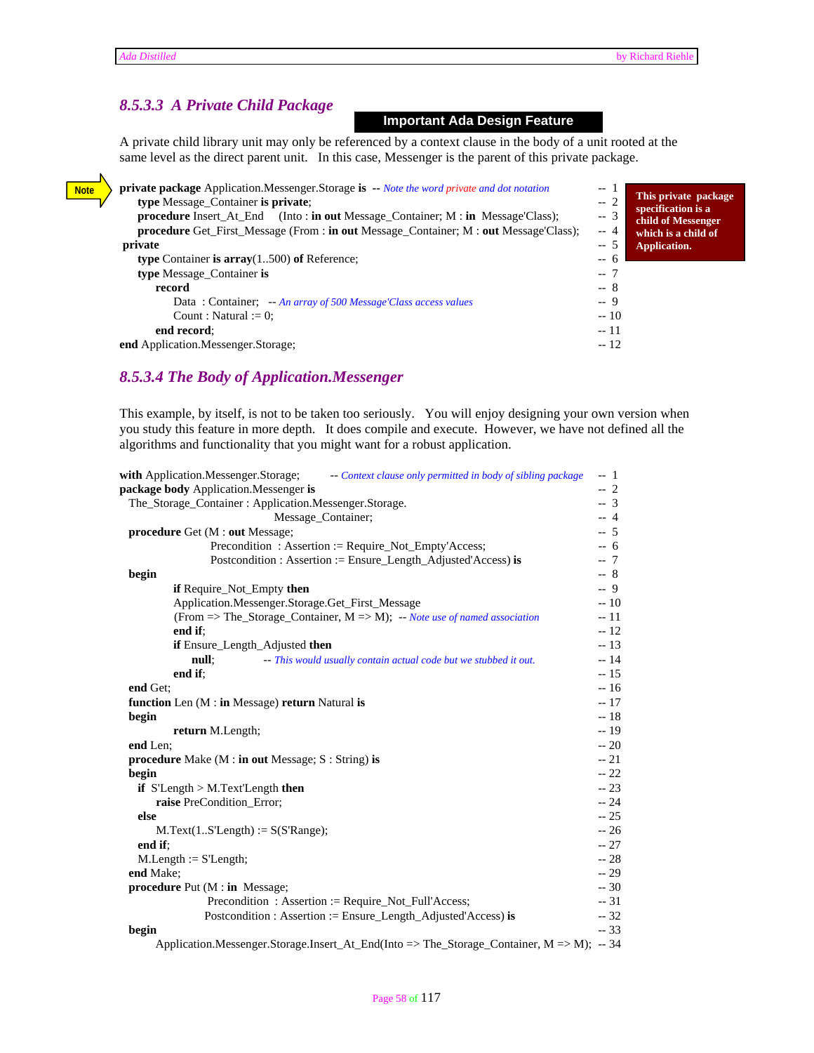### 8.5.3.3 A Private Child Package

**Important Ada Design Feature**

A private child library unit may only be referenced by a context clause in the body of a unit rooted at the same level as the direct parent unit. In this case, Messenger is the parent of this private package.

Note

```
private package Application.Messenger.Storage is  -- Note the word private and dot notation   -- 1
   type Message_Container is private;                                                          -- 2
   procedure Insert_At_End    (Into : in out Message_Container; M : in  Message'Class);        -- 3
   procedure Get_First_Message (From : in out Message_Container; M : out Message'Class);      -- 4
 private                                                                                       -- 5
   type Container is array(1..500) of Reference;                                               -- 6
   type Message_Container is                                                                   -- 7
      record                                                                                   -- 8
         Data  : Container;   -- An array of 500 Message'Class access values                   -- 9
         Count : Natural := 0;                                                                 -- 10
      end record;                                                                              -- 11
end Application.Messenger.Storage;                                                             -- 12
```

**This private package specification is a child of Messenger which is a child of Application.**

### 8.5.3.4 The Body of Application.Messenger

This example, by itself, is not to be taken too seriously. You will enjoy designing your own version when you study this feature in more depth. It does compile and execute. However, we have not defined all the algorithms and functionality that you might want for a robust application.

```
with Application.Messenger.Storage;      -- Context clause only permitted in body of sibling package  -- 1
package body Application.Messenger is                                                                  -- 2
  The_Storage_Container : Application.Messenger.Storage.                                               -- 3
                                Message_Container;                                                     -- 4
  procedure Get (M : out Message;                                                                      -- 5
                 Precondition  : Assertion := Require_Not_Empty'Access;                                -- 6
                 Postcondition : Assertion := Ensure_Length_Adjusted'Access) is                        -- 7
  begin                                                                                                -- 8
          if Require_Not_Empty then                                                                    -- 9
          Application.Messenger.Storage.Get_First_Message                                              -- 10
          (From => The_Storage_Container, M => M);  -- Note use of named association                   -- 11
          end if;                                                                                      -- 12
          if Ensure_Length_Adjusted then                                                               -- 13
             null;          -- This would usually contain actual code but we stubbed it out.           -- 14
          end if;                                                                                      -- 15
  end Get;                                                                                             -- 16
  function Len (M : in Message) return Natural is                                                      -- 17
  begin                                                                                                -- 18
          return M.Length;                                                                             -- 19
  end Len;                                                                                             -- 20
  procedure Make (M : in out Message; S : String) is                                                   -- 21
  begin                                                                                                -- 22
    if  S'Length > M.Text'Length then                                                                  -- 23
       raise PreCondition_Error;                                                                       -- 24
    else                                                                                               -- 25
       M.Text(1..S'Length) := S(S'Range);                                                              -- 26
    end if;                                                                                            -- 27
    M.Length := S'Length;                                                                              -- 28
  end Make;                                                                                            -- 29
  procedure Put (M : in  Message;                                                                      -- 30
                 Precondition  : Assertion := Require_Not_Full'Access;                                 -- 31
                 Postcondition : Assertion := Ensure_Length_Adjusted'Access) is                        -- 32
  begin                                                                                                -- 33
       Application.Messenger.Storage.Insert_At_End(Into => The_Storage_Container, M => M);  -- 34
```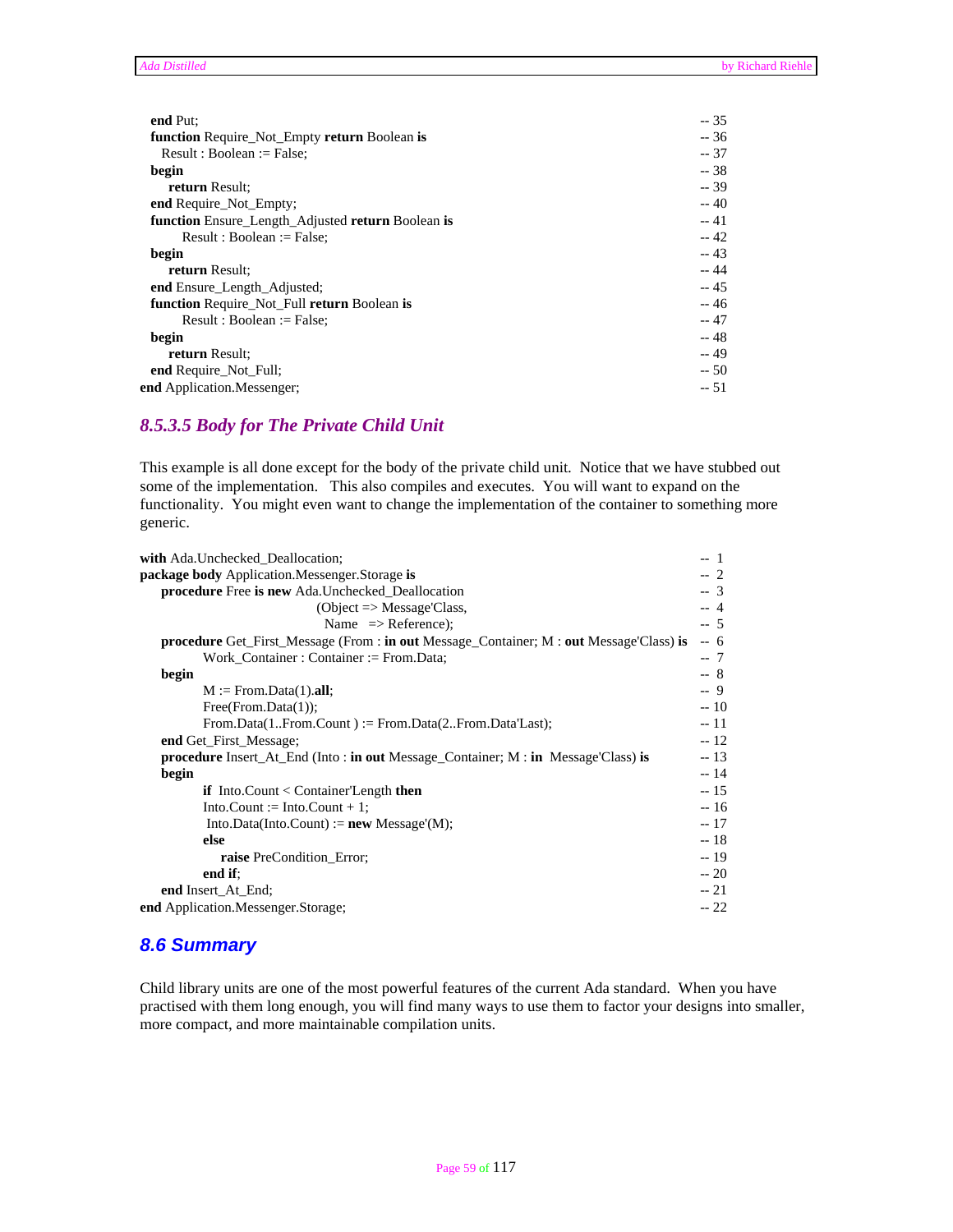```
  end Put;                                                          -- 35
  function Require_Not_Empty return Boolean is                      -- 36
    Result : Boolean := False;                                      -- 37
  begin                                                             -- 38
     return Result;                                                 -- 39
  end Require_Not_Empty;                                            -- 40
  function Ensure_Length_Adjusted return Boolean is                 -- 41
        Result : Boolean := False;                                  -- 42
  begin                                                             -- 43
     return Result;                                                 -- 44
  end Ensure_Length_Adjusted;                                       -- 45
  function Require_Not_Full return Boolean is                       -- 46
        Result : Boolean := False;                                  -- 47
  begin                                                             -- 48
     return Result;                                                 -- 49
  end Require_Not_Full;                                             -- 50
end Application.Messenger;                                          -- 51
```

### 8.5.3.5 Body for The Private Child Unit

This example is all done except for the body of the private child unit. Notice that we have stubbed out some of the implementation. This also compiles and executes. You will want to expand on the functionality. You might even want to change the implementation of the container to something more generic.

```
with Ada.Unchecked_Deallocation;                                                         -- 1
package body Application.Messenger.Storage is                                            -- 2
    procedure Free is new Ada.Unchecked_Deallocation                                     -- 3
                          (Object => Message'Class,                                      -- 4
                           Name   => Reference);                                         -- 5
    procedure Get_First_Message (From : in out Message_Container; M : out Message'Class) is  -- 6
          Work_Container : Container := From.Data;                                       -- 7
    begin                                                                                -- 8
          M := From.Data(1).all;                                                         -- 9
          Free(From.Data(1));                                                            -- 10
          From.Data(1..From.Count ) := From.Data(2..From.Data'Last);                     -- 11
    end Get_First_Message;                                                               -- 12
    procedure Insert_At_End (Into : in out Message_Container; M : in  Message'Class) is  -- 13
    begin                                                                                -- 14
          if  Into.Count < Container'Length then                                         -- 15
          Into.Count := Into.Count + 1;                                                  -- 16
           Into.Data(Into.Count) := new Message'(M);                                     -- 17
          else                                                                           -- 18
             raise PreCondition_Error;                                                   -- 19
          end if;                                                                        -- 20
    end Insert_At_End;                                                                   -- 21
end Application.Messenger.Storage;                                                       -- 22
```

## 8.6 Summary

Child library units are one of the most powerful features of the current Ada standard. When you have practised with them long enough, you will find many ways to use them to factor your designs into smaller, more compact, and more maintainable compilation units.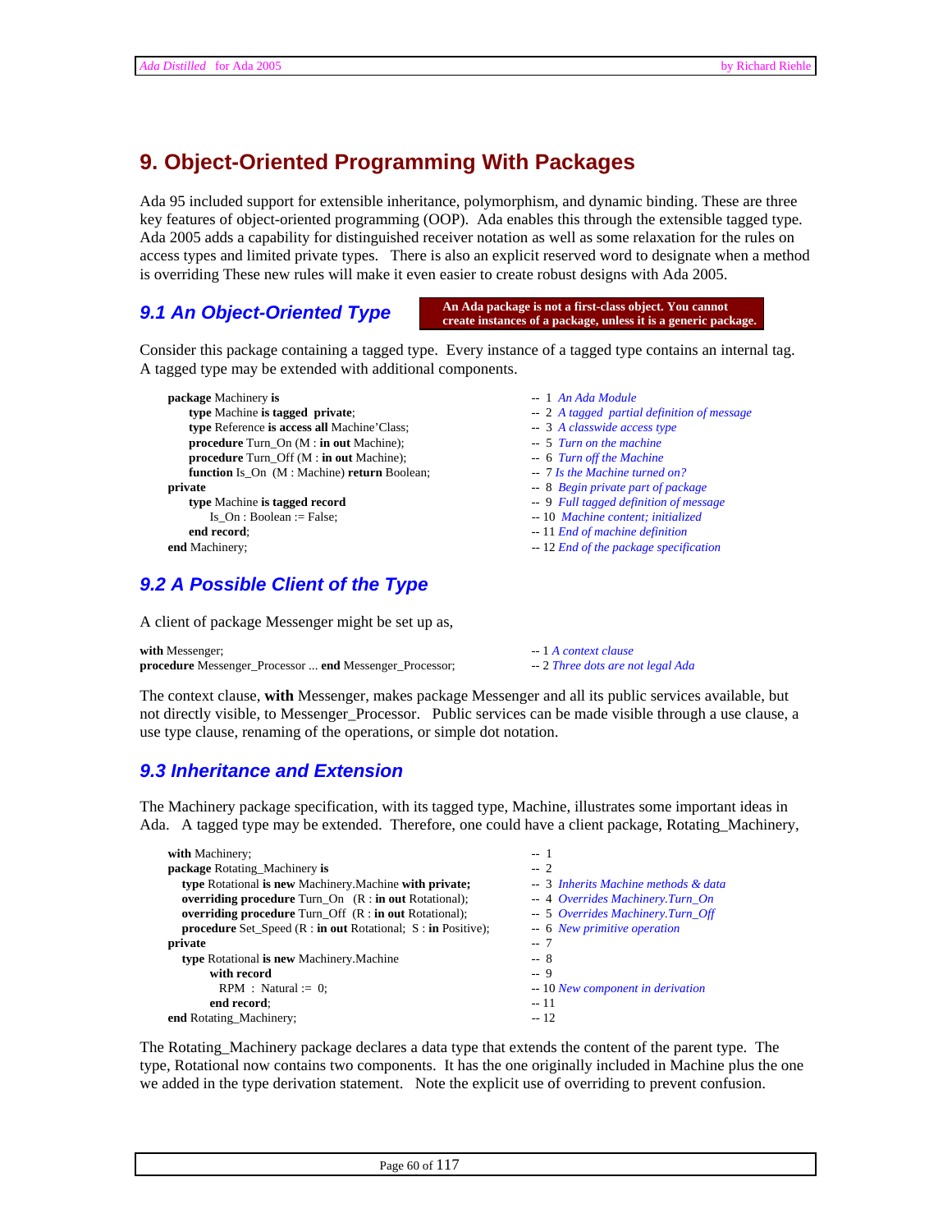# 9. Object-Oriented Programming With Packages

Ada 95 included support for extensible inheritance, polymorphism, and dynamic binding. These are three key features of object-oriented programming (OOP). Ada enables this through the extensible tagged type. Ada 2005 adds a capability for distinguished receiver notation as well as some relaxation for the rules on access types and limited private types. There is also an explicit reserved word to designate when a method is overriding These new rules will make it even easier to create robust designs with Ada 2005.

## 9.1 An Object-Oriented Type

**An Ada package is not a first-class object. You cannot create instances of a package, unless it is a generic package.**

Consider this package containing a tagged type. Every instance of a tagged type contains an internal tag. A tagged type may be extended with additional components.

```
package Machinery is                                      -- 1  An Ada Module
    type Machine is tagged  private;                      -- 2  A tagged  partial definition of message
    type Reference is access all Machine'Class;           -- 3  A classwide access type
    procedure Turn_On (M : in out Machine);               -- 5  Turn on the machine
    procedure Turn_Off (M : in out Machine);              -- 6  Turn off the Machine
    function Is_On  (M : Machine) return Boolean;         -- 7 Is the Machine turned on?
private                                                   -- 8  Begin private part of package
    type Machine is tagged record                         -- 9  Full tagged definition of message
        Is_On : Boolean := False;                         -- 10  Machine content; initialized
    end record;                                           -- 11 End of machine definition
end Machinery;                                            -- 12 End of the package specification
```

## 9.2 A Possible Client of the Type

A client of package Messenger might be set up as,

```
with Messenger;                                               -- 1 A context clause
procedure Messenger_Processor ... end Messenger_Processor;    -- 2 Three dots are not legal Ada
```

The context clause, **with** Messenger, makes package Messenger and all its public services available, but not directly visible, to Messenger_Processor. Public services can be made visible through a use clause, a use type clause, renaming of the operations, or simple dot notation.

## 9.3 Inheritance and Extension

The Machinery package specification, with its tagged type, Machine, illustrates some important ideas in Ada. A tagged type may be extended. Therefore, one could have a client package, Rotating_Machinery,

```
with Machinery;                                                    -- 1
package Rotating_Machinery is                                      -- 2
   type Rotational is new Machinery.Machine with private;          -- 3  Inherits Machine methods & data
   overriding procedure Turn_On   (R : in out Rotational);         -- 4  Overrides Machinery.Turn_On
   overriding procedure Turn_Off  (R : in out Rotational);         -- 5  Overrides Machinery.Turn_Off
   procedure Set_Speed (R : in out Rotational;  S : in Positive);  -- 6  New primitive operation
private                                                            -- 7
   type Rotational is new Machinery.Machine                        -- 8
        with record                                                -- 9
          RPM  :  Natural := 0;                                    -- 10 New component in derivation
        end record;                                                -- 11
end Rotating_Machinery;                                            -- 12
```

The Rotating_Machinery package declares a data type that extends the content of the parent type. The type, Rotational now contains two components. It has the one originally included in Machine plus the one we added in the type derivation statement. Note the explicit use of overriding to prevent confusion.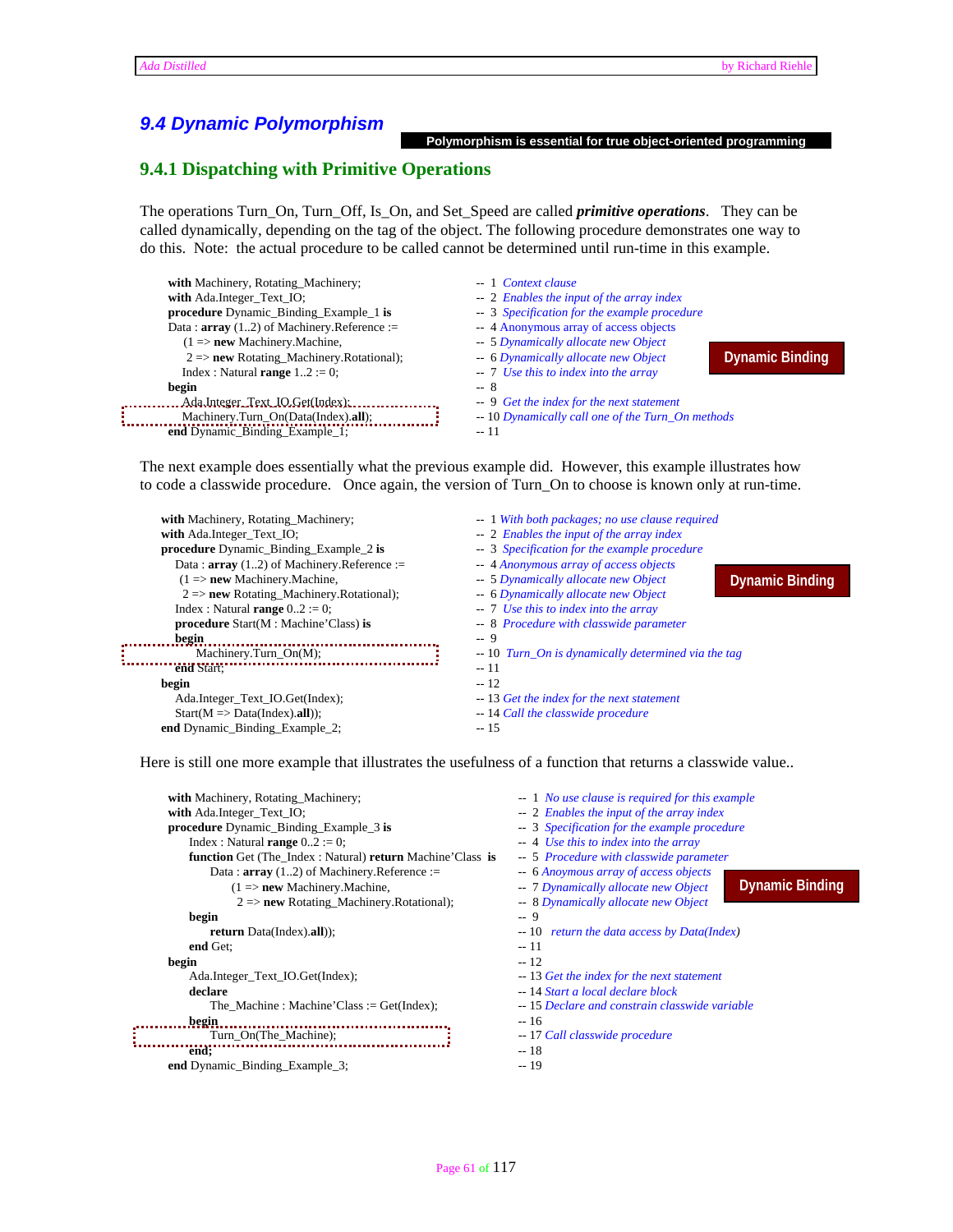## 9.4 Dynamic Polymorphism

**Polymorphism is essential for true object-oriented programming**

### 9.4.1 Dispatching with Primitive Operations

The operations Turn_On, Turn_Off, Is_On, and Set_Speed are called ***primitive operations***. They can be called dynamically, depending on the tag of the object. The following procedure demonstrates one way to do this. Note: the actual procedure to be called cannot be determined until run-time in this example.

**Dynamic Binding**

```
with Machinery, Rotating_Machinery;                    --  1  Context clause
with Ada.Integer_Text_IO;                              --  2  Enables the input of the array index
procedure Dynamic_Binding_Example_1 is                 --  3  Specification for the example procedure
Data : array (1..2) of Machinery.Reference :=          --  4  Anonymous array of access objects
   (1 => new Machinery.Machine,                        --  5  Dynamically allocate new Object
    2 => new Rotating_Machinery.Rotational);           --  6  Dynamically allocate new Object
   Index : Natural range 1..2 := 0;                    --  7  Use this to index into the array
begin                                                  --  8
   Ada.Integer_Text_IO.Get(Index);                     --  9  Get the index for the next statement
   Machinery.Turn_On(Data(Index).all);                 -- 10  Dynamically call one of the Turn_On methods
end Dynamic_Binding_Example_1;                         -- 11
```

The next example does essentially what the previous example did. However, this example illustrates how to code a classwide procedure. Once again, the version of Turn_On to choose is known only at run-time.

**Dynamic Binding**

```
with Machinery, Rotating_Machinery;                    --  1  With both packages; no use clause required
with Ada.Integer_Text_IO;                              --  2  Enables the input of the array index
procedure Dynamic_Binding_Example_2 is                 --  3  Specification for the example procedure
  Data : array (1..2) of Machinery.Reference :=        --  4  Anonymous array of access objects
   (1 => new Machinery.Machine,                        --  5  Dynamically allocate new Object
    2 => new Rotating_Machinery.Rotational);           --  6  Dynamically allocate new Object
  Index : Natural range 0..2 := 0;                     --  7  Use this to index into the array
  procedure Start(M : Machine'Class) is                --  8  Procedure with classwide parameter
  begin                                                --  9
     Machinery.Turn_On(M);                             -- 10  Turn_On is dynamically determined via the tag
  end Start;                                           -- 11
begin                                                  -- 12
  Ada.Integer_Text_IO.Get(Index);                      -- 13  Get the index for the next statement
  Start(M => Data(Index).all));                        -- 14  Call the classwide procedure
end Dynamic_Binding_Example_2;                         -- 15
```

Here is still one more example that illustrates the usefulness of a function that returns a classwide value..

**Dynamic Binding**

```
with Machinery, Rotating_Machinery;                    --  1  No use clause is required for this example
with Ada.Integer_Text_IO;                              --  2  Enables the input of the array index
procedure Dynamic_Binding_Example_3 is                 --  3  Specification for the example procedure
   Index : Natural range 0..2 := 0;                    --  4  Use this to index into the array
   function Get (The_Index : Natural) return Machine'Class  is   --  5  Procedure with classwide parameter
      Data : array (1..2) of Machinery.Reference :=    --  6  Anoymous array of access objects
         (1 => new Machinery.Machine,                  --  7  Dynamically allocate new Object
          2 => new Rotating_Machinery.Rotational);     --  8  Dynamically allocate new Object
   begin                                               --  9
      return Data(Index).all));                        -- 10  return the data access by Data(Index)
   end Get;                                            -- 11
begin                                                  -- 12
   Ada.Integer_Text_IO.Get(Index);                     -- 13  Get the index for the next statement
   declare                                             -- 14  Start a local declare block
      The_Machine : Machine'Class := Get(Index);       -- 15  Declare and constrain classwide variable
   begin                                               -- 16
      Turn_On(The_Machine);                            -- 17  Call classwide procedure
   end;                                                -- 18
end Dynamic_Binding_Example_3;                         -- 19
```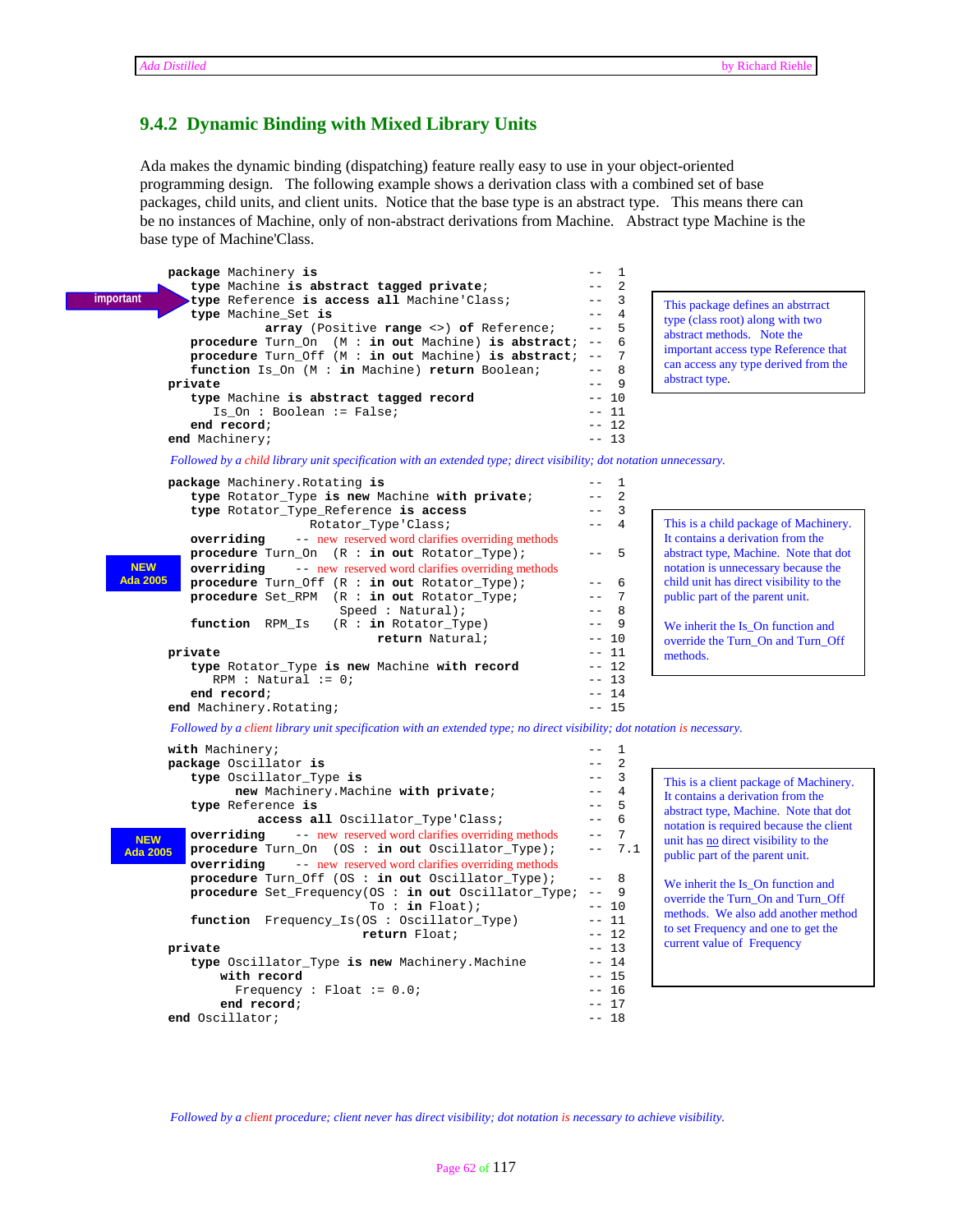## 9.4.2 Dynamic Binding with Mixed Library Units

Ada makes the dynamic binding (dispatching) feature really easy to use in your object-oriented programming design. The following example shows a derivation class with a combined set of base packages, child units, and client units. Notice that the base type is an abstract type. This means there can be no instances of Machine, only of non-abstract derivations from Machine. Abstract type Machine is the base type of Machine'Class.

```
package Machinery is                                              --  1
   type Machine is abstract tagged private;                       --  2
   type Reference is access all Machine'Class;                    --  3
   type Machine_Set is                                            --  4
           array (Positive range <>) of Reference;                --  5
   procedure Turn_On  (M : in out Machine) is abstract;           --  6
   procedure Turn_Off (M : in out Machine) is abstract;           --  7
   function Is_On (M : in Machine) return Boolean;                --  8
private                                                           --  9
   type Machine is abstract tagged record                         -- 10
      Is_On : Boolean := False;                                   -- 11
   end record;                                                    -- 12
end Machinery;                                                    -- 13
```

important

This package defines an abstrract type (class root) along with two abstract methods. Note the important access type Reference that can access any type derived from the abstract type.

*Followed by a child library unit specification with an extended type; direct visibility; dot notation unnecessary.*

```
package Machinery.Rotating is                                     --  1
   type Rotator_Type is new Machine with private;                 --  2
   type Rotator_Type_Reference is access                          --  3
                  Rotator_Type'Class;                             --  4
   overriding     -- new reserved word clarifies overriding methods
   procedure Turn_On  (R : in out Rotator_Type);                  --  5
   overriding     -- new reserved word clarifies overriding methods
   procedure Turn_Off (R : in out Rotator_Type);                  --  6
   procedure Set_RPM  (R : in out Rotator_Type;                   --  7
                       Speed : Natural);                          --  8
   function  RPM_Is   (R : in Rotator_Type)                       --  9
                            return Natural;                       -- 10
private                                                           -- 11
   type Rotator_Type is new Machine with record                   -- 12
      RPM : Natural := 0;                                         -- 13
   end record;                                                    -- 14
end Machinery.Rotating;                                           -- 15
```

NEW Ada 2005

This is a child package of Machinery. It contains a derivation from the abstract type, Machine. Note that dot notation is unnecessary because the child unit has direct visibility to the public part of the parent unit.

We inherit the Is_On function and override the Turn_On and Turn_Off methods.

*Followed by a client library unit specification with an extended type; no direct visibility; dot notation is necessary.*

```
with Machinery;                                                   --  1
package Oscillator is                                             --  2
   type Oscillator_Type is                                        --  3
         new Machinery.Machine with private;                      --  4
   type Reference is                                              --  5
            access all Oscillator_Type'Class;                     --  6
   overriding     -- new reserved word clarifies overriding methods --  7
   procedure Turn_On  (OS : in out Oscillator_Type);              --  7.1
   overriding     -- new reserved word clarifies overriding methods
   procedure Turn_Off (OS : in out Oscillator_Type);              --  8
   procedure Set_Frequency(OS : in out Oscillator_Type;           --  9
                          To : in Float);                         -- 10
   function  Frequency_Is(OS : Oscillator_Type)                   -- 11
                          return Float;                           -- 12
private                                                           -- 13
   type Oscillator_Type is new Machinery.Machine                  -- 14
       with record                                                -- 15
         Frequency : Float := 0.0;                                -- 16
       end record;                                                -- 17
end Oscillator;                                                   -- 18
```

NEW Ada 2005

This is a client package of Machinery. It contains a derivation from the abstract type, Machine. Note that dot notation is required because the client unit has no direct visibility to the public part of the parent unit.

We inherit the Is_On function and override the Turn_On and Turn_Off methods. We also add another method to set Frequency and one to get the current value of Frequency

*Followed by a client procedure; client never has direct visibility; dot notation is necessary to achieve visibility.*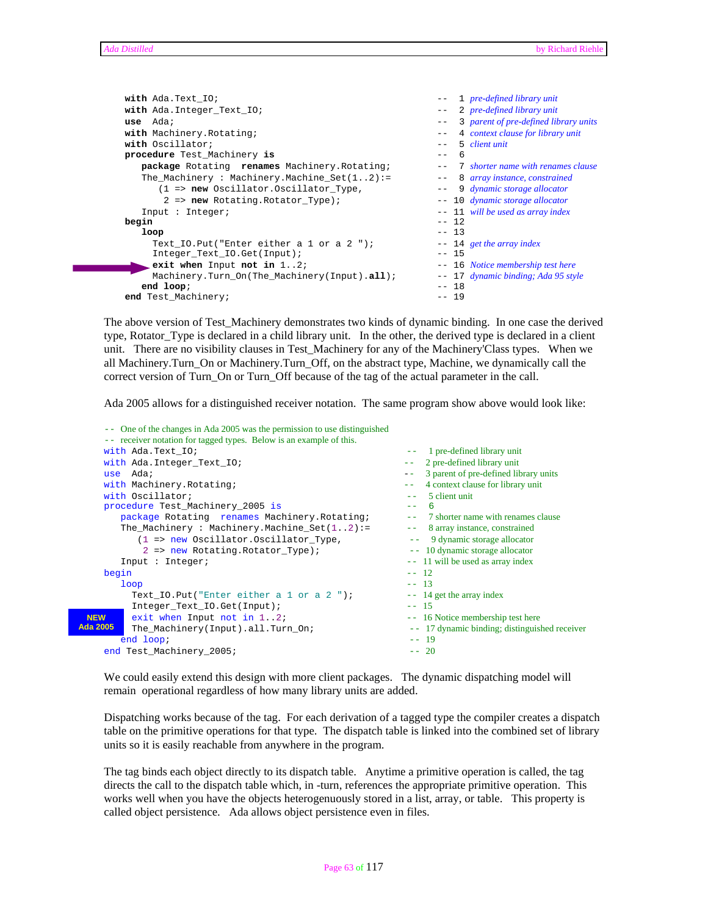```ada
with Ada.Text_IO;                                           --  1 pre-defined library unit
with Ada.Integer_Text_IO;                                   --  2 pre-defined library unit
use  Ada;                                                   --  3 parent of pre-defined library units
with Machinery.Rotating;                                    --  4 context clause for library unit
with Oscillator;                                            --  5 client unit
procedure Test_Machinery is                                 --  6
   package Rotating  renames Machinery.Rotating;            --  7 shorter name with renames clause
   The_Machinery : Machinery.Machine_Set(1..2):=            --  8 array instance, constrained
      (1 => new Oscillator.Oscillator_Type,                 --  9 dynamic storage allocator
       2 => new Rotating.Rotator_Type);                     -- 10 dynamic storage allocator
   Input : Integer;                                         -- 11 will be used as array index
begin                                                       -- 12
   loop                                                     -- 13
     Text_IO.Put("Enter either a 1 or a 2 ");               -- 14 get the array index
     Integer_Text_IO.Get(Input);                            -- 15
     exit when Input not in 1..2;                           -- 16 Notice membership test here
     Machinery.Turn_On(The_Machinery(Input).all);           -- 17 dynamic binding; Ada 95 style
   end loop;                                                -- 18
end Test_Machinery;                                         -- 19
```

The above version of Test_Machinery demonstrates two kinds of dynamic binding. In one case the derived type, Rotator_Type is declared in a child library unit. In the other, the derived type is declared in a client unit. There are no visibility clauses in Test_Machinery for any of the Machinery'Class types. When we all Machinery.Turn_On or Machinery.Turn_Off, on the abstract type, Machine, we dynamically call the correct version of Turn_On or Turn_Off because of the tag of the actual parameter in the call.

Ada 2005 allows for a distinguished receiver notation. The same program show above would look like:

```ada
-- One of the changes in Ada 2005 was the permission to use distinguished
-- receiver notation for tagged types. Below is an example of this.
with Ada.Text_IO;                                           --  1 pre-defined library unit
with Ada.Integer_Text_IO;                                   --  2 pre-defined library unit
use  Ada;                                                   --  3 parent of pre-defined library units
with Machinery.Rotating;                                    --  4 context clause for library unit
with Oscillator;                                            --  5 client unit
procedure Test_Machinery_2005 is                            --  6
   package Rotating  renames Machinery.Rotating;            --  7 shorter name with renames clause
   The_Machinery : Machinery.Machine_Set(1..2):=            --  8 array instance, constrained
      (1 => new Oscillator.Oscillator_Type,                 --  9 dynamic storage allocator
       2 => new Rotating.Rotator_Type);                     -- 10 dynamic storage allocator
   Input : Integer;                                         -- 11 will be used as array index
begin                                                       -- 12
   loop                                                     -- 13
     Text_IO.Put("Enter either a 1 or a 2 ");               -- 14 get the array index
     Integer_Text_IO.Get(Input);                            -- 15
     exit when Input not in 1..2;                           -- 16 Notice membership test here
     The_Machinery(Input).all.Turn_On;                      -- 17 dynamic binding; distinguished receiver
   end loop;                                                -- 19
end Test_Machinery_2005;                                    -- 20
```

**NEW Ada 2005**

We could easily extend this design with more client packages. The dynamic dispatching model will remain operational regardless of how many library units are added.

Dispatching works because of the tag. For each derivation of a tagged type the compiler creates a dispatch table on the primitive operations for that type. The dispatch table is linked into the combined set of library units so it is easily reachable from anywhere in the program.

The tag binds each object directly to its dispatch table. Anytime a primitive operation is called, the tag directs the call to the dispatch table which, in -turn, references the appropriate primitive operation. This works well when you have the objects heterogenuously stored in a list, array, or table. This property is called object persistence. Ada allows object persistence even in files.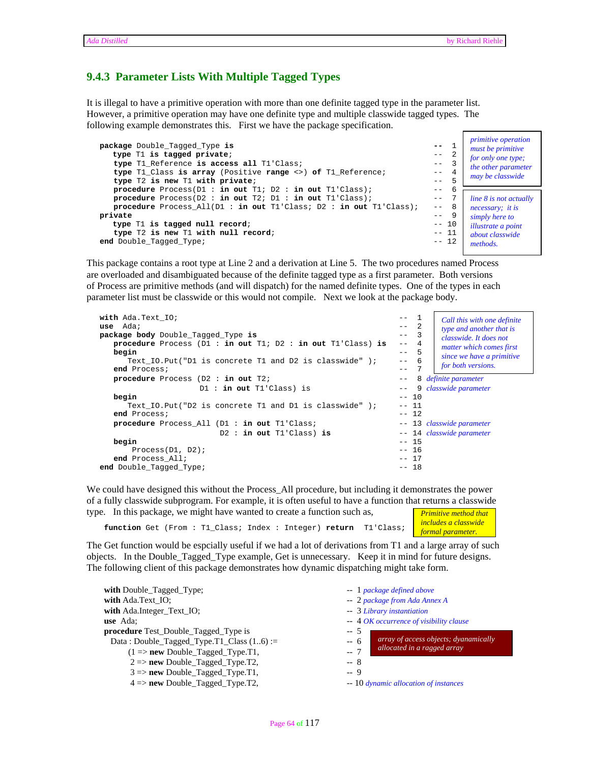### 9.4.3 Parameter Lists With Multiple Tagged Types

It is illegal to have a primitive operation with more than one definite tagged type in the parameter list. However, a primitive operation may have one definite type and multiple classwide tagged types. The following example demonstrates this. First we have the package specification.

```
package Double_Tagged_Type is                                              -- 1
   type T1 is tagged private;                                              -- 2
   type T1_Reference is access all T1'Class;                               -- 3
   type T1_Class is array (Positive range <>) of T1_Reference;             -- 4
   type T2 is new T1 with private;                                         -- 5
   procedure Process(D1 : in out T1; D2 : in out T1'Class);                -- 6
   procedure Process(D2 : in out T2; D1 : in out T1'Class);                -- 7
   procedure Process_All(D1 : in out T1'Class; D2 : in out T1'Class);      -- 8
private                                                                    -- 9
   type T1 is tagged null record;                                          -- 10
   type T2 is new T1 with null record;                                     -- 11
end Double_Tagged_Type;                                                    -- 12
```

*primitive operation must be primitive for only one type; the other parameter may be classwide*

*line 8 is not actually necessary; it is simply here to illustrate a point about classwide methods.*

This package contains a root type at Line 2 and a derivation at Line 5. The two procedures named Process are overloaded and disambiguated because of the definite tagged type as a first parameter. Both versions of Process are primitive methods (and will dispatch) for the named definite types. One of the types in each parameter list must be classwide or this would not compile. Next we look at the package body.

```
with Ada.Text_IO;                                                         -- 1
use  Ada;                                                                 -- 2
package body Double_Tagged_Type is                                        -- 3
   procedure Process (D1 : in out T1; D2 : in out T1'Class) is            -- 4
   begin                                                                  -- 5
      Text_IO.Put("D1 is concrete T1 and D2 is classwide" );              -- 6
   end Process;                                                           -- 7
   procedure Process (D2 : in out T2;                                     -- 8 definite parameter
                      D1 : in out T1'Class) is                            -- 9 classwide parameter
   begin                                                                  -- 10
      Text_IO.Put("D2 is concrete T1 and D1 is classwide" );              -- 11
   end Process;                                                           -- 12
   procedure Process_All (D1 : in out T1'Class;                           -- 13 classwide parameter
                          D2 : in out T1'Class) is                        -- 14 classwide parameter
   begin                                                                  -- 15
       Process(D1, D2);                                                   -- 16
   end Process_All;                                                       -- 17
end Double_Tagged_Type;                                                   -- 18
```

*Call this with one definite type and another that is classwide. It does not matter which comes first since we have a primitive for both versions.*

We could have designed this without the Process_All procedure, but including it demonstrates the power of a fully classwide subprogram. For example, it is often useful to have a function that returns a classwide type. In this package, we might have wanted to create a function such as,

```
function Get (From : T1_Class; Index : Integer) return  T1'Class;
```

*Primitive method that includes a classwide formal parameter.*

The Get function would be espcially useful if we had a lot of derivations from T1 and a large array of such objects. In the Double_Tagged_Type example, Get is unnecessary. Keep it in mind for future designs. The following client of this package demonstrates how dynamic dispatching might take form.

```
with Double_Tagged_Type;                                  -- 1 package defined above
with Ada.Text_IO;                                         -- 2 package from Ada Annex A
with Ada.Integer_Text_IO;                                 -- 3 Library instantiation
use  Ada;                                                 -- 4 OK occurrence of visibility clause
procedure Test_Double_Tagged_Type is                      -- 5
  Data : Double_Tagged_Type.T1_Class (1..6) :=            -- 6
         (1 => new Double_Tagged_Type.T1,                 -- 7
          2 => new Double_Tagged_Type.T2,                 -- 8
          3 => new Double_Tagged_Type.T1,                 -- 9
          4 => new Double_Tagged_Type.T2,                 -- 10 dynamic allocation of instances
```

*array of access objects; dyanamically allocated in a ragged array*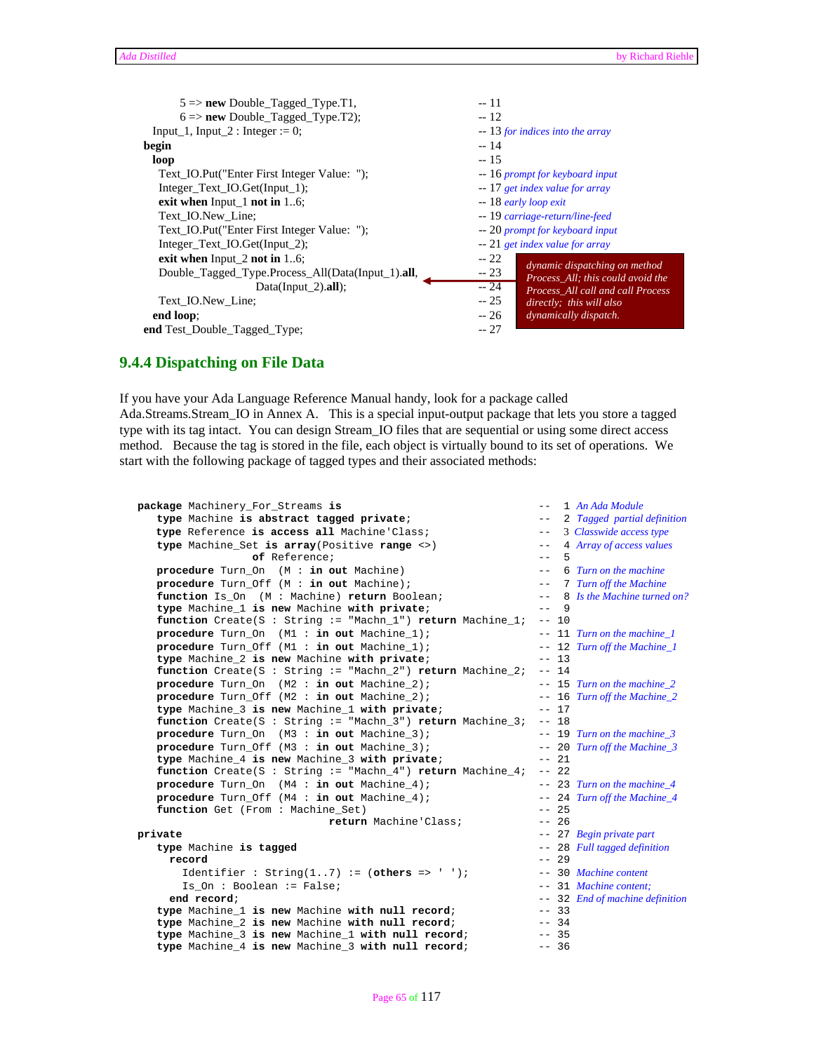```
      5 => new Double_Tagged_Type.T1,                      -- 11
      6 => new Double_Tagged_Type.T2);                     -- 12
   Input_1, Input_2 : Integer := 0;                        -- 13 for indices into the array
begin                                                      -- 14
   loop                                                    -- 15
     Text_IO.Put("Enter First Integer Value: ");           -- 16 prompt for keyboard input
     Integer_Text_IO.Get(Input_1);                         -- 17 get index value for array
     exit when Input_1 not in 1..6;                        -- 18 early loop exit
     Text_IO.New_Line;                                     -- 19 carriage-return/line-feed
     Text_IO.Put("Enter First Integer Value: ");           -- 20 prompt for keyboard input
     Integer_Text_IO.Get(Input_2);                         -- 21 get index value for array
     exit when Input_2 not in 1..6;                        -- 22
     Double_Tagged_Type.Process_All(Data(Input_1).all,     -- 23
                     Data(Input_2).all);                   -- 24
     Text_IO.New_Line;                                     -- 25
   end loop;                                               -- 26
end Test_Double_Tagged_Type;                               -- 27
```

dynamic dispatching on method Process_All; this could avoid the Process_All call and call Process directly; this will also dynamically dispatch.

### 9.4.4 Dispatching on File Data

If you have your Ada Language Reference Manual handy, look for a package called Ada.Streams.Stream_IO in Annex A. This is a special input-output package that lets you store a tagged type with its tag intact. You can design Stream_IO files that are sequential or using some direct access method. Because the tag is stored in the file, each object is virtually bound to its set of operations. We start with the following package of tagged types and their associated methods:

```
package Machinery_For_Streams is                                  --  1 An Ada Module
   type Machine is abstract tagged private;                       --  2 Tagged partial definition
   type Reference is access all Machine'Class;                    --  3 Classwide access type
   type Machine_Set is array(Positive range <>)                   --  4 Array of access values
                of Reference;                                     --  5
   procedure Turn_On  (M : in out Machine)                        --  6 Turn on the machine
   procedure Turn_Off (M : in out Machine);                       --  7 Turn off the Machine
   function Is_On  (M : Machine) return Boolean;                  --  8 Is the Machine turned on?
   type Machine_1 is new Machine with private;                    --  9
   function Create(S : String := "Machn_1") return Machine_1;     -- 10
   procedure Turn_On  (M1 : in out Machine_1);                    -- 11 Turn on the machine_1
   procedure Turn_Off (M1 : in out Machine_1);                    -- 12 Turn off the Machine_1
   type Machine_2 is new Machine with private;                    -- 13
   function Create(S : String := "Machn_2") return Machine_2;     -- 14
   procedure Turn_On  (M2 : in out Machine_2);                    -- 15 Turn on the machine_2
   procedure Turn_Off (M2 : in out Machine_2);                    -- 16 Turn off the Machine_2
   type Machine_3 is new Machine_1 with private;                  -- 17
   function Create(S : String := "Machn_3") return Machine_3;     -- 18
   procedure Turn_On  (M3 : in out Machine_3);                    -- 19 Turn on the machine_3
   procedure Turn_Off (M3 : in out Machine_3);                    -- 20 Turn off the Machine_3
   type Machine_4 is new Machine_3 with private;                  -- 21
   function Create(S : String := "Machn_4") return Machine_4;     -- 22
   procedure Turn_On  (M4 : in out Machine_4);                    -- 23 Turn on the machine_4
   procedure Turn_Off (M4 : in out Machine_4);                    -- 24 Turn off the Machine_4
   function Get (From : Machine_Set)                              -- 25
                           return Machine'Class;                  -- 26
private                                                           -- 27 Begin private part
   type Machine is tagged                                         -- 28 Full tagged definition
     record                                                       -- 29
       Identifier : String(1..7) := (others => ' ');              -- 30 Machine content
       Is_On : Boolean := False;                                  -- 31 Machine content;
     end record;                                                  -- 32 End of machine definition
   type Machine_1 is new Machine with null record;                -- 33
   type Machine_2 is new Machine with null record;                -- 34
   type Machine_3 is new Machine_1 with null record;              -- 35
   type Machine_4 is new Machine_3 with null record;              -- 36
```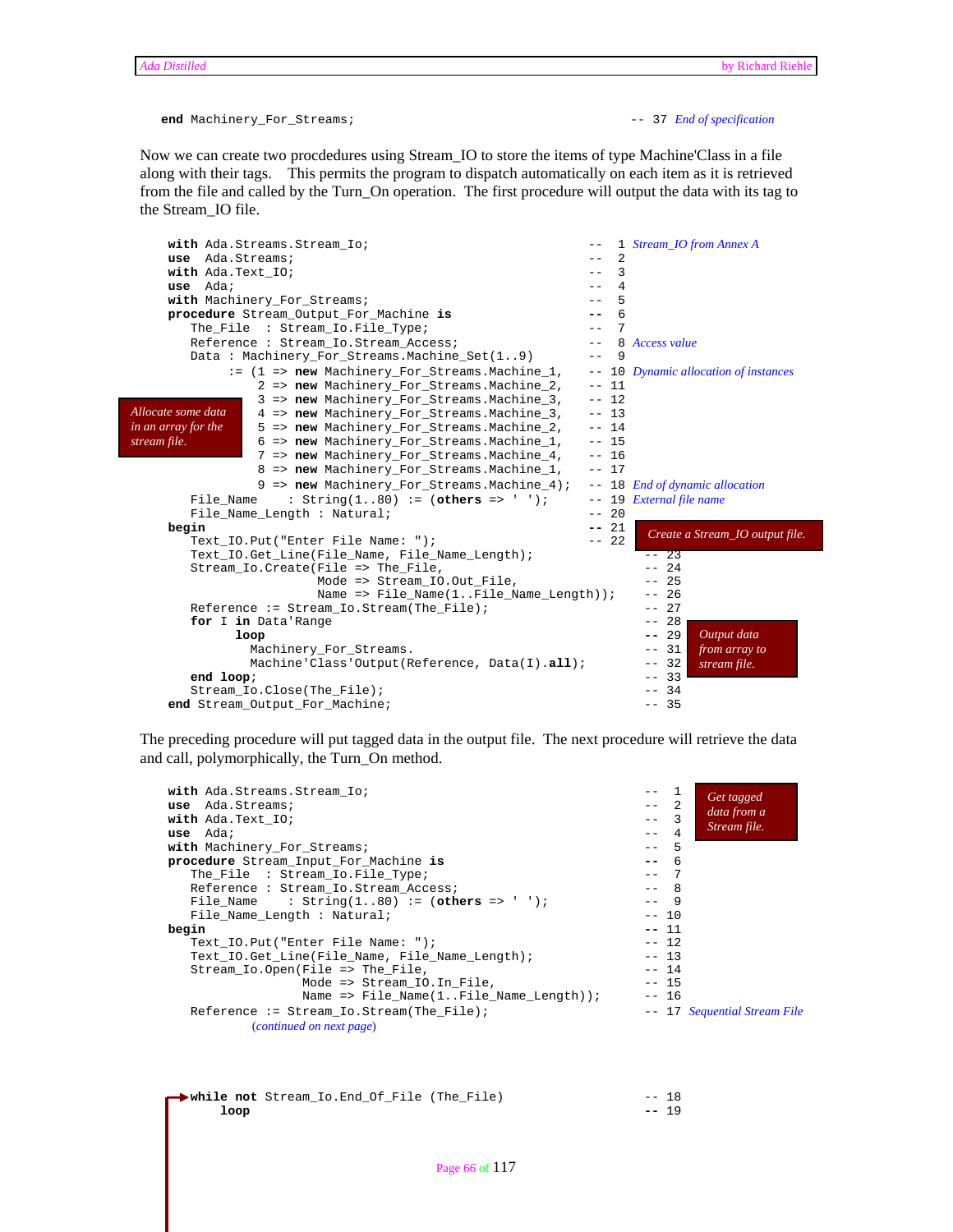```
end Machinery_For_Streams;                                  -- 37 End of specification
```

Now we can create two procdedures using Stream_IO to store the items of type Machine'Class in a file along with their tags. This permits the program to dispatch automatically on each item as it is retrieved from the file and called by the Turn_On operation. The first procedure will output the data with its tag to the Stream_IO file.

```
with Ada.Streams.Stream_Io;                                    --  1 Stream_IO from Annex A
use  Ada.Streams;                                              --  2
with Ada.Text_IO;                                              --  3
use  Ada;                                                      --  4
with Machinery_For_Streams;                                    --  5
procedure Stream_Output_For_Machine is                         --  6
   The_File  : Stream_Io.File_Type;                            --  7
   Reference : Stream_Io.Stream_Access;                        --  8 Access value
   Data : Machinery_For_Streams.Machine_Set(1..9)              --  9
      := (1 => new Machinery_For_Streams.Machine_1,            -- 10 Dynamic allocation of instances
          2 => new Machinery_For_Streams.Machine_2,            -- 11
          3 => new Machinery_For_Streams.Machine_3,            -- 12
          4 => new Machinery_For_Streams.Machine_3,            -- 13
          5 => new Machinery_For_Streams.Machine_2,            -- 14
          6 => new Machinery_For_Streams.Machine_1,            -- 15
          7 => new Machinery_For_Streams.Machine_4,            -- 16
          8 => new Machinery_For_Streams.Machine_1,            -- 17
          9 => new Machinery_For_Streams.Machine_4);           -- 18 End of dynamic allocation
   File_Name     : String(1..80) := (others => ' ');           -- 19 External file name
   File_Name_Length : Natural;                                 -- 20
begin                                                          -- 21
   Text_IO.Put("Enter File Name: ");                           -- 22
   Text_IO.Get_Line(File_Name, File_Name_Length);                 -- 23
   Stream_Io.Create(File => The_File,                             -- 24
                    Mode => Stream_IO.Out_File,                   -- 25
                    Name => File_Name(1..File_Name_Length));      -- 26
   Reference := Stream_Io.Stream(The_File);                       -- 27
   for I in Data'Range                                            -- 28
       loop                                                       -- 29
          Machinery_For_Streams.                                  -- 31
          Machine'Class'Output(Reference, Data(I).all);           -- 32
   end loop;                                                      -- 33
   Stream_Io.Close(The_File);                                     -- 34
end Stream_Output_For_Machine;                                    -- 35
```

*Allocate some data in an array for the stream file.*

*Create a Stream_IO output file.*

*Output data from array to stream file.*

The preceding procedure will put tagged data in the output file. The next procedure will retrieve the data and call, polymorphically, the Turn_On method.

```
with Ada.Streams.Stream_Io;                                       --  1
use  Ada.Streams;                                                 --  2
with Ada.Text_IO;                                                 --  3
use  Ada;                                                         --  4
with Machinery_For_Streams;                                       --  5
procedure Stream_Input_For_Machine is                             --  6
   The_File  : Stream_Io.File_Type;                               --  7
   Reference : Stream_Io.Stream_Access;                           --  8
   File_Name     : String(1..80) := (others => ' ');              --  9
   File_Name_Length : Natural;                                    -- 10
begin                                                             -- 11
   Text_IO.Put("Enter File Name: ");                              -- 12
   Text_IO.Get_Line(File_Name, File_Name_Length);                 -- 13
   Stream_Io.Open(File => The_File,                               -- 14
                  Mode => Stream_IO.In_File,                      -- 15
                  Name => File_Name(1..File_Name_Length));        -- 16
   Reference := Stream_Io.Stream(The_File);                       -- 17 Sequential Stream File
```

*Get tagged data from a Stream file.*

*(continued on next page)*

```
   while not Stream_Io.End_Of_File (The_File)                     -- 18
       loop                                                       -- 19
```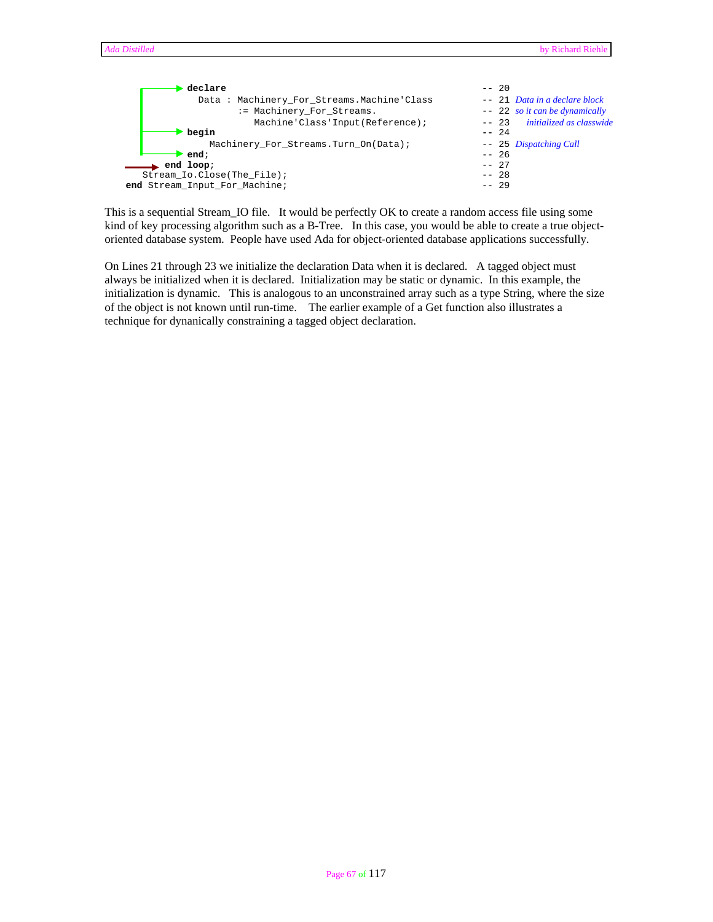```
      declare                                                  -- 20
        Data : Machinery_For_Streams.Machine'Class             -- 21 Data in a declare block
               := Machinery_For_Streams.                       -- 22 so it can be dynamically
                  Machine'Class'Input(Reference);              -- 23   initialized as classwide
      begin                                                    -- 24
         Machinery_For_Streams.Turn_On(Data);                  -- 25 Dispatching Call
      end;                                                     -- 26
    end loop;                                                  -- 27
  Stream_Io.Close(The_File);                                   -- 28
end Stream_Input_For_Machine;                                  -- 29
```

This is a sequential Stream_IO file. It would be perfectly OK to create a random access file using some kind of key processing algorithm such as a B-Tree. In this case, you would be able to create a true object-oriented database system. People have used Ada for object-oriented database applications successfully.

On Lines 21 through 23 we initialize the declaration Data when it is declared. A tagged object must always be initialized when it is declared. Initialization may be static or dynamic. In this example, the initialization is dynamic. This is analogous to an unconstrained array such as a type String, where the size of the object is not known until run-time. The earlier example of a Get function also illustrates a technique for dynanically constraining a tagged object declaration.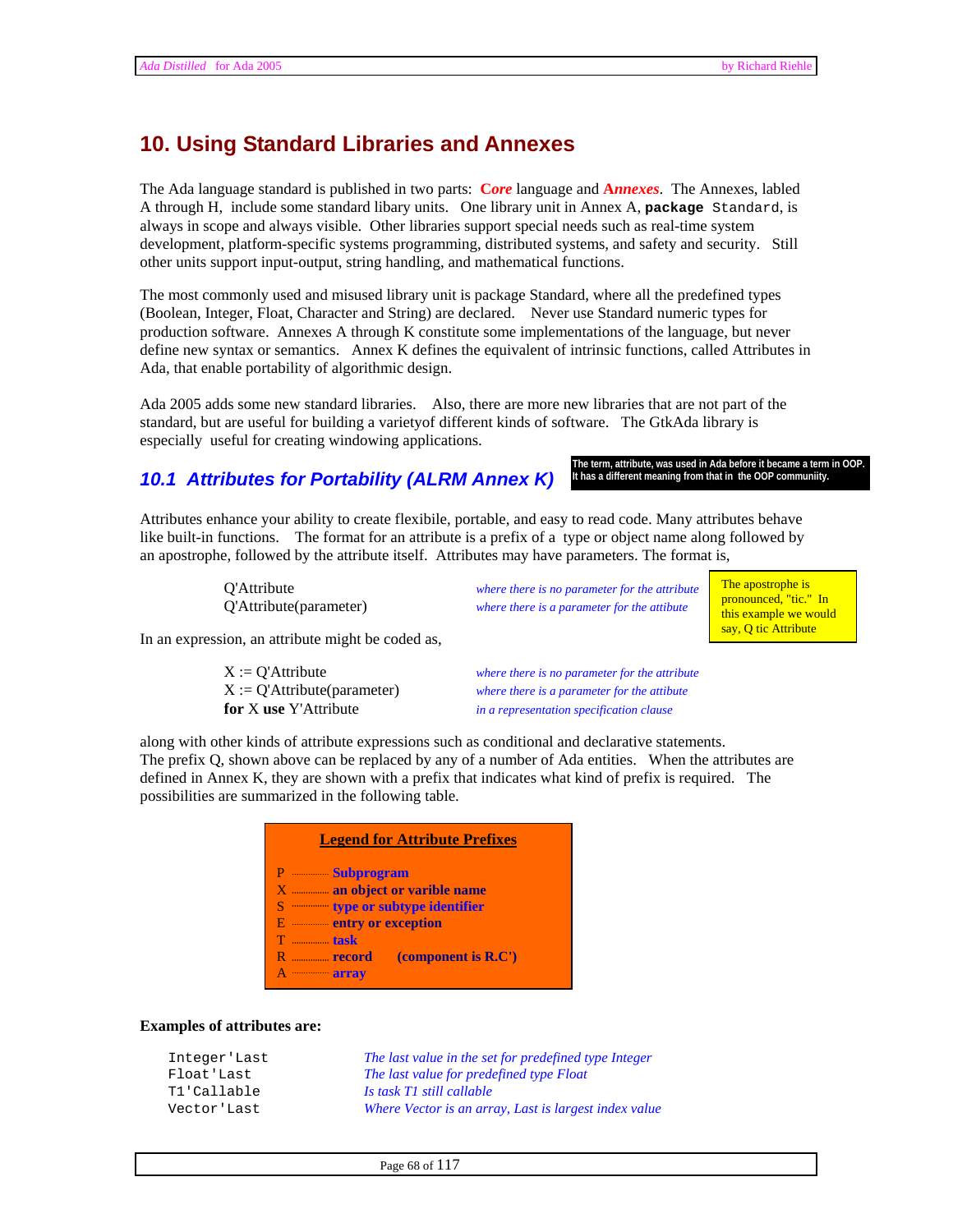## 10. Using Standard Libraries and Annexes

The Ada language standard is published in two parts: ***Core*** language and ***Annexes***. The Annexes, labled A through H, include some standard libary units. One library unit in Annex A, **package** Standard, is always in scope and always visible. Other libraries support special needs such as real-time system development, platform-specific systems programming, distributed systems, and safety and security. Still other units support input-output, string handling, and mathematical functions.

The most commonly used and misused library unit is package Standard, where all the predefined types (Boolean, Integer, Float, Character and String) are declared. Never use Standard numeric types for production software. Annexes A through K constitute some implementations of the language, but never define new syntax or semantics. Annex K defines the equivalent of intrinsic functions, called Attributes in Ada, that enable portability of algorithmic design.

Ada 2005 adds some new standard libraries. Also, there are more new libraries that are not part of the standard, but are useful for building a varietyof different kinds of software. The GtkAda library is especially useful for creating windowing applications.

### *10.1 Attributes for Portability (ALRM Annex K)*

**The term, attribute, was used in Ada before it became a term in OOP. It has a different meaning from that in the OOP communiity.**

Attributes enhance your ability to create flexibile, portable, and easy to read code. Many attributes behave like built-in functions. The format for an attribute is a prefix of a type or object name along followed by an apostrophe, followed by the attribute itself. Attributes may have parameters. The format is,

| | |
|---|---|
| Q'Attribute | *where there is no parameter for the attribute* |
| Q'Attribute(parameter) | *where there is a parameter for the attibute* |

The apostrophe is pronounced, "tic." In this example we would say, Q tic Attribute

In an expression, an attribute might be coded as,

| | |
|---|---|
| X := Q'Attribute | *where there is no parameter for the attribute* |
| X := Q'Attribute(parameter) | *where there is a parameter for the attibute* |
| **for** X **use** Y'Attribute | *in a representation specification clause* |

along with other kinds of attribute expressions such as conditional and declarative statements. The prefix Q, shown above can be replaced by any of a number of Ada entities. When the attributes are defined in Annex K, they are shown with a prefix that indicates what kind of prefix is required. The possibilities are summarized in the following table.

**Legend for Attribute Prefixes**

| | |
|---|---|
| P | **Subprogram** |
| X | **an object or varible name** |
| S | **type or subtype identifier** |
| E | **entry or exception** |
| T | **task** |
| R | **record (component is R.C')** |
| A | **array** |

**Examples of attributes are:**

| | |
|---|---|
| `Integer'Last` | *The last value in the set for predefined type Integer* |
| `Float'Last` | *The last value for predefined type Float* |
| `T1'Callable` | *Is task T1 still callable* |
| `Vector'Last` | *Where Vector is an array, Last is largest index value* |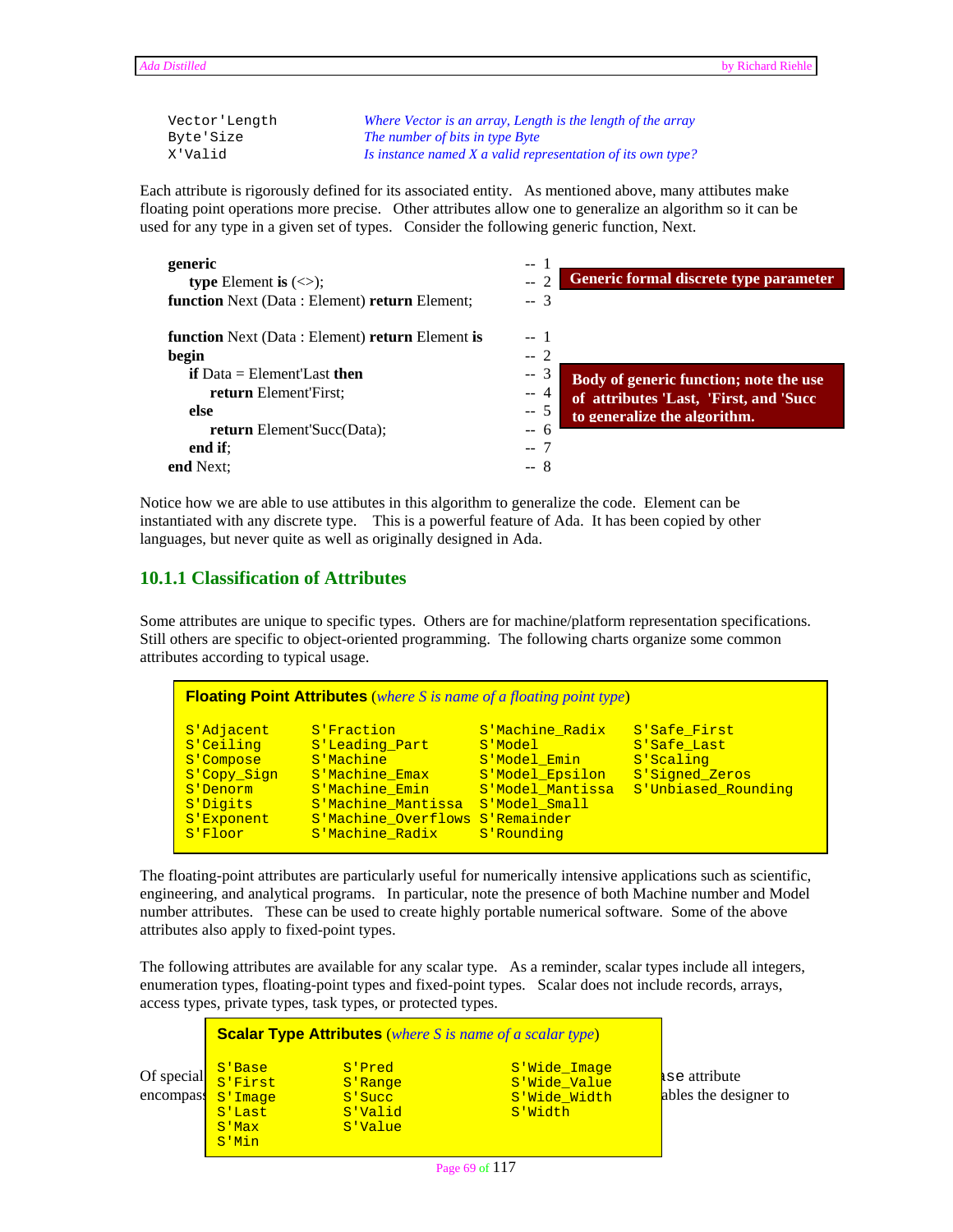```
Vector'Length        Where Vector is an array, Length is the length of the array
Byte'Size            The number of bits in type Byte
X'Valid              Is instance named X a valid representation of its own type?
```

Each attribute is rigorously defined for its associated entity. As mentioned above, many attibutes make floating point operations more precise. Other attributes allow one to generalize an algorithm so it can be used for any type in a given set of types. Consider the following generic function, Next.

```
generic                                                  -- 1
   type Element is (<>);                                 -- 2
function Next (Data : Element) return Element;           -- 3
```

**Generic formal discrete type parameter**

```
function Next (Data : Element) return Element is         -- 1
begin                                                    -- 2
   if Data = Element'Last then                           -- 3
      return Element'First;                              -- 4
   else                                                  -- 5
      return Element'Succ(Data);                         -- 6
   end if;                                               -- 7
end Next;                                                -- 8
```

**Body of generic function; note the use of attributes 'Last, 'First, and 'Succ to generalize the algorithm.**

Notice how we are able to use attibutes in this algorithm to generalize the code. Element can be instantiated with any discrete type. This is a powerful feature of Ada. It has been copied by other languages, but never quite as well as originally designed in Ada.

### 10.1.1 Classification of Attributes

Some attributes are unique to specific types. Others are for machine/platform representation specifications. Still others are specific to object-oriented programming. The following charts organize some common attributes according to typical usage.

**Floating Point Attributes** (*where S is name of a floating point type*)

```
S'Adjacent     S'Fraction          S'Machine_Radix   S'Safe_First
S'Ceiling      S'Leading_Part      S'Model           S'Safe_Last
S'Compose      S'Machine           S'Model_Emin      S'Scaling
S'Copy_Sign    S'Machine_Emax      S'Model_Epsilon   S'Signed_Zeros
S'Denorm       S'Machine_Emin      S'Model_Mantissa  S'Unbiased_Rounding
S'Digits       S'Machine_Mantissa  S'Model_Small
S'Exponent     S'Machine_Overflows S'Remainder
S'Floor        S'Machine_Radix     S'Rounding
```

The floating-point attributes are particularly useful for numerically intensive applications such as scientific, engineering, and analytical programs. In particular, note the presence of both Machine number and Model number attributes. These can be used to create highly portable numerical software. Some of the above attributes also apply to fixed-point types.

The following attributes are available for any scalar type. As a reminder, scalar types include all integers, enumeration types, floating-point types and fixed-point types. Scalar does not include records, arrays, access types, private types, task types, or protected types.

**Scalar Type Attributes** (*where S is name of a scalar type*)

```
S'Base        S'Pred          S'Wide_Image
S'First       S'Range         S'Wide_Value
S'Image       S'Succ          S'Wide_Width
S'Last        S'Valid         S'Width
S'Max         S'Value
S'Min
```

Of special ... se attribute encompass... ables the designer to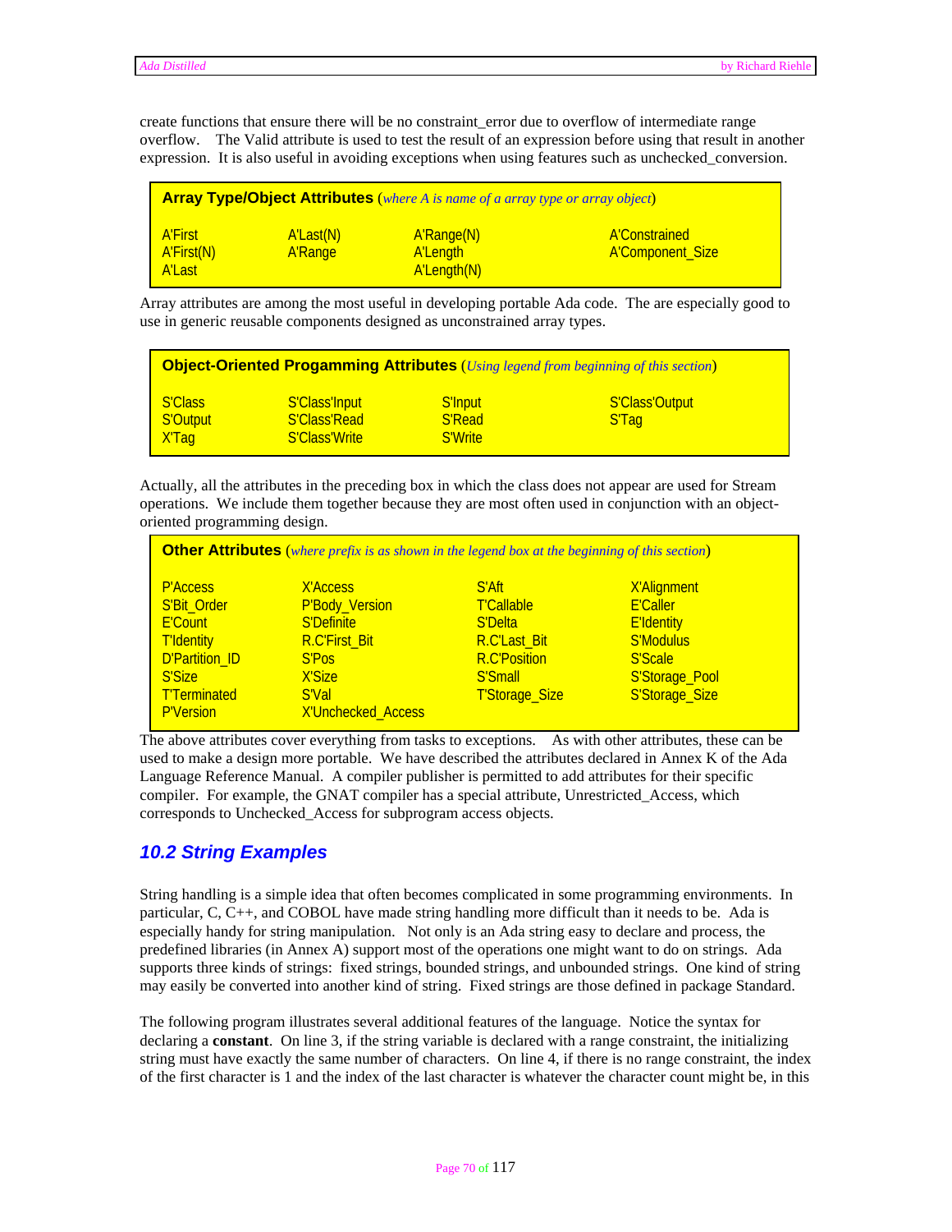create functions that ensure there will be no constraint_error due to overflow of intermediate range overflow. The Valid attribute is used to test the result of an expression before using that result in another expression. It is also useful in avoiding exceptions when using features such as unchecked_conversion.

**Array Type/Object Attributes** (*where A is name of a array type or array object*)

| | | | |
|---|---|---|---|
| A'First | A'Last(N) | A'Range(N) | A'Constrained |
| A'First(N) | A'Range | A'Length | A'Component_Size |
| A'Last | | A'Length(N) | |

Array attributes are among the most useful in developing portable Ada code. The are especially good to use in generic reusable components designed as unconstrained array types.

**Object-Oriented Progamming Attributes** (*Using legend from beginning of this section*)

| | | | |
|---|---|---|---|
| S'Class | S'Class'Input | S'Input | S'Class'Output |
| S'Output | S'Class'Read | S'Read | S'Tag |
| X'Tag | S'Class'Write | S'Write | |

Actually, all the attributes in the preceding box in which the class does not appear are used for Stream operations. We include them together because they are most often used in conjunction with an object-oriented programming design.

**Other Attributes** (*where prefix is as shown in the legend box at the beginning of this section*)

| | | | |
|---|---|---|---|
| P'Access | X'Access | S'Aft | X'Alignment |
| S'Bit_Order | P'Body_Version | T'Callable | E'Caller |
| E'Count | S'Definite | S'Delta | E'Identity |
| T'Identity | R.C'First_Bit | R.C'Last_Bit | S'Modulus |
| D'Partition_ID | S'Pos | R.C'Position | S'Scale |
| S'Size | X'Size | S'Small | S'Storage_Pool |
| T'Terminated | S'Val | T'Storage_Size | S'Storage_Size |
| P'Version | X'Unchecked_Access | | |

The above attributes cover everything from tasks to exceptions. As with other attributes, these can be used to make a design more portable. We have described the attributes declared in Annex K of the Ada Language Reference Manual. A compiler publisher is permitted to add attributes for their specific compiler. For example, the GNAT compiler has a special attribute, Unrestricted_Access, which corresponds to Unchecked_Access for subprogram access objects.

## 10.2 String Examples

String handling is a simple idea that often becomes complicated in some programming environments. In particular, C, C++, and COBOL have made string handling more difficult than it needs to be. Ada is especially handy for string manipulation. Not only is an Ada string easy to declare and process, the predefined libraries (in Annex A) support most of the operations one might want to do on strings. Ada supports three kinds of strings: fixed strings, bounded strings, and unbounded strings. One kind of string may easily be converted into another kind of string. Fixed strings are those defined in package Standard.

The following program illustrates several additional features of the language. Notice the syntax for declaring a **constant**. On line 3, if the string variable is declared with a range constraint, the initializing string must have exactly the same number of characters. On line 4, if there is no range constraint, the index of the first character is 1 and the index of the last character is whatever the character count might be, in this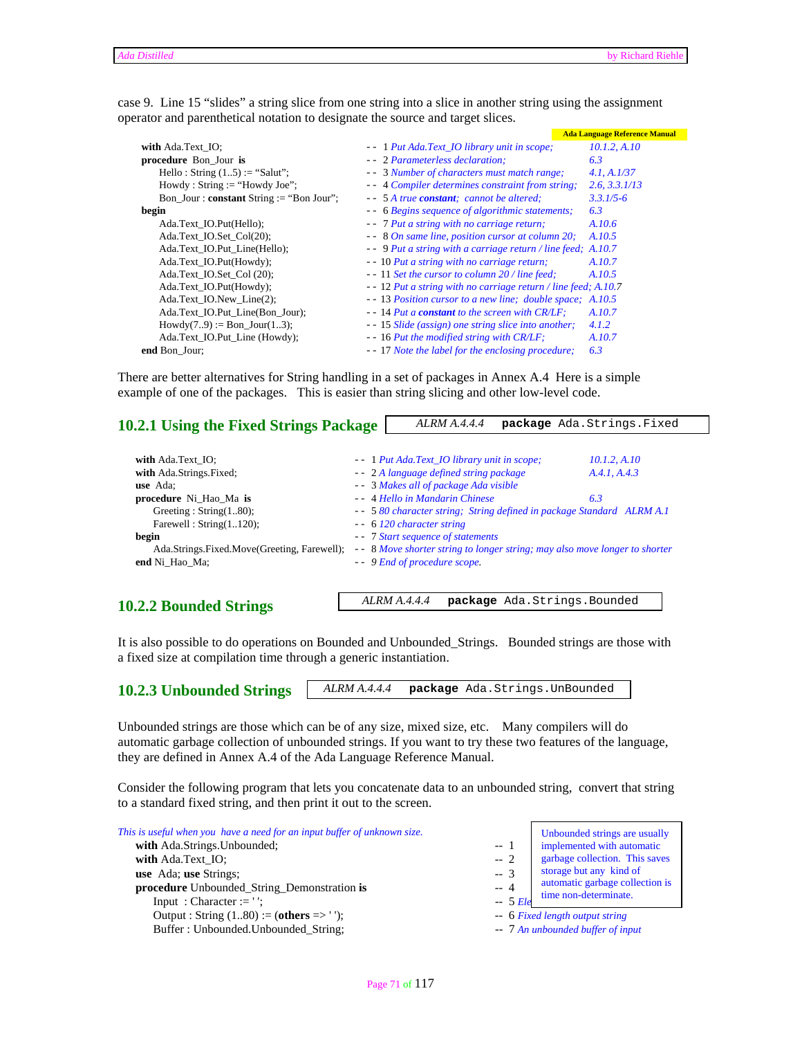case 9. Line 15 "slides" a string slice from one string into a slice in another string using the assignment operator and parenthetical notation to designate the source and target slices.

**Ada Language Reference Manual**

```
with Ada.Text_IO;                                  -- 1 Put Ada.Text_IO library unit in scope;      10.1.2, A.10
procedure Bon_Jour is                              -- 2 Parameterless declaration;                  6.3
    Hello : String (1..5) := "Salut";              -- 3 Number of characters must match range;      4.1, A.1/37
    Howdy : String := "Howdy Joe";                 -- 4 Compiler determines constraint from string; 2.6, 3.3.1/13
    Bon_Jour : constant String := "Bon Jour";      -- 5 A true constant; cannot be altered;         3.3.1/5-6
begin                                              -- 6 Begins sequence of algorithmic statements;  6.3
    Ada.Text_IO.Put(Hello);                        -- 7 Put a string with no carriage return;       A.10.6
    Ada.Text_IO.Set_Col(20);                       -- 8 On same line, position cursor at column 20; A.10.5
    Ada.Text_IO.Put_Line(Hello);                   -- 9 Put a string with a carriage return / line feed; A.10.7
    Ada.Text_IO.Put(Howdy);                        -- 10 Put a string with no carriage return;      A.10.7
    Ada.Text_IO.Set_Col (20);                      -- 11 Set the cursor to column 20 / line feed;   A.10.5
    Ada.Text_IO.Put(Howdy);                        -- 12 Put a string with no carriage return / line feed; A.10.7
    Ada.Text_IO.New_Line(2);                       -- 13 Position cursor to a new line; double space; A.10.5
    Ada.Text_IO.Put_Line(Bon_Jour);                -- 14 Put a constant to the screen with CR/LF;   A.10.7
    Howdy(7..9) := Bon_Jour(1..3);                 -- 15 Slide (assign) one string slice into another; 4.1.2
    Ada.Text_IO.Put_Line (Howdy);                  -- 16 Put the modified string with CR/LF;        A.10.7
end Bon_Jour;                                      -- 17 Note the label for the enclosing procedure; 6.3
```

There are better alternatives for String handling in a set of packages in Annex A.4 Here is a simple example of one of the packages. This is easier than string slicing and other low-level code.

### 10.2.1 Using the Fixed Strings Package

*ALRM A.4.4.4* **package** `Ada.Strings.Fixed`

```
with Ada.Text_IO;                                  -- 1 Put Ada.Text_IO library unit in scope;      10.1.2, A.10
with Ada.Strings.Fixed;                            -- 2 A language defined string package           A.4.1, A.4.3
use Ada;                                           -- 3 Makes all of package Ada visible
procedure Ni_Hao_Ma is                             -- 4 Hello in Mandarin Chinese                   6.3
    Greeting : String(1..80);                      -- 5 80 character string; String defined in package Standard  ALRM A.1
    Farewell : String(1..120);                     -- 6 120 character string
begin                                              -- 7 Start sequence of statements
    Ada.Strings.Fixed.Move(Greeting, Farewell);    -- 8 Move shorter string to longer string; may also move longer to shorter
end Ni_Hao_Ma;                                     -- 9 End of procedure scope.
```

### 10.2.2 Bounded Strings

*ALRM A.4.4.4* **package** `Ada.Strings.Bounded`

It is also possible to do operations on Bounded and Unbounded_Strings. Bounded strings are those with a fixed size at compilation time through a generic instantiation.

### 10.2.3 Unbounded Strings

*ALRM A.4.4.4* **package** `Ada.Strings.UnBounded`

Unbounded strings are those which can be of any size, mixed size, etc. Many compilers will do automatic garbage collection of unbounded strings. If you want to try these two features of the language, they are defined in Annex A.4 of the Ada Language Reference Manual.

Consider the following program that lets you concatenate data to an unbounded string, convert that string to a standard fixed string, and then print it out to the screen.

> Unbounded strings are usually implemented with automatic garbage collection. This saves storage but any kind of automatic garbage collection is time non-determinate.

*This is useful when you have a need for an input buffer of unknown size.*

```
with Ada.Strings.Unbounded;                        -- 1
with Ada.Text_IO;                                  -- 2
use Ada; use Strings;                              -- 3
procedure Unbounded_String_Demonstration is        -- 4
    Input  : Character := ' ';                     -- 5 Ele
    Output : String (1..80) := (others => ' ');    -- 6 Fixed length output string
    Buffer : Unbounded.Unbounded_String;           -- 7 An unbounded buffer of input
```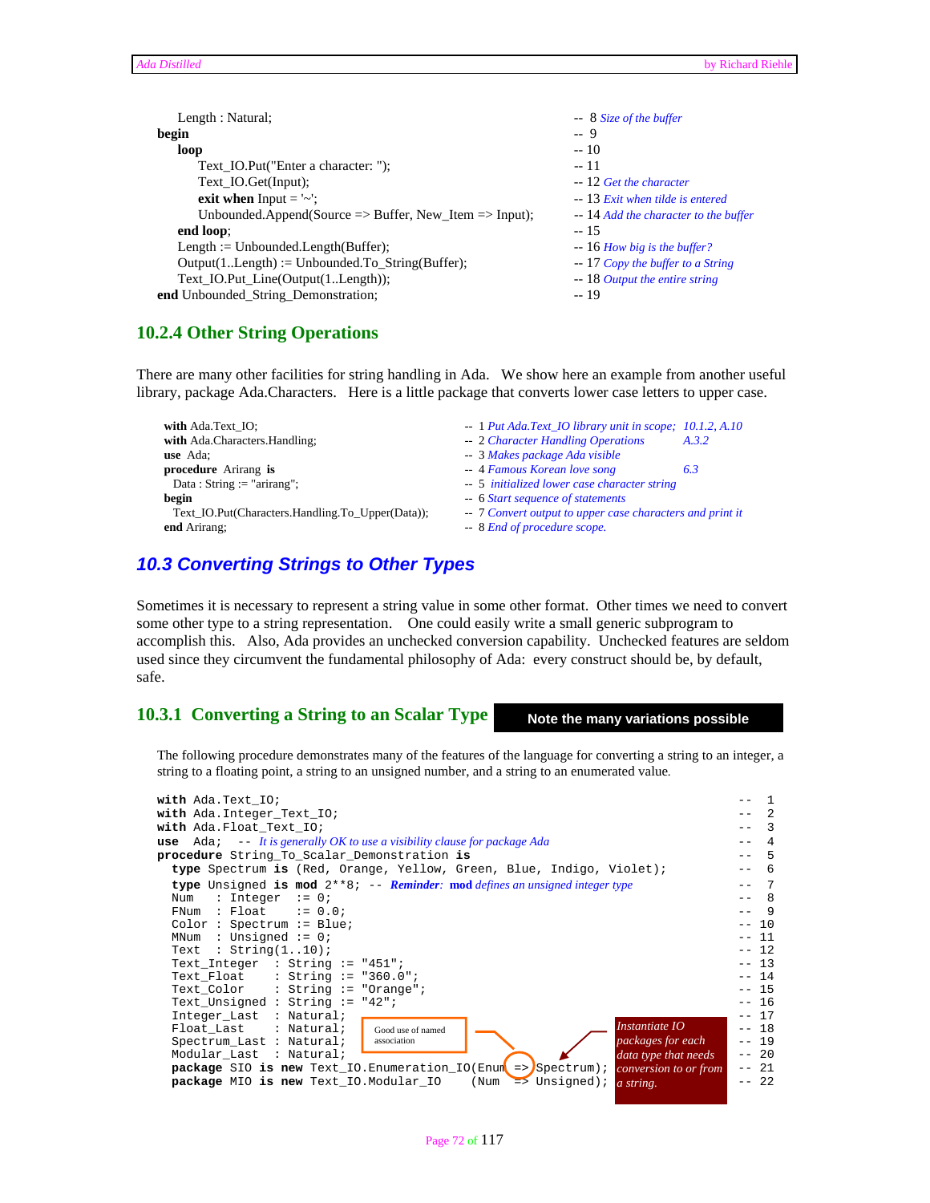```
      Length : Natural;                                          --  8 Size of the buffer
begin                                                            --  9
   loop                                                          -- 10
      Text_IO.Put("Enter a character: ");                        -- 11
      Text_IO.Get(Input);                                        -- 12 Get the character
      exit when Input = '~';                                     -- 13 Exit when tilde is entered
      Unbounded.Append(Source => Buffer, New_Item => Input);     -- 14 Add the character to the buffer
   end loop;                                                     -- 15
   Length := Unbounded.Length(Buffer);                           -- 16 How big is the buffer?
   Output(1..Length) := Unbounded.To_String(Buffer);             -- 17 Copy the buffer to a String
   Text_IO.Put_Line(Output(1..Length));                          -- 18 Output the entire string
end Unbounded_String_Demonstration;                              -- 19
```

### 10.2.4 Other String Operations

There are many other facilities for string handling in Ada. We show here an example from another useful library, package Ada.Characters. Here is a little package that converts lower case letters to upper case.

```
with Ada.Text_IO;                                      -- 1 Put Ada.Text_IO library unit in scope;  10.1.2, A.10
with Ada.Characters.Handling;                          -- 2 Character Handling Operations          A.3.2
use Ada;                                               -- 3 Makes package Ada visible
procedure Arirang is                                   -- 4 Famous Korean love song                6.3
  Data : String := "arirang";                          -- 5 initialized lower case character string
begin                                                  -- 6 Start sequence of statements
  Text_IO.Put(Characters.Handling.To_Upper(Data));     -- 7 Convert output to upper case characters and print it
end Arirang;                                           -- 8 End of procedure scope.
```

## 10.3 Converting Strings to Other Types

Sometimes it is necessary to represent a string value in some other format. Other times we need to convert some other type to a string representation. One could easily write a small generic subprogram to accomplish this. Also, Ada provides an unchecked conversion capability. Unchecked features are seldom used since they circumvent the fundamental philosophy of Ada: every construct should be, by default, safe.

### 10.3.1 Converting a String to an Scalar Type

**Note the many variations possible**

The following procedure demonstrates many of the features of the language for converting a string to an integer, a string to a floating point, a string to an unsigned number, and a string to an enumerated value.

```
with Ada.Text_IO;                                                          --  1
with Ada.Integer_Text_IO;                                                  --  2
with Ada.Float_Text_IO;                                                    --  3
use  Ada;   -- It is generally OK to use a visibility clause for package Ada  --  4
procedure String_To_Scalar_Demonstration is                                --  5
  type Spectrum is (Red, Orange, Yellow, Green, Blue, Indigo, Violet);     --  6
  type Unsigned is mod 2**8; -- Reminder: mod defines an unsigned integer type  --  7
  Num    : Integer  := 0;                                                  --  8
  FNum   : Float    := 0.0;                                                --  9
  Color  : Spectrum := Blue;                                               -- 10
  MNum   : Unsigned := 0;                                                  -- 11
  Text   : String(1..10);                                                  -- 12
  Text_Integer  : String := "451";                                         -- 13
  Text_Float    : String := "360.0";                                       -- 14
  Text_Color    : String := "Orange";                                      -- 15
  Text_Unsigned : String := "42";                                          -- 16
  Integer_Last  : Natural;                                                 -- 17
  Float_Last    : Natural;                                                 -- 18
  Spectrum_Last : Natural;                                                 -- 19
  Modular_Last  : Natural;                                                 -- 20
  package SIO is new Text_IO.Enumeration_IO(Enum => Spectrum);             -- 21
  package MIO is new Text_IO.Modular_IO    (Num  => Unsigned);             -- 22
```

*Good use of named association*

*Instantiate IO packages for each data type that needs conversion to or from a string.*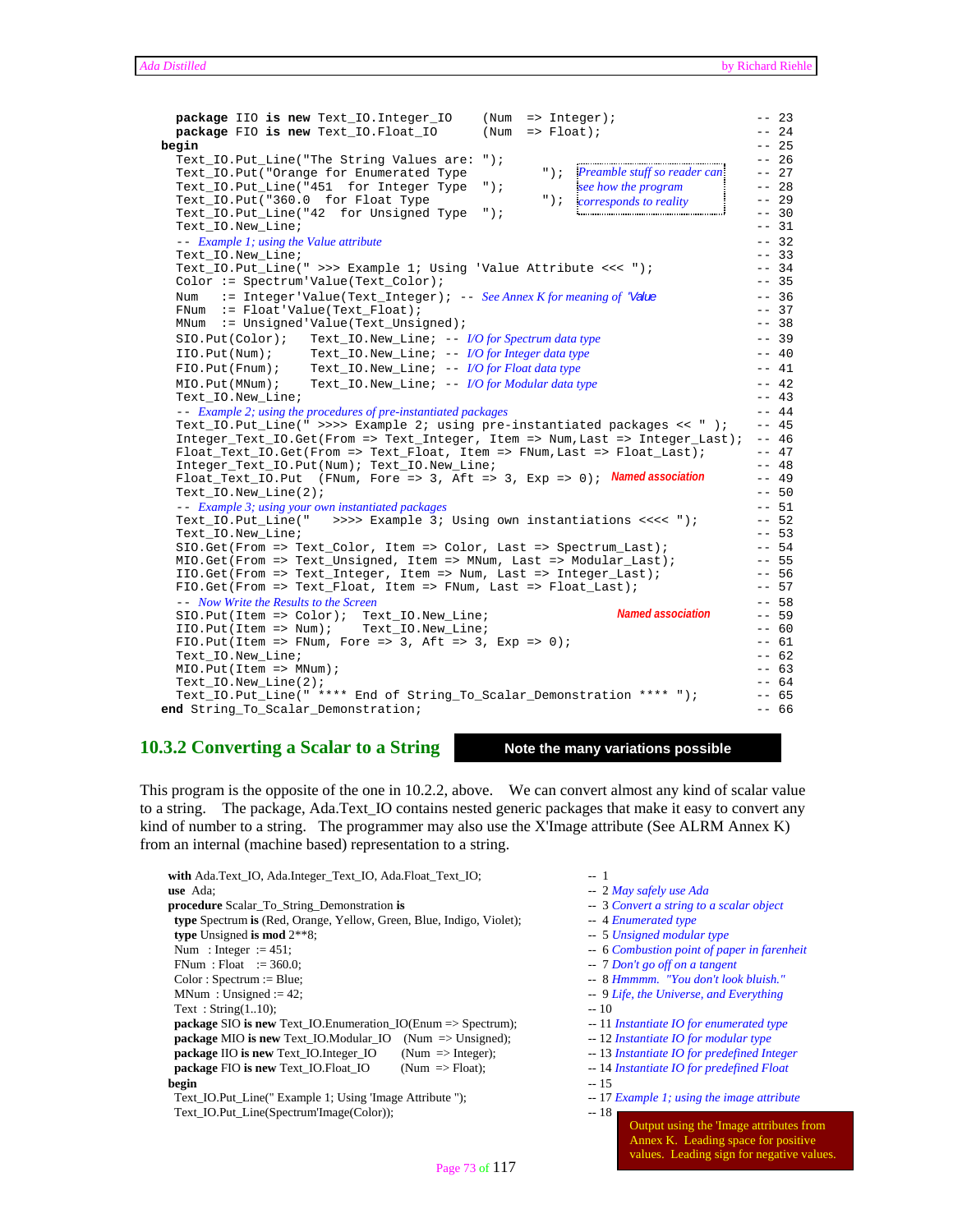```ada
   package IIO is new Text_IO.Integer_IO    (Num  => Integer);                   -- 23
   package FIO is new Text_IO.Float_IO      (Num  => Float);                     -- 24
begin                                                                             -- 25
   Text_IO.Put_Line("The String Values are: ");                                  -- 26
   Text_IO.Put("Orange for Enumerated Type          "); -- Preamble stuff so reader can  -- 27
   Text_IO.Put_Line("451  for Integer Type  ");       -- see how the program     -- 28
   Text_IO.Put("360.0  for Float Type              "); -- corresponds to reality -- 29
   Text_IO.Put_Line("42  for Unsigned Type  ");                                  -- 30
   Text_IO.New_Line;                                                             -- 31
   -- Example 1; using the Value attribute                                       -- 32
   Text_IO.New_Line;                                                             -- 33
   Text_IO.Put_Line(" >>> Example 1; Using 'Value Attribute <<< ");              -- 34
   Color := Spectrum'Value(Text_Color);                                          -- 35
   Num   := Integer'Value(Text_Integer); -- See Annex K for meaning of 'Value    -- 36
   FNum  := Float'Value(Text_Float);                                             -- 37
   MNum  := Unsigned'Value(Text_Unsigned);                                       -- 38
   SIO.Put(Color);   Text_IO.New_Line; -- I/O for Spectrum data type             -- 39
   IIO.Put(Num);     Text_IO.New_Line; -- I/O for Integer data type              -- 40
   FIO.Put(Fnum);    Text_IO.New_Line; -- I/O for Float data type                -- 41
   MIO.Put(MNum);    Text_IO.New_Line; -- I/O for Modular data type              -- 42
   Text_IO.New_Line;                                                             -- 43
   -- Example 2; using the procedures of pre-instantiated packages               -- 44
   Text_IO.Put_Line(" >>>> Example 2; using pre-instantiated packages << " );    -- 45
   Integer_Text_IO.Get(From => Text_Integer, Item => Num,Last => Integer_Last);  -- 46
   Float_Text_IO.Get(From => Text_Float, Item => FNum,Last => Float_Last);       -- 47
   Integer_Text_IO.Put(Num); Text_IO.New_Line;                                   -- 48
   Float_Text_IO.Put  (FNum, Fore => 3, Aft => 3, Exp => 0);  -- Named association -- 49
   Text_IO.New_Line(2);                                                          -- 50
   -- Example 3; using your own instantiated packages                            -- 51
   Text_IO.Put_Line("   >>>> Example 3; Using own instantiations <<<< ");        -- 52
   Text_IO.New_Line;                                                             -- 53
   SIO.Get(From => Text_Color, Item => Color, Last => Spectrum_Last);            -- 54
   MIO.Get(From => Text_Unsigned, Item => MNum, Last => Modular_Last);           -- 55
   IIO.Get(From => Text_Integer, Item => Num, Last => Integer_Last);             -- 56
   FIO.Get(From => Text_Float, Item => FNum, Last => Float_Last);                -- 57
   -- Now Write the Results to the Screen                                        -- 58
   SIO.Put(Item => Color);  Text_IO.New_Line;            -- Named association    -- 59
   IIO.Put(Item => Num);    Text_IO.New_Line;                                    -- 60
   FIO.Put(Item => FNum, Fore => 3, Aft => 3, Exp => 0);                         -- 61
   Text_IO.New_Line;                                                             -- 62
   MIO.Put(Item => MNum);                                                        -- 63
   Text_IO.New_Line(2);                                                          -- 64
   Text_IO.Put_Line(" **** End of String_To_Scalar_Demonstration **** ");        -- 65
end String_To_Scalar_Demonstration;                                              -- 66
```

## 10.3.2 Converting a Scalar to a String

**Note the many variations possible**

This program is the opposite of the one in 10.2.2, above. We can convert almost any kind of scalar value to a string. The package, Ada.Text_IO contains nested generic packages that make it easy to convert any kind of number to a string. The programmer may also use the X'Image attribute (See ALRM Annex K) from an internal (machine based) representation to a string.

```ada
with Ada.Text_IO, Ada.Integer_Text_IO, Ada.Float_Text_IO;     -- 1
use  Ada;                                                     -- 2 May safely use Ada
procedure Scalar_To_String_Demonstration is                   -- 3 Convert a string to a scalar object
  type Spectrum is (Red, Orange, Yellow, Green, Blue, Indigo, Violet); -- 4 Enumerated type
  type Unsigned is mod 2**8;                                  -- 5 Unsigned modular type
  Num   : Integer  := 451;                                    -- 6 Combustion point of paper in farenheit
  FNum  : Float    := 360.0;                                  -- 7 Don't go off on a tangent
  Color : Spectrum := Blue;                                   -- 8 Hmmmm.  "You don't look bluish."
  MNum  : Unsigned := 42;                                     -- 9 Life, the Universe, and Everything
  Text  : String(1..10);                                      -- 10
  package SIO is new Text_IO.Enumeration_IO(Enum => Spectrum); -- 11 Instantiate IO for enumerated type
  package MIO is new Text_IO.Modular_IO   (Num  => Unsigned); -- 12 Instantiate IO for modular type
  package IIO is new Text_IO.Integer_IO   (Num  => Integer);  -- 13 Instantiate IO for predefined Integer
  package FIO is new Text_IO.Float_IO     (Num  => Float);    -- 14 Instantiate IO for predefined Float
begin                                                         -- 15
  Text_IO.Put_Line(" Example 1; Using 'Image Attribute ");    -- 17 Example 1; using the image attribute
  Text_IO.Put_Line(Spectrum'Image(Color));                    -- 18
```

Output using the 'Image attributes from Annex K. Leading space for positive values. Leading sign for negative values.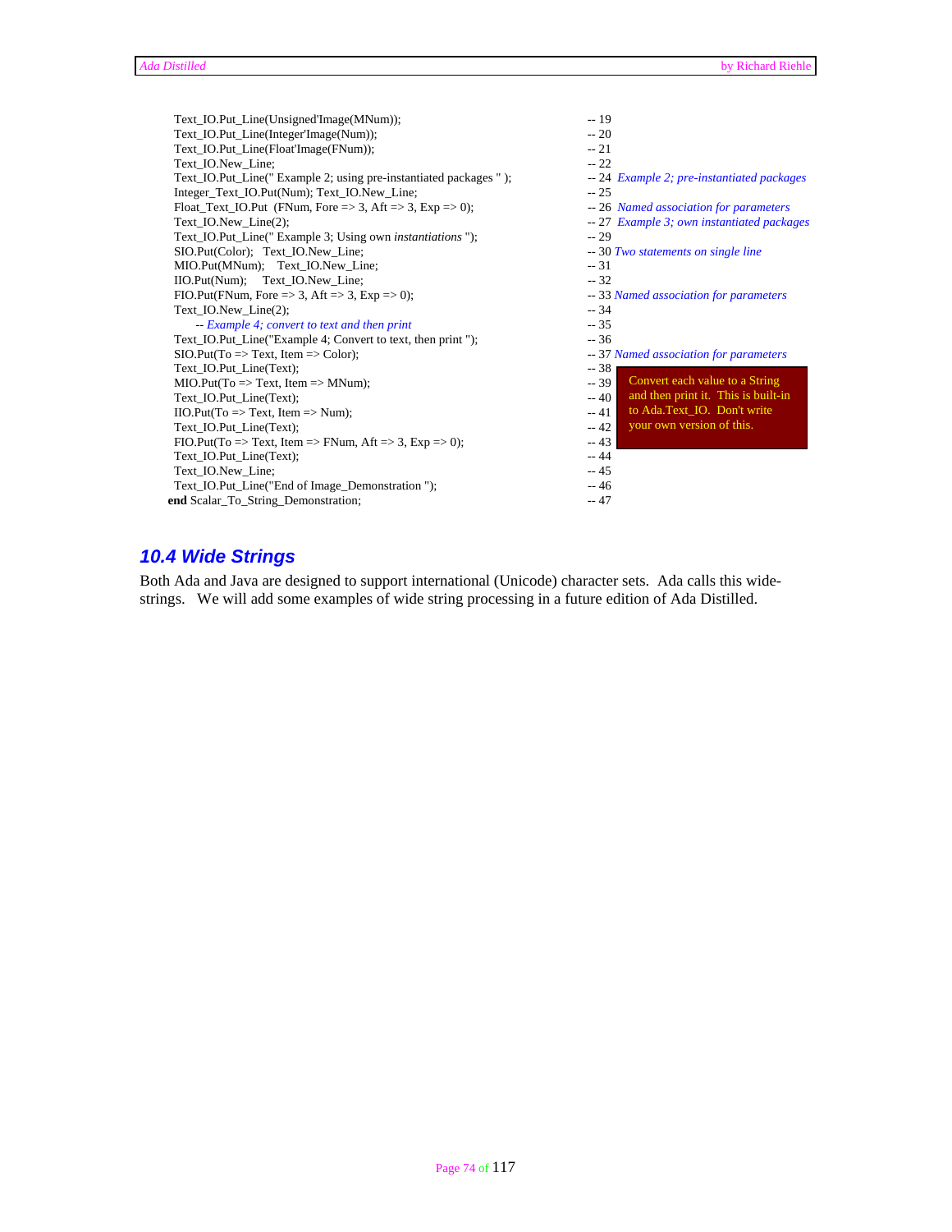```
    Text_IO.Put_Line(Unsigned'Image(MNum));                                -- 19
    Text_IO.Put_Line(Integer'Image(Num));                                  -- 20
    Text_IO.Put_Line(Float'Image(FNum));                                   -- 21
    Text_IO.New_Line;                                                      -- 22
    Text_IO.Put_Line(" Example 2; using pre-instantiated packages " );     -- 24  Example 2; pre-instantiated packages
    Integer_Text_IO.Put(Num); Text_IO.New_Line;                            -- 25
    Float_Text_IO.Put  (FNum, Fore => 3, Aft => 3, Exp => 0);              -- 26  Named association for parameters
    Text_IO.New_Line(2);                                                   -- 27  Example 3; own instantiated packages
    Text_IO.Put_Line(" Example 3; Using own instantiations ");             -- 29
    SIO.Put(Color);   Text_IO.New_Line;                                    -- 30 Two statements on single line
    MIO.Put(MNum);    Text_IO.New_Line;                                    -- 31
    IIO.Put(Num);     Text_IO.New_Line;                                    -- 32
    FIO.Put(FNum, Fore => 3, Aft => 3, Exp => 0);                          -- 33 Named association for parameters
    Text_IO.New_Line(2);                                                   -- 34
       -- Example 4; convert to text and then print                        -- 35
    Text_IO.Put_Line("Example 4; Convert to text, then print ");           -- 36
    SIO.Put(To => Text, Item => Color);                                    -- 37 Named association for parameters
    Text_IO.Put_Line(Text);                                                -- 38
    MIO.Put(To => Text, Item => MNum);                                     -- 39
    Text_IO.Put_Line(Text);                                                -- 40
    IIO.Put(To => Text, Item => Num);                                      -- 41
    Text_IO.Put_Line(Text);                                                -- 42
    FIO.Put(To => Text, Item => FNum, Aft => 3, Exp => 0);                 -- 43
    Text_IO.Put_Line(Text);                                                -- 44
    Text_IO.New_Line;                                                      -- 45
    Text_IO.Put_Line("End of Image_Demonstration ");                       -- 46
end Scalar_To_String_Demonstration;                                        -- 47
```

Convert each value to a String and then print it. This is built-in to Ada.Text_IO. Don't write your own version of this.

## 10.4 Wide Strings

Both Ada and Java are designed to support international (Unicode) character sets. Ada calls this wide-strings. We will add some examples of wide string processing in a future edition of Ada Distilled.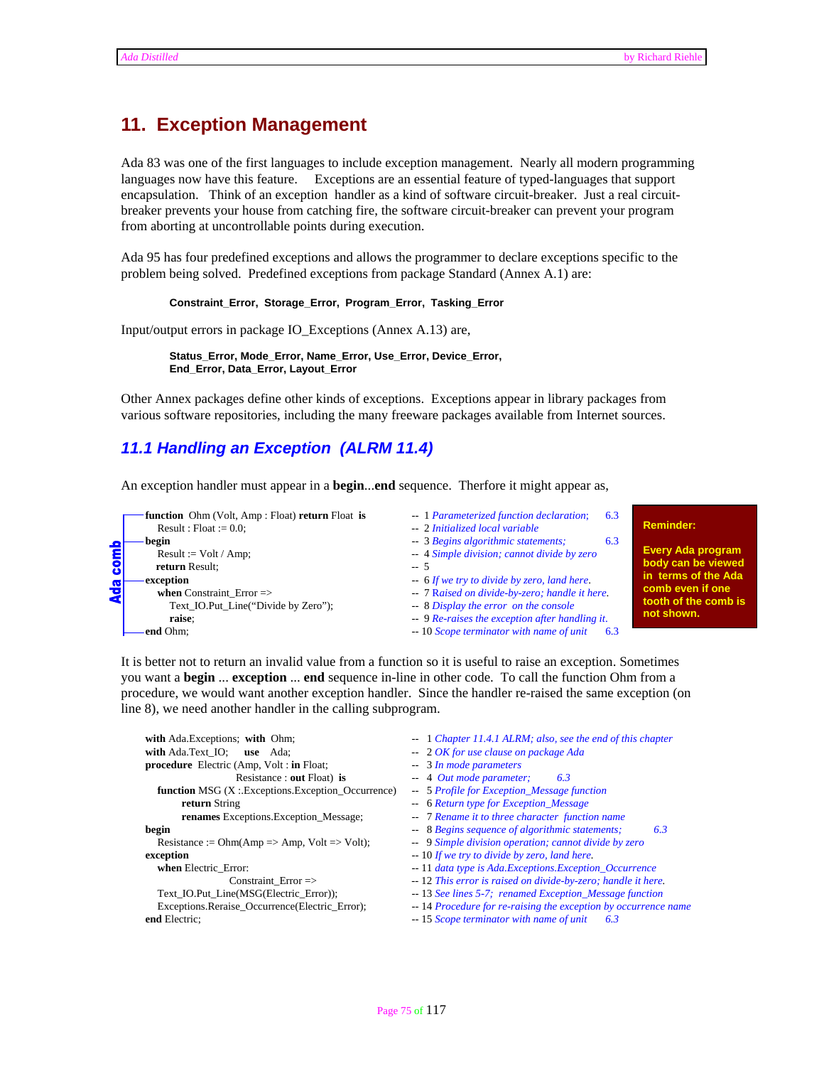# 11. Exception Management

Ada 83 was one of the first languages to include exception management. Nearly all modern programming languages now have this feature. Exceptions are an essential feature of typed-languages that support encapsulation. Think of an exception handler as a kind of software circuit-breaker. Just a real circuit-breaker prevents your house from catching fire, the software circuit-breaker can prevent your program from aborting at uncontrollable points during execution.

Ada 95 has four predefined exceptions and allows the programmer to declare exceptions specific to the problem being solved. Predefined exceptions from package Standard (Annex A.1) are:

**Constraint_Error, Storage_Error, Program_Error, Tasking_Error**

Input/output errors in package IO_Exceptions (Annex A.13) are,

**Status_Error, Mode_Error, Name_Error, Use_Error, Device_Error, End_Error, Data_Error, Layout_Error**

Other Annex packages define other kinds of exceptions. Exceptions appear in library packages from various software repositories, including the many freeware packages available from Internet sources.

## 11.1 Handling an Exception (ALRM 11.4)

An exception handler must appear in a **begin**...**end** sequence. Therfore it might appear as,

```
function Ohm (Volt, Amp : Float) return Float is     --  1 Parameterized function declaration;   6.3
   Result : Float := 0.0;                            --  2 Initialized local variable
begin                                                --  3 Begins algorithmic statements;   6.3
   Result := Volt / Amp;                             --  4 Simple division; cannot divide by zero
   return Result;                                    --  5
exception                                            --  6 If we try to divide by zero, land here.
   when Constraint_Error =>                          --  7 Raised on divide-by-zero; handle it here.
      Text_IO.Put_Line("Divide by Zero");            --  8 Display the error on the console
      raise;                                         --  9 Re-raises the exception after handling it.
end Ohm;                                             -- 10 Scope terminator with name of unit   6.3
```

(Ada comb)

**Reminder:**

**Every Ada program body can be viewed in terms of the Ada comb even if one tooth of the comb is not shown.**

It is better not to return an invalid value from a function so it is useful to raise an exception. Sometimes you want a **begin** ... **exception** ... **end** sequence in-line in other code. To call the function Ohm from a procedure, we would want another exception handler. Since the handler re-raised the same exception (on line 8), we need another handler in the calling subprogram.

```
with Ada.Exceptions;  with Ohm;                          --  1 Chapter 11.4.1 ALRM; also, see the end of this chapter
with Ada.Text_IO;   use  Ada;                            --  2 OK for use clause on package Ada
procedure Electric (Amp, Volt : in Float;                --  3 In mode parameters
                    Resistance : out Float) is           --  4 Out mode parameter;   6.3
   function MSG (X :.Exceptions.Exception_Occurrence)    --  5 Profile for Exception_Message function
        return String                                    --  6 Return type for Exception_Message
        renames Exceptions.Exception_Message;            --  7 Rename it to three character function name
begin                                                    --  8 Begins sequence of algorithmic statements;   6.3
   Resistance := Ohm(Amp => Amp, Volt => Volt);          --  9 Simple division operation; cannot divide by zero
exception                                                -- 10 If we try to divide by zero, land here.
   when Electric_Error:                                  -- 11 data type is Ada.Exceptions.Exception_Occurrence
              Constraint_Error =>                        -- 12 This error is raised on divide-by-zero; handle it here.
   Text_IO.Put_Line(MSG(Electric_Error));                -- 13 See lines 5-7;  renamed Exception_Message function
   Exceptions.Reraise_Occurrence(Electric_Error);        -- 14 Procedure for re-raising the exception by occurrence name
end Electric;                                            -- 15 Scope terminator with name of unit   6.3
```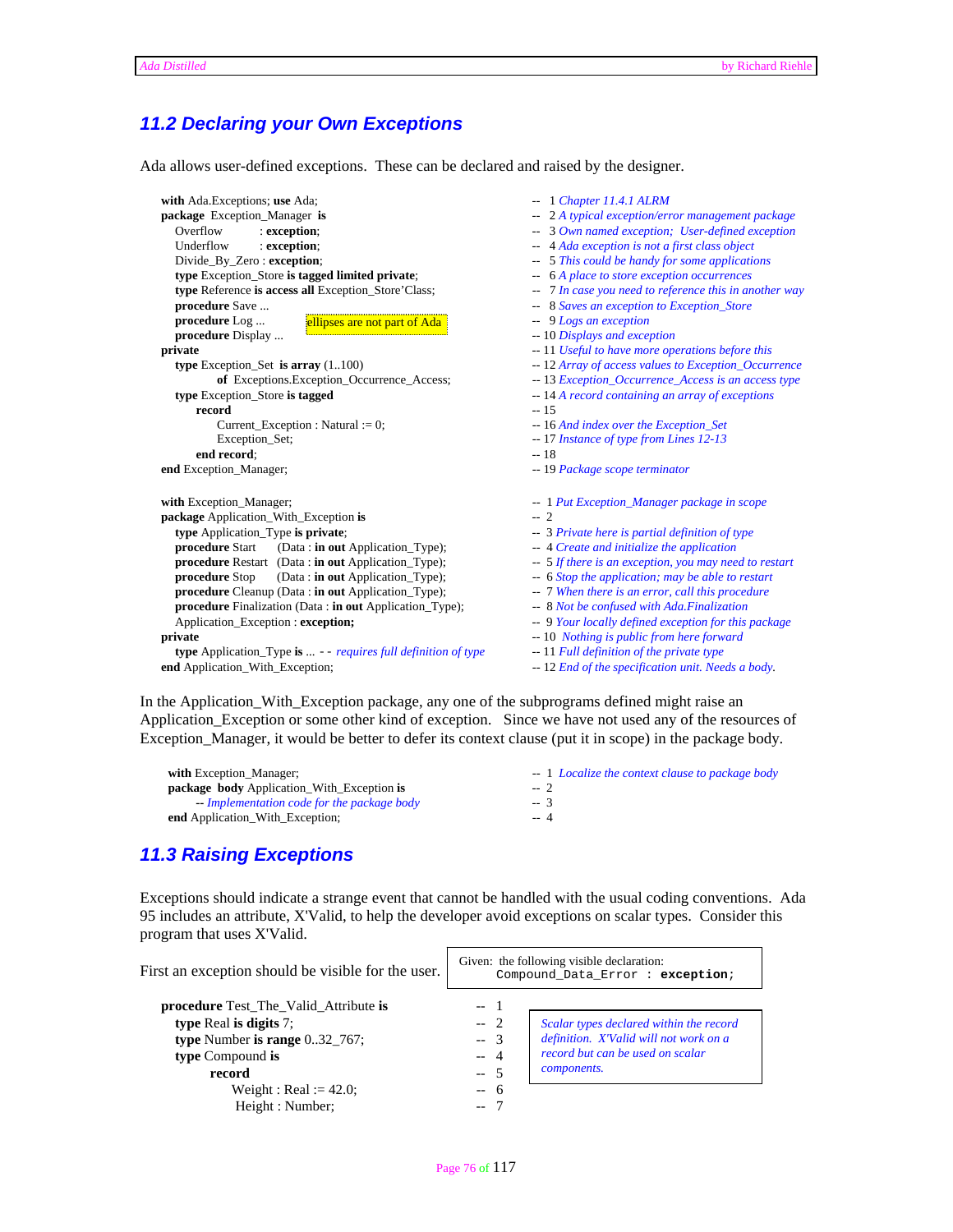## 11.2 Declaring your Own Exceptions

Ada allows user-defined exceptions. These can be declared and raised by the designer.

```
with Ada.Exceptions; use Ada;                              --  1 Chapter 11.4.1 ALRM
package Exception_Manager is                                --  2 A typical exception/error management package
   Overflow       : exception;                              --  3 Own named exception;  User-defined exception
   Underflow      : exception;                              --  4 Ada exception is not a first class object
   Divide_By_Zero : exception;                              --  5 This could be handy for some applications
   type Exception_Store is tagged limited private;          --  6 A place to store exception occurrences
   type Reference is access all Exception_Store'Class;      --  7 In case you need to reference this in another way
   procedure Save ...                                       --  8 Saves an exception to Exception_Store
   procedure Log ...        [ellipses are not part of Ada]  --  9 Logs an exception
   procedure Display ...                                    -- 10 Displays and exception
private                                                     -- 11 Useful to have more operations before this
   type Exception_Set  is array (1..100)                    -- 12 Array of access values to Exception_Occurrence
         of  Exceptions.Exception_Occurrence_Access;        -- 13 Exception_Occurrence_Access is an access type
   type Exception_Store is tagged                           -- 14 A record containing an array of exceptions
      record                                                -- 15
         Current_Exception : Natural := 0;                  -- 16 And index over the Exception_Set
         Exception_Set;                                     -- 17 Instance of type from Lines 12-13
      end record;                                           -- 18
end Exception_Manager;                                      -- 19 Package scope terminator
```

```
with Exception_Manager;                                      --  1 Put Exception_Manager package in scope
package Application_With_Exception is                        --  2
   type Application_Type is private;                         --  3 Private here is partial definition of type
   procedure Start     (Data : in out Application_Type);     --  4 Create and initialize the application
   procedure Restart   (Data : in out Application_Type);     --  5 If there is an exception, you may need to restart
   procedure Stop      (Data : in out Application_Type);     --  6 Stop the application; may be able to restart
   procedure Cleanup (Data : in out Application_Type);       --  7 When there is an error, call this procedure
   procedure Finalization (Data : in out Application_Type);  --  8 Not be confused with Ada.Finalization
   Application_Exception : exception;                        --  9 Your locally defined exception for this package
private                                                      -- 10  Nothing is public from here forward
   type Application_Type is ... -- requires full definition of type -- 11 Full definition of the private type
end Application_With_Exception;                              -- 12 End of the specification unit. Needs a body.
```

In the Application_With_Exception package, any one of the subprograms defined might raise an Application_Exception or some other kind of exception. Since we have not used any of the resources of Exception_Manager, it would be better to defer its context clause (put it in scope) in the package body.

```
with Exception_Manager;                                  --  1  Localize the context clause to package body
package  body Application_With_Exception is             --  2
      -- Implementation code for the package body       --  3
end Application_With_Exception;                         --  4
```

## 11.3 Raising Exceptions

Exceptions should indicate a strange event that cannot be handled with the usual coding conventions. Ada 95 includes an attribute, X'Valid, to help the developer avoid exceptions on scalar types. Consider this program that uses X'Valid.

First an exception should be visible for the user.

Given: the following visible declaration:
```
Compound_Data_Error : exception;
```

```
procedure Test_The_Valid_Attribute is     --  1
   type Real is digits 7;                 --  2
   type Number is range 0..32_767;        --  3
   type Compound is                       --  4
        record                            --  5
           Weight : Real := 42.0;         --  6
           Height : Number;               --  7
```

*Scalar types declared within the record definition. X'Valid will not work on a record but can be used on scalar components.*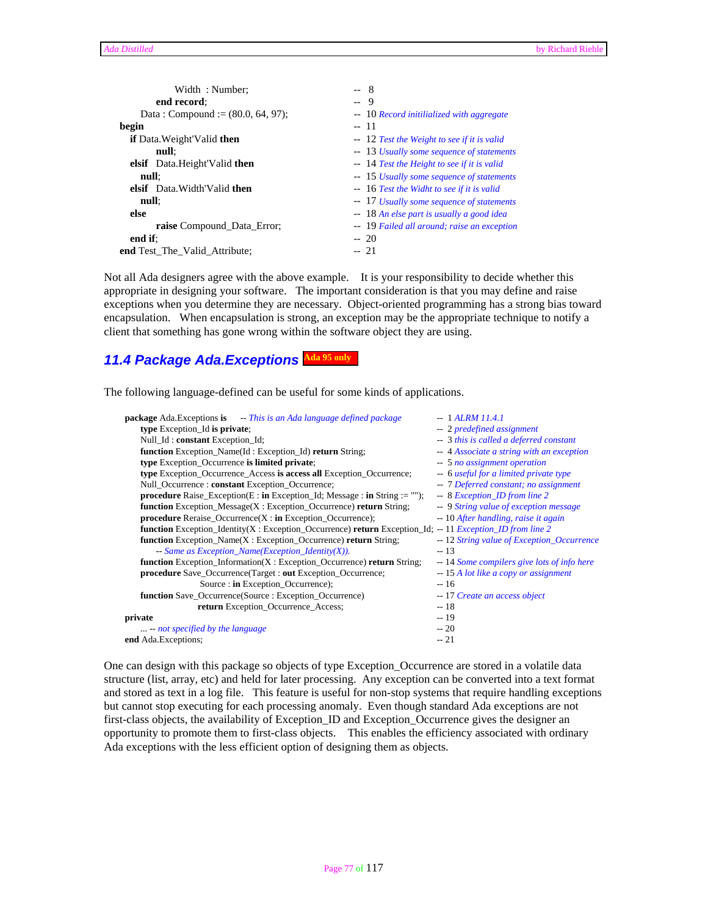```
            Width  : Number;                              --  8
        end record;                                       --  9
    Data : Compound := (80.0, 64, 97);                    --  10 Record initiilaized with aggregate
begin                                                     --  11
    if Data.Weight'Valid then                             --  12 Test the Weight to see if it is valid
        null;                                             --  13 Usually some sequence of statements
    elsif  Data.Height'Valid then                         --  14 Test the Height to see if it is valid
        null;                                             --  15 Usually some sequence of statements
    elsif  Data.Width'Valid then                          --  16 Test the Widht to see if it is valid
        null;                                             --  17 Usually some sequence of statements
    else                                                  --  18 An else part is usually a good idea
        raise Compound_Data_Error;                        --  19 Failed all around; raise an exception
    end if;                                               --  20
end Test_The_Valid_Attribute;                             --  21
```

Not all Ada designers agree with the above example. It is your responsibility to decide whether this appropriate in designing your software. The important consideration is that you may define and raise exceptions when you determine they are necessary. Object-oriented programming has a strong bias toward encapsulation. When encapsulation is strong, an exception may be the appropriate technique to notify a client that something has gone wrong within the software object they are using.

## 11.4 Package Ada.Exceptions **Ada 95 only**

The following language-defined can be useful for some kinds of applications.

```
package Ada.Exceptions is     -- This is an Ada language defined package                -- 1 ALRM 11.4.1
    type Exception_Id is private;                                                        -- 2 predefined assignment
    Null_Id : constant Exception_Id;                                                     -- 3 this is called a deferred constant
    function Exception_Name(Id : Exception_Id) return String;                            -- 4 Associate a string with an exception
    type Exception_Occurrence is limited private;                                        -- 5 no assignment operation
    type Exception_Occurrence_Access is access all Exception_Occurrence;                 -- 6 useful for a limited private type
    Null_Occurrence : constant Exception_Occurrence;                                     -- 7 Deferred constant; no assignment
    procedure Raise_Exception(E : in Exception_Id; Message : in String := "");           -- 8 Exception_ID from line 2
    function Exception_Message(X : Exception_Occurrence) return String;                  -- 9 String value of exception message
    procedure Reraise_Occurrence(X : in Exception_Occurrence);                           -- 10 After handling, raise it again
    function Exception_Identity(X : Exception_Occurrence) return Exception_Id;           -- 11 Exception_ID from line 2
    function Exception_Name(X : Exception_Occurrence) return String;                     -- 12 String value of Exception_Occurrence
        -- Same as Exception_Name(Exception_Identity(X)).                                -- 13
    function Exception_Information(X : Exception_Occurrence) return String;              -- 14 Some compilers give lots of info here
    procedure Save_Occurrence(Target : out Exception_Occurrence;                         -- 15 A lot like a copy or assignment
                              Source : in Exception_Occurrence);                         -- 16
    function Save_Occurrence(Source : Exception_Occurrence)                              -- 17 Create an access object
                             return Exception_Occurrence_Access;                         -- 18
private                                                                                  -- 19
    ... -- not specified by the language                                                 -- 20
end Ada.Exceptions;                                                                      -- 21
```

One can design with this package so objects of type Exception_Occurrence are stored in a volatile data structure (list, array, etc) and held for later processing. Any exception can be converted into a text format and stored as text in a log file. This feature is useful for non-stop systems that require handling exceptions but cannot stop executing for each processing anomaly. Even though standard Ada exceptions are not first-class objects, the availability of Exception_ID and Exception_Occurrence gives the designer an opportunity to promote them to first-class objects. This enables the efficiency associated with ordinary Ada exceptions with the less efficient option of designing them as objects.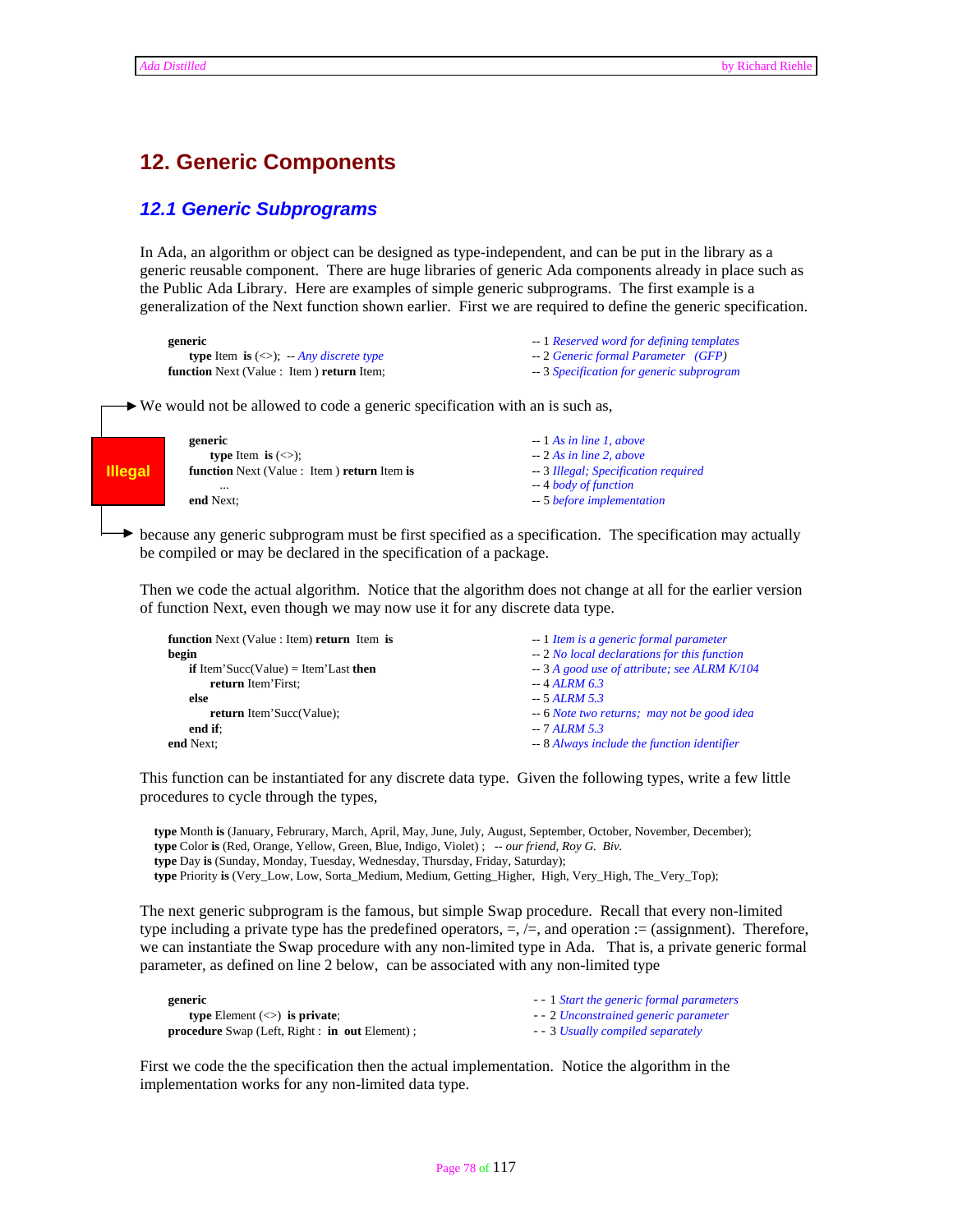# 12. Generic Components

## *12.1 Generic Subprograms*

In Ada, an algorithm or object can be designed as type-independent, and can be put in the library as a generic reusable component. There are huge libraries of generic Ada components already in place such as the Public Ada Library. Here are examples of simple generic subprograms. The first example is a generalization of the Next function shown earlier. First we are required to define the generic specification.

```
generic                                           -- 1 Reserved word for defining templates
   type Item is (<>); -- Any discrete type        -- 2 Generic formal Parameter (GFP)
function Next (Value : Item ) return Item;        -- 3 Specification for generic subprogram
```

We would not be allowed to code a generic specification with an is such as,

**Illegal**

```
generic                                           -- 1 As in line 1, above
   type Item is (<>);                             -- 2 As in line 2, above
function Next (Value : Item ) return Item is      -- 3 Illegal; Specification required
   ...                                            -- 4 body of function
end Next;                                         -- 5 before implementation
```

because any generic subprogram must be first specified as a specification. The specification may actually be compiled or may be declared in the specification of a package.

Then we code the actual algorithm. Notice that the algorithm does not change at all for the earlier version of function Next, even though we may now use it for any discrete data type.

```
function Next (Value : Item) return Item is       -- 1 Item is a generic formal parameter
begin                                             -- 2 No local declarations for this function
   if Item'Succ(Value) = Item'Last then           -- 3 A good use of attribute; see ALRM K/104
      return Item'First;                          -- 4 ALRM 6.3
   else                                           -- 5 ALRM 5.3
      return Item'Succ(Value);                    -- 6 Note two returns; may not be good idea
   end if;                                        -- 7 ALRM 5.3
end Next;                                         -- 8 Always include the function identifier
```

This function can be instantiated for any discrete data type. Given the following types, write a few little procedures to cycle through the types,

```
type Month is (January, Februrary, March, April, May, June, July, August, September, October, November, December);
type Color is (Red, Orange, Yellow, Green, Blue, Indigo, Violet) ; -- our friend, Roy G. Biv.
type Day is (Sunday, Monday, Tuesday, Wednesday, Thursday, Friday, Saturday);
type Priority is (Very_Low, Low, Sorta_Medium, Medium, Getting_Higher, High, Very_High, The_Very_Top);
```

The next generic subprogram is the famous, but simple Swap procedure. Recall that every non-limited type including a private type has the predefined operators, =, /=, and operation := (assignment). Therefore, we can instantiate the Swap procedure with any non-limited type in Ada. That is, a private generic formal parameter, as defined on line 2 below, can be associated with any non-limited type

```
generic                                           - - 1 Start the generic formal parameters
   type Element (<>) is private;                  - - 2 Unconstrained generic parameter
procedure Swap (Left, Right : in out Element) ;   - - 3 Usually compiled separately
```

First we code the the specification then the actual implementation. Notice the algorithm in the implementation works for any non-limited data type.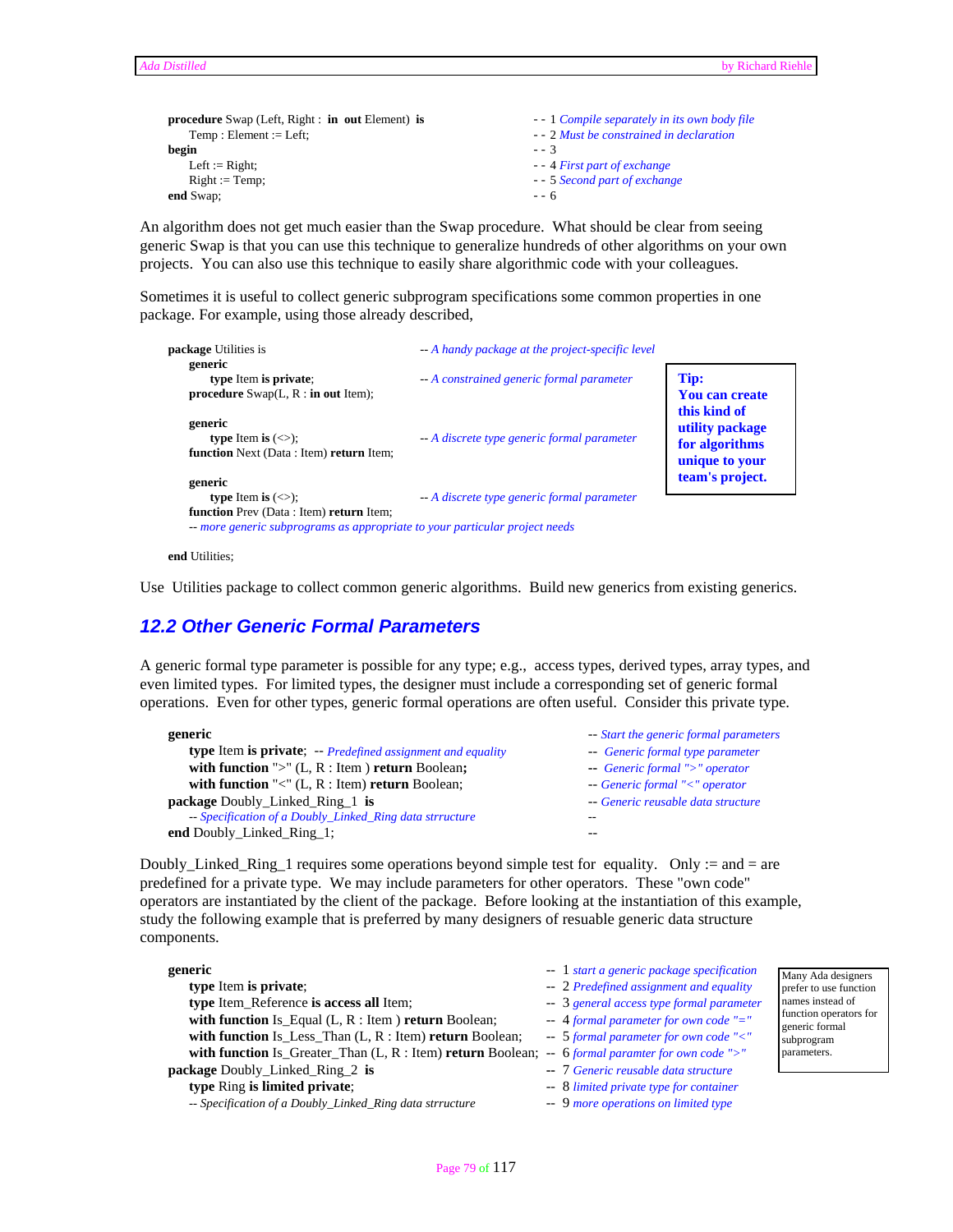```ada
procedure Swap (Left, Right :  in  out Element)  is       - - 1 Compile separately in its own body file
     Temp : Element := Left;                             - - 2 Must be constrained in declaration
begin                                                    - - 3
     Left := Right;                                      - - 4 First part of exchange
     Right := Temp;                                      - - 5 Second part of exchange
end Swap;                                                - - 6
```

An algorithm does not get much easier than the Swap procedure. What should be clear from seeing generic Swap is that you can use this technique to generalize hundreds of other algorithms on your own projects. You can also use this technique to easily share algorithmic code with your colleagues.

Sometimes it is useful to collect generic subprogram specifications some common properties in one package. For example, using those already described,

```ada
package Utilities is                          -- A handy package at the project-specific level
   generic
      type Item is private;                   -- A constrained generic formal parameter
   procedure Swap(L, R : in out Item);

   generic
      type Item is (<>);                      -- A discrete type generic formal parameter
   function Next (Data : Item) return Item;

   generic
      type Item is (<>);                      -- A discrete type generic formal parameter
   function Prev (Data : Item) return Item;
   -- more generic subprograms as appropriate to your particular project needs

end Utilities;
```

**Tip: You can create this kind of utility package for algorithms unique to your team's project.**

Use Utilities package to collect common generic algorithms. Build new generics from existing generics.

## 12.2 Other Generic Formal Parameters

A generic formal type parameter is possible for any type; e.g., access types, derived types, array types, and even limited types. For limited types, the designer must include a corresponding set of generic formal operations. Even for other types, generic formal operations are often useful. Consider this private type.

```ada
generic                                                    -- Start the generic formal parameters
   type Item is private;  -- Predefined assignment and equality  --  Generic formal type parameter
   with function ">" (L, R : Item ) return Boolean;        --  Generic formal ">" operator
   with function "<" (L, R : Item) return Boolean;         -- Generic formal "<" operator
package Doubly_Linked_Ring_1  is                           -- Generic reusable data structure
   -- Specification of a Doubly_Linked_Ring data strructure    --
end Doubly_Linked_Ring_1;                                  --
```

Doubly_Linked_Ring_1 requires some operations beyond simple test for equality. Only := and = are predefined for a private type. We may include parameters for other operators. These "own code" operators are instantiated by the client of the package. Before looking at the instantiation of this example, study the following example that is preferred by many designers of resuable generic data structure components.

```ada
generic                                                      --  1 start a generic package specification
   type Item is private;                                     --  2 Predefined assignment and equality
   type Item_Reference is access all Item;                   --  3 general access type formal parameter
   with function Is_Equal (L, R : Item ) return Boolean;     --  4 formal parameter for own code "="
   with function Is_Less_Than (L, R : Item) return Boolean;  --  5 formal parameter for own code "<"
   with function Is_Greater_Than (L, R : Item) return Boolean; --  6 formal paramter for own code ">"
package Doubly_Linked_Ring_2  is                             --  7 Generic reusable data structure
   type Ring is limited private;                             --  8 limited private type for container
   -- Specification of a Doubly_Linked_Ring data strructure  --  9 more operations on limited type
```

Many Ada designers prefer to use function names instead of function operators for generic formal subprogram parameters.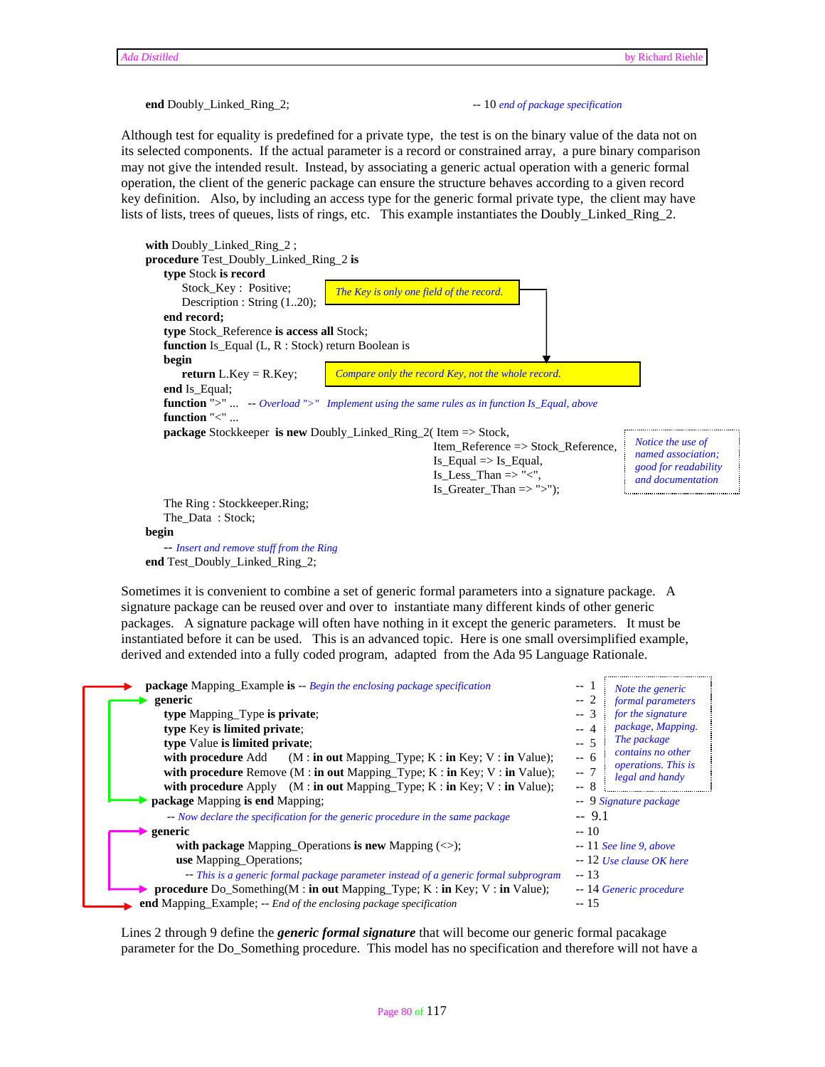```
end Doubly_Linked_Ring_2;                          -- 10 end of package specification
```

Although test for equality is predefined for a private type, the test is on the binary value of the data not on its selected components. If the actual parameter is a record or constrained array, a pure binary comparison may not give the intended result. Instead, by associating a generic actual operation with a generic formal operation, the client of the generic package can ensure the structure behaves according to a given record key definition. Also, by including an access type for the generic formal private type, the client may have lists of lists, trees of queues, lists of rings, etc. This example instantiates the Doubly_Linked_Ring_2.

```
with Doubly_Linked_Ring_2 ;
procedure Test_Doubly_Linked_Ring_2 is
    type Stock is record
        Stock_Key :  Positive;            -- The Key is only one field of the record.
        Description : String (1..20);
    end record;
    type Stock_Reference is access all Stock;
    function Is_Equal (L, R : Stock) return Boolean is
    begin
        return L.Key = R.Key;             -- Compare only the record Key, not the whole record.
    end Is_Equal;
    function ">" ...   -- Overload ">"  Implement using the same rules as in function Is_Equal, above
    function "<" ...
    package Stockkeeper  is new Doubly_Linked_Ring_2( Item => Stock,
                                    Item_Reference => Stock_Reference,
                                    Is_Equal => Is_Equal,
                                    Is_Less_Than => "<",
                                    Is_Greater_Than => ">");
                        -- Notice the use of named association; good for readability and documentation
    The Ring : Stockkeeper.Ring;
    The_Data  : Stock;
begin
    -- Insert and remove stuff from the Ring
end Test_Doubly_Linked_Ring_2;
```

Sometimes it is convenient to combine a set of generic formal parameters into a signature package. A signature package can be reused over and over to instantiate many different kinds of other generic packages. A signature package will often have nothing in it except the generic parameters. It must be instantiated before it can be used. This is an advanced topic. Here is one small oversimplified example, derived and extended into a fully coded program, adapted from the Ada 95 Language Rationale.

```
package Mapping_Example is -- Begin the enclosing package specification                    -- 1
  generic                                                                                   -- 2
    type Mapping_Type is private;                                                           -- 3
    type Key is limited private;                                                            -- 4
    type Value is limited private;                                                          -- 5
    with procedure Add    (M : in out Mapping_Type; K : in Key; V : in Value);              -- 6
    with procedure Remove (M : in out Mapping_Type; K : in Key; V : in Value);              -- 7
    with procedure Apply  (M : in out Mapping_Type; K : in Key; V : in Value);              -- 8
  package Mapping is end Mapping;                                                           -- 9 Signature package
  -- Now declare the specification for the generic procedure in the same package            -- 9.1
  generic                                                                                   -- 10
     with package Mapping_Operations is new Mapping (<>);                                   -- 11 See line 9, above
     use Mapping_Operations;                                                                -- 12 Use clause OK here
       -- This is a generic formal package parameter instead of a generic formal subprogram -- 13
  procedure Do_Something(M : in out Mapping_Type; K : in Key; V : in Value);                -- 14 Generic procedure
end Mapping_Example; -- End of the enclosing package specification                          -- 15

-- Note the generic formal parameters for the signature package, Mapping.
-- The package contains no other operations. This is legal and handy
```

Lines 2 through 9 define the ***generic formal signature*** that will become our generic formal pacakage parameter for the Do_Something procedure. This model has no specification and therefore will not have a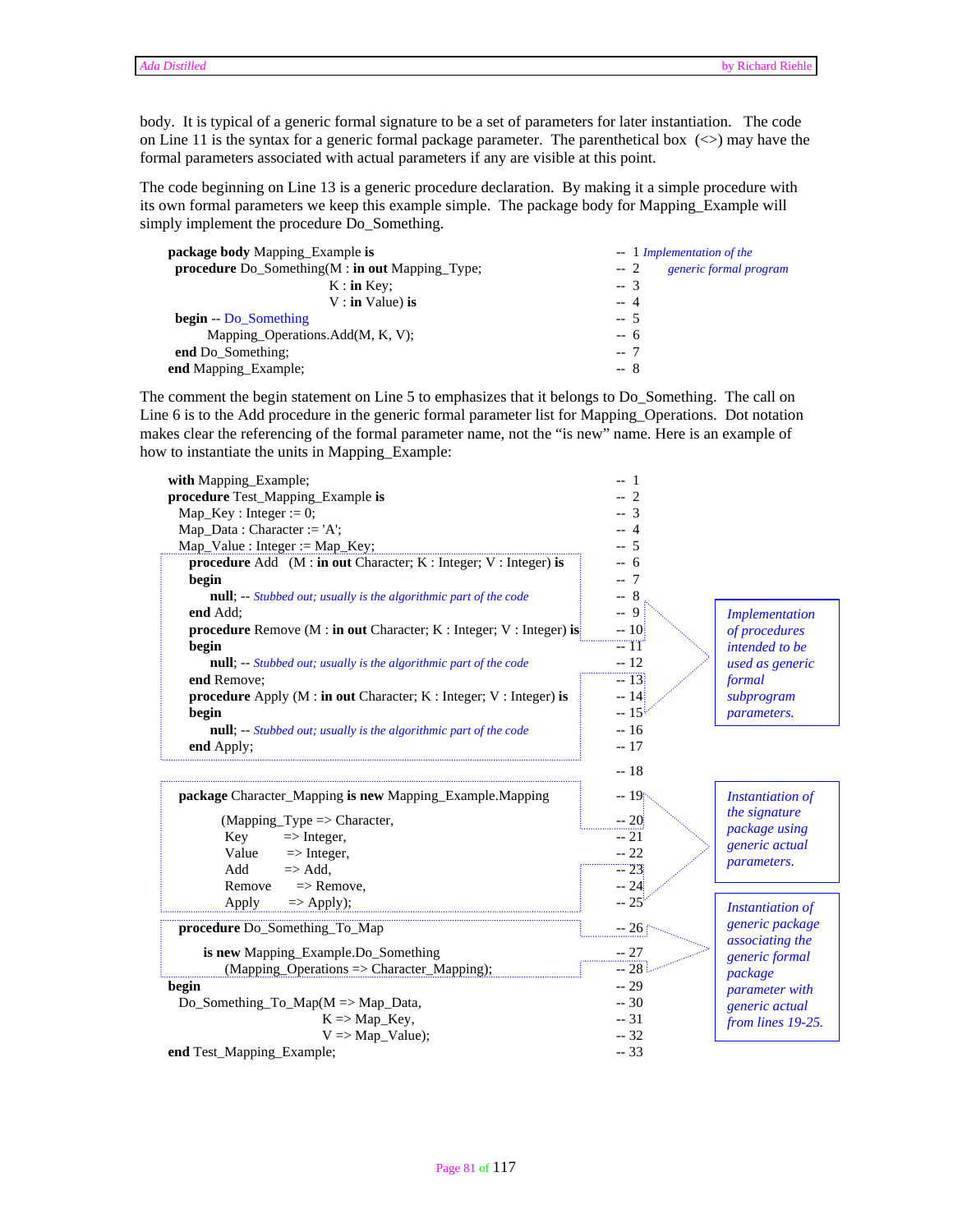body. It is typical of a generic formal signature to be a set of parameters for later instantiation. The code on Line 11 is the syntax for a generic formal package parameter. The parenthetical box (<>) may have the formal parameters associated with actual parameters if any are visible at this point.

The code beginning on Line 13 is a generic procedure declaration. By making it a simple procedure with its own formal parameters we keep this example simple. The package body for Mapping_Example will simply implement the procedure Do_Something.

```
package body Mapping_Example is                              -- 1 Implementation of the
 procedure Do_Something(M : in out Mapping_Type;             -- 2      generic formal program
                        K : in Key;                          -- 3
                        V : in Value) is                     -- 4
 begin -- Do_Something                                       -- 5
      Mapping_Operations.Add(M, K, V);                       -- 6
 end Do_Something;                                           -- 7
end Mapping_Example;                                         -- 8
```

The comment the begin statement on Line 5 to emphasizes that it belongs to Do_Something. The call on Line 6 is to the Add procedure in the generic formal parameter list for Mapping_Operations. Dot notation makes clear the referencing of the formal parameter name, not the "is new" name. Here is an example of how to instantiate the units in Mapping_Example:

```
with Mapping_Example;                                                         -- 1
procedure Test_Mapping_Example is                                             -- 2
  Map_Key : Integer := 0;                                                     -- 3
  Map_Data : Character := 'A';                                                -- 4
  Map_Value : Integer := Map_Key;                                             -- 5
    procedure Add   (M : in out Character; K : Integer; V : Integer) is       -- 6
    begin                                                                     -- 7
        null; -- Stubbed out; usually is the algorithmic part of the code     -- 8
    end Add;                                                                  -- 9
    procedure Remove (M : in out Character; K : Integer; V : Integer) is      -- 10
    begin                                                                     -- 11
        null; -- Stubbed out; usually is the algorithmic part of the code     -- 12
    end Remove;                                                               -- 13
    procedure Apply (M : in out Character; K : Integer; V : Integer) is       -- 14
    begin                                                                     -- 15
        null; -- Stubbed out; usually is the algorithmic part of the code     -- 16
    end Apply;                                                                -- 17
                                                                              -- 18
  package Character_Mapping is new Mapping_Example.Mapping                    -- 19
          (Mapping_Type => Character,                                         -- 20
           Key          => Integer,                                           -- 21
           Value        => Integer,                                           -- 22
           Add          => Add,                                               -- 23
           Remove       => Remove,                                            -- 24
           Apply        => Apply);                                            -- 25
  procedure Do_Something_To_Map                                               -- 26
        is new Mapping_Example.Do_Something                                   -- 27
           (Mapping_Operations => Character_Mapping);                         -- 28
begin                                                                         -- 29
  Do_Something_To_Map(M => Map_Data,                                          -- 30
                      K => Map_Key,                                           -- 31
                      V => Map_Value);                                        -- 32
end Test_Mapping_Example;                                                     -- 33
```

*Implementation of procedures intended to be used as generic formal subprogram parameters.* (Lines 6–17)

*Instantiation of the signature package using generic actual parameters.* (Lines 19–25)

*Instantiation of generic package associating the generic formal package parameter with generic actual from lines 19-25.* (Lines 26–28)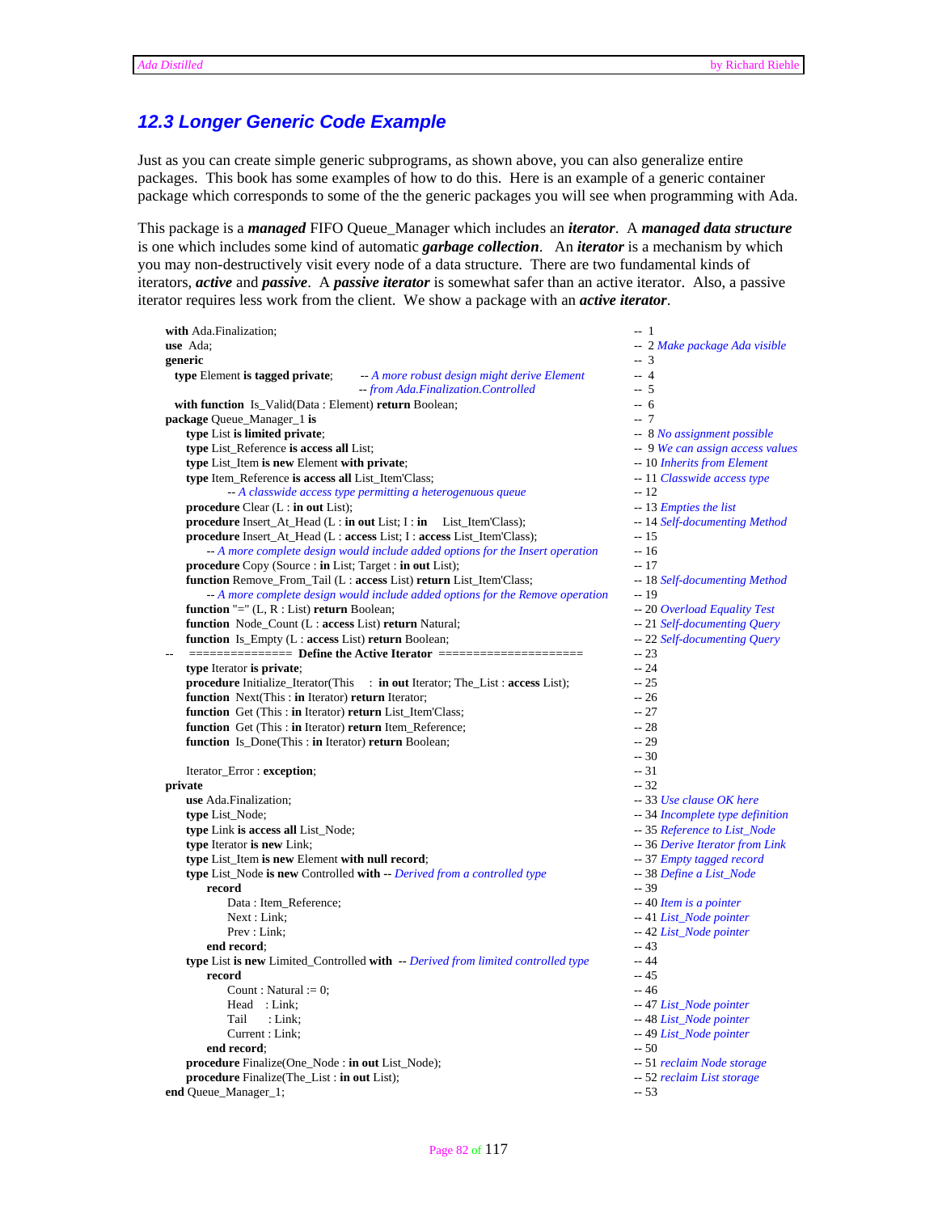## 12.3 Longer Generic Code Example

Just as you can create simple generic subprograms, as shown above, you can also generalize entire packages. This book has some examples of how to do this. Here is an example of a generic container package which corresponds to some of the the generic packages you will see when programming with Ada.

This package is a ***managed*** FIFO Queue_Manager which includes an ***iterator***. A ***managed data structure*** is one which includes some kind of automatic ***garbage collection***. An ***iterator*** is a mechanism by which you may non-destructively visit every node of a data structure. There are two fundamental kinds of iterators, ***active*** and ***passive***. A ***passive iterator*** is somewhat safer than an active iterator. Also, a passive iterator requires less work from the client. We show a package with an ***active iterator***.

```
with Ada.Finalization;                                                        -- 1
use  Ada;                                                                     -- 2 Make package Ada visible
generic                                                                       -- 3
  type Element is tagged private;        -- A more robust design might derive Element   -- 4
                                         -- from Ada.Finalization.Controlled            -- 5
  with function  Is_Valid(Data : Element) return Boolean;                     -- 6
package Queue_Manager_1 is                                                    -- 7
     type List is limited private;                                            -- 8 No assignment possible
     type List_Reference is access all List;                                  -- 9 We can assign access values
     type List_Item is new Element with private;                              -- 10 Inherits from Element
     type Item_Reference is access all List_Item'Class;                       -- 11 Classwide access type
           -- A classwide access type permitting a heterogenuous queue        -- 12
     procedure Clear (L : in out List);                                       -- 13 Empties the list
     procedure Insert_At_Head (L : in out List; I : in     List_Item'Class);  -- 14 Self-documenting Method
     procedure Insert_At_Head (L : access List; I : access List_Item'Class);  -- 15
         -- A more complete design would include added options for the Insert operation   -- 16
     procedure Copy (Source : in List; Target : in out List);                 -- 17
     function Remove_From_Tail (L : access List) return List_Item'Class;      -- 18 Self-documenting Method
         -- A more complete design would include added options for the Remove operation   -- 19
     function "=" (L, R : List) return Boolean;                               -- 20 Overload Equality Test
     function  Node_Count (L : access List) return Natural;                   -- 21 Self-documenting Query
     function  Is_Empty (L : access List) return Boolean;                     -- 22 Self-documenting Query
--   ============== Define the Active Iterator =====================          -- 23
     type Iterator is private;                                                -- 24
     procedure Initialize_Iterator(This    : in out Iterator; The_List : access List);  -- 25
     function  Next(This : in Iterator) return Iterator;                      -- 26
     function  Get (This : in Iterator) return List_Item'Class;               -- 27
     function  Get (This : in Iterator) return Item_Reference;                -- 28
     function  Is_Done(This : in Iterator) return Boolean;                    -- 29
                                                                              -- 30
     Iterator_Error : exception;                                              -- 31
private                                                                       -- 32
     use Ada.Finalization;                                                    -- 33 Use clause OK here
     type List_Node;                                                          -- 34 Incomplete type definition
     type Link is access all List_Node;                                       -- 35 Reference to List_Node
     type Iterator is new Link;                                               -- 36 Derive Iterator from Link
     type List_Item is new Element with null record;                          -- 37 Empty tagged record
     type List_Node is new Controlled with -- Derived from a controlled type  -- 38 Define a List_Node
          record                                                              -- 39
               Data : Item_Reference;                                         -- 40 Item is a pointer
               Next : Link;                                                   -- 41 List_Node pointer
               Prev : Link;                                                   -- 42 List_Node pointer
          end record;                                                         -- 43
     type List is new Limited_Controlled with  -- Derived from limited controlled type   -- 44
          record                                                              -- 45
               Count : Natural := 0;                                          -- 46
               Head    : Link;                                                -- 47 List_Node pointer
               Tail      : Link;                                              -- 48 List_Node pointer
               Current : Link;                                                -- 49 List_Node pointer
          end record;                                                         -- 50
     procedure Finalize(One_Node : in out List_Node);                         -- 51 reclaim Node storage
     procedure Finalize(The_List : in out List);                              -- 52 reclaim List storage
end Queue_Manager_1;                                                          -- 53
```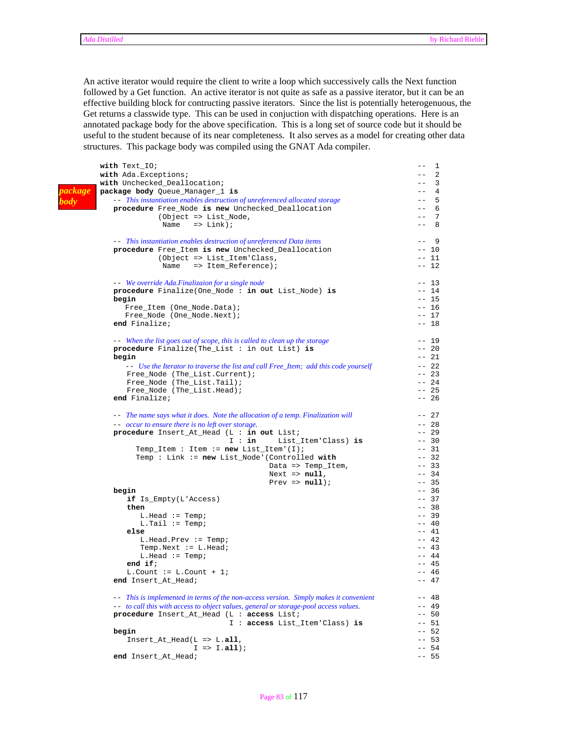An active iterator would require the client to write a loop which successively calls the Next function followed by a Get function. An active iterator is not quite as safe as a passive iterator, but it can be an effective building block for contructing passive iterators. Since the list is potentially heterogenous, the Get returns a classwide type. This can be used in conjuction with dispatching operations. Here is an annotated package body for the above specification. This is a long set of source code but it should be useful to the student because of its near completeness. It also serves as a model for creating other data structures. This package body was compiled using the GNAT Ada compiler.

*package body*

```
with Text_IO;                                                              --  1
with Ada.Exceptions;                                                       --  2
with Unchecked_Deallocation;                                               --  3
package body Queue_Manager_1 is                                            --  4
   -- This instantiation enables destruction of unreferenced allocated storage  --  5
   procedure Free_Node is new Unchecked_Deallocation                       --  6
             (Object => List_Node,                                         --  7
              Name   => Link);                                             --  8

   -- This instantiation enables destruction of unreferenced Data items    --  9
   procedure Free_Item is new Unchecked_Deallocation                       -- 10
             (Object => List_Item'Class,                                   -- 11
              Name   => Item_Reference);                                   -- 12

   -- We override Ada.Finalizaion for a single node                        -- 13
   procedure Finalize(One_Node : in out List_Node) is                      -- 14
   begin                                                                   -- 15
     Free_Item (One_Node.Data);                                            -- 16
     Free_Node (One_Node.Next);                                            -- 17
   end Finalize;                                                           -- 18

   -- When the list goes out of scope, this is called to clean up the storage  -- 19
   procedure Finalize(The_List : in out List) is                           -- 20
   begin                                                                   -- 21
      -- Use the Iterator to traverse the list and call Free_Item;  add this code yourself  -- 22
      Free_Node (The_List.Current);                                        -- 23
      Free_Node (The_List.Tail);                                           -- 24
      Free_Node (The_List.Head);                                           -- 25
   end Finalize;                                                           -- 26

   -- The name says what it does.  Note the allocation of a temp. Finalization will  -- 27
   -- occur to ensure there is no left over storage.                       -- 28
   procedure Insert_At_Head (L : in out List;                              -- 29
                             I : in     List_Item'Class) is                -- 30
       Temp_Item : Item := new List_Item'(I);                              -- 31
       Temp : Link := new List_Node'(Controlled with                       -- 32
                                     Data => Temp_Item,                    -- 33
                                     Next => null,                         -- 34
                                     Prev => null);                        -- 35
   begin                                                                   -- 36
      if Is_Empty(L'Access)                                                -- 37
      then                                                                 -- 38
         L.Head := Temp;                                                   -- 39
         L.Tail := Temp;                                                   -- 40
      else                                                                 -- 41
         L.Head.Prev := Temp;                                              -- 42
         Temp.Next := L.Head;                                              -- 43
         L.Head := Temp;                                                   -- 44
      end if;                                                              -- 45
      L.Count := L.Count + 1;                                              -- 46
   end Insert_At_Head;                                                     -- 47

   -- This is implemented in terms of the non-access version.  Simply makes it convenient  -- 48
   -- to call this with access to object values, general or storage-pool access values.  -- 49
   procedure Insert_At_Head (L : access List;                              -- 50
                             I : access List_Item'Class) is                -- 51
   begin                                                                   -- 52
      Insert_At_Head(L => L.all,                                           -- 53
                     I => I.all);                                          -- 54
   end Insert_At_Head;                                                     -- 55
```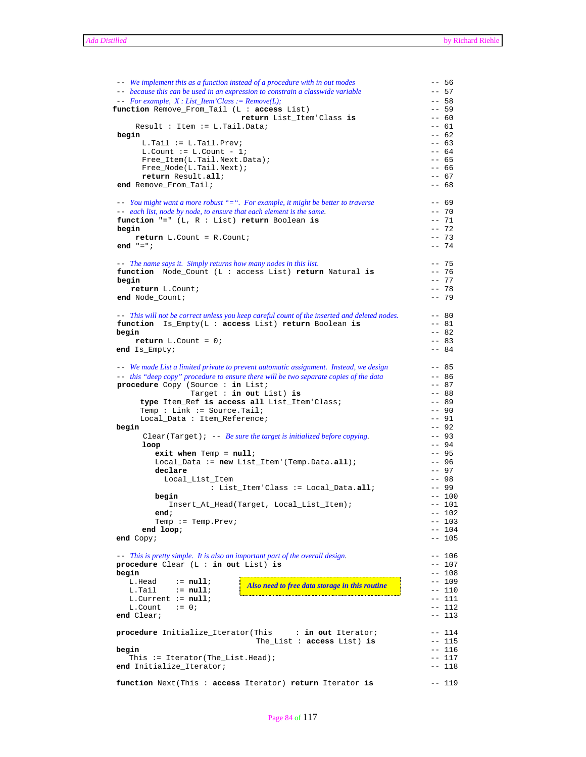```ada
-- We implement this as a function instead of a procedure with in out modes          -- 56
-- because this can be used in an expression to constrain a classwide variable        -- 57
-- For example,  X : List_Item'Class := Remove(L);                                    -- 58
function Remove_From_Tail (L : access List)                                           -- 59
                          return List_Item'Class is                                   -- 60
    Result : Item := L.Tail.Data;                                                     -- 61
begin                                                                                 -- 62
     L.Tail := L.Tail.Prev;                                                           -- 63
     L.Count := L.Count - 1;                                                          -- 64
     Free_Item(L.Tail.Next.Data);                                                     -- 65
     Free_Node(L.Tail.Next);                                                          -- 66
     return Result.all;                                                               -- 67
end Remove_From_Tail;                                                                 -- 68

-- You might want a more robust "=".  For example, it might be better to traverse     -- 69
-- each list, node by node, to ensure that each element is the same.                  -- 70
function "=" (L, R : List) return Boolean is                                          -- 71
begin                                                                                 -- 72
    return L.Count = R.Count;                                                         -- 73
end "=";                                                                              -- 74

-- The name says it.  Simply returns how many nodes in this list.                     -- 75
function  Node_Count (L : access List) return Natural is                              -- 76
begin                                                                                 -- 77
   return L.Count;                                                                    -- 78
end Node_Count;                                                                       -- 79

-- This will not be correct unless you keep careful count of the inserted and deleted nodes.  -- 80
function  Is_Empty(L : access List) return Boolean is                                 -- 81
begin                                                                                 -- 82
    return L.Count = 0;                                                               -- 83
end Is_Empty;                                                                         -- 84

-- We made List a limited private to prevent automatic assignment.  Instead, we design   -- 85
-- this "deep copy" procedure to ensure there will be two separate copies of the data    -- 86
procedure Copy (Source : in List;                                                     -- 87
                Target : in out List) is                                              -- 88
     type Item_Ref is access all List_Item'Class;                                     -- 89
     Temp : Link := Source.Tail;                                                      -- 90
     Local_Data : Item_Reference;                                                     -- 91
begin                                                                                 -- 92
     Clear(Target); -- Be sure the target is initialized before copying.              -- 93
     loop                                                                             -- 94
        exit when Temp = null;                                                        -- 95
        Local_Data := new List_Item'(Temp.Data.all);                                  -- 96
        declare                                                                       -- 97
          Local_List_Item                                                             -- 98
                    : List_Item'Class := Local_Data.all;                              -- 99
        begin                                                                         -- 100
           Insert_At_Head(Target, Local_List_Item);                                   -- 101
        end;                                                                          -- 102
        Temp := Temp.Prev;                                                            -- 103
     end loop;                                                                        -- 104
end Copy;                                                                             -- 105

-- This is pretty simple.  It is also an important part of the overall design.        -- 106
procedure Clear (L : in out List) is                                                  -- 107
begin                                                                                 -- 108
   L.Head    := null;                                                                 -- 109
   L.Tail    := null;                                                                 -- 110
   L.Current := null;                                                                 -- 111
   L.Count   := 0;                                                                    -- 112
end Clear;                                                                            -- 113

procedure Initialize_Iterator(This     : in out Iterator;                             -- 114
                              The_List : access List) is                              -- 115
begin                                                                                 -- 116
   This := Iterator(The_List.Head);                                                   -- 117
end Initialize_Iterator;                                                              -- 118

function Next(This : access Iterator) return Iterator is                              -- 119
```

*Also need to free data storage in this routine*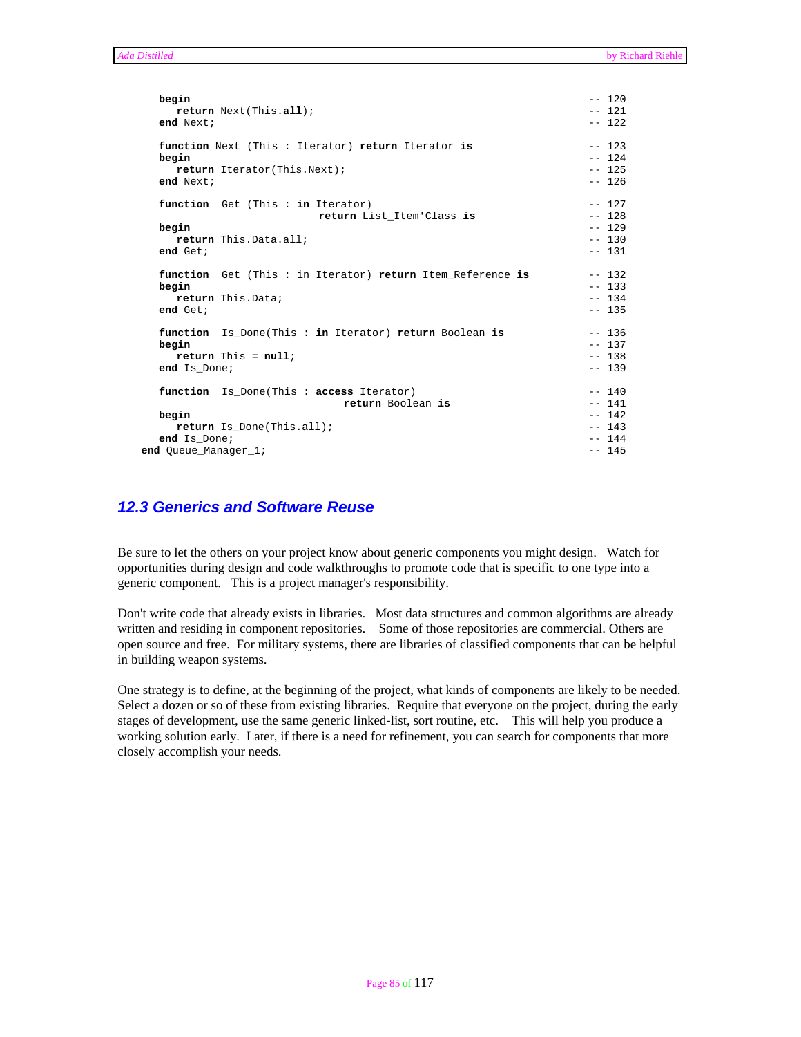```
   begin                                                          -- 120
      return Next(This.all);                                      -- 121
   end Next;                                                      -- 122

   function Next (This : Iterator) return Iterator is             -- 123
   begin                                                          -- 124
      return Iterator(This.Next);                                 -- 125
   end Next;                                                      -- 126

   function  Get (This : in Iterator)                             -- 127
                          return List_Item'Class is               -- 128
   begin                                                          -- 129
      return This.Data.all;                                       -- 130
   end Get;                                                       -- 131

   function  Get (This : in Iterator) return Item_Reference is    -- 132
   begin                                                          -- 133
      return This.Data;                                           -- 134
   end Get;                                                       -- 135

   function  Is_Done(This : in Iterator) return Boolean is        -- 136
   begin                                                          -- 137
      return This = null;                                         -- 138
   end Is_Done;                                                   -- 139

   function  Is_Done(This : access Iterator)                      -- 140
                              return Boolean is                   -- 141
   begin                                                          -- 142
      return Is_Done(This.all);                                   -- 143
   end Is_Done;                                                   -- 144
end Queue_Manager_1;                                              -- 145
```

## 12.3 Generics and Software Reuse

Be sure to let the others on your project know about generic components you might design. Watch for opportunities during design and code walkthroughs to promote code that is specific to one type into a generic component. This is a project manager's responsibility.

Don't write code that already exists in libraries. Most data structures and common algorithms are already written and residing in component repositories. Some of those repositories are commercial. Others are open source and free. For military systems, there are libraries of classified components that can be helpful in building weapon systems.

One strategy is to define, at the beginning of the project, what kinds of components are likely to be needed. Select a dozen or so of these from existing libraries. Require that everyone on the project, during the early stages of development, use the same generic linked-list, sort routine, etc. This will help you produce a working solution early. Later, if there is a need for refinement, you can search for components that more closely accomplish your needs.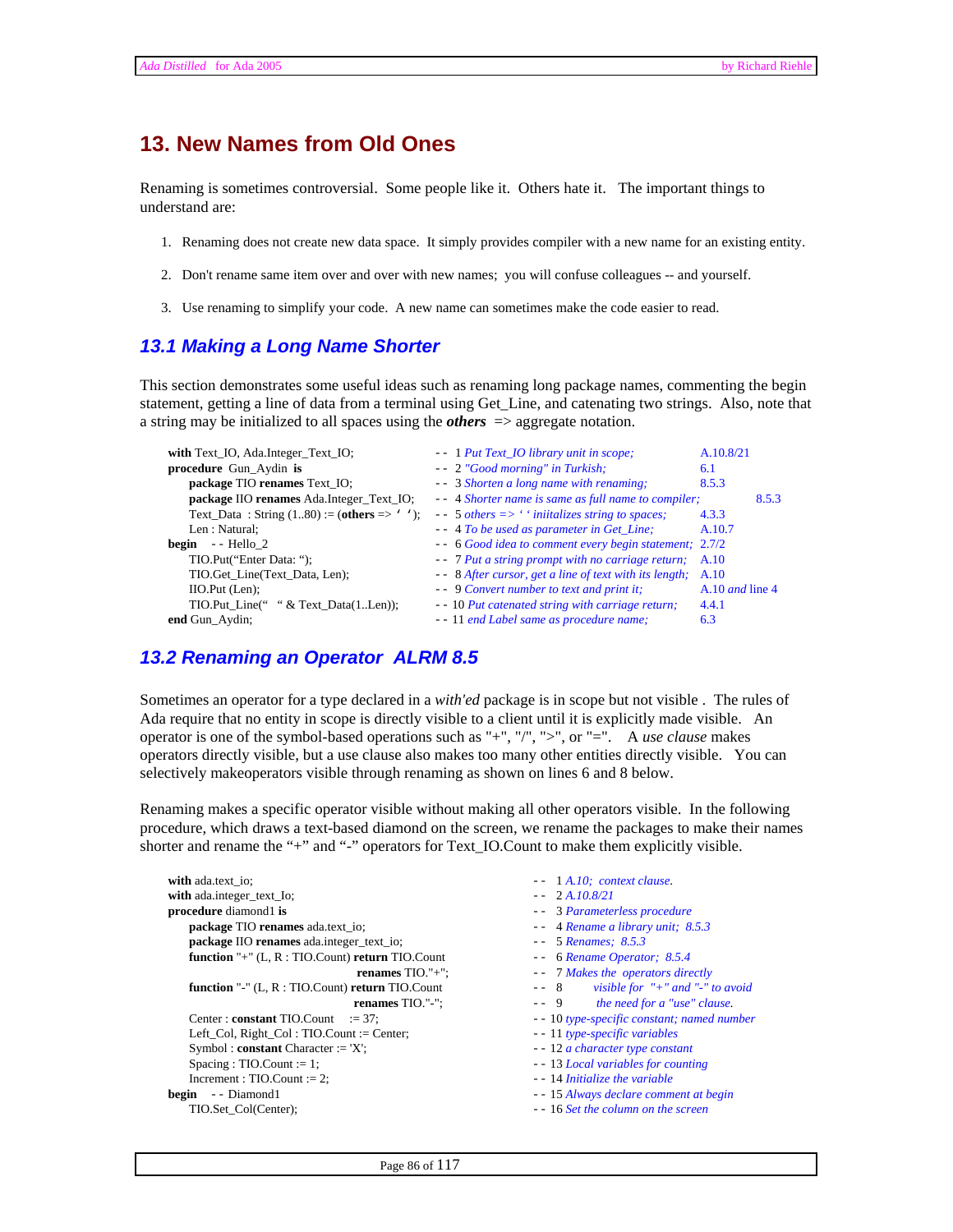# 13. New Names from Old Ones

Renaming is sometimes controversial. Some people like it. Others hate it. The important things to understand are:

1. Renaming does not create new data space. It simply provides compiler with a new name for an existing entity.
2. Don't rename same item over and over with new names; you will confuse colleagues -- and yourself.
3. Use renaming to simplify your code. A new name can sometimes make the code easier to read.

## 13.1 Making a Long Name Shorter

This section demonstrates some useful ideas such as renaming long package names, commenting the begin statement, getting a line of data from a terminal using Get_Line, and catenating two strings. Also, note that a string may be initialized to all spaces using the ***others*** => aggregate notation.

```
with Text_IO, Ada.Integer_Text_IO;                 -- 1 Put Text_IO library unit in scope;                 A.10.8/21
procedure Gun_Aydin is                              -- 2 "Good morning" in Turkish;                          6.1
   package TIO renames Text_IO;                     -- 3 Shorten a long name with renaming;                  8.5.3
   package IIO renames Ada.Integer_Text_IO;         -- 4 Shorter name is same as full name to compiler;      8.5.3
   Text_Data : String (1..80) := (others => ' ');   -- 5 others => ' ' initializes string to spaces;         4.3.3
   Len : Natural;                                   -- 4 To be used as parameter in Get_Line;                A.10.7
begin   -- Hello_2                                  -- 6 Good idea to comment every begin statement;         2.7/2
   TIO.Put("Enter Data: ");                         -- 7 Put a string prompt with no carriage return;        A.10
   TIO.Get_Line(Text_Data, Len);                    -- 8 After cursor, get a line of text with its length;   A.10
   IIO.Put (Len);                                   -- 9 Convert number to text and print it;                A.10 and line 4
   TIO.Put_Line("  " & Text_Data(1..Len));          -- 10 Put catenated string with carriage return;         4.4.1
end Gun_Aydin;                                      -- 11 end Label same as procedure name;                  6.3
```

## 13.2 Renaming an Operator ALRM 8.5

Sometimes an operator for a type declared in a *with'ed* package is in scope but not visible . The rules of Ada require that no entity in scope is directly visible to a client until it is explicitly made visible. An operator is one of the symbol-based operations such as "+", "/", ">", or "=". A *use clause* makes operators directly visible, but a use clause also makes too many other entities directly visible. You can selectively makeoperators visible through renaming as shown on lines 6 and 8 below.

Renaming makes a specific operator visible without making all other operators visible. In the following procedure, which draws a text-based diamond on the screen, we rename the packages to make their names shorter and rename the "+" and "-" operators for Text_IO.Count to make them explicitly visible.

```
with ada.text_io;                                         --  1 A.10; context clause.
with ada.integer_text_Io;                                 --  2 A.10.8/21
procedure diamond1 is                                     --  3 Parameterless procedure
   package TIO renames ada.text_io;                       --  4 Rename a library unit; 8.5.3
   package IIO renames ada.integer_text_io;               --  5 Renames; 8.5.3
   function "+" (L, R : TIO.Count) return TIO.Count       --  6 Rename Operator; 8.5.4
                                    renames TIO."+";      --  7 Makes the operators directly
   function "-" (L, R : TIO.Count) return TIO.Count       --  8      visible for "+" and "-" to avoid
                                    renames TIO."-";      --  9      the need for a "use" clause.
   Center : constant TIO.Count   := 37;                   -- 10 type-specific constant; named number
   Left_Col, Right_Col : TIO.Count := Center;             -- 11 type-specific variables
   Symbol : constant Character := 'X';                    -- 12 a character type constant
   Spacing : TIO.Count := 1;                              -- 13 Local variables for counting
   Increment : TIO.Count := 2;                            -- 14 Initialize the variable
begin   -- Diamond1                                       -- 15 Always declare comment at begin
   TIO.Set_Col(Center);                                   -- 16 Set the column on the screen
```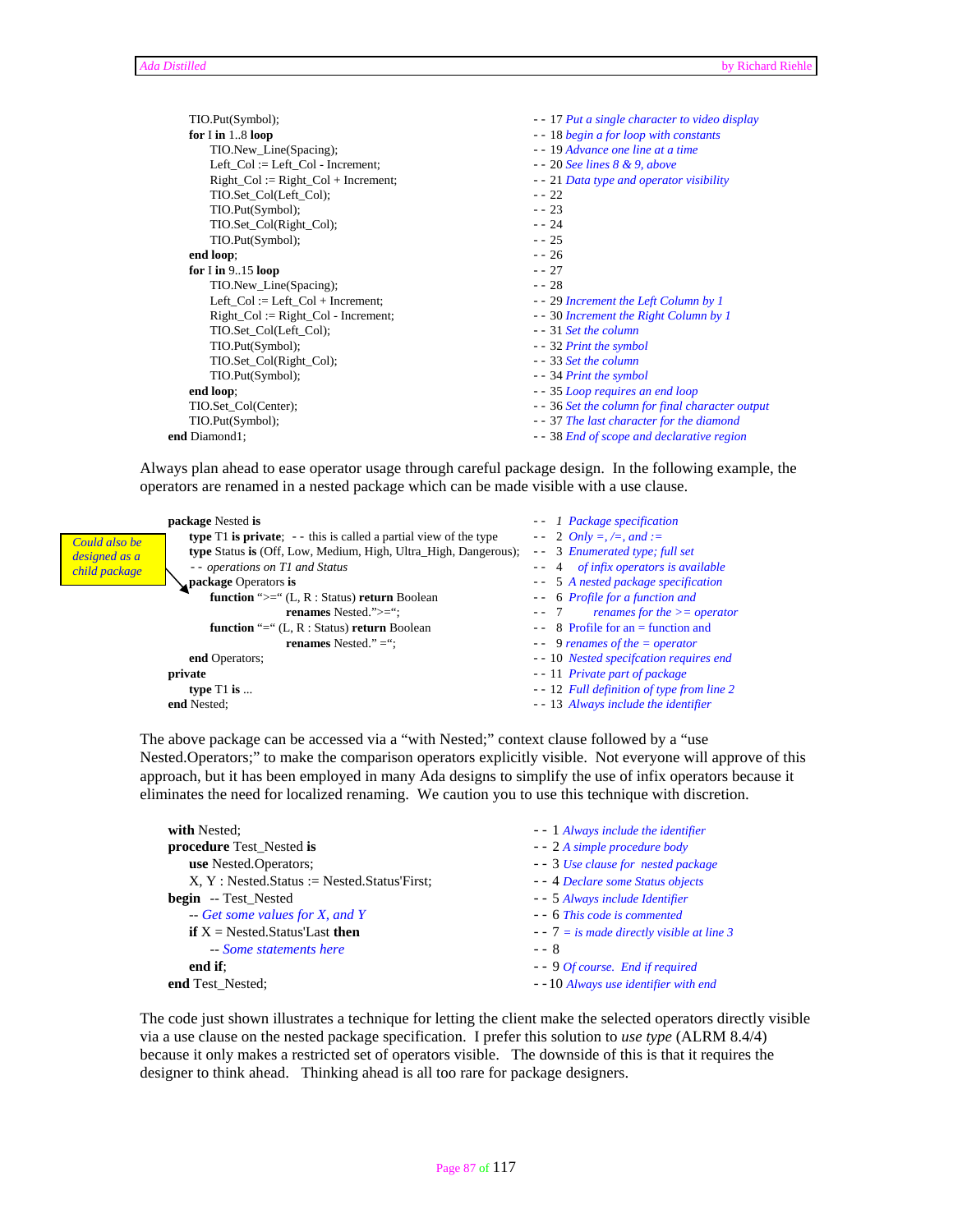```
      TIO.Put(Symbol);                                  -- 17 Put a single character to video display
      for I in 1..8 loop                                -- 18 begin a for loop with constants
          TIO.New_Line(Spacing);                        -- 19 Advance one line at a time
          Left_Col := Left_Col - Increment;             -- 20 See lines 8 & 9, above
          Right_Col := Right_Col + Increment;           -- 21 Data type and operator visibility
          TIO.Set_Col(Left_Col);                        -- 22
          TIO.Put(Symbol);                              -- 23
          TIO.Set_Col(Right_Col);                       -- 24
          TIO.Put(Symbol);                              -- 25
      end loop;                                         -- 26
      for I in 9..15 loop                               -- 27
          TIO.New_Line(Spacing);                        -- 28
          Left_Col := Left_Col + Increment;             -- 29 Increment the Left Column by 1
          Right_Col := Right_Col - Increment;           -- 30 Increment the Right Column by 1
          TIO.Set_Col(Left_Col);                        -- 31 Set the column
          TIO.Put(Symbol);                              -- 32 Print the symbol
          TIO.Set_Col(Right_Col);                       -- 33 Set the column
          TIO.Put(Symbol);                              -- 34 Print the symbol
      end loop;                                         -- 35 Loop requires an end loop
      TIO.Set_Col(Center);                              -- 36 Set the column for final character output
      TIO.Put(Symbol);                                  -- 37 The last character for the diamond
end Diamond1;                                           -- 38 End of scope and declarative region
```

Always plan ahead to ease operator usage through careful package design. In the following example, the operators are renamed in a nested package which can be made visible with a use clause.

```
package Nested is                                                        --  1 Package specification
    type T1 is private;  -- this is called a partial view of the type    --  2 Only =, /=, and :=
    type Status is (Off, Low, Medium, High, Ultra_High, Dangerous);      --  3 Enumerated type; full set
    -- operations on T1 and Status                                       --  4   of infix operators is available
    package Operators is                                                 --  5 A nested package specification
        function ">=" (L, R : Status) return Boolean                     --  6 Profile for a function and
                      renames Nested.">=";                               --  7     renames for the >= operator
        function "=" (L, R : Status) return Boolean                      --  8 Profile for an = function and
                      renames Nested."=";                                --  9 renames of the = operator
    end Operators;                                                       -- 10 Nested specifcation requires end
private                                                                  -- 11 Private part of package
    type T1 is ...                                                       -- 12 Full definition of type from line 2
end Nested;                                                              -- 13 Always include the identifier
```

Could also be designed as a child package

The above package can be accessed via a "with Nested;" context clause followed by a "use Nested.Operators;" to make the comparison operators explicitly visible. Not everyone will approve of this approach, but it has been employed in many Ada designs to simplify the use of infix operators because it eliminates the need for localized renaming. We caution you to use this technique with discretion.

```
with Nested;                                          -- 1 Always include the identifier
procedure Test_Nested is                              -- 2 A simple procedure body
    use Nested.Operators;                             -- 3 Use clause for nested package
    X, Y : Nested.Status := Nested.Status'First;      -- 4 Declare some Status objects
begin  -- Test_Nested                                 -- 5 Always include Identifier
    -- Get some values for X, and Y                   -- 6 This code is commented
    if X = Nested.Status'Last then                    -- 7 = is made directly visible at line 3
        -- Some statements here                       -- 8
    end if;                                           -- 9 Of course.  End if required
end Test_Nested;                                      --10 Always use identifier with end
```

The code just shown illustrates a technique for letting the client make the selected operators directly visible via a use clause on the nested package specification. I prefer this solution to *use type* (ALRM 8.4/4) because it only makes a restricted set of operators visible. The downside of this is that it requires the designer to think ahead. Thinking ahead is all too rare for package designers.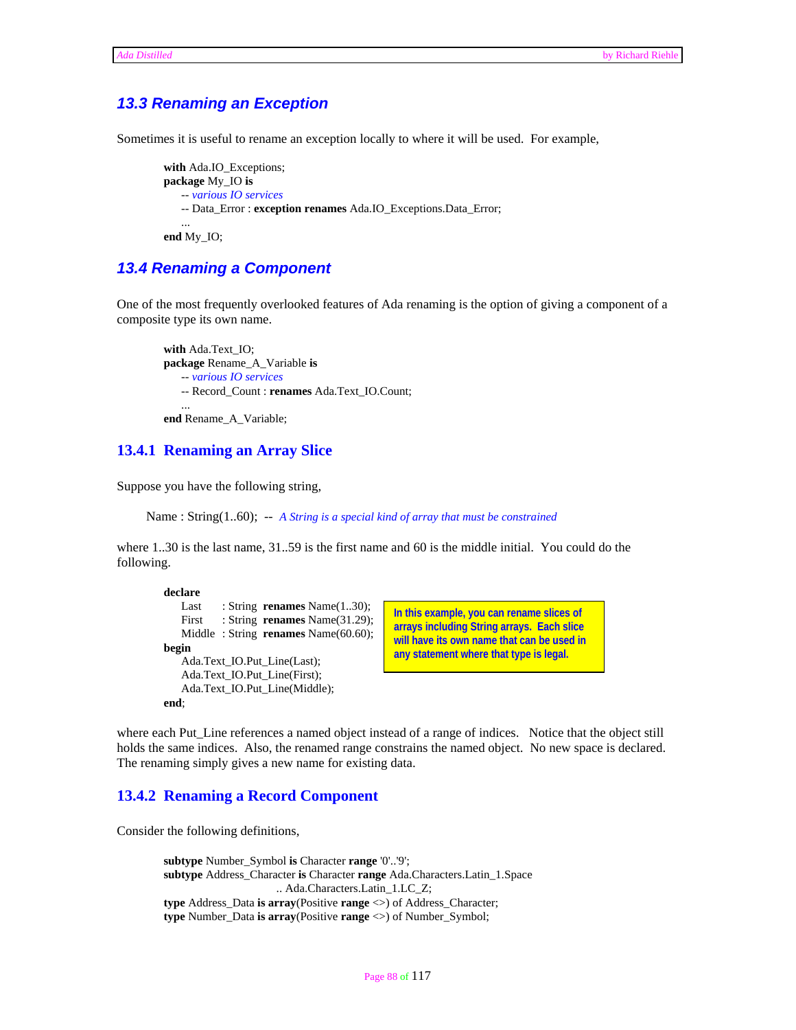## 13.3 Renaming an Exception

Sometimes it is useful to rename an exception locally to where it will be used. For example,

```
with Ada.IO_Exceptions;
package My_IO is
    -- various IO services
    -- Data_Error : exception renames Ada.IO_Exceptions.Data_Error;
    ...
end My_IO;
```

## 13.4 Renaming a Component

One of the most frequently overlooked features of Ada renaming is the option of giving a component of a composite type its own name.

```
with Ada.Text_IO;
package Rename_A_Variable is
    -- various IO services
    -- Record_Count : renames Ada.Text_IO.Count;
    ...
end Rename_A_Variable;
```

### 13.4.1 Renaming an Array Slice

Suppose you have the following string,

```
Name : String(1..60); -- A String is a special kind of array that must be constrained
```

where 1..30 is the last name, 31..59 is the first name and 60 is the middle initial. You could do the following.

```
declare
    Last    : String  renames Name(1..30);
    First   : String  renames Name(31.29);
    Middle  : String  renames Name(60.60);
begin
    Ada.Text_IO.Put_Line(Last);
    Ada.Text_IO.Put_Line(First);
    Ada.Text_IO.Put_Line(Middle);
end;
```

**In this example, you can rename slices of arrays including String arrays. Each slice will have its own name that can be used in any statement where that type is legal.**

where each Put_Line references a named object instead of a range of indices. Notice that the object still holds the same indices. Also, the renamed range constrains the named object. No new space is declared. The renaming simply gives a new name for existing data.

### 13.4.2 Renaming a Record Component

Consider the following definitions,

```
subtype Number_Symbol is Character range '0'..'9';
subtype Address_Character is Character range Ada.Characters.Latin_1.Space
                          .. Ada.Characters.Latin_1.LC_Z;
type Address_Data is array(Positive range <>) of Address_Character;
type Number_Data is array(Positive range <>) of Number_Symbol;
```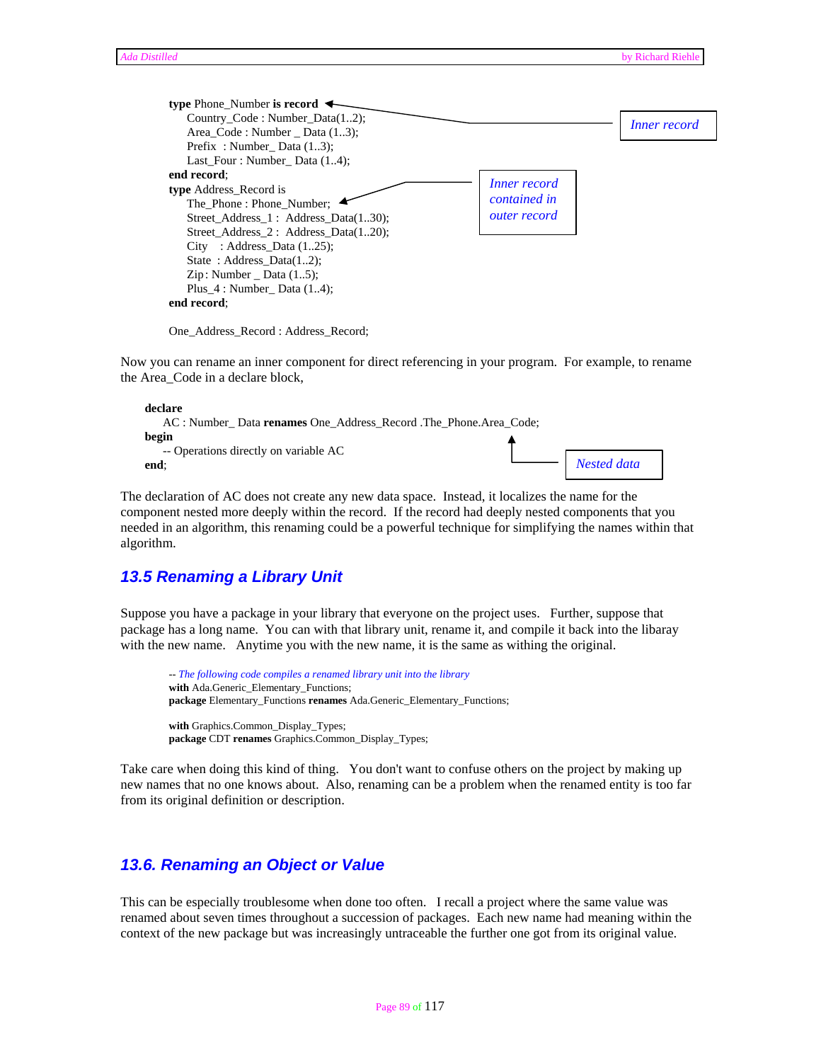```
type Phone_Number is record                          -- Inner record
    Country_Code : Number_Data(1..2);
    Area_Code : Number _ Data (1..3);
    Prefix  : Number_ Data (1..3);
    Last_Four : Number_ Data (1..4);
end record;
type Address_Record is
    The_Phone : Phone_Number;                        -- Inner record contained in outer record
    Street_Address_1 :  Address_Data(1..30);
    Street_Address_2 :  Address_Data(1..20);
    City    : Address_Data (1..25);
    State  : Address_Data(1..2);
    Zip : Number _ Data (1..5);
    Plus_4 : Number_ Data (1..4);
end record;

One_Address_Record : Address_Record;
```

Now you can rename an inner component for direct referencing in your program. For example, to rename the Area_Code in a declare block,

```
declare
    AC : Number_ Data renames One_Address_Record .The_Phone.Area_Code;   -- Nested data
begin
    -- Operations directly on variable AC
end;
```

The declaration of AC does not create any new data space. Instead, it localizes the name for the component nested more deeply within the record. If the record had deeply nested components that you needed in an algorithm, this renaming could be a powerful technique for simplifying the names within that algorithm.

## 13.5 Renaming a Library Unit

Suppose you have a package in your library that everyone on the project uses. Further, suppose that package has a long name. You can with that library unit, rename it, and compile it back into the libaray with the new name. Anytime you with the new name, it is the same as withing the original.

```
-- The following code compiles a renamed library unit into the library
with Ada.Generic_Elementary_Functions;
package Elementary_Functions renames Ada.Generic_Elementary_Functions;

with Graphics.Common_Display_Types;
package CDT renames Graphics.Common_Display_Types;
```

Take care when doing this kind of thing. You don't want to confuse others on the project by making up new names that no one knows about. Also, renaming can be a problem when the renamed entity is too far from its original definition or description.

## 13.6. Renaming an Object or Value

This can be especially troublesome when done too often. I recall a project where the same value was renamed about seven times throughout a succession of packages. Each new name had meaning within the context of the new package but was increasingly untraceable the further one got from its original value.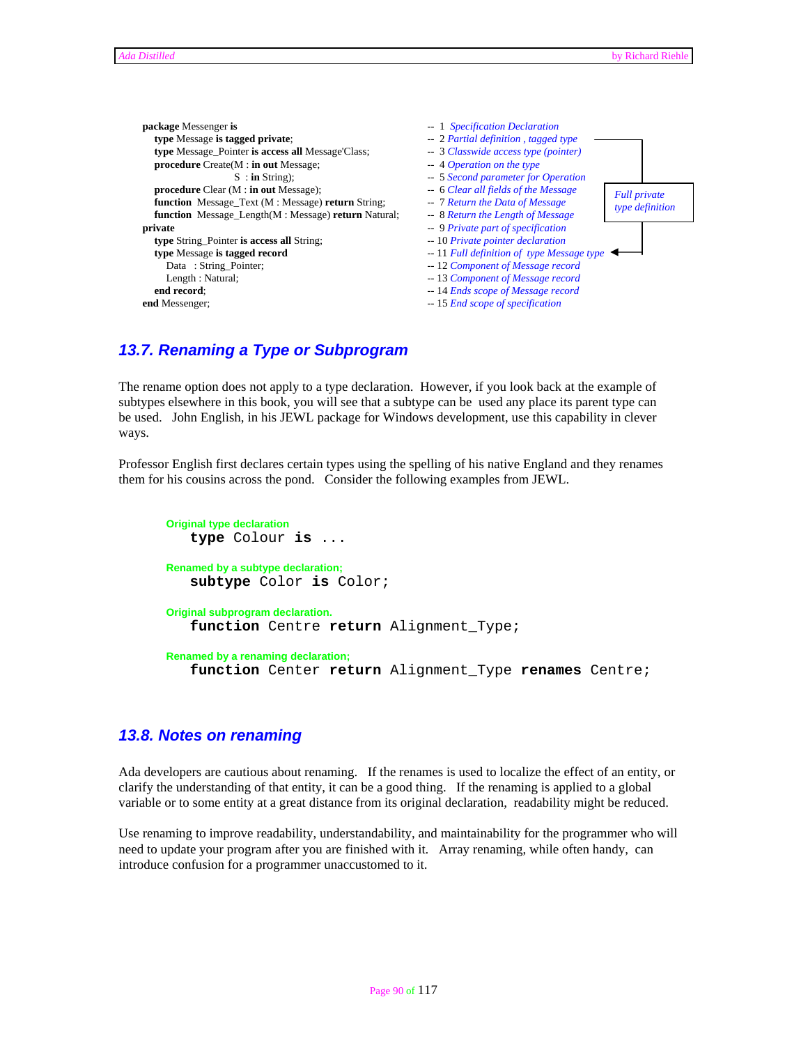```
package Messenger is                                          --  1  Specification Declaration
   type Message is tagged private;                            --  2  Partial definition , tagged type
   type Message_Pointer is access all Message'Class;          --  3  Classwide access type (pointer)
   procedure Create(M : in out Message;                       --  4  Operation on the type
                    S  : in String);                          --  5  Second parameter for Operation
   procedure Clear (M : in out Message);                      --  6  Clear all fields of the Message
   function  Message_Text (M : Message) return String;        --  7  Return the Data of Message
   function  Message_Length(M : Message) return Natural;      --  8  Return the Length of Message
private                                                       --  9  Private part of specification
   type String_Pointer is access all String;                  -- 10  Private pointer declaration
   type Message is tagged record                              -- 11  Full definition of  type Message type
      Data   : String_Pointer;                                -- 12  Component of Message record
      Length : Natural;                                       -- 13  Component of Message record
   end record;                                                -- 14  Ends scope of Message record
end Messenger;                                                -- 15  End scope of specification
```

*Full private type definition* (line 2 → line 11)

## 13.7. Renaming a Type or Subprogram

The rename option does not apply to a type declaration. However, if you look back at the example of subtypes elsewhere in this book, you will see that a subtype can be used any place its parent type can be used. John English, in his JEWL package for Windows development, use this capability in clever ways.

Professor English first declares certain types using the spelling of his native England and they renames them for his cousins across the pond. Consider the following examples from JEWL.

**Original type declaration**
```
type Colour is ...
```

**Renamed by a subtype declaration;**
```
subtype Color is Color;
```

**Original subprogram declaration.**
```
function Centre return Alignment_Type;
```

**Renamed by a renaming declaration;**
```
function Center return Alignment_Type renames Centre;
```

## 13.8. Notes on renaming

Ada developers are cautious about renaming. If the renames is used to localize the effect of an entity, or clarify the understanding of that entity, it can be a good thing. If the renaming is applied to a global variable or to some entity at a great distance from its original declaration, readability might be reduced.

Use renaming to improve readability, understandability, and maintainability for the programmer who will need to update your program after you are finished with it. Array renaming, while often handy, can introduce confusion for a programmer unaccustomed to it.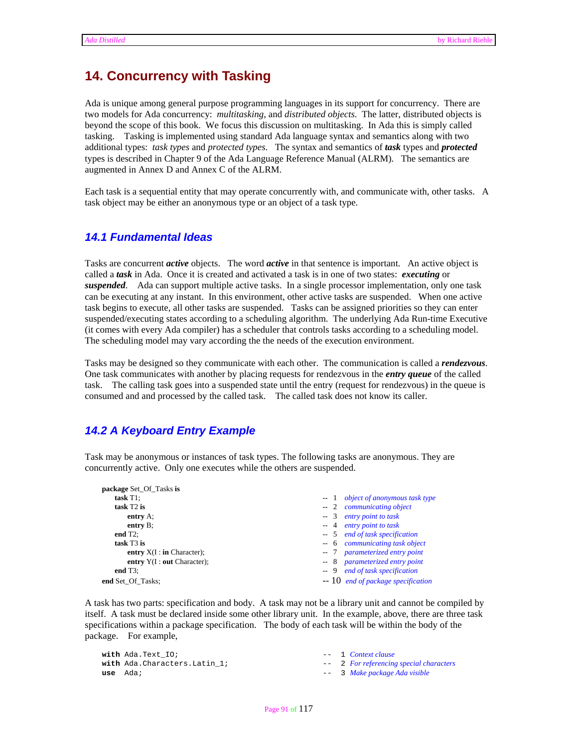# 14. Concurrency with Tasking

Ada is unique among general purpose programming languages in its support for concurrency. There are two models for Ada concurrency: *multitasking*, and *distributed objects*. The latter, distributed objects is beyond the scope of this book. We focus this discussion on multitasking. In Ada this is simply called tasking. Tasking is implemented using standard Ada language syntax and semantics along with two additional types: *task types* and *protected types*. The syntax and semantics of ***task*** types and ***protected*** types is described in Chapter 9 of the Ada Language Reference Manual (ALRM). The semantics are augmented in Annex D and Annex C of the ALRM.

Each task is a sequential entity that may operate concurrently with, and communicate with, other tasks. A task object may be either an anonymous type or an object of a task type.

## 14.1 Fundamental Ideas

Tasks are concurrent ***active*** objects. The word ***active*** in that sentence is important. An active object is called a ***task*** in Ada. Once it is created and activated a task is in one of two states: ***executing*** or ***suspended***. Ada can support multiple active tasks. In a single processor implementation, only one task can be executing at any instant. In this environment, other active tasks are suspended. When one active task begins to execute, all other tasks are suspended. Tasks can be assigned priorities so they can enter suspended/executing states according to a scheduling algorithm. The underlying Ada Run-time Executive (it comes with every Ada compiler) has a scheduler that controls tasks according to a scheduling model. The scheduling model may vary according the the needs of the execution environment.

Tasks may be designed so they communicate with each other. The communication is called a ***rendezvous***. One task communicates with another by placing requests for rendezvous in the ***entry queue*** of the called task. The calling task goes into a suspended state until the entry (request for rendezvous) in the queue is consumed and and processed by the called task. The called task does not know its caller.

## 14.2 A Keyboard Entry Example

Task may be anonymous or instances of task types. The following tasks are anonymous. They are concurrently active. Only one executes while the others are suspended.

```
package Set_Of_Tasks is
    task T1;                                  --  1  object of anonymous task type
    task T2 is                                --  2  communicating object
        entry A;                              --  3  entry point to task
        entry B;                              --  4  entry point to task
    end T2;                                   --  5  end of task specification
    task T3 is                                --  6  communicating task object
        entry X(I : in Character);            --  7  parameterized entry point
        entry Y(I : out Character);           --  8  parameterized entry point
    end T3;                                   --  9  end of task specification
end Set_Of_Tasks;                             -- 10  end of package specification
```

A task has two parts: specification and body. A task may not be a library unit and cannot be compiled by itself. A task must be declared inside some other library unit. In the example, above, there are three task specifications within a package specification. The body of each task will be within the body of the package. For example,

```
with Ada.Text_IO;                             --  1 Context clause
with Ada.Characters.Latin_1;                  --  2 For referencing special characters
use  Ada;                                     --  3 Make package Ada visible
```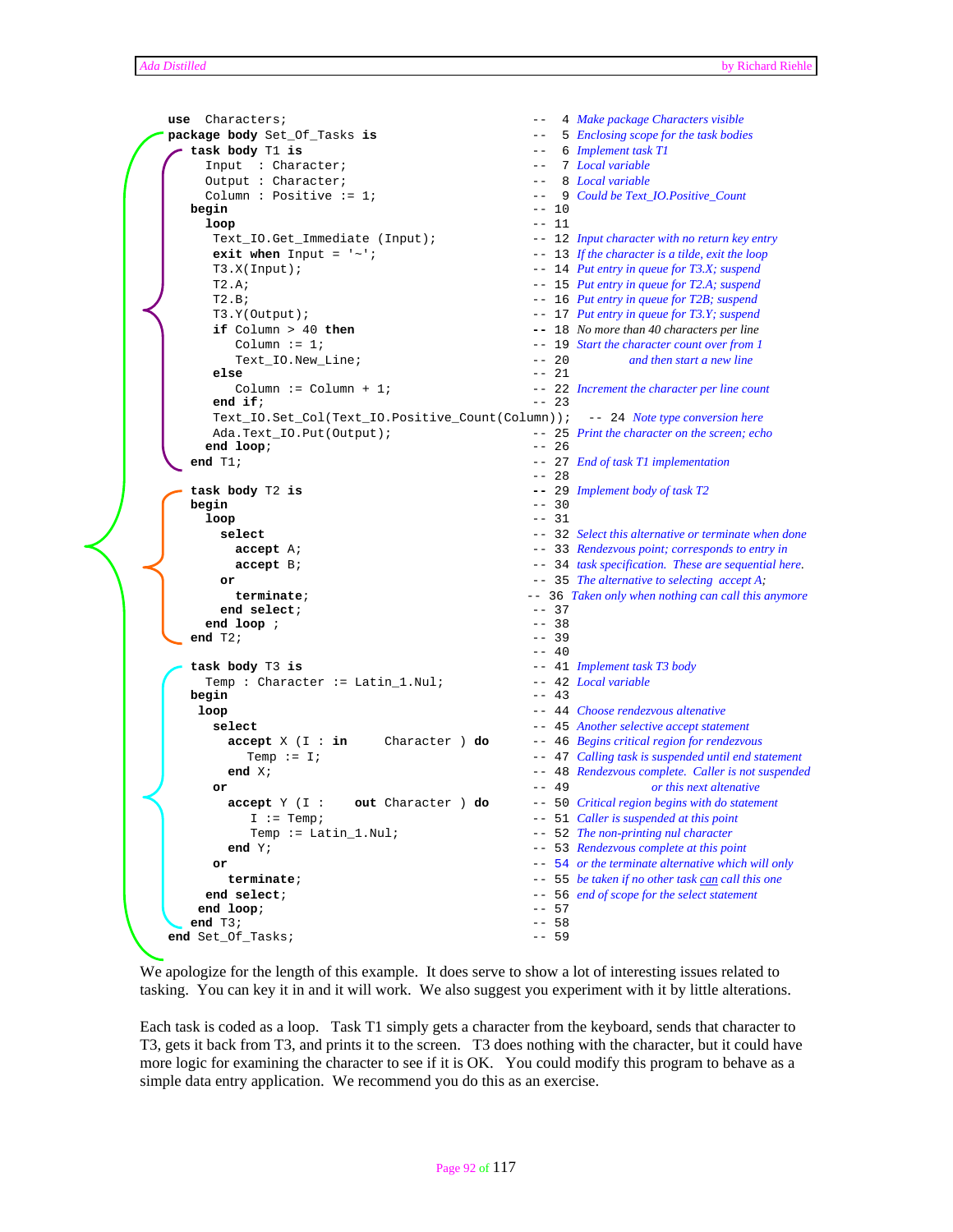```
use  Characters;                                           --   4 Make package Characters visible
package body Set_Of_Tasks is                               --   5 Enclosing scope for the task bodies
  task body T1 is                                          --   6 Implement task T1
    Input  : Character;                                    --   7 Local variable
    Output : Character;                                    --   8 Local variable
    Column : Positive := 1;                                --   9 Could be Text_IO.Positive_Count
  begin                                                    --  10
    loop                                                   --  11
     Text_IO.Get_Immediate (Input);                        --  12 Input character with no return key entry
     exit when Input = '~';                                --  13 If the character is a tilde, exit the loop
     T3.X(Input);                                          --  14 Put entry in queue for T3.X; suspend
     T2.A;                                                 --  15 Put entry in queue for T2.A; suspend
     T2.B;                                                 --  16 Put entry in queue for T2B; suspend
     T3.Y(Output);                                         --  17 Put entry in queue for T3.Y; suspend
     if Column > 40 then                                   --  18 No more than 40 characters per line
        Column := 1;                                       --  19 Start the character count over from 1
        Text_IO.New_Line;                                  --  20          and then start a new line
     else                                                  --  21
        Column := Column + 1;                              --  22 Increment the character per line count
     end if;                                               --  23
     Text_IO.Set_Col(Text_IO.Positive_Count(Column));   -- 24 Note type conversion here
     Ada.Text_IO.Put(Output);                              --  25 Print the character on the screen; echo
    end loop;                                              --  26
  end T1;                                                  --  27 End of task T1 implementation
                                                           --  28
  task body T2 is                                          --  29 Implement body of task T2
  begin                                                    --  30
    loop                                                   --  31
      select                                               --  32 Select this alternative or terminate when done
        accept A;                                          --  33 Rendezvous point; corresponds to entry in
        accept B;                                          --  34 task specification.  These are sequential here.
      or                                                   --  35 The alternative to selecting  accept A;
        terminate;                                        --  36 Taken only when nothing can call this anymore
      end select;                                          --  37
    end loop ;                                             --  38
  end T2;                                                  --  39
                                                           --  40
  task body T3 is                                          --  41 Implement task T3 body
    Temp : Character := Latin_1.Nul;                       --  42 Local variable
  begin                                                    --  43
   loop                                                    --  44 Choose rendezvous altenative
     select                                                --  45 Another selective accept statement
       accept X (I : in     Character ) do                 --  46 Begins critical region for rendezvous
         Temp := I;                                        --  47 Calling task is suspended until end statement
       end X;                                              --  48 Rendezvous complete.  Caller is not suspended
     or                                                    --  49                   or this next altenative
       accept Y (I :    out Character ) do                 --  50 Critical region begins with do statement
          I := Temp;                                       --  51 Caller is suspended at this point
          Temp := Latin_1.Nul;                             --  52 The non-printing nul character
       end Y;                                              --  53 Rendezvous complete at this point
     or                                                    --  54 or the terminate alternative which will only
       terminate;                                          --  55 be taken if no other task can call this one
    end select;                                            --  56 end of scope for the select statement
   end loop;                                               --  57
  end T3;                                                  --  58
end Set_Of_Tasks;                                          --  59
```

We apologize for the length of this example. It does serve to show a lot of interesting issues related to tasking. You can key it in and it will work. We also suggest you experiment with it by little alterations.

Each task is coded as a loop. Task T1 simply gets a character from the keyboard, sends that character to T3, gets it back from T3, and prints it to the screen. T3 does nothing with the character, but it could have more logic for examining the character to see if it is OK. You could modify this program to behave as a simple data entry application. We recommend you do this as an exercise.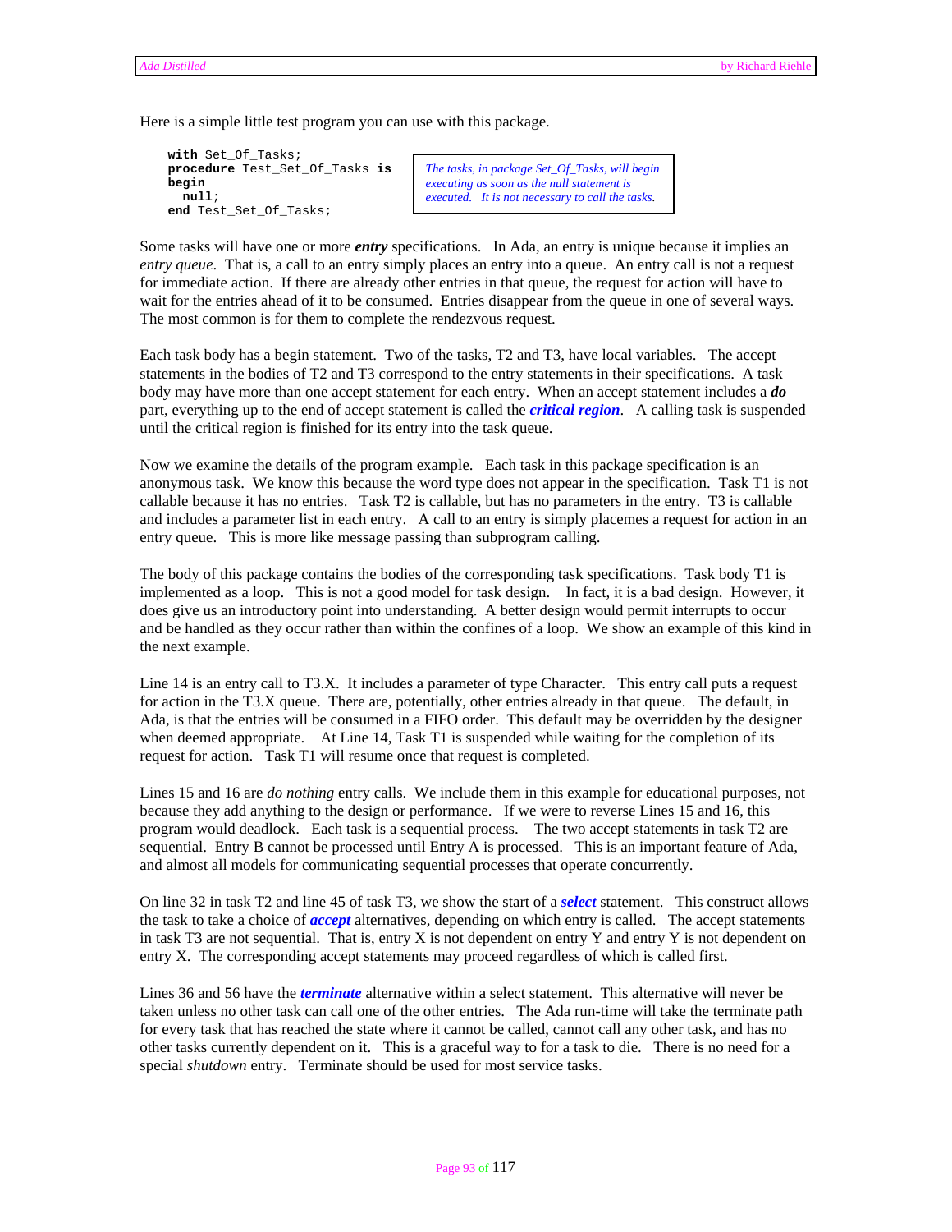Here is a simple little test program you can use with this package.

```
with Set_Of_Tasks;
procedure Test_Set_Of_Tasks is
begin
  null;
end Test_Set_Of_Tasks;
```

*The tasks, in package Set_Of_Tasks, will begin executing as soon as the null statement is executed. It is not necessary to call the tasks.*

Some tasks will have one or more ***entry*** specifications. In Ada, an entry is unique because it implies an *entry queue*. That is, a call to an entry simply places an entry into a queue. An entry call is not a request for immediate action. If there are already other entries in that queue, the request for action will have to wait for the entries ahead of it to be consumed. Entries disappear from the queue in one of several ways. The most common is for them to complete the rendezvous request.

Each task body has a begin statement. Two of the tasks, T2 and T3, have local variables. The accept statements in the bodies of T2 and T3 correspond to the entry statements in their specifications. A task body may have more than one accept statement for each entry. When an accept statement includes a ***do*** part, everything up to the end of accept statement is called the ***critical region***. A calling task is suspended until the critical region is finished for its entry into the task queue.

Now we examine the details of the program example. Each task in this package specification is an anonymous task. We know this because the word type does not appear in the specification. Task T1 is not callable because it has no entries. Task T2 is callable, but has no parameters in the entry. T3 is callable and includes a parameter list in each entry. A call to an entry is simply placemes a request for action in an entry queue. This is more like message passing than subprogram calling.

The body of this package contains the bodies of the corresponding task specifications. Task body T1 is implemented as a loop. This is not a good model for task design. In fact, it is a bad design. However, it does give us an introductory point into understanding. A better design would permit interrupts to occur and be handled as they occur rather than within the confines of a loop. We show an example of this kind in the next example.

Line 14 is an entry call to T3.X. It includes a parameter of type Character. This entry call puts a request for action in the T3.X queue. There are, potentially, other entries already in that queue. The default, in Ada, is that the entries will be consumed in a FIFO order. This default may be overridden by the designer when deemed appropriate. At Line 14, Task T1 is suspended while waiting for the completion of its request for action. Task T1 will resume once that request is completed.

Lines 15 and 16 are *do nothing* entry calls. We include them in this example for educational purposes, not because they add anything to the design or performance. If we were to reverse Lines 15 and 16, this program would deadlock. Each task is a sequential process. The two accept statements in task T2 are sequential. Entry B cannot be processed until Entry A is processed. This is an important feature of Ada, and almost all models for communicating sequential processes that operate concurrently.

On line 32 in task T2 and line 45 of task T3, we show the start of a ***select*** statement. This construct allows the task to take a choice of ***accept*** alternatives, depending on which entry is called. The accept statements in task T3 are not sequential. That is, entry X is not dependent on entry Y and entry Y is not dependent on entry X. The corresponding accept statements may proceed regardless of which is called first.

Lines 36 and 56 have the ***terminate*** alternative within a select statement. This alternative will never be taken unless no other task can call one of the other entries. The Ada run-time will take the terminate path for every task that has reached the state where it cannot be called, cannot call any other task, and has no other tasks currently dependent on it. This is a graceful way to for a task to die. There is no need for a special *shutdown* entry. Terminate should be used for most service tasks.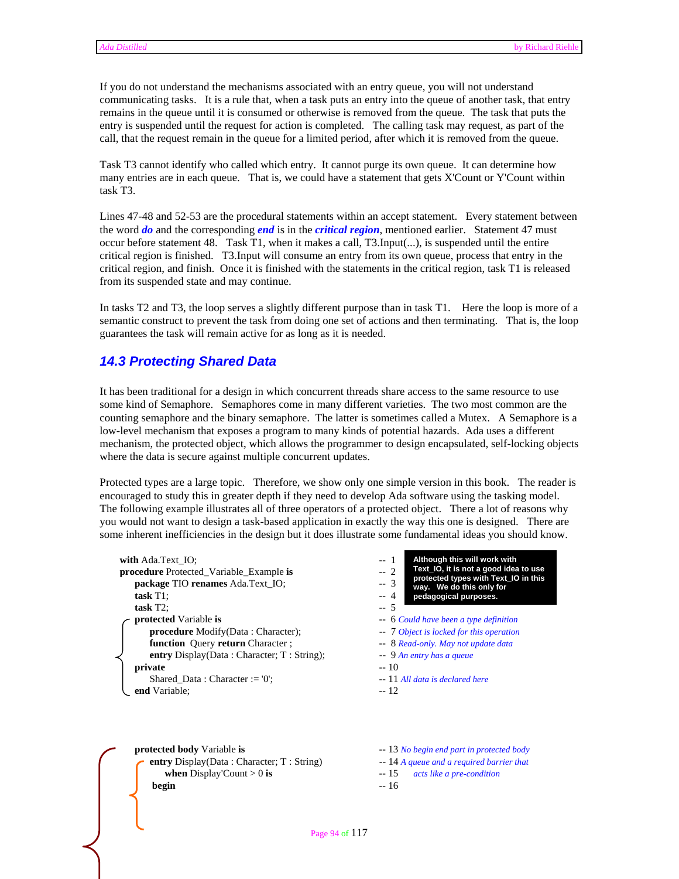If you do not understand the mechanisms associated with an entry queue, you will not understand communicating tasks. It is a rule that, when a task puts an entry into the queue of another task, that entry remains in the queue until it is consumed or otherwise is removed from the queue. The task that puts the entry is suspended until the request for action is completed. The calling task may request, as part of the call, that the request remain in the queue for a limited period, after which it is removed from the queue.

Task T3 cannot identify who called which entry. It cannot purge its own queue. It can determine how many entries are in each queue. That is, we could have a statement that gets X'Count or Y'Count within task T3.

Lines 47-48 and 52-53 are the procedural statements within an accept statement. Every statement between the word ***do*** and the corresponding ***end*** is in the ***critical region***, mentioned earlier. Statement 47 must occur before statement 48. Task T1, when it makes a call, T3.Input(...), is suspended until the entire critical region is finished. T3.Input will consume an entry from its own queue, process that entry in the critical region, and finish. Once it is finished with the statements in the critical region, task T1 is released from its suspended state and may continue.

In tasks T2 and T3, the loop serves a slightly different purpose than in task T1. Here the loop is more of a semantic construct to prevent the task from doing one set of actions and then terminating. That is, the loop guarantees the task will remain active for as long as it is needed.

## 14.3 Protecting Shared Data

It has been traditional for a design in which concurrent threads share access to the same resource to use some kind of Semaphore. Semaphores come in many different varieties. The two most common are the counting semaphore and the binary semaphore. The latter is sometimes called a Mutex. A Semaphore is a low-level mechanism that exposes a program to many kinds of potential hazards. Ada uses a different mechanism, the protected object, which allows the programmer to design encapsulated, self-locking objects where the data is secure against multiple concurrent updates.

Protected types are a large topic. Therefore, we show only one simple version in this book. The reader is encouraged to study this in greater depth if they need to develop Ada software using the tasking model. The following example illustrates all of three operators of a protected object. There a lot of reasons why you would not want to design a task-based application in exactly the way this one is designed. There are some inherent inefficiencies in the design but it does illustrate some fundamental ideas you should know.

**Although this will work with Text_IO, it is not a good idea to use protected types with Text_IO in this way. We do this only for pedagogical purposes.**

```
with Ada.Text_IO;                                        -- 1
procedure Protected_Variable_Example is                  -- 2
   package TIO renames Ada.Text_IO;                      -- 3
   task T1;                                              -- 4
   task T2;                                              -- 5
   protected Variable is                                 -- 6 Could have been a type definition
      procedure Modify(Data : Character);                -- 7 Object is locked for this operation
      function  Query return Character ;                 -- 8 Read-only. May not update data
      entry Display(Data : Character; T : String);       -- 9 An entry has a queue
   private                                               -- 10
      Shared_Data : Character := '0';                    -- 11 All data is declared here
   end Variable;                                         -- 12

   protected body Variable is                            -- 13 No begin end part in protected body
      entry Display(Data : Character; T : String)        -- 14 A queue and a required barrier that
         when Display'Count > 0 is                       -- 15    acts like a pre-condition
      begin                                              -- 16
```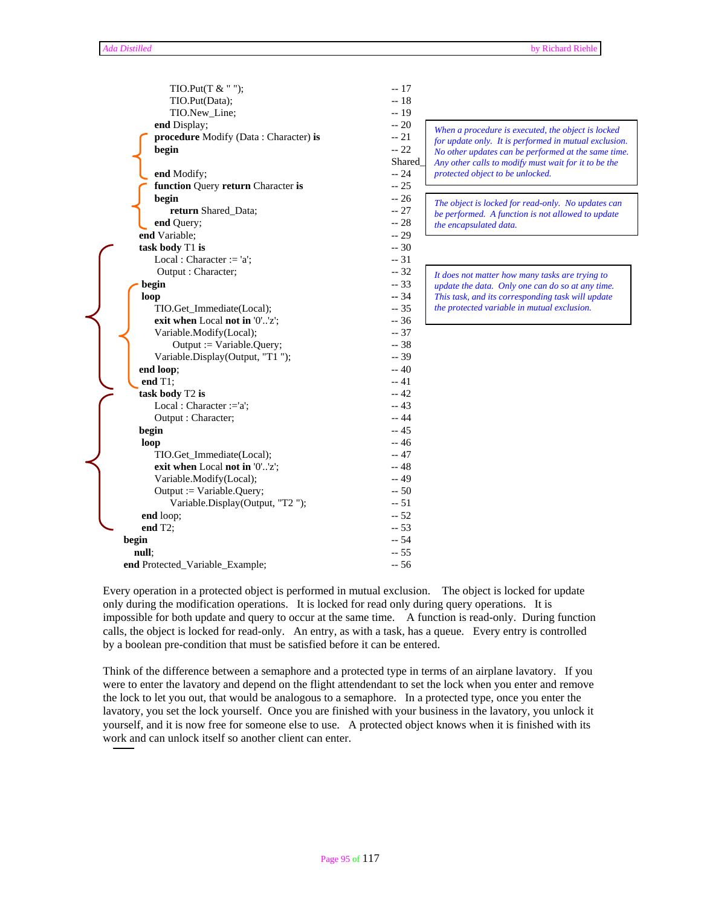```
            TIO.Put(T & " ");                                      -- 17
            TIO.Put(Data);                                         -- 18
            TIO.New_Line;                                          -- 19
        end Display;                                               -- 20
        procedure Modify (Data : Character) is                     -- 21
        begin                                                      -- 22
                                                                   Shared_
        end Modify;                                                -- 24
        function Query return Character is                         -- 25
        begin                                                      -- 26
            return Shared_Data;                                    -- 27
        end Query;                                                 -- 28
    end Variable;                                                  -- 29
    task body T1 is                                                -- 30
        Local : Character := 'a';                                  -- 31
        Output : Character;                                        -- 32
    begin                                                          -- 33
    loop                                                           -- 34
        TIO.Get_Immediate(Local);                                  -- 35
        exit when Local not in '0'..'z';                           -- 36
        Variable.Modify(Local);                                    -- 37
            Output := Variable.Query;                              -- 38
        Variable.Display(Output, "T1 ");                           -- 39
    end loop;                                                      -- 40
    end T1;                                                        -- 41
    task body T2 is                                                -- 42
        Local : Character :='a';                                   -- 43
        Output : Character;                                        -- 44
    begin                                                          -- 45
    loop                                                           -- 46
        TIO.Get_Immediate(Local);                                  -- 47
        exit when Local not in '0'..'z';                           -- 48
        Variable.Modify(Local);                                    -- 49
        Output := Variable.Query;                                  -- 50
            Variable.Display(Output, "T2 ");                       -- 51
    end loop;                                                      -- 52
    end T2;                                                        -- 53
begin                                                              -- 54
    null;                                                          -- 55
end Protected_Variable_Example;                                    -- 56
```

*When a procedure is executed, the object is locked for update only. It is performed in mutual exclusion. No other updates can be performed at the same time. Any other calls to modify must wait for it to be the protected object to be unlocked.*

*The object is locked for read-only. No updates can be performed. A function is not allowed to update the encapsulated data.*

*It does not matter how many tasks are trying to update the data. Only one can do so at any time. This task, and its corresponding task will update the protected variable in mutual exclusion.*

Every operation in a protected object is performed in mutual exclusion. The object is locked for update only during the modification operations. It is locked for read only during query operations. It is impossible for both update and query to occur at the same time. A function is read-only. During function calls, the object is locked for read-only. An entry, as with a task, has a queue. Every entry is controlled by a boolean pre-condition that must be satisfied before it can be entered.

Think of the difference between a semaphore and a protected type in terms of an airplane lavatory. If you were to enter the lavatory and depend on the flight attendant to set the lock when you enter and remove the lock to let you out, that would be analogous to a semaphore. In a protected type, once you enter the lavatory, you set the lock yourself. Once you are finished with your business in the lavatory, you unlock it yourself, and it is now free for someone else to use. A protected object knows when it is finished with its work and can unlock itself so another client can enter.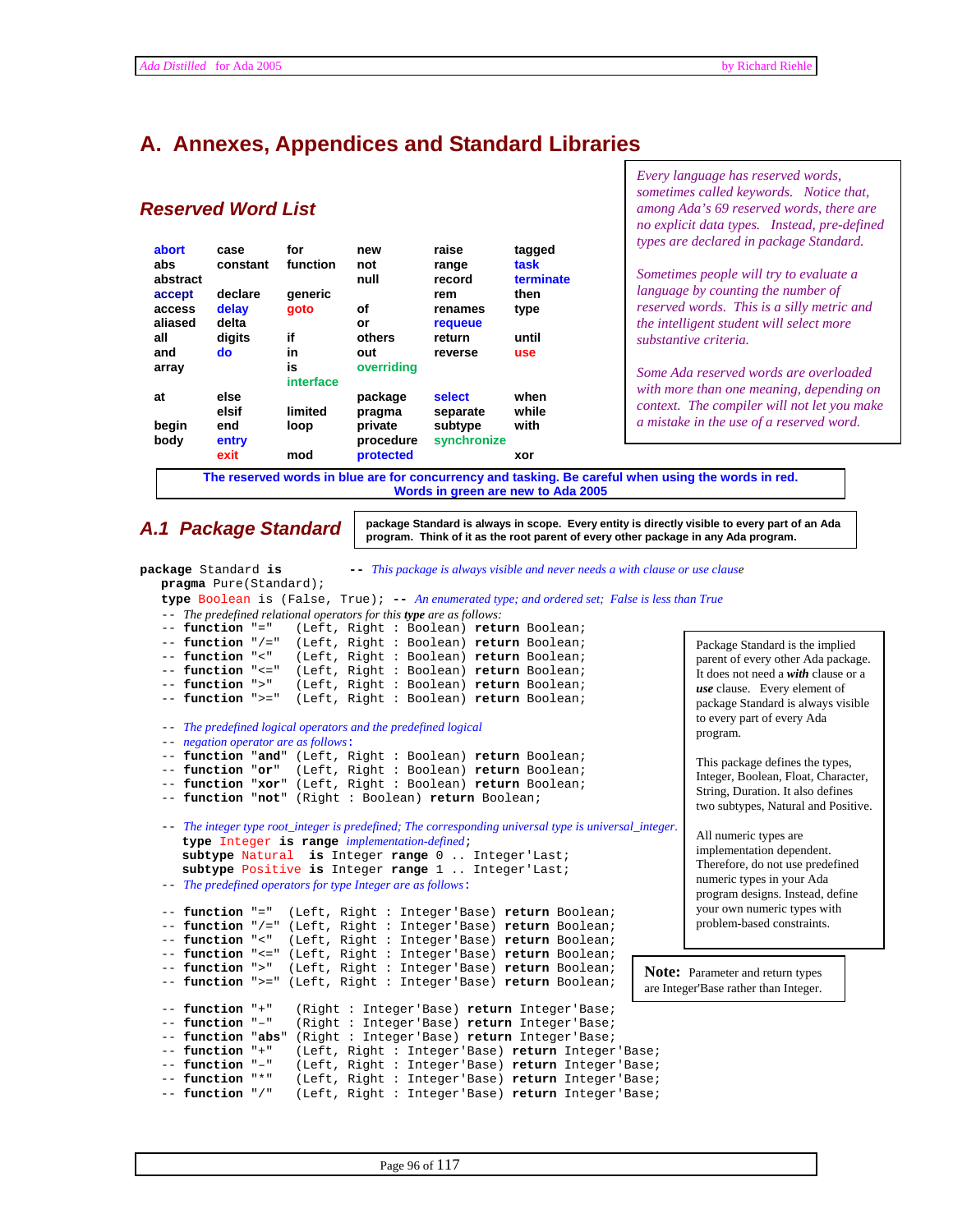# A. Annexes, Appendices and Standard Libraries

## Reserved Word List

| | | | | | |
|---|---|---|---|---|---|
| abort | case | for | new | raise | tagged |
| abs | constant | function | not | range | task |
| abstract | | | null | record | terminate |
| accept | declare | generic | | rem | then |
| access | delay | goto | of | renames | type |
| aliased | delta | | or | requeue | |
| all | digits | if | others | return | until |
| and | do | in | out | reverse | use |
| array | | is | overriding | | |
| | | interface | | | |
| at | else | | package | select | when |
| | elsif | limited | pragma | separate | while |
| begin | end | loop | private | subtype | with |
| body | entry | | procedure | synchronize | |
| | exit | mod | protected | | xor |

**The reserved words in blue are for concurrency and tasking. Be careful when using the words in red. Words in green are new to Ada 2005**

*Every language has reserved words, sometimes called keywords. Notice that, among Ada's 69 reserved words, there are no explicit data types. Instead, pre-defined types are declared in package Standard.*

*Sometimes people will try to evaluate a language by counting the number of reserved words. This is a silly metric and the intelligent student will select more substantive criteria.*

*Some Ada reserved words are overloaded with more than one meaning, depending on context. The compiler will not let you make a mistake in the use of a reserved word.*

## A.1 Package Standard

**package Standard is always in scope. Every entity is directly visible to every part of an Ada program. Think of it as the root parent of every other package in any Ada program.**

```
package Standard is          -- This package is always visible and never needs a with clause or use clause
   pragma Pure(Standard);
   type Boolean is (False, True); -- An enumerated type; and ordered set; False is less than True
   -- The predefined relational operators for this type are as follows:
   -- function "="   (Left, Right : Boolean) return Boolean;
   -- function "/="  (Left, Right : Boolean) return Boolean;
   -- function "<"   (Left, Right : Boolean) return Boolean;
   -- function "<="  (Left, Right : Boolean) return Boolean;
   -- function ">"   (Left, Right : Boolean) return Boolean;
   -- function ">="  (Left, Right : Boolean) return Boolean;

   -- The predefined logical operators and the predefined logical
   -- negation operator are as follows:
   -- function "and" (Left, Right : Boolean) return Boolean;
   -- function "or"  (Left, Right : Boolean) return Boolean;
   -- function "xor" (Left, Right : Boolean) return Boolean;
   -- function "not" (Right : Boolean) return Boolean;

   -- The integer type root_integer is predefined; The corresponding universal type is universal_integer.
      type Integer is range implementation-defined;
      subtype Natural  is Integer range 0 .. Integer'Last;
      subtype Positive is Integer range 1 .. Integer'Last;
   -- The predefined operators for type Integer are as follows:

   -- function "="  (Left, Right : Integer'Base) return Boolean;
   -- function "/=" (Left, Right : Integer'Base) return Boolean;
   -- function "<"  (Left, Right : Integer'Base) return Boolean;
   -- function "<=" (Left, Right : Integer'Base) return Boolean;
   -- function ">"  (Left, Right : Integer'Base) return Boolean;
   -- function ">=" (Left, Right : Integer'Base) return Boolean;

   -- function "+"   (Right : Integer'Base) return Integer'Base;
   -- function "-"   (Right : Integer'Base) return Integer'Base;
   -- function "abs" (Right : Integer'Base) return Integer'Base;
   -- function "+"   (Left, Right : Integer'Base) return Integer'Base;
   -- function "-"   (Left, Right : Integer'Base) return Integer'Base;
   -- function "*"   (Left, Right : Integer'Base) return Integer'Base;
   -- function "/"   (Left, Right : Integer'Base) return Integer'Base;
```

Package Standard is the implied parent of every other Ada package. It does not need a ***with*** clause or a ***use*** clause. Every element of package Standard is always visible to every part of every Ada program.

This package defines the types, Integer, Boolean, Float, Character, String, Duration. It also defines two subtypes, Natural and Positive.

All numeric types are implementation dependent. Therefore, do not use predefined numeric types in your Ada program designs. Instead, define your own numeric types with problem-based constraints.

**Note:** Parameter and return types are Integer'Base rather than Integer.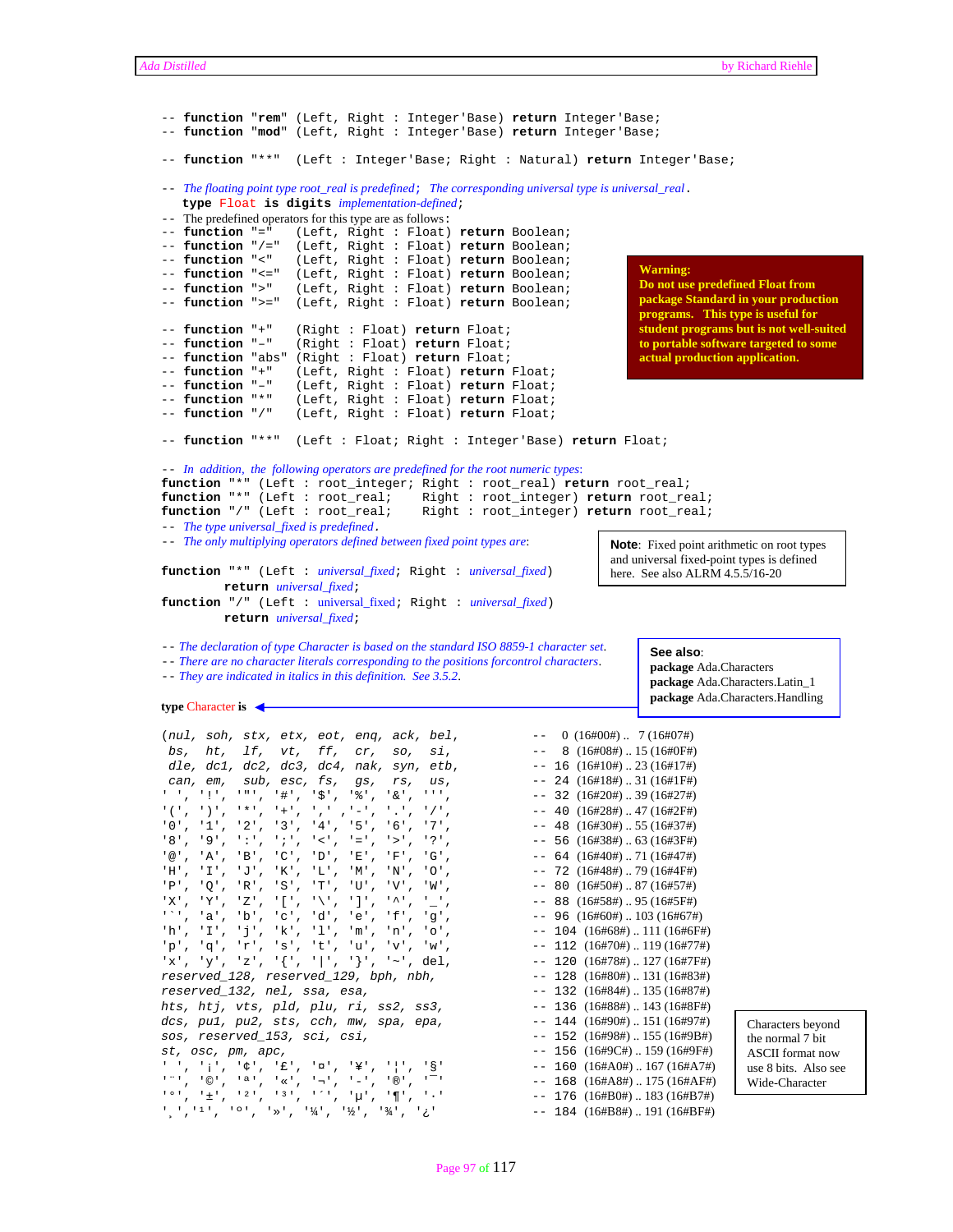```
-- function "rem" (Left, Right : Integer'Base) return Integer'Base;
-- function "mod" (Left, Right : Integer'Base) return Integer'Base;

-- function "**"  (Left : Integer'Base; Right : Natural) return Integer'Base;

-- The floating point type root_real is predefined;  The corresponding universal type is universal_real.
   type Float is digits implementation-defined;
-- The predefined operators for this type are as follows:
-- function "="   (Left, Right : Float) return Boolean;
-- function "/="  (Left, Right : Float) return Boolean;
-- function "<"   (Left, Right : Float) return Boolean;
-- function "<="  (Left, Right : Float) return Boolean;
-- function ">"   (Left, Right : Float) return Boolean;
-- function ">="  (Left, Right : Float) return Boolean;

-- function "+"   (Right : Float) return Float;
-- function "-"   (Right : Float) return Float;
-- function "abs" (Right : Float) return Float;
-- function "+"   (Left, Right : Float) return Float;
-- function "-"   (Left, Right : Float) return Float;
-- function "*"   (Left, Right : Float) return Float;
-- function "/"   (Left, Right : Float) return Float;

-- function "**"  (Left : Float; Right : Integer'Base) return Float;

-- In addition, the following operators are predefined for the root numeric types:
function "*" (Left : root_integer; Right : root_real) return root_real;
function "*" (Left : root_real;    Right : root_integer) return root_real;
function "/" (Left : root_real;    Right : root_integer) return root_real;
-- The type universal_fixed is predefined.
-- The only multiplying operators defined between fixed point types are:

function "*" (Left : universal_fixed; Right : universal_fixed)
         return universal_fixed;
function "/" (Left : universal_fixed; Right : universal_fixed)
         return universal_fixed;
```

**Warning:** **Do not use predefined Float from package Standard in your production programs. This type is useful for student programs but is not well-suited to portable software targeted to some actual production application.**

**Note**: Fixed point arithmetic on root types and universal fixed-point types is defined here. See also ALRM 4.5.5/16-20

```
-- The declaration of type Character is based on the standard ISO 8859-1 character set.
-- There are no character literals corresponding to the positions forcontrol characters.
-- They are indicated in italics in this definition.  See 3.5.2.

type Character is

(nul, soh, stx, etx, eot, enq, ack, bel,        --   0 (16#00#) ..   7 (16#07#)
 bs,  ht,  lf,  vt,  ff,  cr,  so,  si,         --   8 (16#08#) ..  15 (16#0F#)
 dle, dc1, dc2, dc3, dc4, nak, syn, etb,        --  16 (16#10#) ..  23 (16#17#)
 can, em,  sub, esc, fs,  gs,  rs,  us,         --  24 (16#18#) ..  31 (16#1F#)
' ', '!', '"', '#', '$', '%', '&', ''',         --  32 (16#20#) ..  39 (16#27#)
'(', ')', '*', '+', ',', '-', '.', '/',         --  40 (16#28#) ..  47 (16#2F#)
'0', '1', '2', '3', '4', '5', '6', '7',         --  48 (16#30#) ..  55 (16#37#)
'8', '9', ':', ';', '<', '=', '>', '?',         --  56 (16#38#) ..  63 (16#3F#)
'@', 'A', 'B', 'C', 'D', 'E', 'F', 'G',         --  64 (16#40#) ..  71 (16#47#)
'H', 'I', 'J', 'K', 'L', 'M', 'N', 'O',         --  72 (16#48#) ..  79 (16#4F#)
'P', 'Q', 'R', 'S', 'T', 'U', 'V', 'W',         --  80 (16#50#) ..  87 (16#57#)
'X', 'Y', 'Z', '[', '\', ']', '^', '_',         --  88 (16#58#) ..  95 (16#5F#)
'`', 'a', 'b', 'c', 'd', 'e', 'f', 'g',         --  96 (16#60#) .. 103 (16#67#)
'h', 'I', 'j', 'k', 'l', 'm', 'n', 'o',         -- 104 (16#68#) .. 111 (16#6F#)
'p', 'q', 'r', 's', 't', 'u', 'v', 'w',         -- 112 (16#70#) .. 119 (16#77#)
'x', 'y', 'z', '{', '|', '}', '~', del,         -- 120 (16#78#) .. 127 (16#7F#)
reserved_128, reserved_129, bph, nbh,           -- 128 (16#80#) .. 131 (16#83#)
reserved_132, nel, ssa, esa,                    -- 132 (16#84#) .. 135 (16#87#)
hts, htj, vts, pld, plu, ri, ss2, ss3,          -- 136 (16#88#) .. 143 (16#8F#)
dcs, pu1, pu2, sts, cch, mw, spa, epa,          -- 144 (16#90#) .. 151 (16#97#)
sos, reserved_153, sci, csi,                    -- 152 (16#98#) .. 155 (16#9B#)
st, osc, pm, apc,                               -- 156 (16#9C#) .. 159 (16#9F#)
' ', '¡', '¢', '£', '¤', '¥', '¦', '§'          -- 160 (16#A0#) .. 167 (16#A7#)
'¨', '©', 'ª', '«', '¬', '-', '®', '¯'          -- 168 (16#A8#) .. 175 (16#AF#)
'°', '±', '²', '³', '´', 'µ', '¶', '·'          -- 176 (16#B0#) .. 183 (16#B7#)
'¸','¹', 'º', '»', '¼', '½', '¾', '¿'           -- 184 (16#B8#) .. 191 (16#BF#)
```

**See also**:
**package** Ada.Characters
**package** Ada.Characters.Latin_1
**package** Ada.Characters.Handling

Characters beyond the normal 7 bit ASCII format now use 8 bits. Also see Wide-Character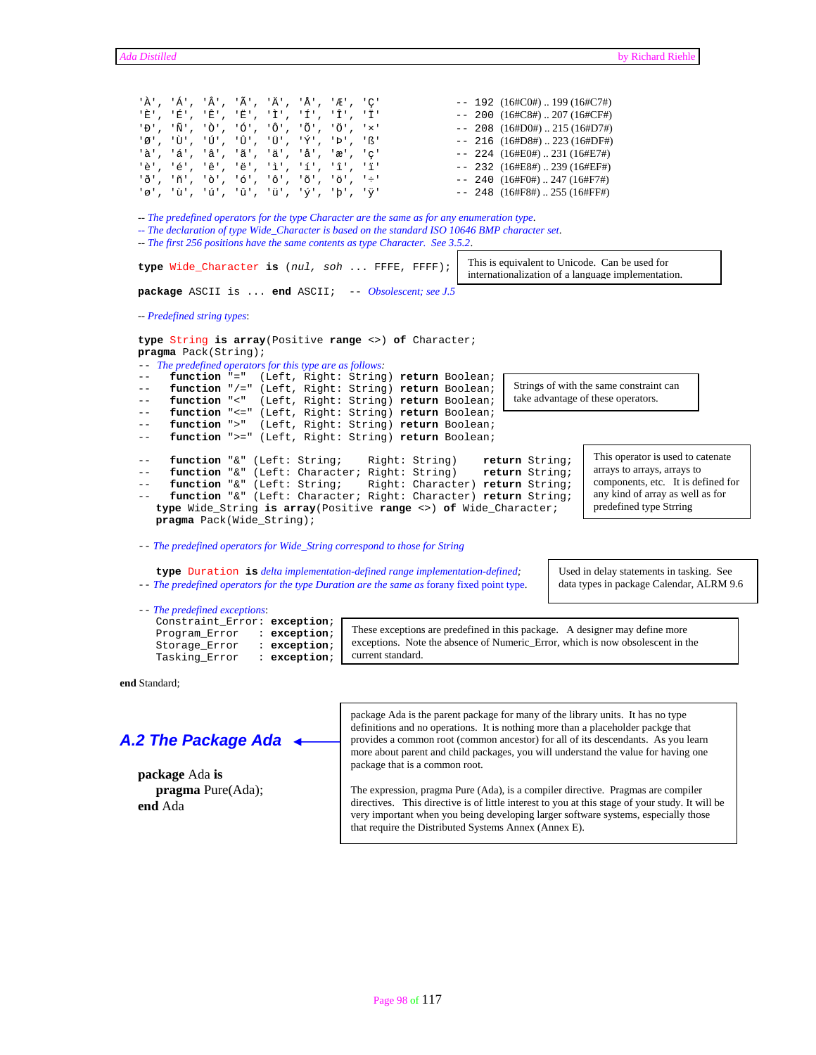```
'À', 'Á', 'Â', 'Ã', 'Ä', 'Å', 'Æ', 'Ç'          -- 192 (16#C0#) .. 199 (16#C7#)
'È', 'É', 'Ê', 'Ë', 'Ì', 'Í', 'Î', 'Ï'          -- 200 (16#C8#) .. 207 (16#CF#)
'Ð', 'Ñ', 'Ò', 'Ó', 'Ô', 'Õ', 'Ö', '×'          -- 208 (16#D0#) .. 215 (16#D7#)
'Ø', 'Ù', 'Ú', 'Û', 'Ü', 'Ý', 'Þ', 'ß'          -- 216 (16#D8#) .. 223 (16#DF#)
'à', 'á', 'â', 'ã', 'ä', 'å', 'æ', 'ç'          -- 224 (16#E0#) .. 231 (16#E7#)
'è', 'é', 'ê', 'ë', 'ì', 'í', 'î', 'ï'          -- 232 (16#E8#) .. 239 (16#EF#)
'ð', 'ñ', 'ò', 'ó', 'ô', 'õ', 'ö', '÷'          -- 240 (16#F0#) .. 247 (16#F7#)
'ø', 'ù', 'ú', 'û', 'ü', 'ý', 'þ', 'ÿ'          -- 248 (16#F8#) .. 255 (16#FF#)

-- The predefined operators for the type Character are the same as for any enumeration type.
-- The declaration of type Wide_Character is based on the standard ISO 10646 BMP character set.
-- The first 256 positions have the same contents as type Character.  See 3.5.2.

type Wide_Character is (nul, soh ... FFFE, FFFF);

package ASCII is ... end ASCII;  -- Obsolescent; see J.5

-- Predefined string types:

type String is array(Positive range <>) of Character;
pragma Pack(String);
-- The predefined operators for this type are as follows:
--    function "="  (Left, Right: String) return Boolean;
--    function "/=" (Left, Right: String) return Boolean;
--    function "<"  (Left, Right: String) return Boolean;
--    function "<=" (Left, Right: String) return Boolean;
--    function ">"  (Left, Right: String) return Boolean;
--    function ">=" (Left, Right: String) return Boolean;

--    function "&" (Left: String;    Right: String)    return String;
--    function "&" (Left: Character; Right: String)    return String;
--    function "&" (Left: String;    Right: Character) return String;
--    function "&" (Left: Character; Right: Character) return String;
   type Wide_String is array(Positive range <>) of Wide_Character;
   pragma Pack(Wide_String);

-- The predefined operators for Wide_String correspond to those for String

   type Duration is delta implementation-defined range implementation-defined;
-- The predefined operators for the type Duration are the same as forany fixed point type.

-- The predefined exceptions:
   Constraint_Error: exception;
   Program_Error   : exception;
   Storage_Error   : exception;
   Tasking_Error   : exception;

end Standard;
```

This is equivalent to Unicode. Can be used for internationalization of a language implementation.

Strings of with the same constraint can take advantage of these operators.

This operator is used to catenate arrays to arrays, arrays to components, etc. It is defined for any kind of array as well as for predefined type Strring

Used in delay statements in tasking. See data types in package Calendar, ALRM 9.6

These exceptions are predefined in this package. A designer may define more exceptions. Note the absence of Numeric_Error, which is now obsolescent in the current standard.

## A.2 The Package Ada

```
package Ada is
   pragma Pure(Ada);
end Ada
```

package Ada is the parent package for many of the library units. It has no type definitions and no operations. It is nothing more than a placeholder packge that provides a common root (common ancestor) for all of its descendants. As you learn more about parent and child packages, you will understand the value for having one package that is a common root.

The expression, pragma Pure (Ada), is a compiler directive. Pragmas are compiler directives. This directive is of little interest to you at this stage of your study. It will be very important when you being developing larger software systems, especially those that require the Distributed Systems Annex (Annex E).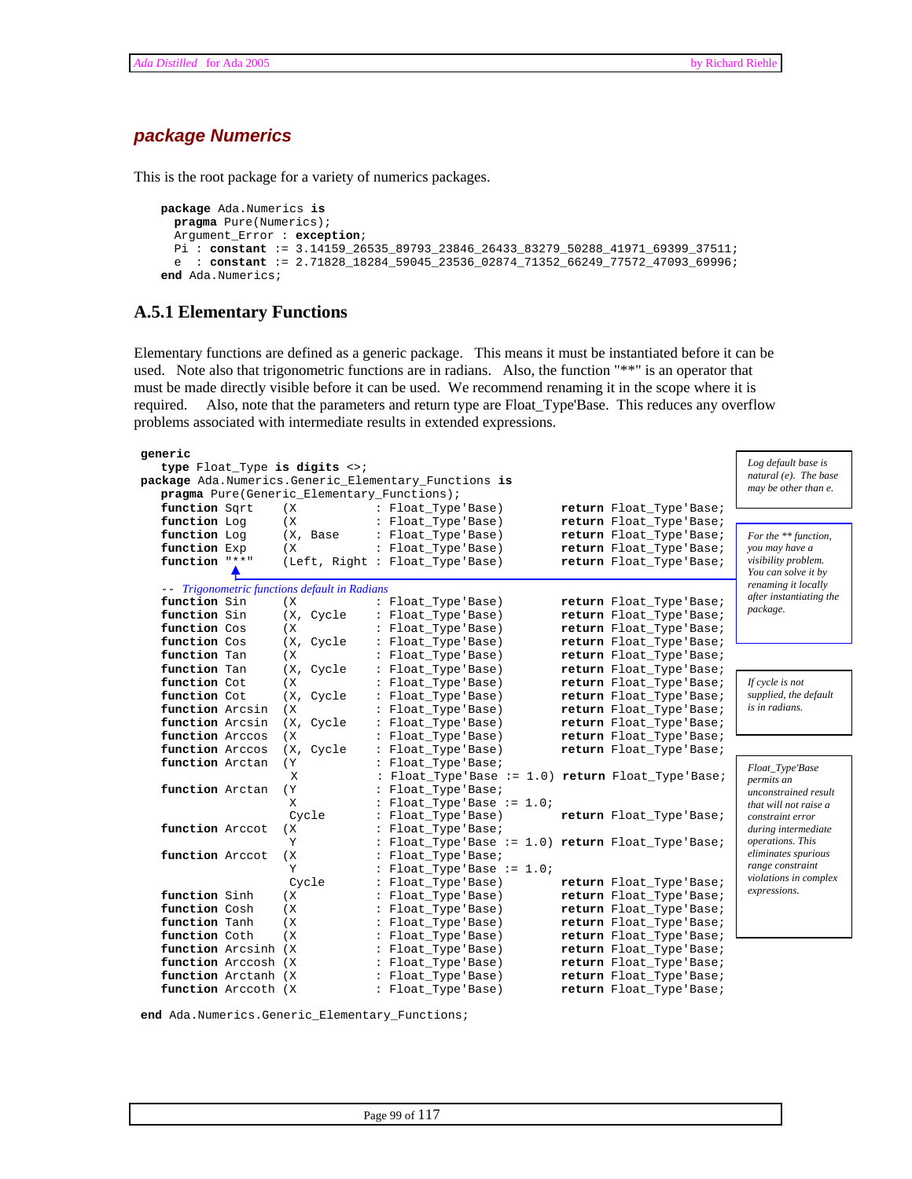## *package Numerics*

This is the root package for a variety of numerics packages.

```
package Ada.Numerics is
  pragma Pure(Numerics);
  Argument_Error : exception;
  Pi : constant := 3.14159_26535_89793_23846_26433_83279_50288_41971_69399_37511;
  e  : constant := 2.71828_18284_59045_23536_02874_71352_66249_77572_47093_69996;
end Ada.Numerics;
```

## A.5.1 Elementary Functions

Elementary functions are defined as a generic package. This means it must be instantiated before it can be used. Note also that trigonometric functions are in radians. Also, the function "**" is an operator that must be made directly visible before it can be used. We recommend renaming it in the scope where it is required. Also, note that the parameters and return type are Float_Type'Base. This reduces any overflow problems associated with intermediate results in extended expressions.

```
generic
   type Float_Type is digits <>;
package Ada.Numerics.Generic_Elementary_Functions is
   pragma Pure(Generic_Elementary_Functions);
   function Sqrt    (X           : Float_Type'Base)        return Float_Type'Base;
   function Log     (X           : Float_Type'Base)        return Float_Type'Base;
   function Log     (X, Base     : Float_Type'Base)        return Float_Type'Base;
   function Exp     (X           : Float_Type'Base)        return Float_Type'Base;
   function "**"    (Left, Right : Float_Type'Base)        return Float_Type'Base;

   -- Trigonometric functions default in Radians
   function Sin     (X           : Float_Type'Base)        return Float_Type'Base;
   function Sin     (X, Cycle    : Float_Type'Base)        return Float_Type'Base;
   function Cos     (X           : Float_Type'Base)        return Float_Type'Base;
   function Cos     (X, Cycle    : Float_Type'Base)        return Float_Type'Base;
   function Tan     (X           : Float_Type'Base)        return Float_Type'Base;
   function Tan     (X, Cycle    : Float_Type'Base)        return Float_Type'Base;
   function Cot     (X           : Float_Type'Base)        return Float_Type'Base;
   function Cot     (X, Cycle    : Float_Type'Base)        return Float_Type'Base;
   function Arcsin  (X           : Float_Type'Base)        return Float_Type'Base;
   function Arcsin  (X, Cycle    : Float_Type'Base)        return Float_Type'Base;
   function Arccos  (X           : Float_Type'Base)        return Float_Type'Base;
   function Arccos  (X, Cycle    : Float_Type'Base)        return Float_Type'Base;
   function Arctan  (Y           : Float_Type'Base;
                     X           : Float_Type'Base := 1.0) return Float_Type'Base;
   function Arctan  (Y           : Float_Type'Base;
                     X           : Float_Type'Base := 1.0;
                     Cycle       : Float_Type'Base)        return Float_Type'Base;
   function Arccot  (X           : Float_Type'Base;
                     Y           : Float_Type'Base := 1.0) return Float_Type'Base;
   function Arccot  (X           : Float_Type'Base;
                     Y           : Float_Type'Base := 1.0;
                     Cycle       : Float_Type'Base)        return Float_Type'Base;
   function Sinh    (X           : Float_Type'Base)        return Float_Type'Base;
   function Cosh    (X           : Float_Type'Base)        return Float_Type'Base;
   function Tanh    (X           : Float_Type'Base)        return Float_Type'Base;
   function Coth    (X           : Float_Type'Base)        return Float_Type'Base;
   function Arcsinh (X           : Float_Type'Base)        return Float_Type'Base;
   function Arccosh (X           : Float_Type'Base)        return Float_Type'Base;
   function Arctanh (X           : Float_Type'Base)        return Float_Type'Base;
   function Arccoth (X           : Float_Type'Base)        return Float_Type'Base;

end Ada.Numerics.Generic_Elementary_Functions;
```

*Log default base is natural (e). The base may be other than e.*

*For the ** function, you may have a visibility problem. You can solve it by renaming it locally after instantiating the package.*

*If cycle is not supplied, the default is in radians.*

*Float_Type'Base permits an unconstrained result that will not raise a constraint error during intermediate operations. This eliminates spurious range constraint violations in complex expressions.*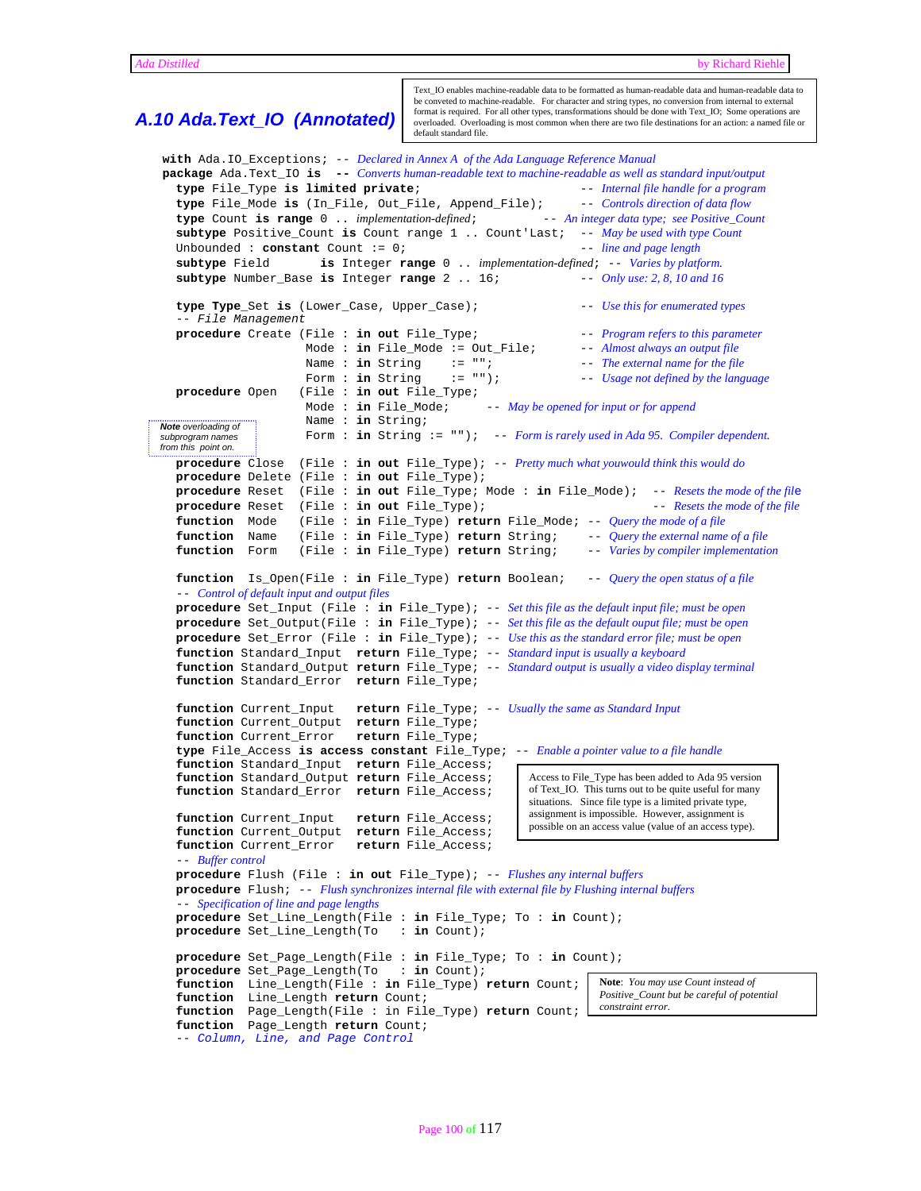## A.10 Ada.Text_IO (Annotated)

Text_IO enables machine-readable data to be formatted as human-readable data and human-readable data to be conveted to machine-readable. For character and string types, no conversion from internal to external format is required. For all other types, transformations should be done with Text_IO; Some operations are overloaded. Overloading is most common when there are two file destinations for an action: a named file or default standard file.

```
with Ada.IO_Exceptions; -- Declared in Annex A of the Ada Language Reference Manual
package Ada.Text_IO is  -- Converts human-readable text to machine-readable as well as standard input/output
  type File_Type is limited private;                          -- Internal file handle for a program
  type File_Mode is (In_File, Out_File, Append_File);         -- Controls direction of data flow
  type Count is range 0 .. implementation-defined;            -- An integer data type; see Positive_Count
  subtype Positive_Count is Count range 1 .. Count'Last;      -- May be used with type Count
  Unbounded : constant Count := 0;                            -- line and page length
  subtype Field       is Integer range 0 .. implementation-defined; -- Varies by platform.
  subtype Number_Base is Integer range 2 .. 16;               -- Only use: 2, 8, 10 and 16

  type Type_Set is (Lower_Case, Upper_Case);                  -- Use this for enumerated types
  -- File Management
  procedure Create (File : in out File_Type;                  -- Program refers to this parameter
                    Mode : in File_Mode := Out_File;          -- Almost always an output file
                    Name : in String    := "";                -- The external name for the file
                    Form : in String    := "");               -- Usage not defined by the language
  procedure Open   (File : in out File_Type;
                    Mode : in File_Mode;      -- May be opened for input or for append
                    Name : in String;
                    Form : in String := "");  -- Form is rarely used in Ada 95. Compiler dependent.
  procedure Close  (File : in out File_Type); -- Pretty much what youwould think this would do
  procedure Delete (File : in out File_Type);
  procedure Reset  (File : in out File_Type; Mode : in File_Mode);  -- Resets the mode of the file
  procedure Reset  (File : in out File_Type);                       -- Resets the mode of the file
  function  Mode   (File : in File_Type) return File_Mode; -- Query the mode of a file
  function  Name   (File : in File_Type) return String;    -- Query the external name of a file
  function  Form   (File : in File_Type) return String;    -- Varies by compiler implementation

  function  Is_Open(File : in File_Type) return Boolean;   -- Query the open status of a file
  -- Control of default input and output files
  procedure Set_Input (File : in File_Type); -- Set this file as the default input file; must be open
  procedure Set_Output(File : in File_Type); -- Set this file as the default ouput file; must be open
  procedure Set_Error (File : in File_Type); -- Use this as the standard error file; must be open
  function Standard_Input  return File_Type; -- Standard input is usually a keyboard
  function Standard_Output return File_Type; -- Standard output is usually a video display terminal
  function Standard_Error  return File_Type;

  function Current_Input   return File_Type; -- Usually the same as Standard Input
  function Current_Output  return File_Type;
  function Current_Error   return File_Type;
  type File_Access is access constant File_Type; -- Enable a pointer value to a file handle
  function Standard_Input  return File_Access;
  function Standard_Output return File_Access;
  function Standard_Error  return File_Access;

  function Current_Input   return File_Access;
  function Current_Output  return File_Access;
  function Current_Error   return File_Access;
  -- Buffer control
  procedure Flush (File : in out File_Type); -- Flushes any internal buffers
  procedure Flush; -- Flush synchronizes internal file with external file by Flushing internal buffers
  -- Specification of line and page lengths
  procedure Set_Line_Length(File : in File_Type; To : in Count);
  procedure Set_Line_Length(To   : in Count);

  procedure Set_Page_Length(File : in File_Type; To : in Count);
  procedure Set_Page_Length(To   : in Count);
  function  Line_Length(File : in File_Type) return Count;
  function  Line_Length return Count;
  function  Page_Length(File : in File_Type) return Count;
  function  Page_Length return Count;
  -- Column, Line, and Page Control
```

*Note overloading of subprogram names from this point on.*

Access to File_Type has been added to Ada 95 version of Text_IO. This turns out to be quite useful for many situations. Since file type is a limited private type, assignment is impossible. However, assignment is possible on an access value (value of an access type).

**Note**: *You may use Count instead of Positive_Count but be careful of potential constraint error.*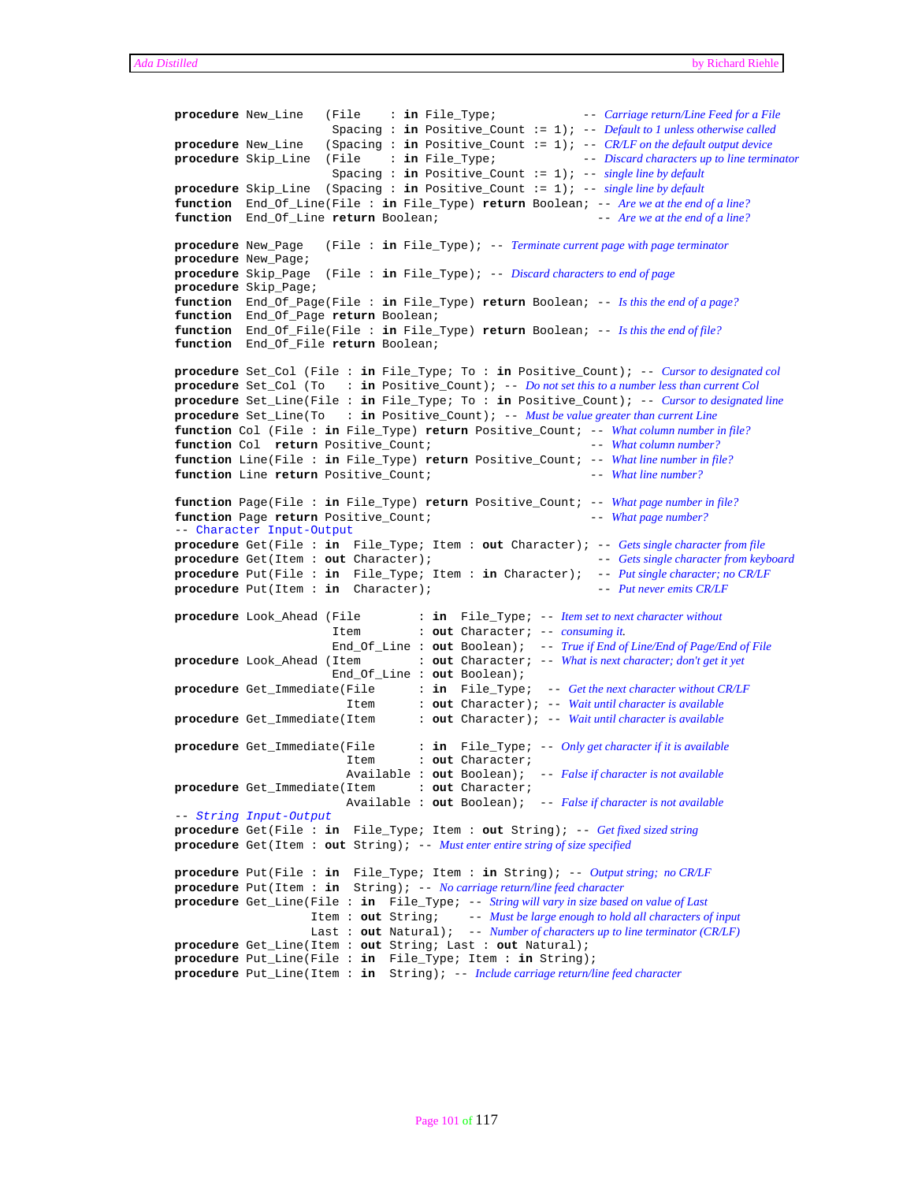```
procedure New_Line   (File    : in File_Type;             -- Carriage return/Line Feed for a File
                      Spacing : in Positive_Count := 1); -- Default to 1 unless otherwise called
procedure New_Line   (Spacing : in Positive_Count := 1); -- CR/LF on the default output device
procedure Skip_Line  (File    : in File_Type;             -- Discard characters up to line terminator
                      Spacing : in Positive_Count := 1); -- single line by default
procedure Skip_Line  (Spacing : in Positive_Count := 1); -- single line by default
function  End_Of_Line(File : in File_Type) return Boolean; -- Are we at the end of a line?
function  End_Of_Line return Boolean;                      -- Are we at the end of a line?

procedure New_Page   (File : in File_Type); -- Terminate current page with page terminator
procedure New_Page;
procedure Skip_Page  (File : in File_Type); -- Discard characters to end of page
procedure Skip_Page;
function  End_Of_Page(File : in File_Type) return Boolean; -- Is this the end of a page?
function  End_Of_Page return Boolean;
function  End_Of_File(File : in File_Type) return Boolean; -- Is this the end of file?
function  End_Of_File return Boolean;

procedure Set_Col (File : in File_Type; To : in Positive_Count); -- Cursor to designated col
procedure Set_Col (To   : in Positive_Count); -- Do not set this to a number less than current Col
procedure Set_Line(File : in File_Type; To : in Positive_Count); -- Cursor to designated line
procedure Set_Line(To   : in Positive_Count); -- Must be value greater than current Line
function Col (File : in File_Type) return Positive_Count; -- What column number in file?
function Col  return Positive_Count;                      -- What column number?
function Line(File : in File_Type) return Positive_Count; -- What line number in file?
function Line return Positive_Count;                      -- What line number?

function Page(File : in File_Type) return Positive_Count; -- What page number in file?
function Page return Positive_Count;                      -- What page number?
-- Character Input-Output
procedure Get(File : in  File_Type; Item : out Character); -- Gets single character from file
procedure Get(Item : out Character);                       -- Gets single character from keyboard
procedure Put(File : in  File_Type; Item : in Character);  -- Put single character; no CR/LF
procedure Put(Item : in  Character);                       -- Put never emits CR/LF

procedure Look_Ahead (File        : in  File_Type; -- Item set to next character without
                      Item        : out Character; -- consuming it.
                      End_Of_Line : out Boolean);  -- True if End of Line/End of Page/End of File
procedure Look_Ahead (Item        : out Character; -- What is next character; don't get it yet
                      End_Of_Line : out Boolean);
procedure Get_Immediate(File      : in  File_Type;  -- Get the next character without CR/LF
                        Item      : out Character); -- Wait until character is available
procedure Get_Immediate(Item      : out Character); -- Wait until character is available

procedure Get_Immediate(File      : in  File_Type; -- Only get character if it is available
                        Item      : out Character;
                        Available : out Boolean);  -- False if character is not available
procedure Get_Immediate(Item      : out Character;
                        Available : out Boolean);  -- False if character is not available
-- String Input-Output
procedure Get(File : in  File_Type; Item : out String); -- Get fixed sized string
procedure Get(Item : out String); -- Must enter entire string of size specified

procedure Put(File : in  File_Type; Item : in String); -- Output string;  no CR/LF
procedure Put(Item : in  String); -- No carriage return/line feed character
procedure Get_Line(File : in  File_Type; -- String will vary in size based on value of Last
                   Item : out String;    -- Must be large enough to hold all characters of input
                   Last : out Natural);  -- Number of characters up to line terminator (CR/LF)
procedure Get_Line(Item : out String; Last : out Natural);
procedure Put_Line(File : in  File_Type; Item : in String);
procedure Put_Line(Item : in  String); -- Include carriage return/line feed character
```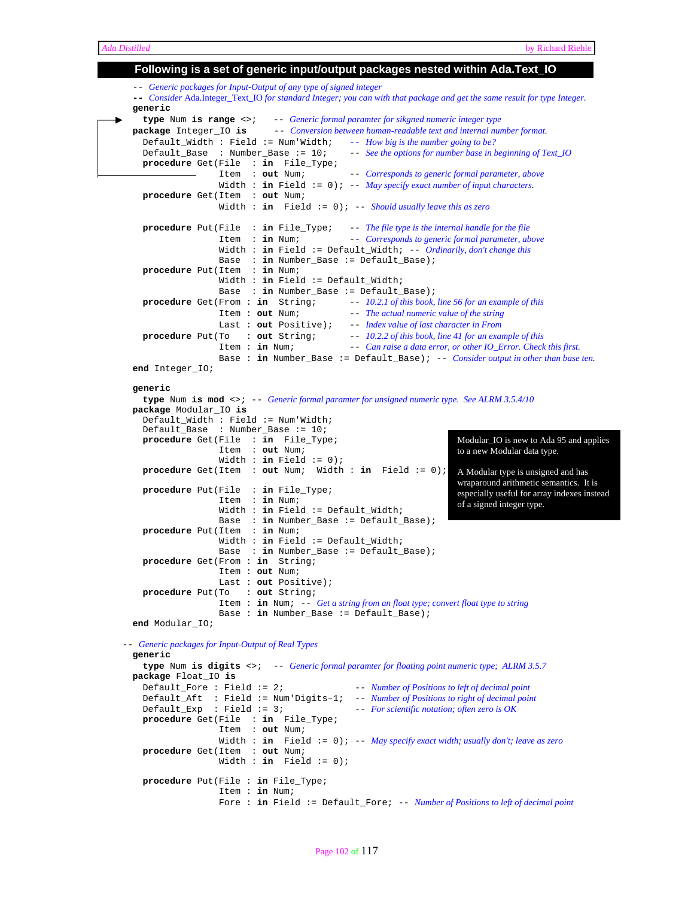## Following is a set of generic input/output packages nested within Ada.Text_IO

```
-- Generic packages for Input-Output of any type of signed integer
-- Consider Ada.Integer_Text_IO for standard Integer; you can with that package and get the same result for type Integer.
generic
   type Num is range <>;     -- Generic formal paramter for sikgned numeric integer type
package Integer_IO is       -- Conversion between human-readable text and internal number format.
   Default_Width : Field := Num'Width;     -- How big is the number going to be?
   Default_Base  : Number_Base := 10;      -- See the options for number base in beginning of Text_IO
   procedure Get(File  : in  File_Type;
                 Item  : out Num;          -- Corresponds to generic formal parameter, above
                 Width : in Field := 0);   -- May specify exact number of input characters.
   procedure Get(Item  : out Num;
                 Width : in  Field := 0);  -- Should usually leave this as zero

   procedure Put(File  : in File_Type;     -- The file type is the internal handle for the file
                 Item  : in Num;           -- Corresponds to generic formal parameter, above
                 Width : in Field := Default_Width; -- Ordinarily, don't change this
                 Base  : in Number_Base := Default_Base);
   procedure Put(Item  : in Num;
                 Width : in Field := Default_Width;
                 Base  : in Number_Base := Default_Base);
   procedure Get(From : in  String;        -- 10.2.1 of this book, line 56 for an example of this
                 Item : out Num;           -- The actual numeric value of the string
                 Last : out Positive);     -- Index value of last character in From
   procedure Put(To   : out String;        -- 10.2.2 of this book, line 41 for an example of this
                 Item : in Num;            -- Can raise a data error, or other IO_Error. Check this first.
                 Base : in Number_Base := Default_Base); -- Consider output in other than base ten.
end Integer_IO;

generic
   type Num is mod <>; -- Generic formal paramter for unsigned numeric type.  See ALRM 3.5.4/10
package Modular_IO is
   Default_Width : Field := Num'Width;
   Default_Base  : Number_Base := 10;
   procedure Get(File  : in  File_Type;
                 Item  : out Num;
                 Width : in Field := 0);
   procedure Get(Item  : out Num;  Width : in  Field := 0);

   procedure Put(File  : in File_Type;
                 Item  : in Num;
                 Width : in Field := Default_Width;
                 Base  : in Number_Base := Default_Base);
   procedure Put(Item  : in Num;
                 Width : in Field := Default_Width;
                 Base  : in Number_Base := Default_Base);
   procedure Get(From : in  String;
                 Item : out Num;
                 Last : out Positive);
   procedure Put(To   : out String;
                 Item : in Num; -- Get a string from an float type; convert float type to string
                 Base : in Number_Base := Default_Base);
end Modular_IO;
```

> Modular_IO is new to Ada 95 and applies to a new Modular data type.
>
> A Modular type is unsigned and has wraparound arithmetic semantics. It is especially useful for array indexes instead of a signed integer type.

```
-- Generic packages for Input-Output of Real Types
generic
   type Num is digits <>;   -- Generic formal paramter for floating point numeric type;  ALRM 3.5.7
package Float_IO is
   Default_Fore : Field := 2;             -- Number of Positions to left of decimal point
   Default_Aft  : Field := Num'Digits-1;  -- Number of Positions to right of decimal point
   Default_Exp  : Field := 3;             -- For scientific notation; often zero is OK
   procedure Get(File  : in  File_Type;
                 Item  : out Num;
                 Width : in  Field := 0); -- May specify exact width; usually don't; leave as zero
   procedure Get(Item  : out Num;
                 Width : in  Field := 0);

   procedure Put(File : in File_Type;
                 Item : in Num;
                 Fore : in Field := Default_Fore; -- Number of Positions to left of decimal point
```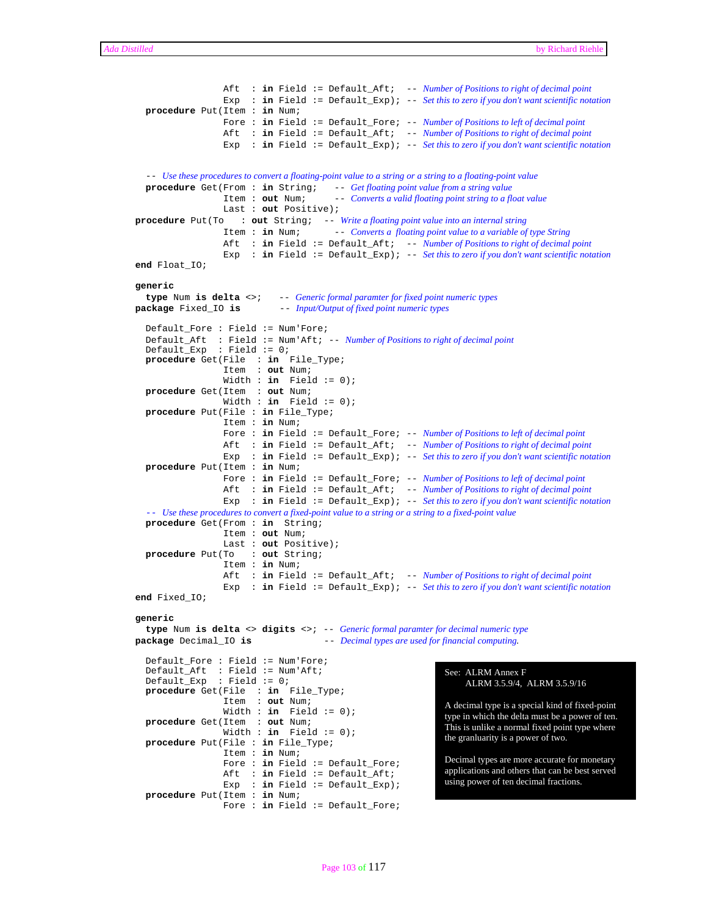```
                  Aft  : in Field := Default_Aft;  -- Number of Positions to right of decimal point
                  Exp  : in Field := Default_Exp); -- Set this to zero if you don't want scientific notation
  procedure Put(Item : in Num;
                  Fore : in Field := Default_Fore; -- Number of Positions to left of decimal point
                  Aft  : in Field := Default_Aft;  -- Number of Positions to right of decimal point
                  Exp  : in Field := Default_Exp); -- Set this to zero if you don't want scientific notation


  -- Use these procedures to convert a floating-point value to a string or a string to a floating-point value
  procedure Get(From : in String;    -- Get floating point value from a string value
                  Item : out Num;      -- Converts a valid floating point string to a float value
                  Last : out Positive);
procedure Put(To   : out String;  -- Write a floating point value into an internal string
                  Item : in Num;       -- Converts a  floating point value to a variable of type String
                  Aft  : in Field := Default_Aft;  -- Number of Positions to right of decimal point
                  Exp  : in Field := Default_Exp); -- Set this to zero if you don't want scientific notation
end Float_IO;

generic
  type Num is delta <>;    -- Generic formal paramter for fixed point numeric types
package Fixed_IO is        -- Input/Output of fixed point numeric types

  Default_Fore : Field := Num'Fore;
  Default_Aft  : Field := Num'Aft; -- Number of Positions to right of decimal point
  Default_Exp  : Field := 0;
  procedure Get(File  : in  File_Type;
                  Item  : out Num;
                  Width : in  Field := 0);
  procedure Get(Item  : out Num;
                  Width : in  Field := 0);
  procedure Put(File : in File_Type;
                  Item : in Num;
                  Fore : in Field := Default_Fore; -- Number of Positions to left of decimal point
                  Aft  : in Field := Default_Aft;  -- Number of Positions to right of decimal point
                  Exp  : in Field := Default_Exp); -- Set this to zero if you don't want scientific notation
  procedure Put(Item : in Num;
                  Fore : in Field := Default_Fore; -- Number of Positions to left of decimal point
                  Aft  : in Field := Default_Aft;  -- Number of Positions to right of decimal point
                  Exp  : in Field := Default_Exp); -- Set this to zero if you don't want scientific notation
  -- Use these procedures to convert a fixed-point value to a string or a string to a fixed-point value
  procedure Get(From : in  String;
                  Item : out Num;
                  Last : out Positive);
  procedure Put(To   : out String;
                  Item : in Num;
                  Aft  : in Field := Default_Aft;  -- Number of Positions to right of decimal point
                  Exp  : in Field := Default_Exp); -- Set this to zero if you don't want scientific notation
end Fixed_IO;

generic
  type Num is delta <> digits <>; -- Generic formal paramter for decimal numeric type
package Decimal_IO is             -- Decimal types are used for financial computing.

  Default_Fore : Field := Num'Fore;
  Default_Aft  : Field := Num'Aft;
  Default_Exp  : Field := 0;
  procedure Get(File  : in  File_Type;
                  Item  : out Num;
                  Width : in  Field := 0);
  procedure Get(Item  : out Num;
                  Width : in  Field := 0);
  procedure Put(File : in File_Type;
                  Item : in Num;
                  Fore : in Field := Default_Fore;
                  Aft  : in Field := Default_Aft;
                  Exp  : in Field := Default_Exp);
  procedure Put(Item : in Num;
                  Fore : in Field := Default_Fore;
```

See: ALRM Annex F
ALRM 3.5.9/4, ALRM 3.5.9/16

A decimal type is a special kind of fixed-point type in which the delta must be a power of ten. This is unlike a normal fixed point type where the granluarity is a power of two.

Decimal types are more accurate for monetary applications and others that can be best served using power of ten decimal fractions.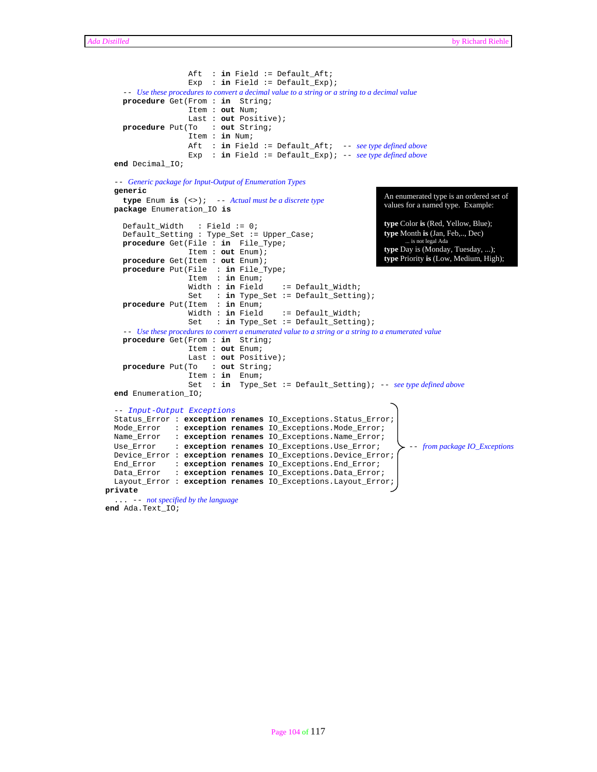```ada
                  Aft  : in Field := Default_Aft;
                  Exp  : in Field := Default_Exp);
   -- Use these procedures to convert a decimal value to a string or a string to a decimal value
   procedure Get(From : in  String;
                 Item : out Num;
                 Last : out Positive);
   procedure Put(To   : out String;
                 Item : in Num;
                 Aft  : in Field := Default_Aft;  -- see type defined above
                 Exp  : in Field := Default_Exp); -- see type defined above
 end Decimal_IO;

 -- Generic package for Input-Output of Enumeration Types
 generic
   type Enum is (<>);  -- Actual must be a discrete type
 package Enumeration_IO is

   Default_Width   : Field := 0;
   Default_Setting : Type_Set := Upper_Case;
   procedure Get(File : in  File_Type;
                 Item : out Enum);
   procedure Get(Item : out Enum);
   procedure Put(File  : in File_Type;
                 Item  : in Enum;
                 Width : in Field    := Default_Width;
                 Set   : in Type_Set := Default_Setting);
   procedure Put(Item  : in Enum;
                 Width : in Field    := Default_Width;
                 Set   : in Type_Set := Default_Setting);
   -- Use these procedures to convert a enumerated value to a string or a string to a enumerated value
   procedure Get(From : in  String;
                 Item : out Enum;
                 Last : out Positive);
   procedure Put(To   : out String;
                 Item : in  Enum;
                 Set  : in  Type_Set := Default_Setting); -- see type defined above
 end Enumeration_IO;

 -- Input-Output Exceptions
 Status_Error : exception renames IO_Exceptions.Status_Error;  -- from package IO_Exceptions
 Mode_Error   : exception renames IO_Exceptions.Mode_Error;
 Name_Error   : exception renames IO_Exceptions.Name_Error;
 Use_Error    : exception renames IO_Exceptions.Use_Error;
 Device_Error : exception renames IO_Exceptions.Device_Error;
 End_Error    : exception renames IO_Exceptions.End_Error;
 Data_Error   : exception renames IO_Exceptions.Data_Error;
 Layout_Error : exception renames IO_Exceptions.Layout_Error;
private
 ... -- not specified by the language
end Ada.Text_IO;
```

An enumerated type is an ordered set of values for a named type. Example:

**type** Color **is** (Red, Yellow, Blue);
**type** Month **is** (Jan, Feb,.., Dec)
... is not legal Ada
**type** Day is (Monday, Tuesday, ...);
**type** Priority **is** (Low, Medium, High);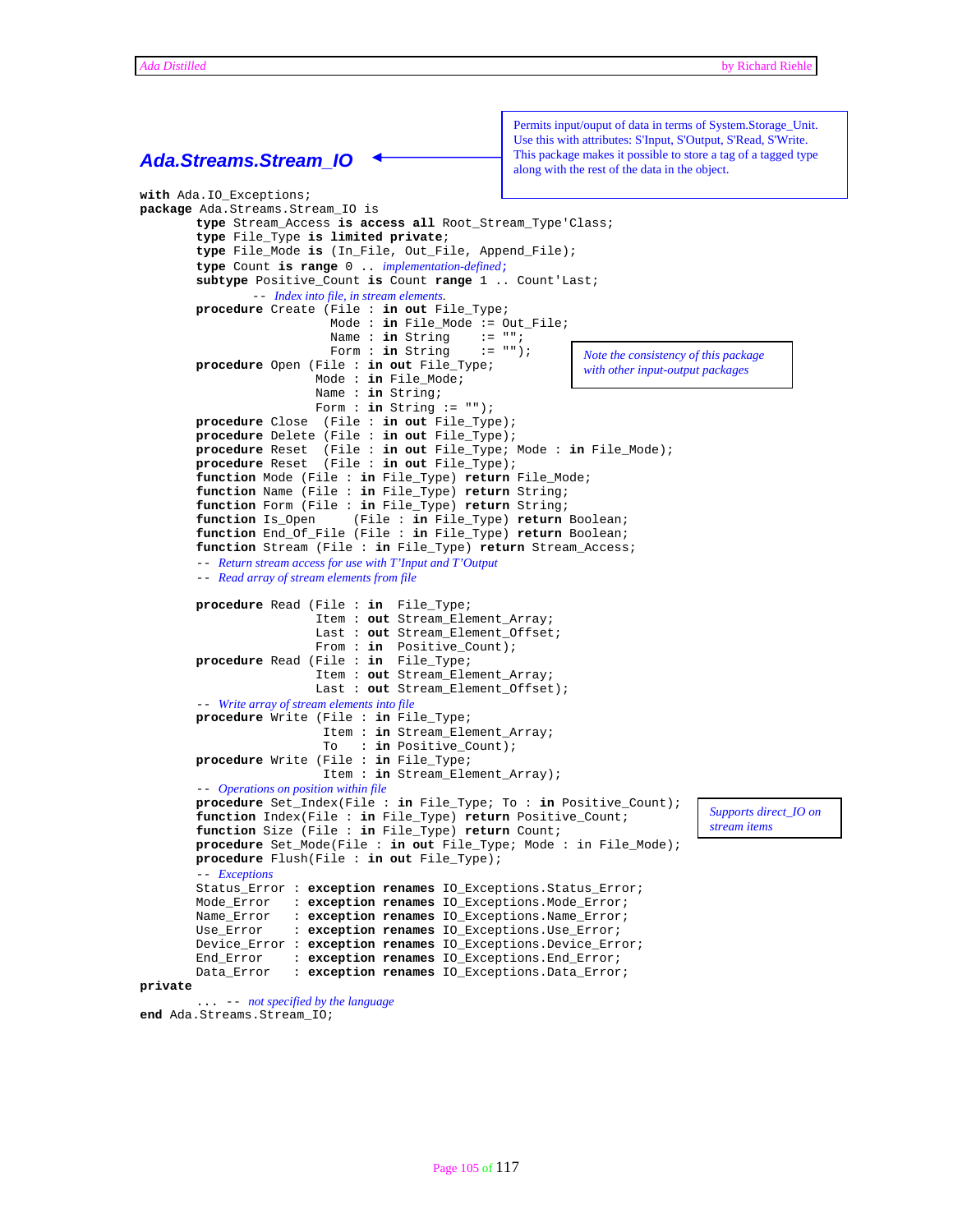## Ada.Streams.Stream_IO

Permits input/ouput of data in terms of System.Storage_Unit. Use this with attributes: S'Input, S'Output, S'Read, S'Write. This package makes it possible to store a tag of a tagged type along with the rest of the data in the object.

*Note the consistency of this package with other input-output packages*

*Supports direct_IO on stream items*

```
with Ada.IO_Exceptions;
package Ada.Streams.Stream_IO is
        type Stream_Access is access all Root_Stream_Type'Class;
        type File_Type is limited private;
        type File_Mode is (In_File, Out_File, Append_File);
        type Count is range 0 .. implementation-defined;
        subtype Positive_Count is Count range 1 .. Count'Last;
                -- Index into file, in stream elements.
        procedure Create (File : in out File_Type;
                          Mode : in File_Mode := Out_File;
                          Name : in String    := "";
                          Form : in String    := "");
        procedure Open (File : in out File_Type;
                        Mode : in File_Mode;
                        Name : in String;
                        Form : in String := "");
        procedure Close  (File : in out File_Type);
        procedure Delete (File : in out File_Type);
        procedure Reset  (File : in out File_Type; Mode : in File_Mode);
        procedure Reset  (File : in out File_Type);
        function Mode (File : in File_Type) return File_Mode;
        function Name (File : in File_Type) return String;
        function Form (File : in File_Type) return String;
        function Is_Open     (File : in File_Type) return Boolean;
        function End_Of_File (File : in File_Type) return Boolean;
        function Stream (File : in File_Type) return Stream_Access;
        -- Return stream access for use with T'Input and T'Output
        -- Read array of stream elements from file

        procedure Read (File : in  File_Type;
                        Item : out Stream_Element_Array;
                        Last : out Stream_Element_Offset;
                        From : in  Positive_Count);
        procedure Read (File : in  File_Type;
                        Item : out Stream_Element_Array;
                        Last : out Stream_Element_Offset);
        -- Write array of stream elements into file
        procedure Write (File : in File_Type;
                         Item : in Stream_Element_Array;
                         To   : in Positive_Count);
        procedure Write (File : in File_Type;
                         Item : in Stream_Element_Array);
        -- Operations on position within file
        procedure Set_Index(File : in File_Type; To : in Positive_Count);
        function Index(File : in File_Type) return Positive_Count;
        function Size (File : in File_Type) return Count;
        procedure Set_Mode(File : in out File_Type; Mode : in File_Mode);
        procedure Flush(File : in out File_Type);
        -- Exceptions
        Status_Error : exception renames IO_Exceptions.Status_Error;
        Mode_Error   : exception renames IO_Exceptions.Mode_Error;
        Name_Error   : exception renames IO_Exceptions.Name_Error;
        Use_Error    : exception renames IO_Exceptions.Use_Error;
        Device_Error : exception renames IO_Exceptions.Device_Error;
        End_Error    : exception renames IO_Exceptions.End_Error;
        Data_Error   : exception renames IO_Exceptions.Data_Error;
private
        ... -- not specified by the language
end Ada.Streams.Stream_IO;
```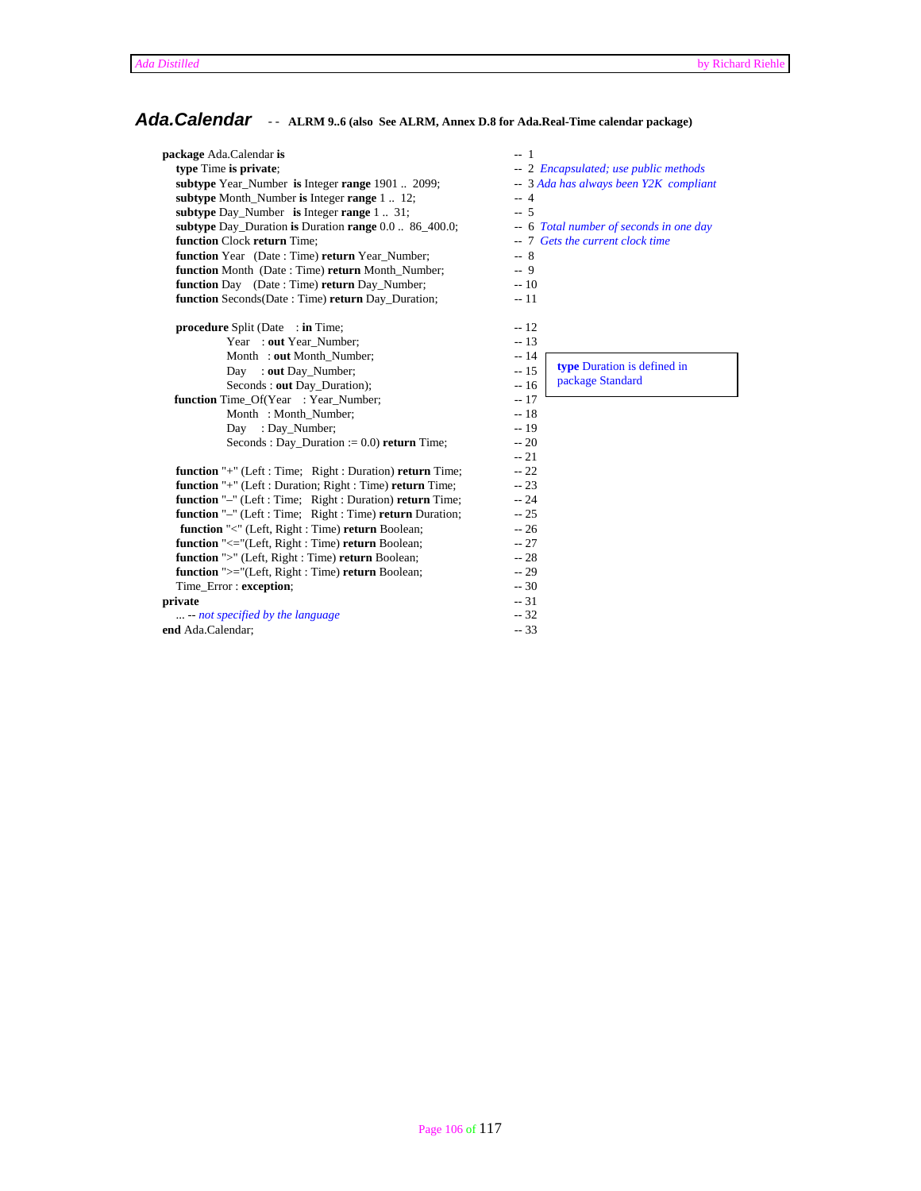## Ada.Calendar -- ALRM 9..6 (also See ALRM, Annex D.8 for Ada.Real-Time calendar package)

```
package Ada.Calendar is                                              -- 1
   type Time is private;                                             -- 2 Encapsulated; use public methods
   subtype Year_Number  is Integer range 1901 .. 2099;               -- 3 Ada has always been Y2K compliant
   subtype Month_Number is Integer range 1 .. 12;                    -- 4
   subtype Day_Number   is Integer range 1 .. 31;                    -- 5
   subtype Day_Duration is Duration range 0.0 .. 86_400.0;           -- 6 Total number of seconds in one day
   function Clock return Time;                                       -- 7 Gets the current clock time
   function Year   (Date : Time) return Year_Number;                 -- 8
   function Month  (Date : Time) return Month_Number;                -- 9
   function Day    (Date : Time) return Day_Number;                  -- 10
   function Seconds(Date : Time) return Day_Duration;                -- 11

   procedure Split (Date    : in Time;                               -- 12
                    Year    : out Year_Number;                       -- 13
                    Month   : out Month_Number;                      -- 14
                    Day     : out Day_Number;                        -- 15
                    Seconds : out Day_Duration);                     -- 16
   function Time_Of(Year    : Year_Number;                           -- 17
                    Month   : Month_Number;                          -- 18
                    Day     : Day_Number;                            -- 19
                    Seconds : Day_Duration := 0.0) return Time;      -- 20
                                                                     -- 21
   function "+" (Left : Time;   Right : Duration) return Time;       -- 22
   function "+" (Left : Duration; Right : Time) return Time;         -- 23
   function "–" (Left : Time;   Right : Duration) return Time;       -- 24
   function "–" (Left : Time;   Right : Time) return Duration;       -- 25
   function "<" (Left, Right : Time) return Boolean;                 -- 26
   function "<="(Left, Right : Time) return Boolean;                 -- 27
   function ">" (Left, Right : Time) return Boolean;                 -- 28
   function ">="(Left, Right : Time) return Boolean;                 -- 29
   Time_Error : exception;                                           -- 30
private                                                              -- 31
   ... -- not specified by the language                              -- 32
end Ada.Calendar;                                                    -- 33
```

> **type** Duration is defined in package Standard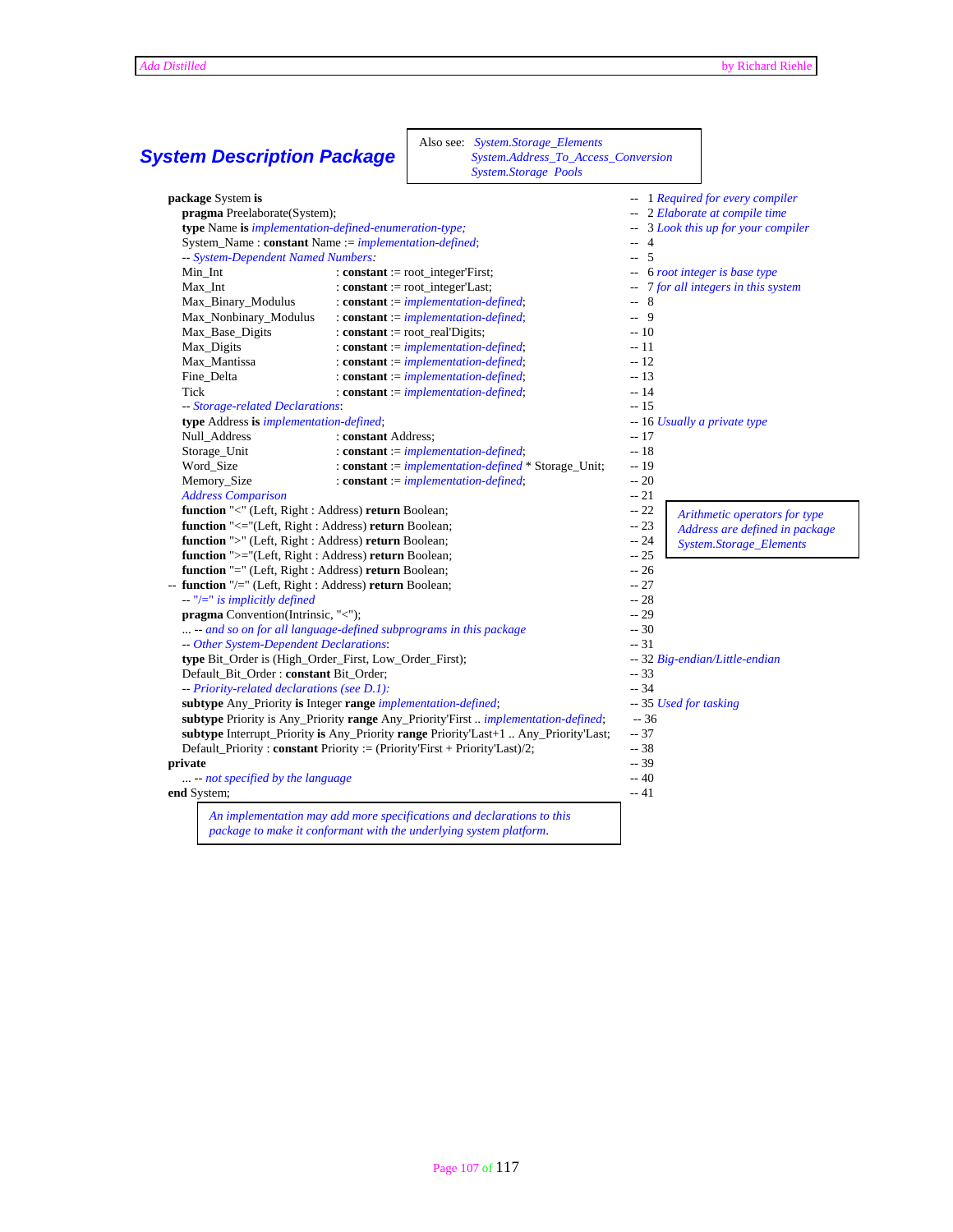## System Description Package

Also see: *System.Storage_Elements*
*System.Address_To_Access_Conversion*
*System.Storage_Pools*

```
package System is                                                          --  1 Required for every compiler
   pragma Preelaborate(System);                                            --  2 Elaborate at compile time
   type Name is implementation-defined-enumeration-type;                   --  3 Look this up for your compiler
   System_Name : constant Name := implementation-defined;                  --  4
   -- System-Dependent Named Numbers:                                      --  5
   Min_Int               : constant := root_integer'First;                 --  6 root integer is base type
   Max_Int               : constant := root_integer'Last;                  --  7 for all integers in this system
   Max_Binary_Modulus    : constant := implementation-defined;             --  8
   Max_Nonbinary_Modulus : constant := implementation-defined;             --  9
   Max_Base_Digits       : constant := root_real'Digits;                   -- 10
   Max_Digits            : constant := implementation-defined;             -- 11
   Max_Mantissa          : constant := implementation-defined;             -- 12
   Fine_Delta            : constant := implementation-defined;             -- 13
   Tick                  : constant := implementation-defined;             -- 14
   -- Storage-related Declarations:                                        -- 15
   type Address is implementation-defined;                                 -- 16 Usually a private type
   Null_Address          : constant Address;                               -- 17
   Storage_Unit          : constant := implementation-defined;             -- 18
   Word_Size             : constant := implementation-defined * Storage_Unit; -- 19
   Memory_Size           : constant := implementation-defined;             -- 20
   Address Comparison                                                      -- 21
   function "<" (Left, Right : Address) return Boolean;                    -- 22
   function "<="(Left, Right : Address) return Boolean;                    -- 23
   function ">" (Left, Right : Address) return Boolean;                    -- 24
   function ">="(Left, Right : Address) return Boolean;                    -- 25
   function "=" (Left, Right : Address) return Boolean;                    -- 26
-- function "/=" (Left, Right : Address) return Boolean;                   -- 27
   -- "/=" is implicitly defined                                           -- 28
   pragma Convention(Intrinsic, "<");                                      -- 29
   ... -- and so on for all language-defined subprograms in this package   -- 30
   -- Other System-Dependent Declarations:                                 -- 31
   type Bit_Order is (High_Order_First, Low_Order_First);                  -- 32 Big-endian/Little-endian
   Default_Bit_Order : constant Bit_Order;                                 -- 33
   -- Priority-related declarations (see D.1):                             -- 34
   subtype Any_Priority is Integer range implementation-defined;           -- 35 Used for tasking
   subtype Priority is Any_Priority range Any_Priority'First .. implementation-defined; -- 36
   subtype Interrupt_Priority is Any_Priority range Priority'Last+1 .. Any_Priority'Last; -- 37
   Default_Priority : constant Priority := (Priority'First + Priority'Last)/2; -- 38
private                                                                    -- 39
   ... -- not specified by the language                                    -- 40
end System;                                                                -- 41
```

*Arithmetic operators for type Address are defined in package System.Storage_Elements*

*An implementation may add more specifications and declarations to this package to make it conformant with the underlying system platform.*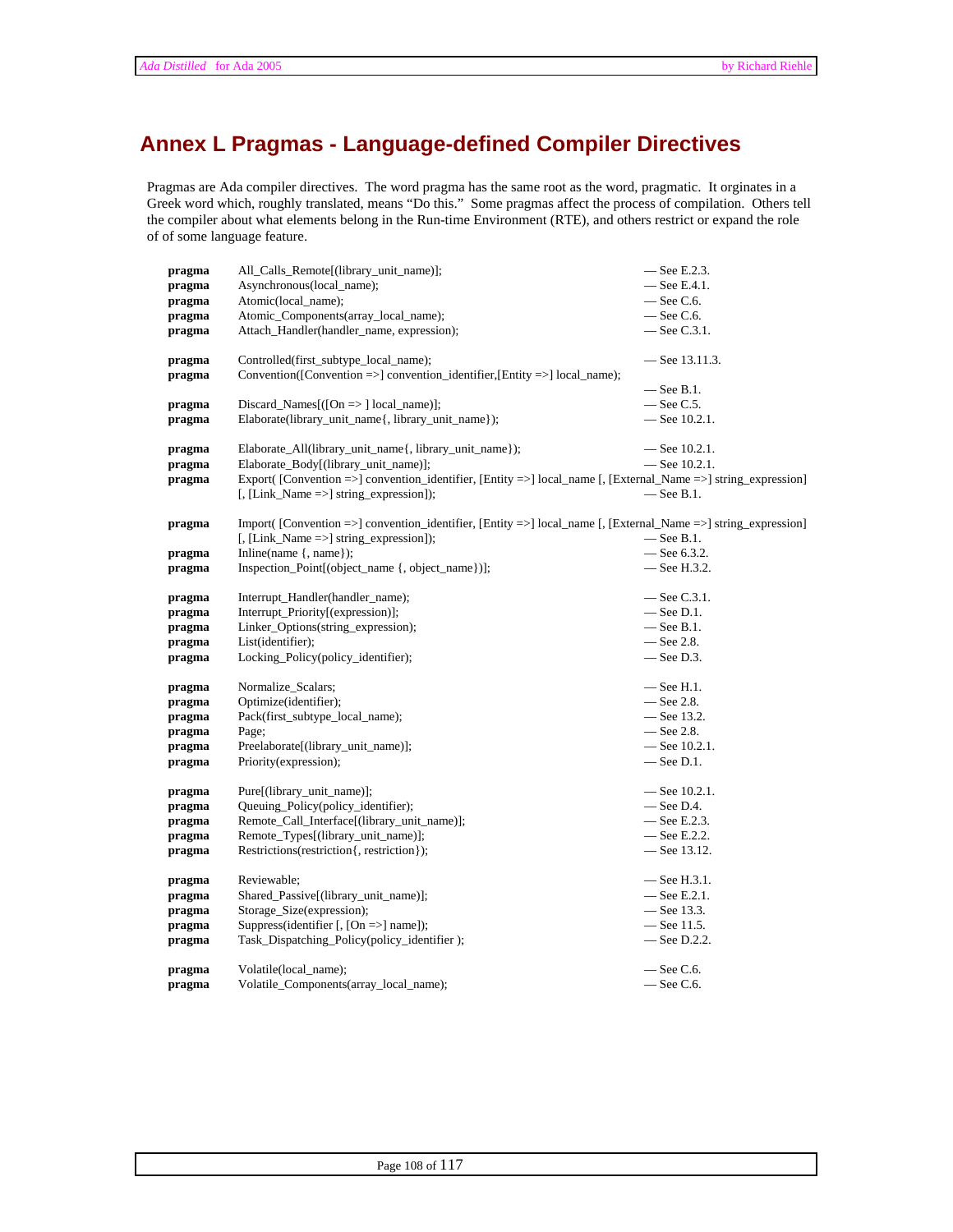# Annex L Pragmas - Language-defined Compiler Directives

Pragmas are Ada compiler directives. The word pragma has the same root as the word, pragmatic. It orginates in a Greek word which, roughly translated, means "Do this." Some pragmas affect the process of compilation. Others tell the compiler about what elements belong in the Run-time Environment (RTE), and others restrict or expand the role of of some language feature.

```
pragma   All_Calls_Remote[(library_unit_name)];                          — See E.2.3.
pragma   Asynchronous(local_name);                                        — See E.4.1.
pragma   Atomic(local_name);                                              — See C.6.
pragma   Atomic_Components(array_local_name);                             — See C.6.
pragma   Attach_Handler(handler_name, expression);                        — See C.3.1.

pragma   Controlled(first_subtype_local_name);                            — See 13.11.3.
pragma   Convention([Convention =>] convention_identifier,[Entity =>] local_name);
                                                                          — See B.1.
pragma   Discard_Names[([On => ] local_name)];                            — See C.5.
pragma   Elaborate(library_unit_name{, library_unit_name});               — See 10.2.1.

pragma   Elaborate_All(library_unit_name{, library_unit_name});           — See 10.2.1.
pragma   Elaborate_Body[(library_unit_name)];                             — See 10.2.1.
pragma   Export( [Convention =>] convention_identifier, [Entity =>] local_name [, [External_Name =>] string_expression]
         [, [Link_Name =>] string_expression]);                           — See B.1.

pragma   Import( [Convention =>] convention_identifier, [Entity =>] local_name [, [External_Name =>] string_expression]
         [, [Link_Name =>] string_expression]);                           — See B.1.
pragma   Inline(name {, name});                                           — See 6.3.2.
pragma   Inspection_Point[(object_name {, object_name})];                 — See H.3.2.

pragma   Interrupt_Handler(handler_name);                                 — See C.3.1.
pragma   Interrupt_Priority[(expression)];                                — See D.1.
pragma   Linker_Options(string_expression);                               — See B.1.
pragma   List(identifier);                                                — See 2.8.
pragma   Locking_Policy(policy_identifier);                               — See D.3.

pragma   Normalize_Scalars;                                               — See H.1.
pragma   Optimize(identifier);                                            — See 2.8.
pragma   Pack(first_subtype_local_name);                                  — See 13.2.
pragma   Page;                                                            — See 2.8.
pragma   Preelaborate[(library_unit_name)];                               — See 10.2.1.
pragma   Priority(expression);                                            — See D.1.

pragma   Pure[(library_unit_name)];                                       — See 10.2.1.
pragma   Queuing_Policy(policy_identifier);                               — See D.4.
pragma   Remote_Call_Interface[(library_unit_name)];                      — See E.2.3.
pragma   Remote_Types[(library_unit_name)];                               — See E.2.2.
pragma   Restrictions(restriction{, restriction});                        — See 13.12.

pragma   Reviewable;                                                      — See H.3.1.
pragma   Shared_Passive[(library_unit_name)];                             — See E.2.1.
pragma   Storage_Size(expression);                                        — See 13.3.
pragma   Suppress(identifier [, [On =>] name]);                           — See 11.5.
pragma   Task_Dispatching_Policy(policy_identifier );                     — See D.2.2.

pragma   Volatile(local_name);                                            — See C.6.
pragma   Volatile_Components(array_local_name);                           — See C.6.
```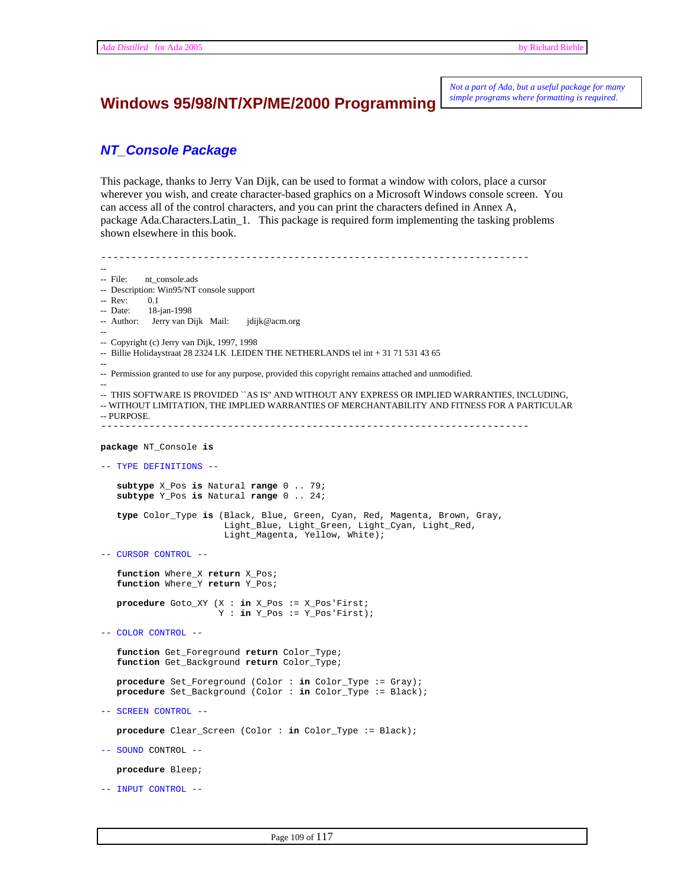# Windows 95/98/NT/XP/ME/2000 Programming

*Not a part of Ada, but a useful package for many simple programs where formatting is required.*

## *NT_Console Package*

This package, thanks to Jerry Van Dijk, can be used to format a window with colors, place a cursor wherever you wish, and create character-based graphics on a Microsoft Windows console screen. You can access all of the control characters, and you can print the characters defined in Annex A, package Ada.Characters.Latin_1. This package is required form implementing the tasking problems shown elsewhere in this book.

```
-----------------------------------------------------------------------
--
-- File:        nt_console.ads
-- Description: Win95/NT console support
-- Rev:         0.1
-- Date:        18-jan-1998
-- Author:      Jerry van Dijk   Mail:     jdijk@acm.org
--
-- Copyright (c) Jerry van Dijk, 1997, 1998
-- Billie Holidaystraat 28 2324 LK  LEIDEN THE NETHERLANDS tel int + 31 71 531 43 65
--
-- Permission granted to use for any purpose, provided this copyright remains attached and unmodified.
--
-- THIS SOFTWARE IS PROVIDED ``AS IS'' AND WITHOUT ANY EXPRESS OR IMPLIED WARRANTIES, INCLUDING,
-- WITHOUT LIMITATION, THE IMPLIED WARRANTIES OF MERCHANTABILITY AND FITNESS FOR A PARTICULAR
-- PURPOSE.
-----------------------------------------------------------------------

package NT_Console is

-- TYPE DEFINITIONS --

   subtype X_Pos is Natural range 0 .. 79;
   subtype Y_Pos is Natural range 0 .. 24;

   type Color_Type is (Black, Blue, Green, Cyan, Red, Magenta, Brown, Gray,
                       Light_Blue, Light_Green, Light_Cyan, Light_Red,
                       Light_Magenta, Yellow, White);

-- CURSOR CONTROL --

   function Where_X return X_Pos;
   function Where_Y return Y_Pos;

   procedure Goto_XY (X : in X_Pos := X_Pos'First;
                      Y : in Y_Pos := Y_Pos'First);

-- COLOR CONTROL --

   function Get_Foreground return Color_Type;
   function Get_Background return Color_Type;

   procedure Set_Foreground (Color : in Color_Type := Gray);
   procedure Set_Background (Color : in Color_Type := Black);

-- SCREEN CONTROL --

   procedure Clear_Screen (Color : in Color_Type := Black);

-- SOUND CONTROL --

   procedure Bleep;

-- INPUT CONTROL --
```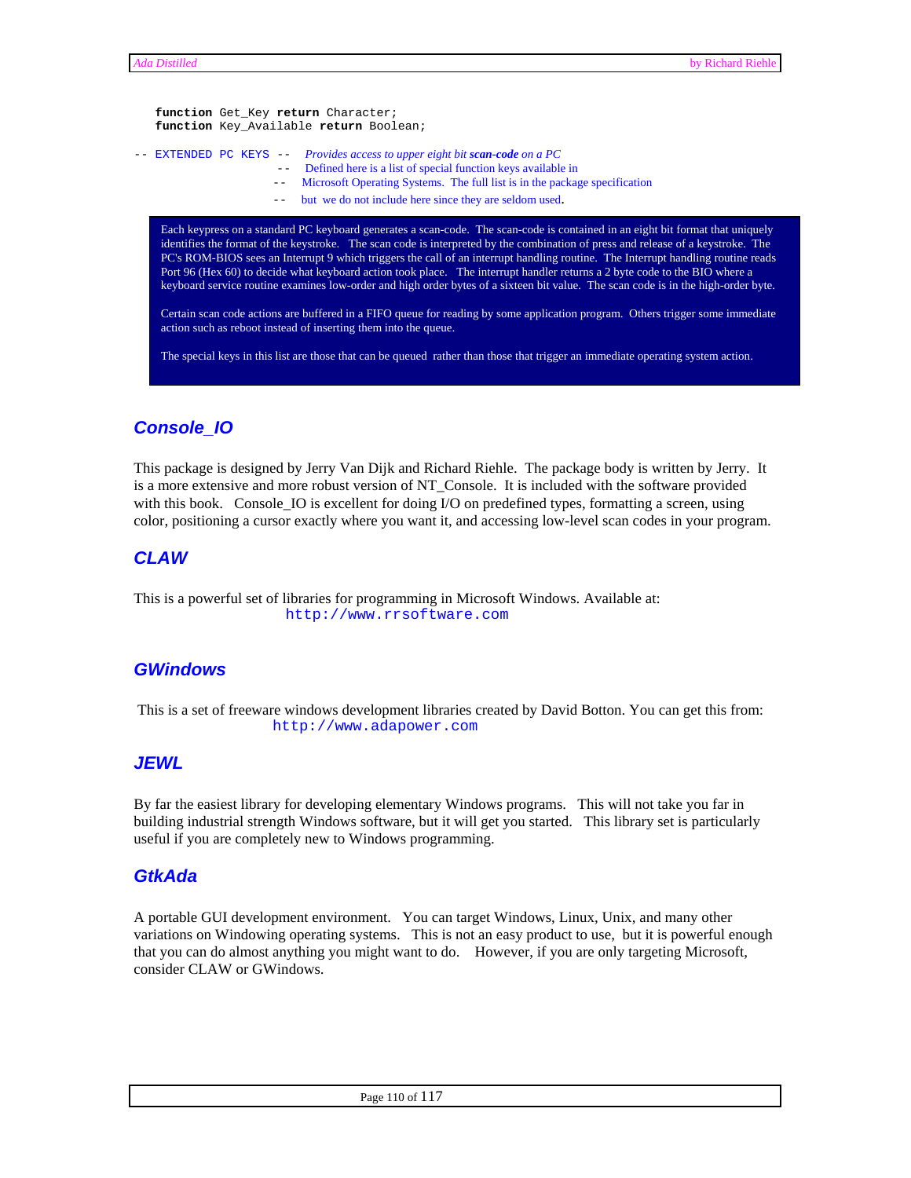```
   function Get_Key return Character;
   function Key_Available return Boolean;

-- EXTENDED PC KEYS --    Provides access to upper eight bit scan-code on a PC
                     --   Defined here is a list of special function keys available in
                     --   Microsoft Operating Systems.  The full list is in the package specification
                     --   but we do not include here since they are seldom used.
```

Each keypress on a standard PC keyboard generates a scan-code. The scan-code is contained in an eight bit format that uniquely identifies the format of the keystroke. The scan code is interpreted by the combination of press and release of a keystroke. The PC's ROM-BIOS sees an Interrupt 9 which triggers the call of an interrupt handling routine. The Interrupt handling routine reads Port 96 (Hex 60) to decide what keyboard action took place. The interrupt handler returns a 2 byte code to the BIO where a keyboard service routine examines low-order and high order bytes of a sixteen bit value. The scan code is in the high-order byte.

Certain scan code actions are buffered in a FIFO queue for reading by some application program. Others trigger some immediate action such as reboot instead of inserting them into the queue.

The special keys in this list are those that can be queued rather than those that trigger an immediate operating system action.

## Console_IO

This package is designed by Jerry Van Dijk and Richard Riehle. The package body is written by Jerry. It is a more extensive and more robust version of NT_Console. It is included with the software provided with this book. Console_IO is excellent for doing I/O on predefined types, formatting a screen, using color, positioning a cursor exactly where you want it, and accessing low-level scan codes in your program.

## CLAW

This is a powerful set of libraries for programming in Microsoft Windows. Available at:
http://www.rrsoftware.com

## GWindows

This is a set of freeware windows development libraries created by David Botton. You can get this from:
http://www.adapower.com

## JEWL

By far the easiest library for developing elementary Windows programs. This will not take you far in building industrial strength Windows software, but it will get you started. This library set is particularly useful if you are completely new to Windows programming.

## GtkAda

A portable GUI development environment. You can target Windows, Linux, Unix, and many other variations on Windowing operating systems. This is not an easy product to use, but it is powerful enough that you can do almost anything you might want to do. However, if you are only targeting Microsoft, consider CLAW or GWindows.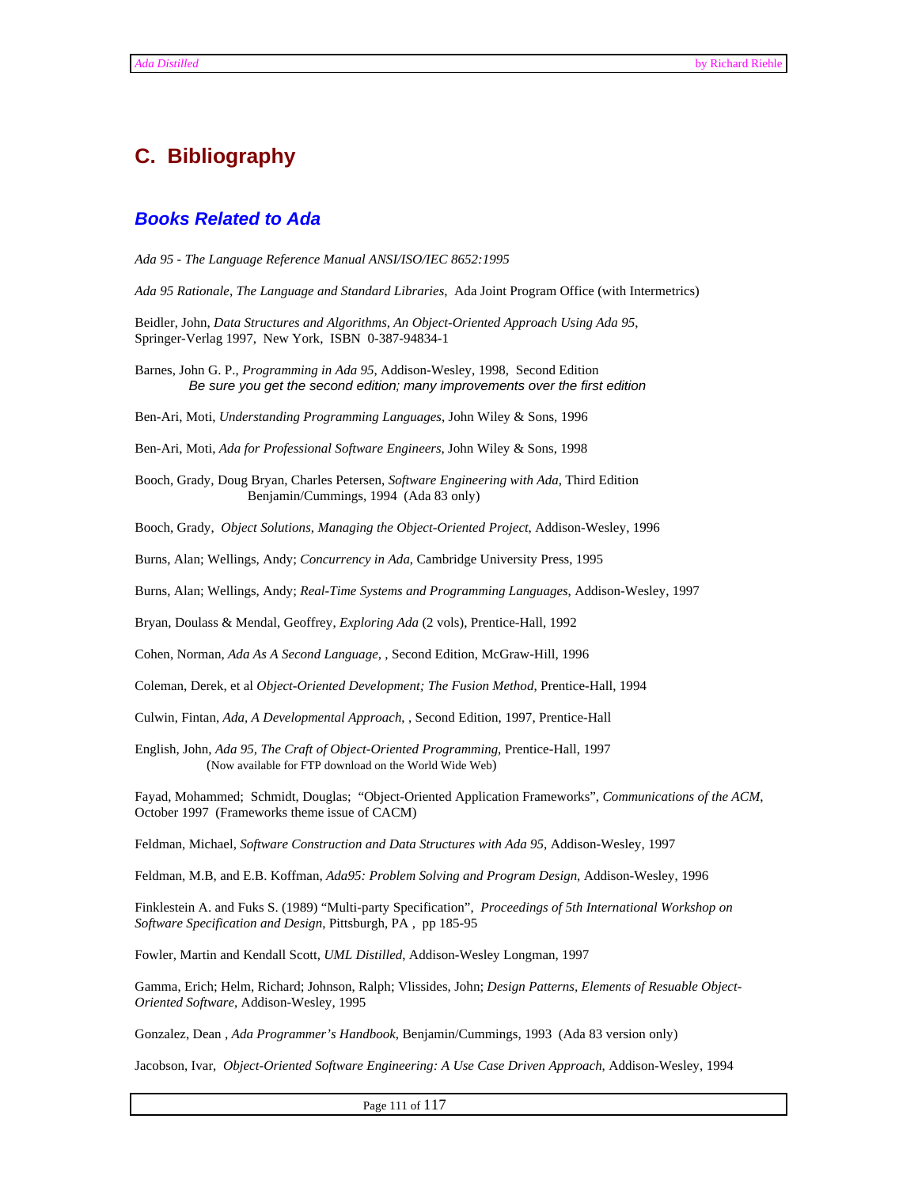# C. Bibliography

## *Books Related to Ada*

*Ada 95 - The Language Reference Manual ANSI/ISO/IEC 8652:1995*

*Ada 95 Rationale, The Language and Standard Libraries*, Ada Joint Program Office (with Intermetrics)

Beidler, John, *Data Structures and Algorithms, An Object-Oriented Approach Using Ada 95*, Springer-Verlag 1997, New York, ISBN 0-387-94834-1

Barnes, John G. P., *Programming in Ada 95*, Addison-Wesley, 1998, Second Edition
*Be sure you get the second edition; many improvements over the first edition*

Ben-Ari, Moti, *Understanding Programming Languages*, John Wiley & Sons, 1996

Ben-Ari, Moti, *Ada for Professional Software Engineers*, John Wiley & Sons, 1998

Booch, Grady, Doug Bryan, Charles Petersen, *Software Engineering with Ada*, Third Edition
Benjamin/Cummings, 1994 (Ada 83 only)

Booch, Grady, *Object Solutions, Managing the Object-Oriented Project*, Addison-Wesley, 1996

Burns, Alan; Wellings, Andy; *Concurrency in Ada*, Cambridge University Press, 1995

Burns, Alan; Wellings, Andy; *Real-Time Systems and Programming Languages*, Addison-Wesley, 1997

Bryan, Doulass & Mendal, Geoffrey, *Exploring Ada* (2 vols), Prentice-Hall, 1992

Cohen, Norman, *Ada As A Second Language*, , Second Edition, McGraw-Hill, 1996

Coleman, Derek, et al *Object-Oriented Development; The Fusion Method*, Prentice-Hall, 1994

Culwin, Fintan, *Ada, A Developmental Approach*, , Second Edition, 1997, Prentice-Hall

English, John, *Ada 95, The Craft of Object-Oriented Programming*, Prentice-Hall, 1997
(Now available for FTP download on the World Wide Web)

Fayad, Mohammed; Schmidt, Douglas; "Object-Oriented Application Frameworks", *Communications of the ACM*, October 1997 (Frameworks theme issue of CACM)

Feldman, Michael, *Software Construction and Data Structures with Ada 95*, Addison-Wesley, 1997

Feldman, M.B, and E.B. Koffman, *Ada95: Problem Solving and Program Design*, Addison-Wesley, 1996

Finklestein A. and Fuks S. (1989) "Multi-party Specification", *Proceedings of 5th International Workshop on Software Specification and Design*, Pittsburgh, PA , pp 185-95

Fowler, Martin and Kendall Scott, *UML Distilled*, Addison-Wesley Longman, 1997

Gamma, Erich; Helm, Richard; Johnson, Ralph; Vlissides, John; *Design Patterns, Elements of Resuable Object-Oriented Software*, Addison-Wesley, 1995

Gonzalez, Dean , *Ada Programmer's Handbook*, Benjamin/Cummings, 1993 (Ada 83 version only)

Jacobson, Ivar, *Object-Oriented Software Engineering: A Use Case Driven Approach*, Addison-Wesley, 1994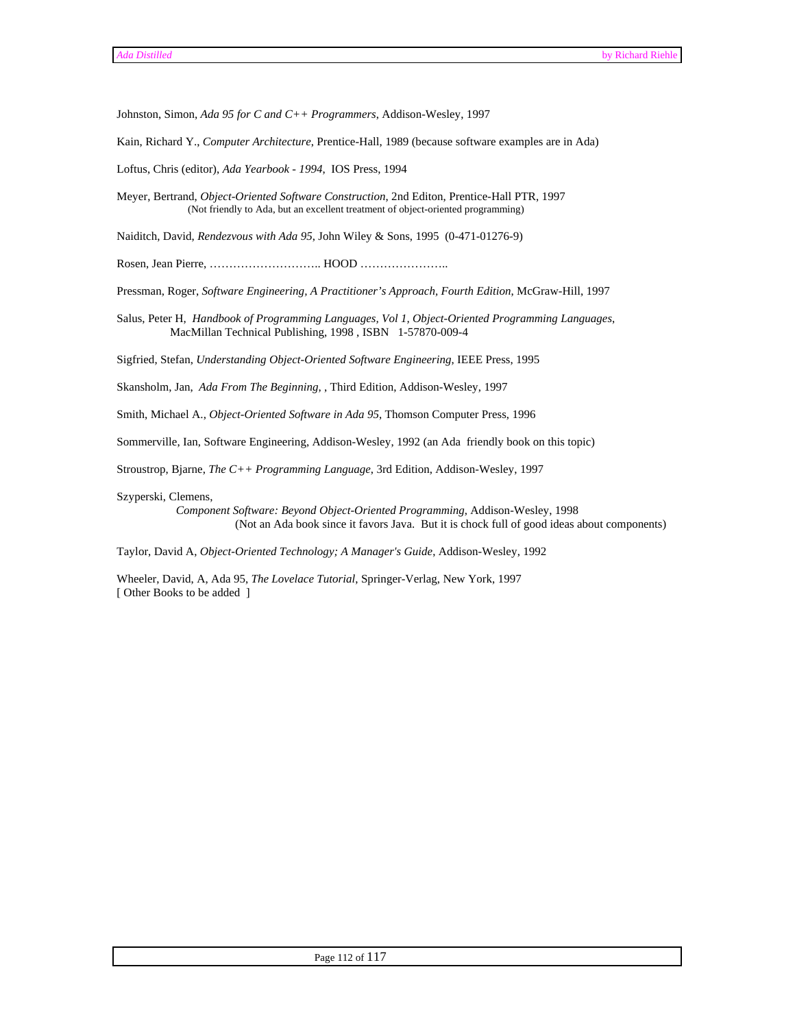Johnston, Simon, *Ada 95 for C and C++ Programmers*, Addison-Wesley, 1997

Kain, Richard Y., *Computer Architecture*, Prentice-Hall, 1989 (because software examples are in Ada)

Loftus, Chris (editor), *Ada Yearbook - 1994*, IOS Press, 1994

Meyer, Bertrand, *Object-Oriented Software Construction*, 2nd Editon, Prentice-Hall PTR, 1997
(Not friendly to Ada, but an excellent treatment of object-oriented programming)

Naiditch, David, *Rendezvous with Ada 95*, John Wiley & Sons, 1995 (0-471-01276-9)

Rosen, Jean Pierre, ……………………….. HOOD …………………..

Pressman, Roger, *Software Engineering, A Practitioner's Approach, Fourth Edition,* McGraw-Hill, 1997

Salus, Peter H, *Handbook of Programming Languages, Vol 1, Object-Oriented Programming Languages*, MacMillan Technical Publishing, 1998 , ISBN 1-57870-009-4

Sigfried, Stefan, *Understanding Object-Oriented Software Engineering*, IEEE Press, 1995

Skansholm, Jan, *Ada From The Beginning*, , Third Edition, Addison-Wesley, 1997

Smith, Michael A., *Object-Oriented Software in Ada 95*, Thomson Computer Press, 1996

Sommerville, Ian, Software Engineering, Addison-Wesley, 1992 (an Ada friendly book on this topic)

Stroustrop, Bjarne, *The C++ Programming Language*, 3rd Edition, Addison-Wesley, 1997

Szyperski, Clemens,
*Component Software: Beyond Object-Oriented Programming*, Addison-Wesley, 1998
(Not an Ada book since it favors Java. But it is chock full of good ideas about components)

Taylor, David A, *Object-Oriented Technology; A Manager's Guide*, Addison-Wesley, 1992

Wheeler, David, A, Ada 95, *The Lovelace Tutorial*, Springer-Verlag, New York, 1997
[ Other Books to be added ]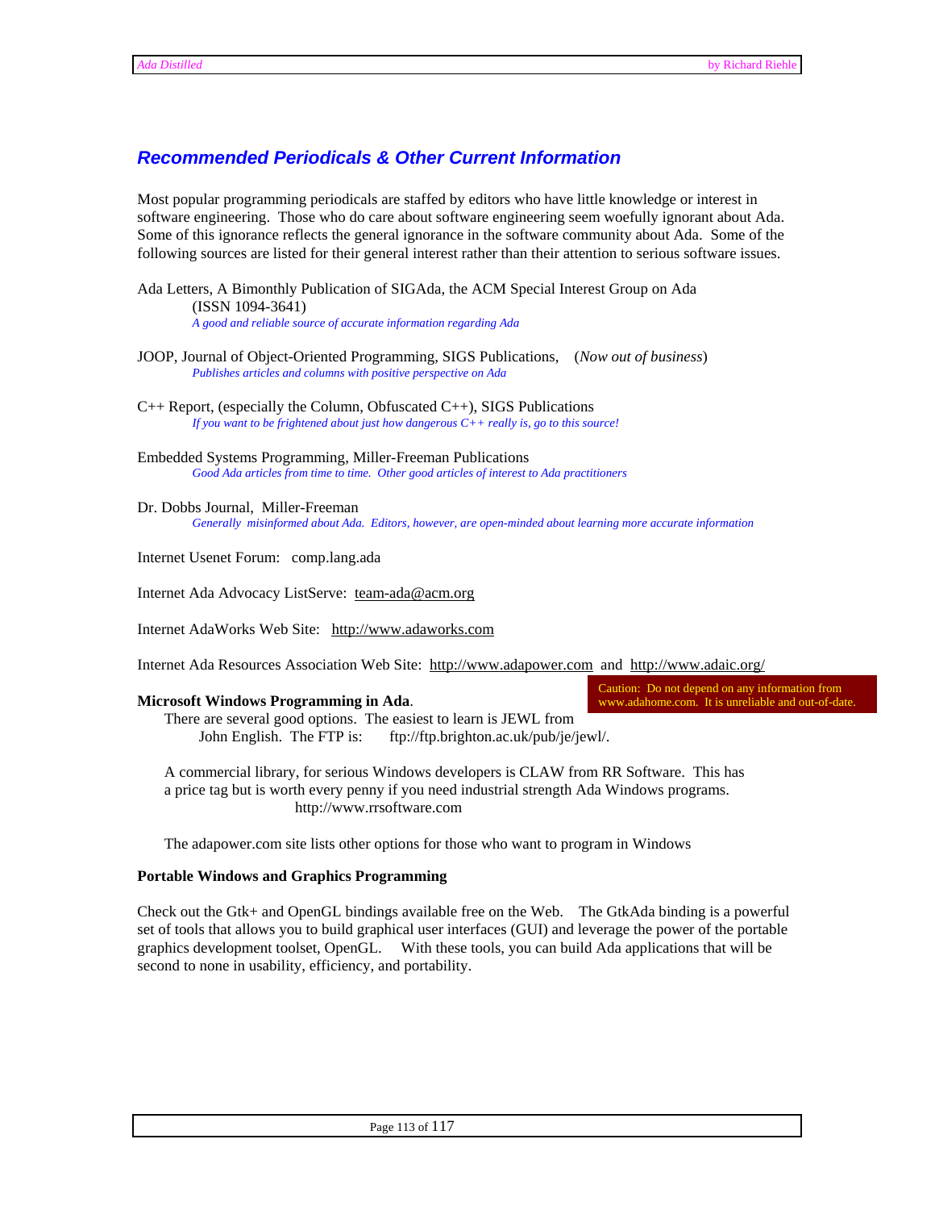## *Recommended Periodicals & Other Current Information*

Most popular programming periodicals are staffed by editors who have little knowledge or interest in software engineering. Those who do care about software engineering seem woefully ignorant about Ada. Some of this ignorance reflects the general ignorance in the software community about Ada. Some of the following sources are listed for their general interest rather than their attention to serious software issues.

Ada Letters, A Bimonthly Publication of SIGAda, the ACM Special Interest Group on Ada (ISSN 1094-3641)
*A good and reliable source of accurate information regarding Ada*

JOOP, Journal of Object-Oriented Programming, SIGS Publications, (*Now out of business*)
*Publishes articles and columns with positive perspective on Ada*

C++ Report, (especially the Column, Obfuscated C++), SIGS Publications
*If you want to be frightened about just how dangerous C++ really is, go to this source!*

Embedded Systems Programming, Miller-Freeman Publications
*Good Ada articles from time to time. Other good articles of interest to Ada practitioners*

Dr. Dobbs Journal, Miller-Freeman
*Generally misinformed about Ada. Editors, however, are open-minded about learning more accurate information*

Internet Usenet Forum: comp.lang.ada

Internet Ada Advocacy ListServe: team-ada@acm.org

Internet AdaWorks Web Site: http://www.adaworks.com

Internet Ada Resources Association Web Site: http://www.adapower.com and http://www.adaic.org/

Caution: Do not depend on any information from www.adahome.com. It is unreliable and out-of-date.

**Microsoft Windows Programming in Ada**.

There are several good options. The easiest to learn is JEWL from John English. The FTP is: ftp://ftp.brighton.ac.uk/pub/je/jewl/.

A commercial library, for serious Windows developers is CLAW from RR Software. This has a price tag but is worth every penny if you need industrial strength Ada Windows programs. http://www.rrsoftware.com

The adapower.com site lists other options for those who want to program in Windows

**Portable Windows and Graphics Programming**

Check out the Gtk+ and OpenGL bindings available free on the Web. The GtkAda binding is a powerful set of tools that allows you to build graphical user interfaces (GUI) and leverage the power of the portable graphics development toolset, OpenGL. With these tools, you can build Ada applications that will be second to none in usability, efficiency, and portability.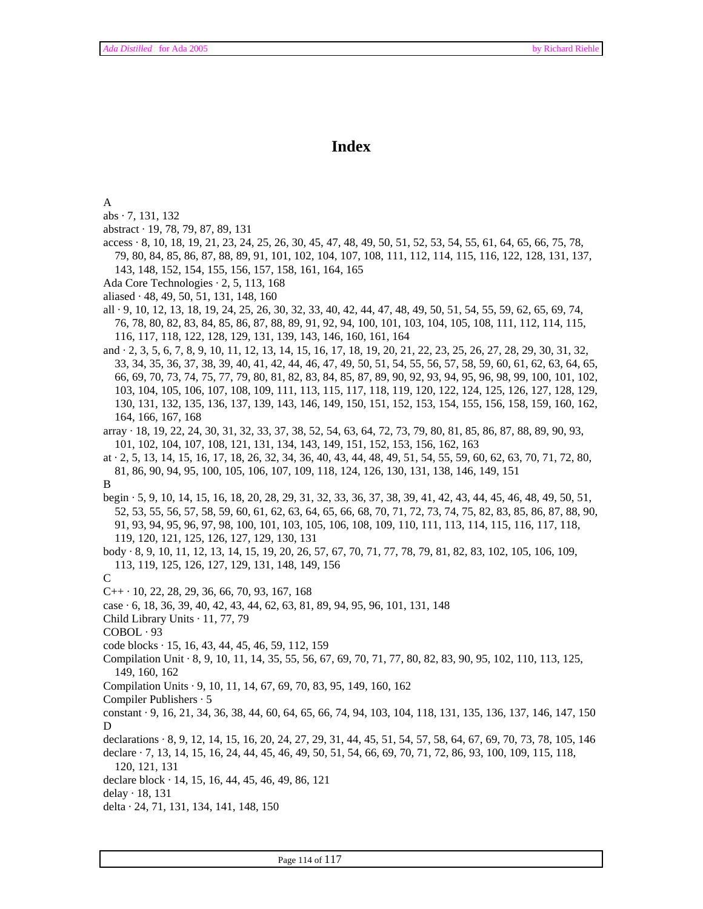# Index

A

abs · 7, 131, 132

abstract · 19, 78, 79, 87, 89, 131

access · 8, 10, 18, 19, 21, 23, 24, 25, 26, 30, 45, 47, 48, 49, 50, 51, 52, 53, 54, 55, 61, 64, 65, 66, 75, 78, 79, 80, 84, 85, 86, 87, 88, 89, 91, 101, 102, 104, 107, 108, 111, 112, 114, 115, 116, 122, 128, 131, 137, 143, 148, 152, 154, 155, 156, 157, 158, 161, 164, 165

Ada Core Technologies · 2, 5, 113, 168

aliased · 48, 49, 50, 51, 131, 148, 160

all · 9, 10, 12, 13, 18, 19, 24, 25, 26, 30, 32, 33, 40, 42, 44, 47, 48, 49, 50, 51, 54, 55, 59, 62, 65, 69, 74, 76, 78, 80, 82, 83, 84, 85, 86, 87, 88, 89, 91, 92, 94, 100, 101, 103, 104, 105, 108, 111, 112, 114, 115, 116, 117, 118, 122, 128, 129, 131, 139, 143, 146, 160, 161, 164

and · 2, 3, 5, 6, 7, 8, 9, 10, 11, 12, 13, 14, 15, 16, 17, 18, 19, 20, 21, 22, 23, 25, 26, 27, 28, 29, 30, 31, 32, 33, 34, 35, 36, 37, 38, 39, 40, 41, 42, 44, 46, 47, 49, 50, 51, 54, 55, 56, 57, 58, 59, 60, 61, 62, 63, 64, 65, 66, 69, 70, 73, 74, 75, 77, 79, 80, 81, 82, 83, 84, 85, 87, 89, 90, 92, 93, 94, 95, 96, 98, 99, 100, 101, 102, 103, 104, 105, 106, 107, 108, 109, 111, 113, 115, 117, 118, 119, 120, 122, 124, 125, 126, 127, 128, 129, 130, 131, 132, 135, 136, 137, 139, 143, 146, 149, 150, 151, 152, 153, 154, 155, 156, 158, 159, 160, 162, 164, 166, 167, 168

array · 18, 19, 22, 24, 30, 31, 32, 33, 37, 38, 52, 54, 63, 64, 72, 73, 79, 80, 81, 85, 86, 87, 88, 89, 90, 93, 101, 102, 104, 107, 108, 121, 131, 134, 143, 149, 151, 152, 153, 156, 162, 163

at · 2, 5, 13, 14, 15, 16, 17, 18, 26, 32, 34, 36, 40, 43, 44, 48, 49, 51, 54, 55, 59, 60, 62, 63, 70, 71, 72, 80, 81, 86, 90, 94, 95, 100, 105, 106, 107, 109, 118, 124, 126, 130, 131, 138, 146, 149, 151

B

begin · 5, 9, 10, 14, 15, 16, 18, 20, 28, 29, 31, 32, 33, 36, 37, 38, 39, 41, 42, 43, 44, 45, 46, 48, 49, 50, 51, 52, 53, 55, 56, 57, 58, 59, 60, 61, 62, 63, 64, 65, 66, 68, 70, 71, 72, 73, 74, 75, 82, 83, 85, 86, 87, 88, 90, 91, 93, 94, 95, 96, 97, 98, 100, 101, 103, 105, 106, 108, 109, 110, 111, 113, 114, 115, 116, 117, 118, 119, 120, 121, 125, 126, 127, 129, 130, 131

body · 8, 9, 10, 11, 12, 13, 14, 15, 19, 20, 26, 57, 67, 70, 71, 77, 78, 79, 81, 82, 83, 102, 105, 106, 109, 113, 119, 125, 126, 127, 129, 131, 148, 149, 156

C

C++ · 10, 22, 28, 29, 36, 66, 70, 93, 167, 168

case · 6, 18, 36, 39, 40, 42, 43, 44, 62, 63, 81, 89, 94, 95, 96, 101, 131, 148

Child Library Units · 11, 77, 79

COBOL · 93

code blocks · 15, 16, 43, 44, 45, 46, 59, 112, 159

Compilation Unit · 8, 9, 10, 11, 14, 35, 55, 56, 67, 69, 70, 71, 77, 80, 82, 83, 90, 95, 102, 110, 113, 125, 149, 160, 162

Compilation Units · 9, 10, 11, 14, 67, 69, 70, 83, 95, 149, 160, 162

Compiler Publishers · 5

constant · 9, 16, 21, 34, 36, 38, 44, 60, 64, 65, 66, 74, 94, 103, 104, 118, 131, 135, 136, 137, 146, 147, 150

D

declarations · 8, 9, 12, 14, 15, 16, 20, 24, 27, 29, 31, 44, 45, 51, 54, 57, 58, 64, 67, 69, 70, 73, 78, 105, 146

declare · 7, 13, 14, 15, 16, 24, 44, 45, 46, 49, 50, 51, 54, 66, 69, 70, 71, 72, 86, 93, 100, 109, 115, 118, 120, 121, 131

declare block · 14, 15, 16, 44, 45, 46, 49, 86, 121

delay · 18, 131

delta · 24, 71, 131, 134, 141, 148, 150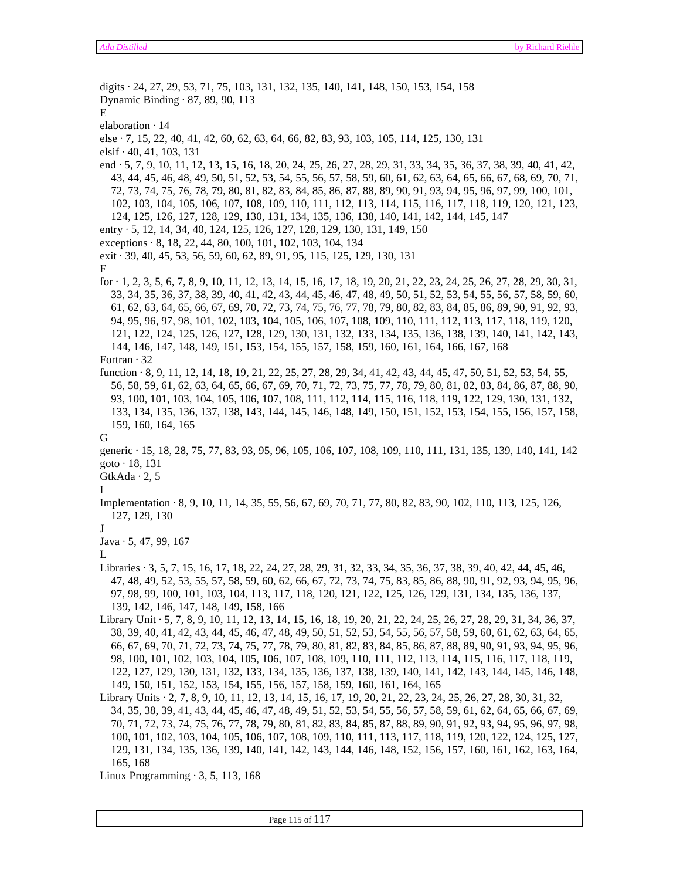digits · 24, 27, 29, 53, 71, 75, 103, 131, 132, 135, 140, 141, 148, 150, 153, 154, 158
Dynamic Binding · 87, 89, 90, 113

E

elaboration · 14
else · 7, 15, 22, 40, 41, 42, 60, 62, 63, 64, 66, 82, 83, 93, 103, 105, 114, 125, 130, 131
elsif · 40, 41, 103, 131
end · 5, 7, 9, 10, 11, 12, 13, 15, 16, 18, 20, 24, 25, 26, 27, 28, 29, 31, 33, 34, 35, 36, 37, 38, 39, 40, 41, 42, 43, 44, 45, 46, 48, 49, 50, 51, 52, 53, 54, 55, 56, 57, 58, 59, 60, 61, 62, 63, 64, 65, 66, 67, 68, 69, 70, 71, 72, 73, 74, 75, 76, 78, 79, 80, 81, 82, 83, 84, 85, 86, 87, 88, 89, 90, 91, 93, 94, 95, 96, 97, 99, 100, 101, 102, 103, 104, 105, 106, 107, 108, 109, 110, 111, 112, 113, 114, 115, 116, 117, 118, 119, 120, 121, 123, 124, 125, 126, 127, 128, 129, 130, 131, 134, 135, 136, 138, 140, 141, 142, 144, 145, 147
entry · 5, 12, 14, 34, 40, 124, 125, 126, 127, 128, 129, 130, 131, 149, 150
exceptions · 8, 18, 22, 44, 80, 100, 101, 102, 103, 104, 134
exit · 39, 40, 45, 53, 56, 59, 60, 62, 89, 91, 95, 115, 125, 129, 130, 131

F

for · 1, 2, 3, 5, 6, 7, 8, 9, 10, 11, 12, 13, 14, 15, 16, 17, 18, 19, 20, 21, 22, 23, 24, 25, 26, 27, 28, 29, 30, 31, 33, 34, 35, 36, 37, 38, 39, 40, 41, 42, 43, 44, 45, 46, 47, 48, 49, 50, 51, 52, 53, 54, 55, 56, 57, 58, 59, 60, 61, 62, 63, 64, 65, 66, 67, 69, 70, 72, 73, 74, 75, 76, 77, 78, 79, 80, 82, 83, 84, 85, 86, 89, 90, 91, 92, 93, 94, 95, 96, 97, 98, 101, 102, 103, 104, 105, 106, 107, 108, 109, 110, 111, 112, 113, 117, 118, 119, 120, 121, 122, 124, 125, 126, 127, 128, 129, 130, 131, 132, 133, 134, 135, 136, 138, 139, 140, 141, 142, 143, 144, 146, 147, 148, 149, 151, 153, 154, 155, 157, 158, 159, 160, 161, 164, 166, 167, 168
Fortran · 32
function · 8, 9, 11, 12, 14, 18, 19, 21, 22, 25, 27, 28, 29, 34, 41, 42, 43, 44, 45, 47, 50, 51, 52, 53, 54, 55, 56, 58, 59, 61, 62, 63, 64, 65, 66, 67, 69, 70, 71, 72, 73, 75, 77, 78, 79, 80, 81, 82, 83, 84, 86, 87, 88, 90, 93, 100, 101, 103, 104, 105, 106, 107, 108, 111, 112, 114, 115, 116, 118, 119, 122, 129, 130, 131, 132, 133, 134, 135, 136, 137, 138, 143, 144, 145, 146, 148, 149, 150, 151, 152, 153, 154, 155, 156, 157, 158, 159, 160, 164, 165

G

generic · 15, 18, 28, 75, 77, 83, 93, 95, 96, 105, 106, 107, 108, 109, 110, 111, 131, 135, 139, 140, 141, 142
goto · 18, 131
GtkAda · 2, 5

I

Implementation · 8, 9, 10, 11, 14, 35, 55, 56, 67, 69, 70, 71, 77, 80, 82, 83, 90, 102, 110, 113, 125, 126, 127, 129, 130

J

Java · 5, 47, 99, 167

L

Libraries · 3, 5, 7, 15, 16, 17, 18, 22, 24, 27, 28, 29, 31, 32, 33, 34, 35, 36, 37, 38, 39, 40, 42, 44, 45, 46, 47, 48, 49, 52, 53, 55, 57, 58, 59, 60, 62, 66, 67, 72, 73, 74, 75, 83, 85, 86, 88, 90, 91, 92, 93, 94, 95, 96, 97, 98, 99, 100, 101, 103, 104, 113, 117, 118, 120, 121, 122, 125, 126, 129, 131, 134, 135, 136, 137, 139, 142, 146, 147, 148, 149, 158, 166
Library Unit · 5, 7, 8, 9, 10, 11, 12, 13, 14, 15, 16, 18, 19, 20, 21, 22, 24, 25, 26, 27, 28, 29, 31, 34, 36, 37, 38, 39, 40, 41, 42, 43, 44, 45, 46, 47, 48, 49, 50, 51, 52, 53, 54, 55, 56, 57, 58, 59, 60, 61, 62, 63, 64, 65, 66, 67, 69, 70, 71, 72, 73, 74, 75, 77, 78, 79, 80, 81, 82, 83, 84, 85, 86, 87, 88, 89, 90, 91, 93, 94, 95, 96, 98, 100, 101, 102, 103, 104, 105, 106, 107, 108, 109, 110, 111, 112, 113, 114, 115, 116, 117, 118, 119, 122, 127, 129, 130, 131, 132, 133, 134, 135, 136, 137, 138, 139, 140, 141, 142, 143, 144, 145, 146, 148, 149, 150, 151, 152, 153, 154, 155, 156, 157, 158, 159, 160, 161, 164, 165
Library Units · 2, 7, 8, 9, 10, 11, 12, 13, 14, 15, 16, 17, 19, 20, 21, 22, 23, 24, 25, 26, 27, 28, 30, 31, 32, 34, 35, 38, 39, 41, 43, 44, 45, 46, 47, 48, 49, 51, 52, 53, 54, 55, 56, 57, 58, 59, 61, 62, 64, 65, 66, 67, 69, 70, 71, 72, 73, 74, 75, 76, 77, 78, 79, 80, 81, 82, 83, 84, 85, 87, 88, 89, 90, 91, 92, 93, 94, 95, 96, 97, 98, 100, 101, 102, 103, 104, 105, 106, 107, 108, 109, 110, 111, 113, 117, 118, 119, 120, 122, 124, 125, 127, 129, 131, 134, 135, 136, 139, 140, 141, 142, 143, 144, 146, 148, 152, 156, 157, 160, 161, 162, 163, 164, 165, 168
Linux Programming · 3, 5, 113, 168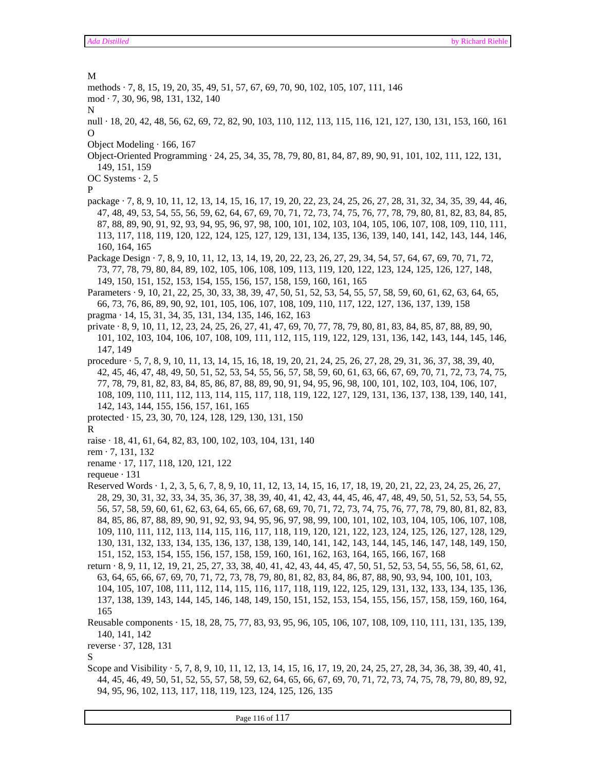M

methods · 7, 8, 15, 19, 20, 35, 49, 51, 57, 67, 69, 70, 90, 102, 105, 107, 111, 146

mod · 7, 30, 96, 98, 131, 132, 140

N

null · 18, 20, 42, 48, 56, 62, 69, 72, 82, 90, 103, 110, 112, 113, 115, 116, 121, 127, 130, 131, 153, 160, 161

O

Object Modeling · 166, 167

Object-Oriented Programming · 24, 25, 34, 35, 78, 79, 80, 81, 84, 87, 89, 90, 91, 101, 102, 111, 122, 131, 149, 151, 159

OC Systems · 2, 5

P

package · 7, 8, 9, 10, 11, 12, 13, 14, 15, 16, 17, 19, 20, 22, 23, 24, 25, 26, 27, 28, 31, 32, 34, 35, 39, 44, 46, 47, 48, 49, 53, 54, 55, 56, 59, 62, 64, 67, 69, 70, 71, 72, 73, 74, 75, 76, 77, 78, 79, 80, 81, 82, 83, 84, 85, 87, 88, 89, 90, 91, 92, 93, 94, 95, 96, 97, 98, 100, 101, 102, 103, 104, 105, 106, 107, 108, 109, 110, 111, 113, 117, 118, 119, 120, 122, 124, 125, 127, 129, 131, 134, 135, 136, 139, 140, 141, 142, 143, 144, 146, 160, 164, 165

Package Design · 7, 8, 9, 10, 11, 12, 13, 14, 19, 20, 22, 23, 26, 27, 29, 34, 54, 57, 64, 67, 69, 70, 71, 72, 73, 77, 78, 79, 80, 84, 89, 102, 105, 106, 108, 109, 113, 119, 120, 122, 123, 124, 125, 126, 127, 148, 149, 150, 151, 152, 153, 154, 155, 156, 157, 158, 159, 160, 161, 165

Parameters · 9, 10, 21, 22, 25, 30, 33, 38, 39, 47, 50, 51, 52, 53, 54, 55, 57, 58, 59, 60, 61, 62, 63, 64, 65, 66, 73, 76, 86, 89, 90, 92, 101, 105, 106, 107, 108, 109, 110, 117, 122, 127, 136, 137, 139, 158

pragma · 14, 15, 31, 34, 35, 131, 134, 135, 146, 162, 163

private · 8, 9, 10, 11, 12, 23, 24, 25, 26, 27, 41, 47, 69, 70, 77, 78, 79, 80, 81, 83, 84, 85, 87, 88, 89, 90, 101, 102, 103, 104, 106, 107, 108, 109, 111, 112, 115, 119, 122, 129, 131, 136, 142, 143, 144, 145, 146, 147, 149

procedure · 5, 7, 8, 9, 10, 11, 13, 14, 15, 16, 18, 19, 20, 21, 24, 25, 26, 27, 28, 29, 31, 36, 37, 38, 39, 40, 42, 45, 46, 47, 48, 49, 50, 51, 52, 53, 54, 55, 56, 57, 58, 59, 60, 61, 63, 66, 67, 69, 70, 71, 72, 73, 74, 75, 77, 78, 79, 81, 82, 83, 84, 85, 86, 87, 88, 89, 90, 91, 94, 95, 96, 98, 100, 101, 102, 103, 104, 106, 107, 108, 109, 110, 111, 112, 113, 114, 115, 117, 118, 119, 122, 127, 129, 131, 136, 137, 138, 139, 140, 141, 142, 143, 144, 155, 156, 157, 161, 165

protected · 15, 23, 30, 70, 124, 128, 129, 130, 131, 150

R

raise · 18, 41, 61, 64, 82, 83, 100, 102, 103, 104, 131, 140

rem · 7, 131, 132

rename · 17, 117, 118, 120, 121, 122

requeue · 131

Reserved Words · 1, 2, 3, 5, 6, 7, 8, 9, 10, 11, 12, 13, 14, 15, 16, 17, 18, 19, 20, 21, 22, 23, 24, 25, 26, 27, 28, 29, 30, 31, 32, 33, 34, 35, 36, 37, 38, 39, 40, 41, 42, 43, 44, 45, 46, 47, 48, 49, 50, 51, 52, 53, 54, 55, 56, 57, 58, 59, 60, 61, 62, 63, 64, 65, 66, 67, 68, 69, 70, 71, 72, 73, 74, 75, 76, 77, 78, 79, 80, 81, 82, 83, 84, 85, 86, 87, 88, 89, 90, 91, 92, 93, 94, 95, 96, 97, 98, 99, 100, 101, 102, 103, 104, 105, 106, 107, 108, 109, 110, 111, 112, 113, 114, 115, 116, 117, 118, 119, 120, 121, 122, 123, 124, 125, 126, 127, 128, 129, 130, 131, 132, 133, 134, 135, 136, 137, 138, 139, 140, 141, 142, 143, 144, 145, 146, 147, 148, 149, 150, 151, 152, 153, 154, 155, 156, 157, 158, 159, 160, 161, 162, 163, 164, 165, 166, 167, 168

return · 8, 9, 11, 12, 19, 21, 25, 27, 33, 38, 40, 41, 42, 43, 44, 45, 47, 50, 51, 52, 53, 54, 55, 56, 58, 61, 62, 63, 64, 65, 66, 67, 69, 70, 71, 72, 73, 78, 79, 80, 81, 82, 83, 84, 86, 87, 88, 90, 93, 94, 100, 101, 103, 104, 105, 107, 108, 111, 112, 114, 115, 116, 117, 118, 119, 122, 125, 129, 131, 132, 133, 134, 135, 136, 137, 138, 139, 143, 144, 145, 146, 148, 149, 150, 151, 152, 153, 154, 155, 156, 157, 158, 159, 160, 164, 165

Reusable components · 15, 18, 28, 75, 77, 83, 93, 95, 96, 105, 106, 107, 108, 109, 110, 111, 131, 135, 139, 140, 141, 142

reverse · 37, 128, 131

S

Scope and Visibility · 5, 7, 8, 9, 10, 11, 12, 13, 14, 15, 16, 17, 19, 20, 24, 25, 27, 28, 34, 36, 38, 39, 40, 41, 44, 45, 46, 49, 50, 51, 52, 55, 57, 58, 59, 62, 64, 65, 66, 67, 69, 70, 71, 72, 73, 74, 75, 78, 79, 80, 89, 92, 94, 95, 96, 102, 113, 117, 118, 119, 123, 124, 125, 126, 135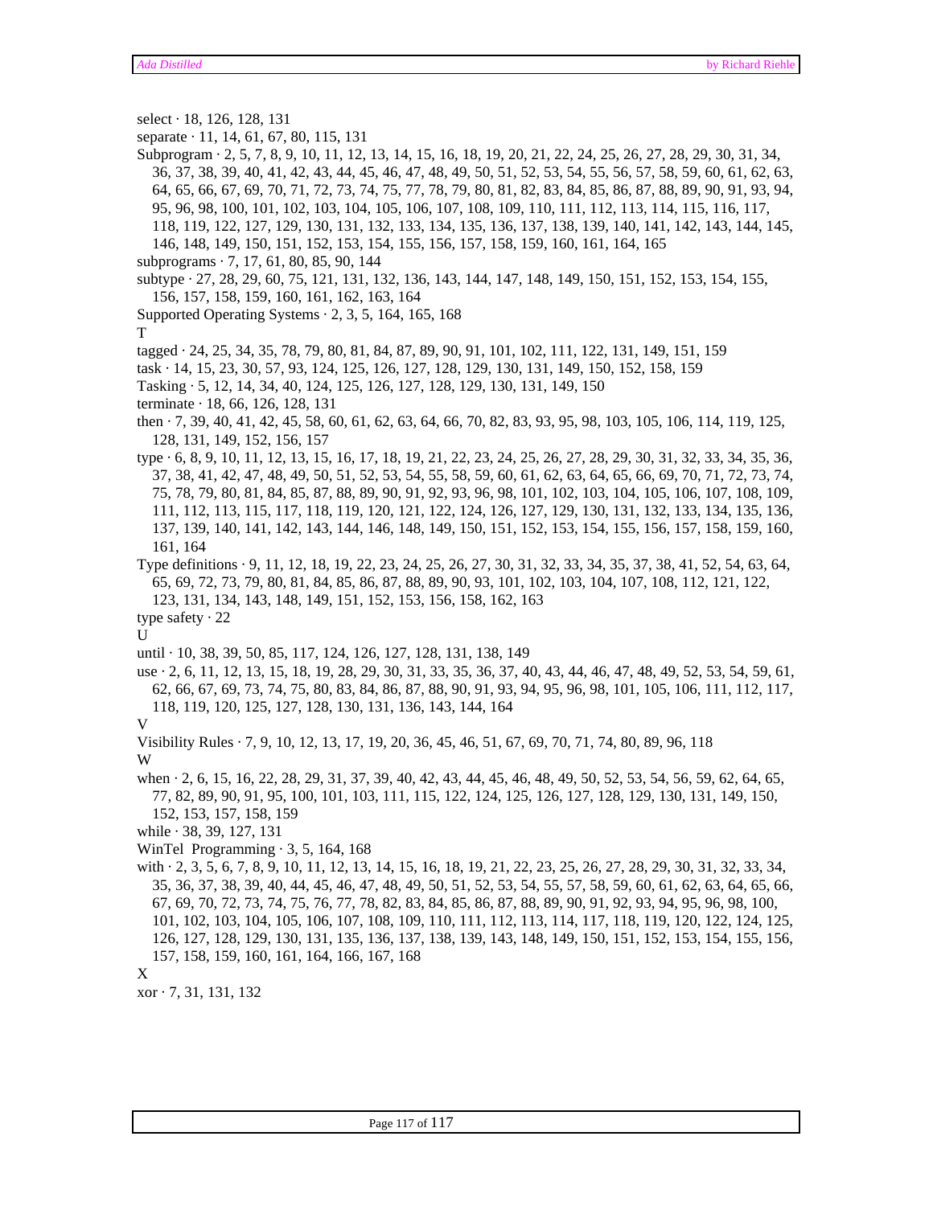select · 18, 126, 128, 131

separate · 11, 14, 61, 67, 80, 115, 131

Subprogram · 2, 5, 7, 8, 9, 10, 11, 12, 13, 14, 15, 16, 18, 19, 20, 21, 22, 24, 25, 26, 27, 28, 29, 30, 31, 34, 36, 37, 38, 39, 40, 41, 42, 43, 44, 45, 46, 47, 48, 49, 50, 51, 52, 53, 54, 55, 56, 57, 58, 59, 60, 61, 62, 63, 64, 65, 66, 67, 69, 70, 71, 72, 73, 74, 75, 77, 78, 79, 80, 81, 82, 83, 84, 85, 86, 87, 88, 89, 90, 91, 93, 94, 95, 96, 98, 100, 101, 102, 103, 104, 105, 106, 107, 108, 109, 110, 111, 112, 113, 114, 115, 116, 117, 118, 119, 122, 127, 129, 130, 131, 132, 133, 134, 135, 136, 137, 138, 139, 140, 141, 142, 143, 144, 145, 146, 148, 149, 150, 151, 152, 153, 154, 155, 156, 157, 158, 159, 160, 161, 164, 165

subprograms · 7, 17, 61, 80, 85, 90, 144

subtype · 27, 28, 29, 60, 75, 121, 131, 132, 136, 143, 144, 147, 148, 149, 150, 151, 152, 153, 154, 155, 156, 157, 158, 159, 160, 161, 162, 163, 164

Supported Operating Systems · 2, 3, 5, 164, 165, 168

T

tagged · 24, 25, 34, 35, 78, 79, 80, 81, 84, 87, 89, 90, 91, 101, 102, 111, 122, 131, 149, 151, 159

task · 14, 15, 23, 30, 57, 93, 124, 125, 126, 127, 128, 129, 130, 131, 149, 150, 152, 158, 159

Tasking · 5, 12, 14, 34, 40, 124, 125, 126, 127, 128, 129, 130, 131, 149, 150

terminate · 18, 66, 126, 128, 131

then · 7, 39, 40, 41, 42, 45, 58, 60, 61, 62, 63, 64, 66, 70, 82, 83, 93, 95, 98, 103, 105, 106, 114, 119, 125, 128, 131, 149, 152, 156, 157

type · 6, 8, 9, 10, 11, 12, 13, 15, 16, 17, 18, 19, 21, 22, 23, 24, 25, 26, 27, 28, 29, 30, 31, 32, 33, 34, 35, 36, 37, 38, 41, 42, 47, 48, 49, 50, 51, 52, 53, 54, 55, 58, 59, 60, 61, 62, 63, 64, 65, 66, 69, 70, 71, 72, 73, 74, 75, 78, 79, 80, 81, 84, 85, 87, 88, 89, 90, 91, 92, 93, 96, 98, 101, 102, 103, 104, 105, 106, 107, 108, 109, 111, 112, 113, 115, 117, 118, 119, 120, 121, 122, 124, 126, 127, 129, 130, 131, 132, 133, 134, 135, 136, 137, 139, 140, 141, 142, 143, 144, 146, 148, 149, 150, 151, 152, 153, 154, 155, 156, 157, 158, 159, 160, 161, 164

Type definitions · 9, 11, 12, 18, 19, 22, 23, 24, 25, 26, 27, 30, 31, 32, 33, 34, 35, 37, 38, 41, 52, 54, 63, 64, 65, 69, 72, 73, 79, 80, 81, 84, 85, 86, 87, 88, 89, 90, 93, 101, 102, 103, 104, 107, 108, 112, 121, 122, 123, 131, 134, 143, 148, 149, 151, 152, 153, 156, 158, 162, 163

type safety · 22

U

until · 10, 38, 39, 50, 85, 117, 124, 126, 127, 128, 131, 138, 149

use · 2, 6, 11, 12, 13, 15, 18, 19, 28, 29, 30, 31, 33, 35, 36, 37, 40, 43, 44, 46, 47, 48, 49, 52, 53, 54, 59, 61, 62, 66, 67, 69, 73, 74, 75, 80, 83, 84, 86, 87, 88, 90, 91, 93, 94, 95, 96, 98, 101, 105, 106, 111, 112, 117, 118, 119, 120, 125, 127, 128, 130, 131, 136, 143, 144, 164

V

Visibility Rules · 7, 9, 10, 12, 13, 17, 19, 20, 36, 45, 46, 51, 67, 69, 70, 71, 74, 80, 89, 96, 118

W

when · 2, 6, 15, 16, 22, 28, 29, 31, 37, 39, 40, 42, 43, 44, 45, 46, 48, 49, 50, 52, 53, 54, 56, 59, 62, 64, 65, 77, 82, 89, 90, 91, 95, 100, 101, 103, 111, 115, 122, 124, 125, 126, 127, 128, 129, 130, 131, 149, 150, 152, 153, 157, 158, 159

while · 38, 39, 127, 131

WinTel Programming · 3, 5, 164, 168

with · 2, 3, 5, 6, 7, 8, 9, 10, 11, 12, 13, 14, 15, 16, 18, 19, 21, 22, 23, 25, 26, 27, 28, 29, 30, 31, 32, 33, 34, 35, 36, 37, 38, 39, 40, 44, 45, 46, 47, 48, 49, 50, 51, 52, 53, 54, 55, 57, 58, 59, 60, 61, 62, 63, 64, 65, 66, 67, 69, 70, 72, 73, 74, 75, 76, 77, 78, 82, 83, 84, 85, 86, 87, 88, 89, 90, 91, 92, 93, 94, 95, 96, 98, 100, 101, 102, 103, 104, 105, 106, 107, 108, 109, 110, 111, 112, 113, 114, 117, 118, 119, 120, 122, 124, 125, 126, 127, 128, 129, 130, 131, 135, 136, 137, 138, 139, 143, 148, 149, 150, 151, 152, 153, 154, 155, 156, 157, 158, 159, 160, 161, 164, 166, 167, 168

X

xor · 7, 31, 131, 132